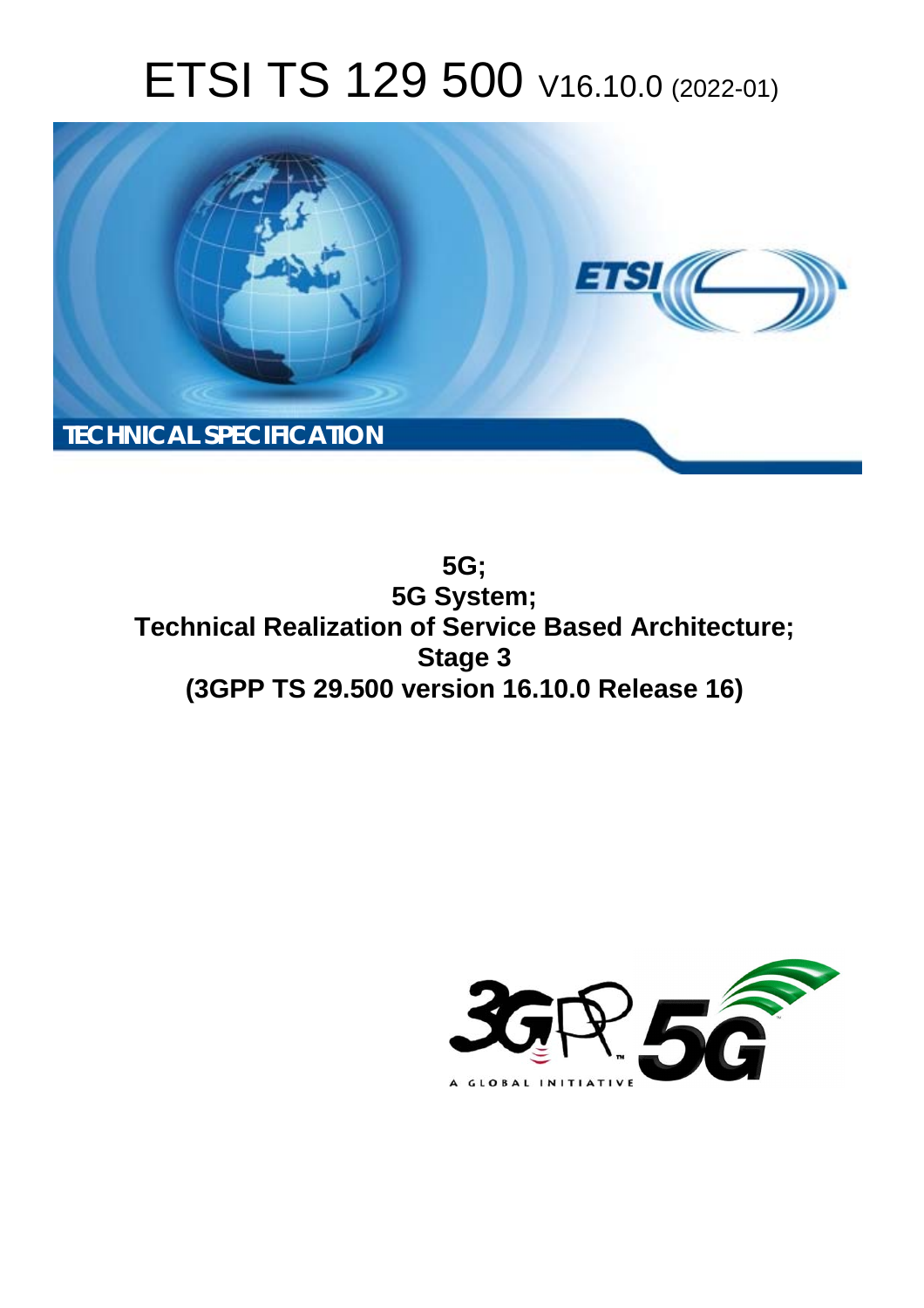# ETSI TS 129 500 V16.10.0 (2022-01)

TECHNICAL SPECIFICATION

**5G;**
**5G System;**
**Technical Realization of Service Based Architecture;**
**Stage 3**
**(3GPP TS 29.500 version 16.10.0 Release 16)**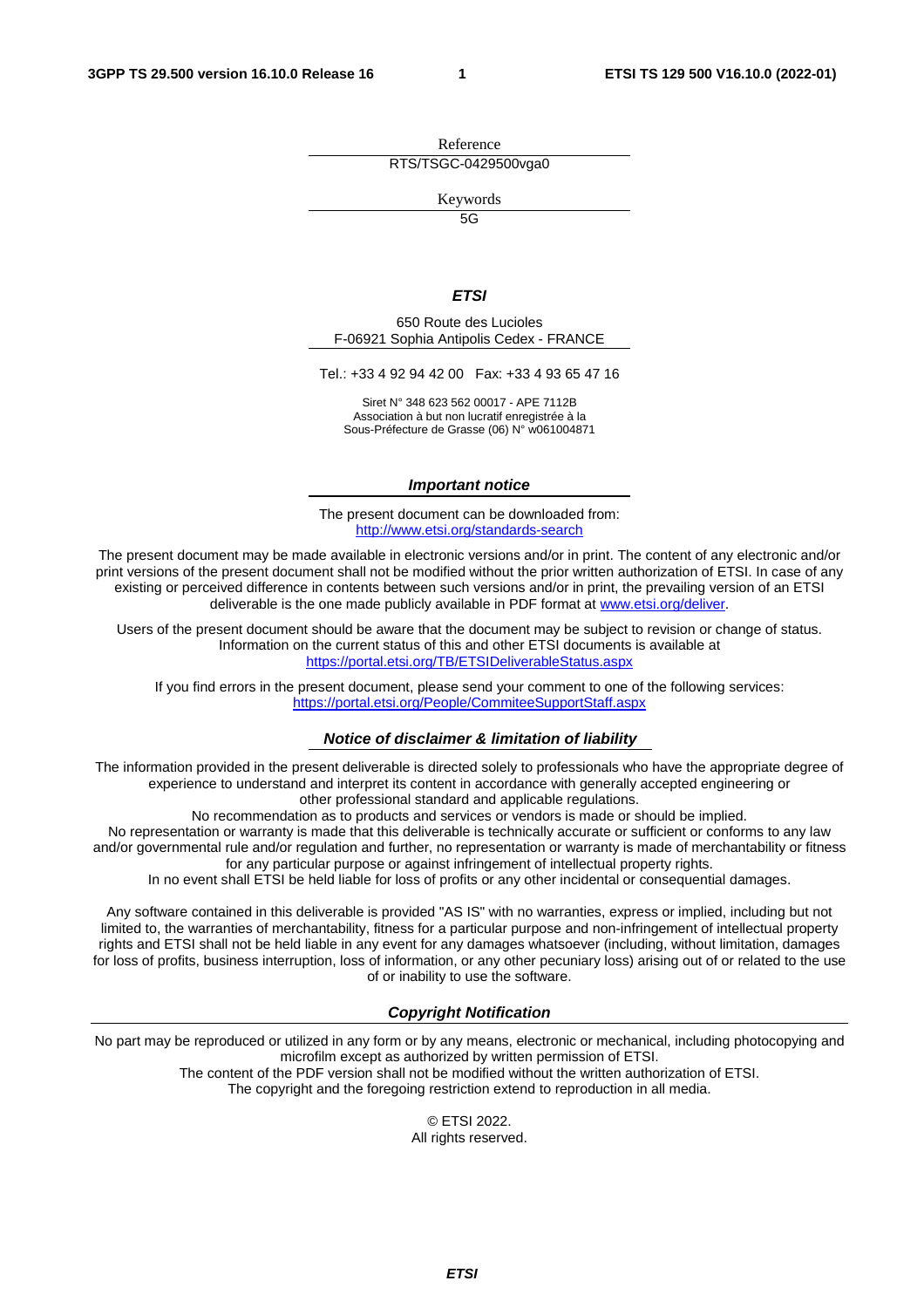Reference

RTS/TSGC-0429500vga0

Keywords

5G

***ETSI***

650 Route des Lucioles
F-06921 Sophia Antipolis Cedex - FRANCE

Tel.: +33 4 92 94 42 00   Fax: +33 4 93 65 47 16

Siret N° 348 623 562 00017 - APE 7112B
Association à but non lucratif enregistrée à la
Sous-Préfecture de Grasse (06) N° w061004871

***Important notice***

The present document can be downloaded from:
http://www.etsi.org/standards-search

The present document may be made available in electronic versions and/or in print. The content of any electronic and/or print versions of the present document shall not be modified without the prior written authorization of ETSI. In case of any existing or perceived difference in contents between such versions and/or in print, the prevailing version of an ETSI deliverable is the one made publicly available in PDF format at www.etsi.org/deliver.

Users of the present document should be aware that the document may be subject to revision or change of status. Information on the current status of this and other ETSI documents is available at
https://portal.etsi.org/TB/ETSIDeliverableStatus.aspx

If you find errors in the present document, please send your comment to one of the following services:
https://portal.etsi.org/People/CommiteeSupportStaff.aspx

***Notice of disclaimer & limitation of liability***

The information provided in the present deliverable is directed solely to professionals who have the appropriate degree of experience to understand and interpret its content in accordance with generally accepted engineering or other professional standard and applicable regulations.
No recommendation as to products and services or vendors is made or should be implied.
No representation or warranty is made that this deliverable is technically accurate or sufficient or conforms to any law and/or governmental rule and/or regulation and further, no representation or warranty is made of merchantability or fitness for any particular purpose or against infringement of intellectual property rights.
In no event shall ETSI be held liable for loss of profits or any other incidental or consequential damages.

Any software contained in this deliverable is provided "AS IS" with no warranties, express or implied, including but not limited to, the warranties of merchantability, fitness for a particular purpose and non-infringement of intellectual property rights and ETSI shall not be held liable in any event for any damages whatsoever (including, without limitation, damages for loss of profits, business interruption, loss of information, or any other pecuniary loss) arising out of or related to the use of or inability to use the software.

***Copyright Notification***

No part may be reproduced or utilized in any form or by any means, electronic or mechanical, including photocopying and microfilm except as authorized by written permission of ETSI.
The content of the PDF version shall not be modified without the written authorization of ETSI.
The copyright and the foregoing restriction extend to reproduction in all media.

© ETSI 2022.
All rights reserved.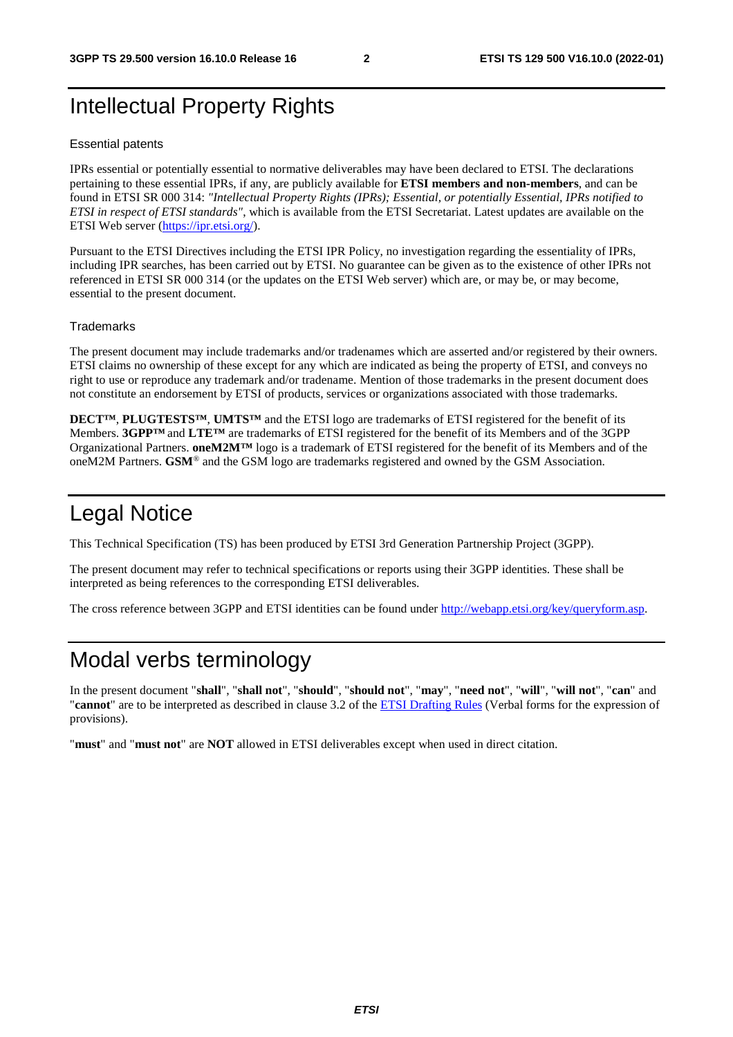# Intellectual Property Rights

## Essential patents

IPRs essential or potentially essential to normative deliverables may have been declared to ETSI. The declarations pertaining to these essential IPRs, if any, are publicly available for **ETSI members and non-members**, and can be found in ETSI SR 000 314: *"Intellectual Property Rights (IPRs); Essential, or potentially Essential, IPRs notified to ETSI in respect of ETSI standards"*, which is available from the ETSI Secretariat. Latest updates are available on the ETSI Web server (https://ipr.etsi.org/).

Pursuant to the ETSI Directives including the ETSI IPR Policy, no investigation regarding the essentiality of IPRs, including IPR searches, has been carried out by ETSI. No guarantee can be given as to the existence of other IPRs not referenced in ETSI SR 000 314 (or the updates on the ETSI Web server) which are, or may be, or may become, essential to the present document.

## Trademarks

The present document may include trademarks and/or tradenames which are asserted and/or registered by their owners. ETSI claims no ownership of these except for any which are indicated as being the property of ETSI, and conveys no right to use or reproduce any trademark and/or tradename. Mention of those trademarks in the present document does not constitute an endorsement by ETSI of products, services or organizations associated with those trademarks.

**DECT™**, **PLUGTESTS™**, **UMTS™** and the ETSI logo are trademarks of ETSI registered for the benefit of its Members. **3GPP™** and **LTE™** are trademarks of ETSI registered for the benefit of its Members and of the 3GPP Organizational Partners. **oneM2M™** logo is a trademark of ETSI registered for the benefit of its Members and of the oneM2M Partners. **GSM**® and the GSM logo are trademarks registered and owned by the GSM Association.

# Legal Notice

This Technical Specification (TS) has been produced by ETSI 3rd Generation Partnership Project (3GPP).

The present document may refer to technical specifications or reports using their 3GPP identities. These shall be interpreted as being references to the corresponding ETSI deliverables.

The cross reference between 3GPP and ETSI identities can be found under http://webapp.etsi.org/key/queryform.asp.

# Modal verbs terminology

In the present document "**shall**", "**shall not**", "**should**", "**should not**", "**may**", "**need not**", "**will**", "**will not**", "**can**" and "**cannot**" are to be interpreted as described in clause 3.2 of the ETSI Drafting Rules (Verbal forms for the expression of provisions).

"**must**" and "**must not**" are **NOT** allowed in ETSI deliverables except when used in direct citation.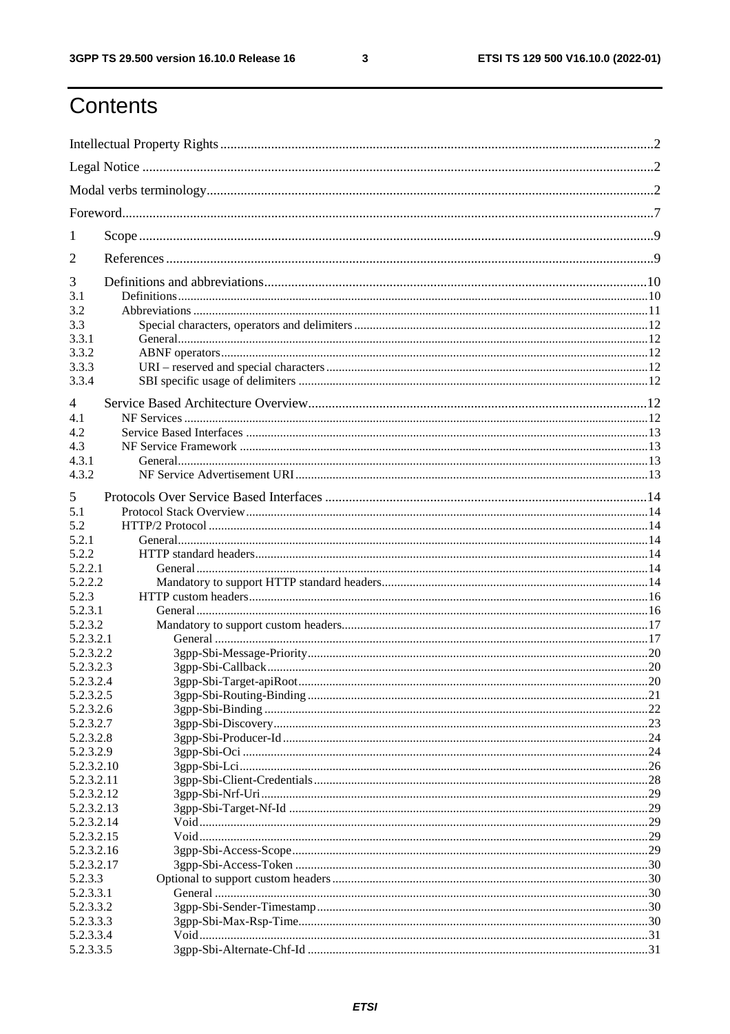# Contents

Intellectual Property Rights ..... 2
Legal Notice ..... 2
Modal verbs terminology ..... 2
Foreword ..... 7
1 Scope ..... 9
2 References ..... 9
3 Definitions and abbreviations ..... 10
3.1 Definitions ..... 10
3.2 Abbreviations ..... 11
3.3 Special characters, operators and delimiters ..... 12
3.3.1 General ..... 12
3.3.2 ABNF operators ..... 12
3.3.3 URI – reserved and special characters ..... 12
3.3.4 SBI specific usage of delimiters ..... 12
4 Service Based Architecture Overview ..... 12
4.1 NF Services ..... 12
4.2 Service Based Interfaces ..... 13
4.3 NF Service Framework ..... 13
4.3.1 General ..... 13
4.3.2 NF Service Advertisement URI ..... 13
5 Protocols Over Service Based Interfaces ..... 14
5.1 Protocol Stack Overview ..... 14
5.2 HTTP/2 Protocol ..... 14
5.2.1 General ..... 14
5.2.2 HTTP standard headers ..... 14
5.2.2.1 General ..... 14
5.2.2.2 Mandatory to support HTTP standard headers ..... 14
5.2.3 HTTP custom headers ..... 16
5.2.3.1 General ..... 16
5.2.3.2 Mandatory to support custom headers ..... 17
5.2.3.2.1 General ..... 17
5.2.3.2.2 3gpp-Sbi-Message-Priority ..... 20
5.2.3.2.3 3gpp-Sbi-Callback ..... 20
5.2.3.2.4 3gpp-Sbi-Target-apiRoot ..... 20
5.2.3.2.5 3gpp-Sbi-Routing-Binding ..... 21
5.2.3.2.6 3gpp-Sbi-Binding ..... 22
5.2.3.2.7 3gpp-Sbi-Discovery ..... 23
5.2.3.2.8 3gpp-Sbi-Producer-Id ..... 24
5.2.3.2.9 3gpp-Sbi-Oci ..... 24
5.2.3.2.10 3gpp-Sbi-Lci ..... 26
5.2.3.2.11 3gpp-Sbi-Client-Credentials ..... 28
5.2.3.2.12 3gpp-Sbi-Nrf-Uri ..... 29
5.2.3.2.13 3gpp-Sbi-Target-Nf-Id ..... 29
5.2.3.2.14 Void ..... 29
5.2.3.2.15 Void ..... 29
5.2.3.2.16 3gpp-Sbi-Access-Scope ..... 29
5.2.3.2.17 3gpp-Sbi-Access-Token ..... 30
5.2.3.3 Optional to support custom headers ..... 30
5.2.3.3.1 General ..... 30
5.2.3.3.2 3gpp-Sbi-Sender-Timestamp ..... 30
5.2.3.3.3 3gpp-Sbi-Max-Rsp-Time ..... 30
5.2.3.3.4 Void ..... 31
5.2.3.3.5 3gpp-Sbi-Alternate-Chf-Id ..... 31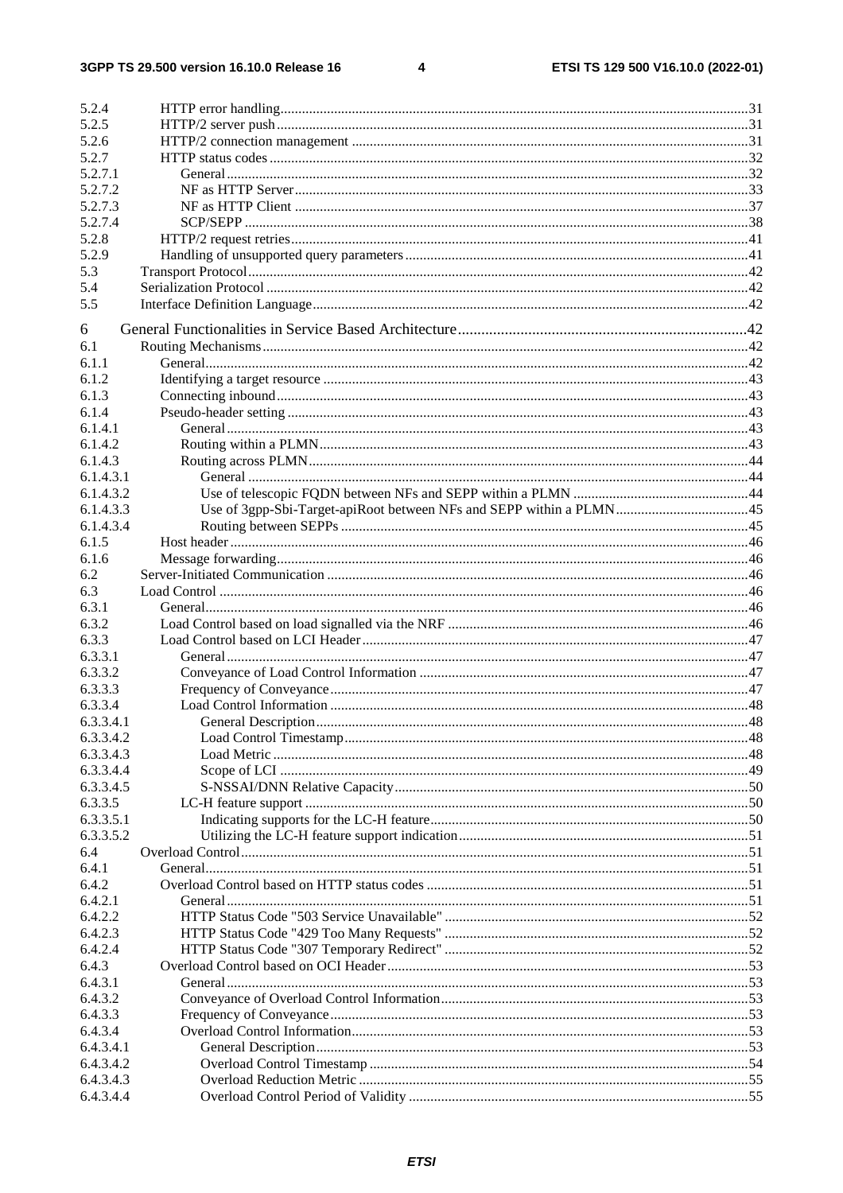5.2.4 HTTP error handling ... 31
5.2.5 HTTP/2 server push ... 31
5.2.6 HTTP/2 connection management ... 31
5.2.7 HTTP status codes ... 32
5.2.7.1 General ... 32
5.2.7.2 NF as HTTP Server ... 33
5.2.7.3 NF as HTTP Client ... 37
5.2.7.4 SCP/SEPP ... 38
5.2.8 HTTP/2 request retries ... 41
5.2.9 Handling of unsupported query parameters ... 41
5.3 Transport Protocol ... 42
5.4 Serialization Protocol ... 42
5.5 Interface Definition Language ... 42

6 General Functionalities in Service Based Architecture ... 42
6.1 Routing Mechanisms ... 42
6.1.1 General ... 42
6.1.2 Identifying a target resource ... 43
6.1.3 Connecting inbound ... 43
6.1.4 Pseudo-header setting ... 43
6.1.4.1 General ... 43
6.1.4.2 Routing within a PLMN ... 43
6.1.4.3 Routing across PLMN ... 44
6.1.4.3.1 General ... 44
6.1.4.3.2 Use of telescopic FQDN between NFs and SEPP within a PLMN ... 44
6.1.4.3.3 Use of 3gpp-Sbi-Target-apiRoot between NFs and SEPP within a PLMN ... 45
6.1.4.3.4 Routing between SEPPs ... 45
6.1.5 Host header ... 46
6.1.6 Message forwarding ... 46
6.2 Server-Initiated Communication ... 46
6.3 Load Control ... 46
6.3.1 General ... 46
6.3.2 Load Control based on load signalled via the NRF ... 46
6.3.3 Load Control based on LCI Header ... 47
6.3.3.1 General ... 47
6.3.3.2 Conveyance of Load Control Information ... 47
6.3.3.3 Frequency of Conveyance ... 47
6.3.3.4 Load Control Information ... 48
6.3.3.4.1 General Description ... 48
6.3.3.4.2 Load Control Timestamp ... 48
6.3.3.4.3 Load Metric ... 48
6.3.3.4.4 Scope of LCI ... 49
6.3.3.4.5 S-NSSAI/DNN Relative Capacity ... 50
6.3.3.5 LC-H feature support ... 50
6.3.3.5.1 Indicating supports for the LC-H feature ... 50
6.3.3.5.2 Utilizing the LC-H feature support indication ... 51
6.4 Overload Control ... 51
6.4.1 General ... 51
6.4.2 Overload Control based on HTTP status codes ... 51
6.4.2.1 General ... 51
6.4.2.2 HTTP Status Code "503 Service Unavailable" ... 52
6.4.2.3 HTTP Status Code "429 Too Many Requests" ... 52
6.4.2.4 HTTP Status Code "307 Temporary Redirect" ... 52
6.4.3 Overload Control based on OCI Header ... 53
6.4.3.1 General ... 53
6.4.3.2 Conveyance of Overload Control Information ... 53
6.4.3.3 Frequency of Conveyance ... 53
6.4.3.4 Overload Control Information ... 53
6.4.3.4.1 General Description ... 53
6.4.3.4.2 Overload Control Timestamp ... 54
6.4.3.4.3 Overload Reduction Metric ... 55
6.4.3.4.4 Overload Control Period of Validity ... 55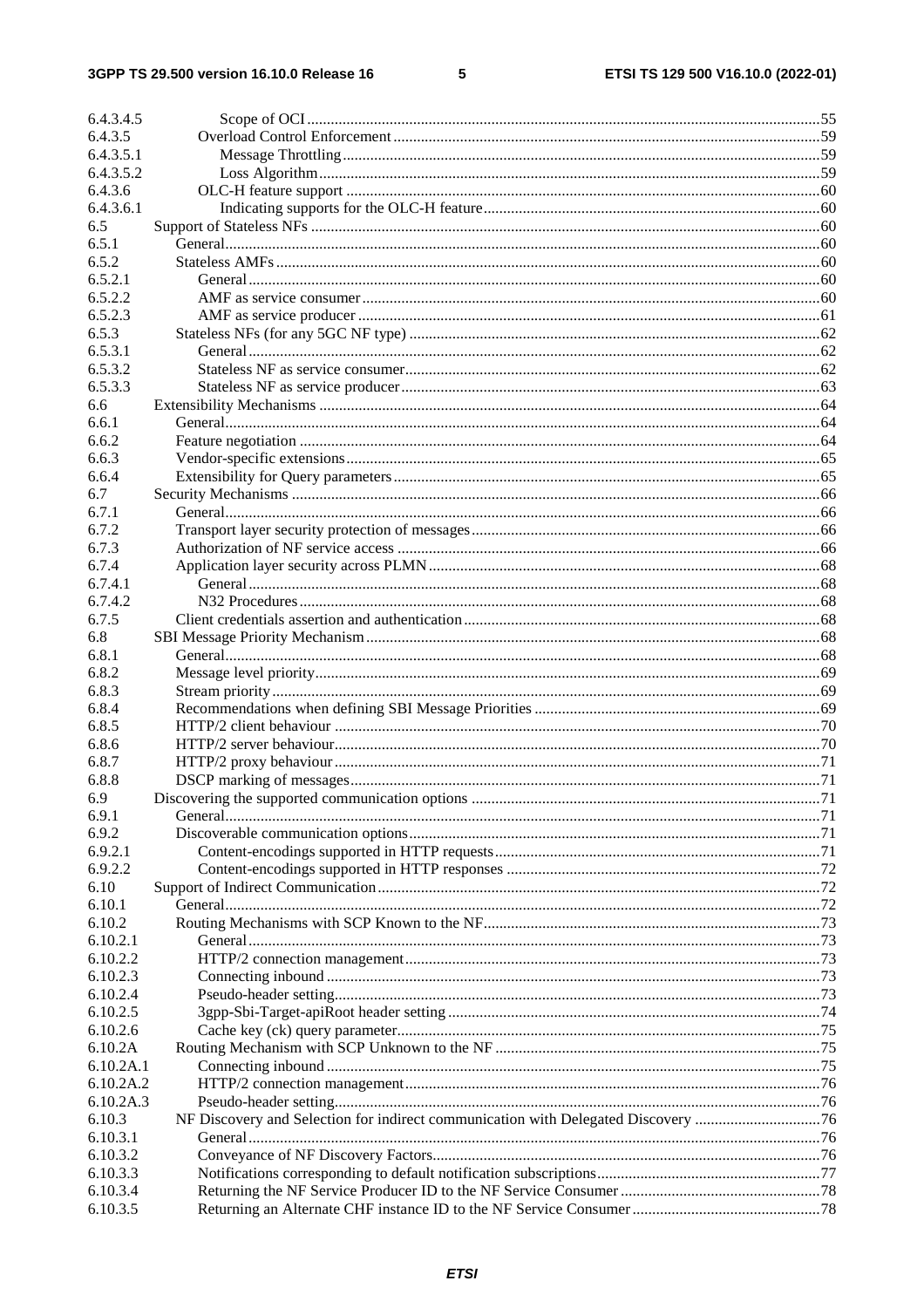6.4.3.4.5 Scope of OCI ..... 55
6.4.3.5 Overload Control Enforcement ..... 59
6.4.3.5.1 Message Throttling ..... 59
6.4.3.5.2 Loss Algorithm ..... 59
6.4.3.6 OLC-H feature support ..... 60
6.4.3.6.1 Indicating supports for the OLC-H feature ..... 60
6.5 Support of Stateless NFs ..... 60
6.5.1 General ..... 60
6.5.2 Stateless AMFs ..... 60
6.5.2.1 General ..... 60
6.5.2.2 AMF as service consumer ..... 60
6.5.2.3 AMF as service producer ..... 61
6.5.3 Stateless NFs (for any 5GC NF type) ..... 62
6.5.3.1 General ..... 62
6.5.3.2 Stateless NF as service consumer ..... 62
6.5.3.3 Stateless NF as service producer ..... 63
6.6 Extensibility Mechanisms ..... 64
6.6.1 General ..... 64
6.6.2 Feature negotiation ..... 64
6.6.3 Vendor-specific extensions ..... 65
6.6.4 Extensibility for Query parameters ..... 65
6.7 Security Mechanisms ..... 66
6.7.1 General ..... 66
6.7.2 Transport layer security protection of messages ..... 66
6.7.3 Authorization of NF service access ..... 66
6.7.4 Application layer security across PLMN ..... 68
6.7.4.1 General ..... 68
6.7.4.2 N32 Procedures ..... 68
6.7.5 Client credentials assertion and authentication ..... 68
6.8 SBI Message Priority Mechanism ..... 68
6.8.1 General ..... 68
6.8.2 Message level priority ..... 69
6.8.3 Stream priority ..... 69
6.8.4 Recommendations when defining SBI Message Priorities ..... 69
6.8.5 HTTP/2 client behaviour ..... 70
6.8.6 HTTP/2 server behaviour ..... 70
6.8.7 HTTP/2 proxy behaviour ..... 71
6.8.8 DSCP marking of messages ..... 71
6.9 Discovering the supported communication options ..... 71
6.9.1 General ..... 71
6.9.2 Discoverable communication options ..... 71
6.9.2.1 Content-encodings supported in HTTP requests ..... 71
6.9.2.2 Content-encodings supported in HTTP responses ..... 72
6.10 Support of Indirect Communication ..... 72
6.10.1 General ..... 72
6.10.2 Routing Mechanisms with SCP Known to the NF ..... 73
6.10.2.1 General ..... 73
6.10.2.2 HTTP/2 connection management ..... 73
6.10.2.3 Connecting inbound ..... 73
6.10.2.4 Pseudo-header setting ..... 73
6.10.2.5 3gpp-Sbi-Target-apiRoot header setting ..... 74
6.10.2.6 Cache key (ck) query parameter ..... 75
6.10.2A Routing Mechanism with SCP Unknown to the NF ..... 75
6.10.2A.1 Connecting inbound ..... 75
6.10.2A.2 HTTP/2 connection management ..... 76
6.10.2A.3 Pseudo-header setting ..... 76
6.10.3 NF Discovery and Selection for indirect communication with Delegated Discovery ..... 76
6.10.3.1 General ..... 76
6.10.3.2 Conveyance of NF Discovery Factors ..... 76
6.10.3.3 Notifications corresponding to default notification subscriptions ..... 77
6.10.3.4 Returning the NF Service Producer ID to the NF Service Consumer ..... 78
6.10.3.5 Returning an Alternate CHF instance ID to the NF Service Consumer ..... 78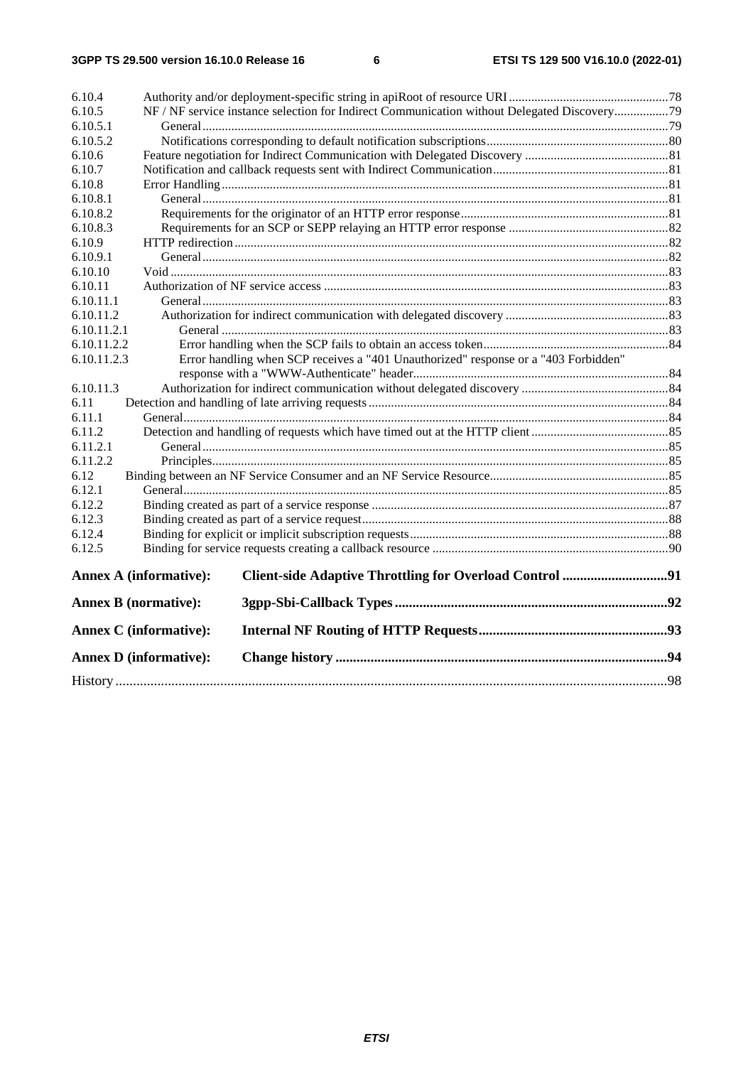6.10.4 Authority and/or deployment-specific string in apiRoot of resource URI ..... 78
6.10.5 NF / NF service instance selection for Indirect Communication without Delegated Discovery ..... 79
6.10.5.1 General ..... 79
6.10.5.2 Notifications corresponding to default notification subscriptions ..... 80
6.10.6 Feature negotiation for Indirect Communication with Delegated Discovery ..... 81
6.10.7 Notification and callback requests sent with Indirect Communication ..... 81
6.10.8 Error Handling ..... 81
6.10.8.1 General ..... 81
6.10.8.2 Requirements for the originator of an HTTP error response ..... 81
6.10.8.3 Requirements for an SCP or SEPP relaying an HTTP error response ..... 82
6.10.9 HTTP redirection ..... 82
6.10.9.1 General ..... 82
6.10.10 Void ..... 83
6.10.11 Authorization of NF service access ..... 83
6.10.11.1 General ..... 83
6.10.11.2 Authorization for indirect communication with delegated discovery ..... 83
6.10.11.2.1 General ..... 83
6.10.11.2.2 Error handling when the SCP fails to obtain an access token ..... 84
6.10.11.2.3 Error handling when SCP receives a "401 Unauthorized" response or a "403 Forbidden" response with a "WWW-Authenticate" header ..... 84
6.10.11.3 Authorization for indirect communication without delegated discovery ..... 84
6.11 Detection and handling of late arriving requests ..... 84
6.11.1 General ..... 84
6.11.2 Detection and handling of requests which have timed out at the HTTP client ..... 85
6.11.2.1 General ..... 85
6.11.2.2 Principles ..... 85
6.12 Binding between an NF Service Consumer and an NF Service Resource ..... 85
6.12.1 General ..... 85
6.12.2 Binding created as part of a service response ..... 87
6.12.3 Binding created as part of a service request ..... 88
6.12.4 Binding for explicit or implicit subscription requests ..... 88
6.12.5 Binding for service requests creating a callback resource ..... 90

**Annex A (informative): Client-side Adaptive Throttling for Overload Control ..... 91**

**Annex B (normative): 3gpp-Sbi-Callback Types ..... 92**

**Annex C (informative): Internal NF Routing of HTTP Requests ..... 93**

**Annex D (informative): Change history ..... 94**

History ..... 98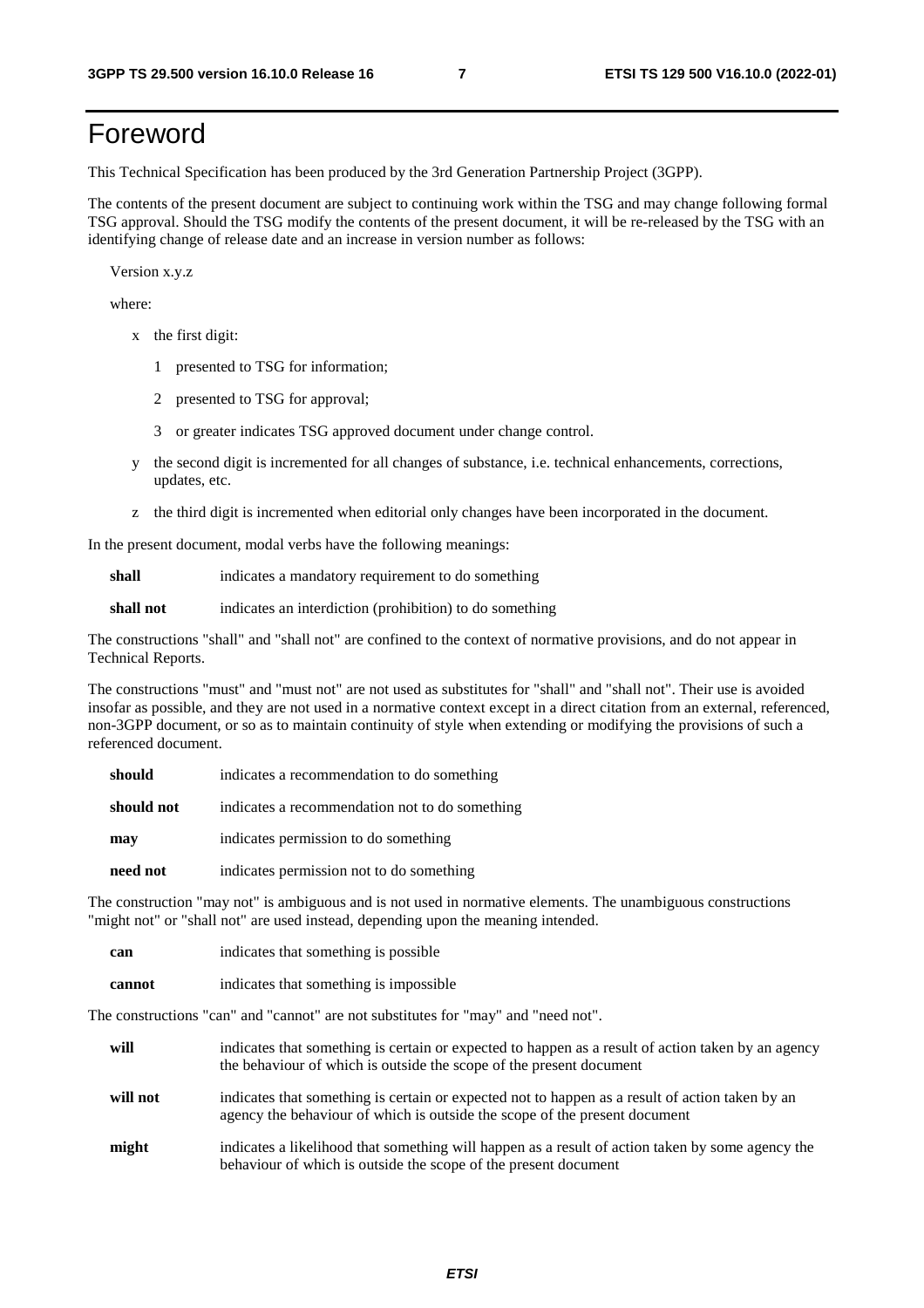# Foreword

This Technical Specification has been produced by the 3rd Generation Partnership Project (3GPP).

The contents of the present document are subject to continuing work within the TSG and may change following formal TSG approval. Should the TSG modify the contents of the present document, it will be re-released by the TSG with an identifying change of release date and an increase in version number as follows:

Version x.y.z

where:

- x the first digit:
  - 1 presented to TSG for information;
  - 2 presented to TSG for approval;
  - 3 or greater indicates TSG approved document under change control.
- y the second digit is incremented for all changes of substance, i.e. technical enhancements, corrections, updates, etc.
- z the third digit is incremented when editorial only changes have been incorporated in the document.

In the present document, modal verbs have the following meanings:

**shall** indicates a mandatory requirement to do something

**shall not** indicates an interdiction (prohibition) to do something

The constructions "shall" and "shall not" are confined to the context of normative provisions, and do not appear in Technical Reports.

The constructions "must" and "must not" are not used as substitutes for "shall" and "shall not". Their use is avoided insofar as possible, and they are not used in a normative context except in a direct citation from an external, referenced, non-3GPP document, or so as to maintain continuity of style when extending or modifying the provisions of such a referenced document.

**should** indicates a recommendation to do something

**should not** indicates a recommendation not to do something

**may** indicates permission to do something

**need not** indicates permission not to do something

The construction "may not" is ambiguous and is not used in normative elements. The unambiguous constructions "might not" or "shall not" are used instead, depending upon the meaning intended.

**can** indicates that something is possible

**cannot** indicates that something is impossible

The constructions "can" and "cannot" are not substitutes for "may" and "need not".

**will** indicates that something is certain or expected to happen as a result of action taken by an agency the behaviour of which is outside the scope of the present document

**will not** indicates that something is certain or expected not to happen as a result of action taken by an agency the behaviour of which is outside the scope of the present document

**might** indicates a likelihood that something will happen as a result of action taken by some agency the behaviour of which is outside the scope of the present document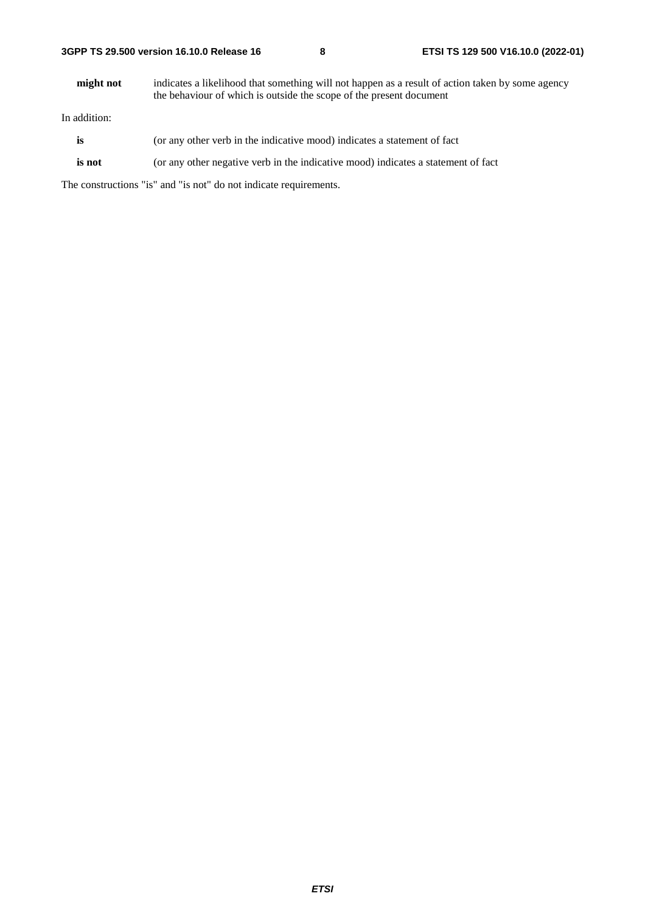**might not** indicates a likelihood that something will not happen as a result of action taken by some agency the behaviour of which is outside the scope of the present document

In addition:

**is** (or any other verb in the indicative mood) indicates a statement of fact

**is not** (or any other negative verb in the indicative mood) indicates a statement of fact

The constructions "is" and "is not" do not indicate requirements.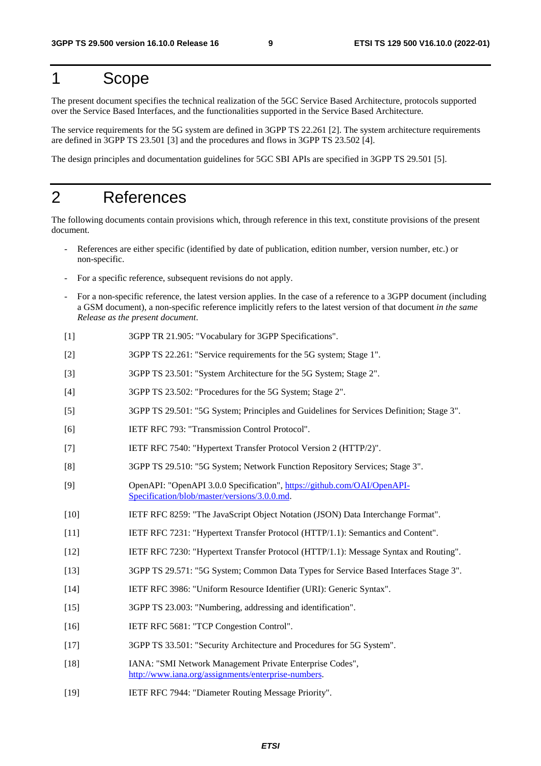# 1 Scope

The present document specifies the technical realization of the 5GC Service Based Architecture, protocols supported over the Service Based Interfaces, and the functionalities supported in the Service Based Architecture.

The service requirements for the 5G system are defined in 3GPP TS 22.261 [2]. The system architecture requirements are defined in 3GPP TS 23.501 [3] and the procedures and flows in 3GPP TS 23.502 [4].

The design principles and documentation guidelines for 5GC SBI APIs are specified in 3GPP TS 29.501 [5].

# 2 References

The following documents contain provisions which, through reference in this text, constitute provisions of the present document.

- References are either specific (identified by date of publication, edition number, version number, etc.) or non-specific.
- For a specific reference, subsequent revisions do not apply.
- For a non-specific reference, the latest version applies. In the case of a reference to a 3GPP document (including a GSM document), a non-specific reference implicitly refers to the latest version of that document *in the same Release as the present document*.

[1] 3GPP TR 21.905: "Vocabulary for 3GPP Specifications".

[2] 3GPP TS 22.261: "Service requirements for the 5G system; Stage 1".

[3] 3GPP TS 23.501: "System Architecture for the 5G System; Stage 2".

[4] 3GPP TS 23.502: "Procedures for the 5G System; Stage 2".

[5] 3GPP TS 29.501: "5G System; Principles and Guidelines for Services Definition; Stage 3".

[6] IETF RFC 793: "Transmission Control Protocol".

[7] IETF RFC 7540: "Hypertext Transfer Protocol Version 2 (HTTP/2)".

[8] 3GPP TS 29.510: "5G System; Network Function Repository Services; Stage 3".

[9] OpenAPI: "OpenAPI 3.0.0 Specification", https://github.com/OAI/OpenAPI-Specification/blob/master/versions/3.0.0.md.

[10] IETF RFC 8259: "The JavaScript Object Notation (JSON) Data Interchange Format".

[11] IETF RFC 7231: "Hypertext Transfer Protocol (HTTP/1.1): Semantics and Content".

[12] IETF RFC 7230: "Hypertext Transfer Protocol (HTTP/1.1): Message Syntax and Routing".

[13] 3GPP TS 29.571: "5G System; Common Data Types for Service Based Interfaces Stage 3".

[14] IETF RFC 3986: "Uniform Resource Identifier (URI): Generic Syntax".

[15] 3GPP TS 23.003: "Numbering, addressing and identification".

[16] IETF RFC 5681: "TCP Congestion Control".

[17] 3GPP TS 33.501: "Security Architecture and Procedures for 5G System".

[18] IANA: "SMI Network Management Private Enterprise Codes", http://www.iana.org/assignments/enterprise-numbers.

[19] IETF RFC 7944: "Diameter Routing Message Priority".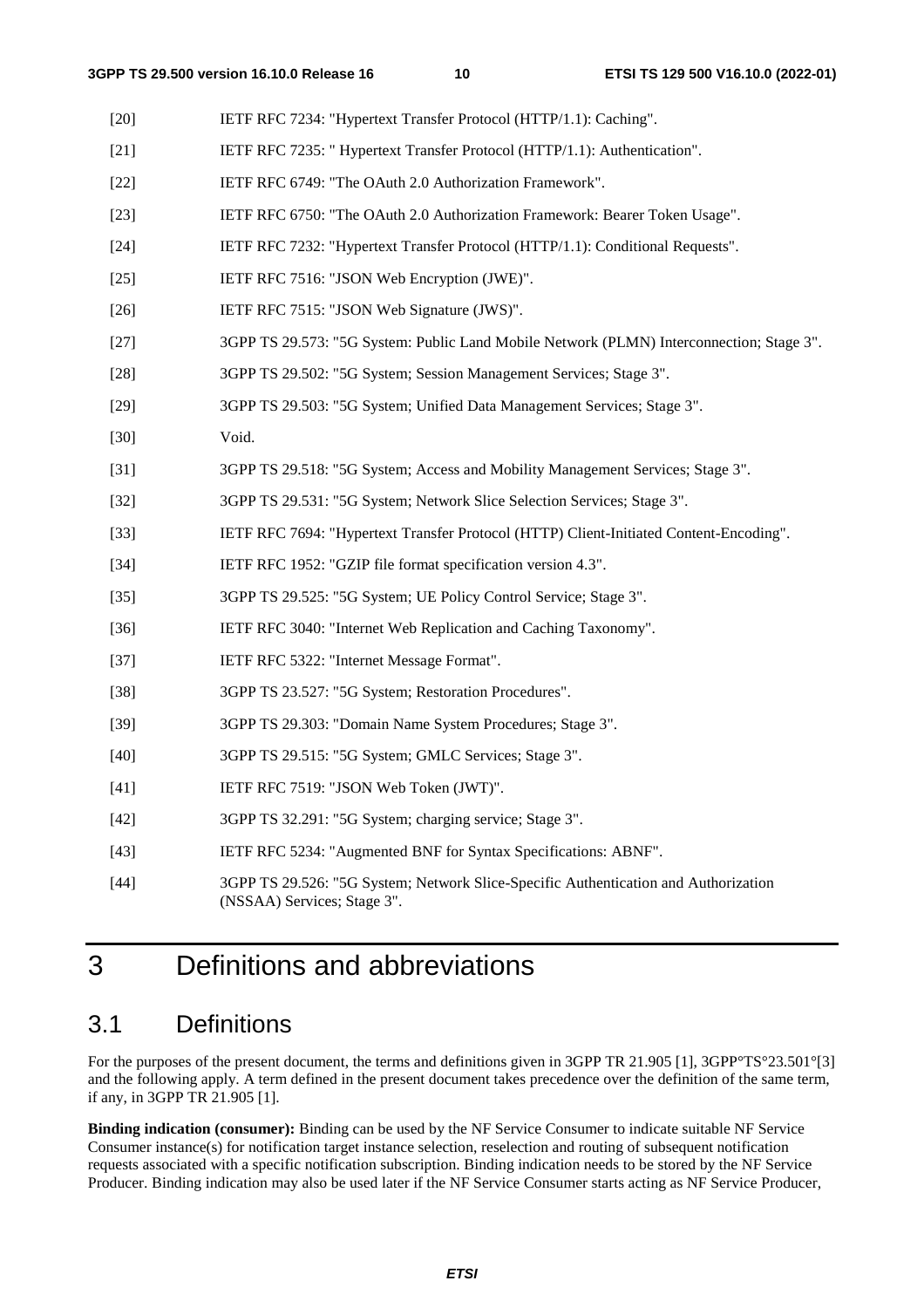[20] IETF RFC 7234: "Hypertext Transfer Protocol (HTTP/1.1): Caching".

[21] IETF RFC 7235: " Hypertext Transfer Protocol (HTTP/1.1): Authentication".

[22] IETF RFC 6749: "The OAuth 2.0 Authorization Framework".

[23] IETF RFC 6750: "The OAuth 2.0 Authorization Framework: Bearer Token Usage".

[24] IETF RFC 7232: "Hypertext Transfer Protocol (HTTP/1.1): Conditional Requests".

[25] IETF RFC 7516: "JSON Web Encryption (JWE)".

[26] IETF RFC 7515: "JSON Web Signature (JWS)".

[27] 3GPP TS 29.573: "5G System: Public Land Mobile Network (PLMN) Interconnection; Stage 3".

[28] 3GPP TS 29.502: "5G System; Session Management Services; Stage 3".

[29] 3GPP TS 29.503: "5G System; Unified Data Management Services; Stage 3".

[30] Void.

[31] 3GPP TS 29.518: "5G System; Access and Mobility Management Services; Stage 3".

[32] 3GPP TS 29.531: "5G System; Network Slice Selection Services; Stage 3".

[33] IETF RFC 7694: "Hypertext Transfer Protocol (HTTP) Client-Initiated Content-Encoding".

[34] IETF RFC 1952: "GZIP file format specification version 4.3".

[35] 3GPP TS 29.525: "5G System; UE Policy Control Service; Stage 3".

[36] IETF RFC 3040: "Internet Web Replication and Caching Taxonomy".

[37] IETF RFC 5322: "Internet Message Format".

[38] 3GPP TS 23.527: "5G System; Restoration Procedures".

[39] 3GPP TS 29.303: "Domain Name System Procedures; Stage 3".

[40] 3GPP TS 29.515: "5G System; GMLC Services; Stage 3".

[41] IETF RFC 7519: "JSON Web Token (JWT)".

[42] 3GPP TS 32.291: "5G System; charging service; Stage 3".

[43] IETF RFC 5234: "Augmented BNF for Syntax Specifications: ABNF".

[44] 3GPP TS 29.526: "5G System; Network Slice-Specific Authentication and Authorization (NSSAA) Services; Stage 3".

# 3 Definitions and abbreviations

## 3.1 Definitions

For the purposes of the present document, the terms and definitions given in 3GPP TR 21.905 [1], 3GPP TS 23.501 [3] and the following apply. A term defined in the present document takes precedence over the definition of the same term, if any, in 3GPP TR 21.905 [1].

**Binding indication (consumer):** Binding can be used by the NF Service Consumer to indicate suitable NF Service Consumer instance(s) for notification target instance selection, reselection and routing of subsequent notification requests associated with a specific notification subscription. Binding indication needs to be stored by the NF Service Producer. Binding indication may also be used later if the NF Service Consumer starts acting as NF Service Producer,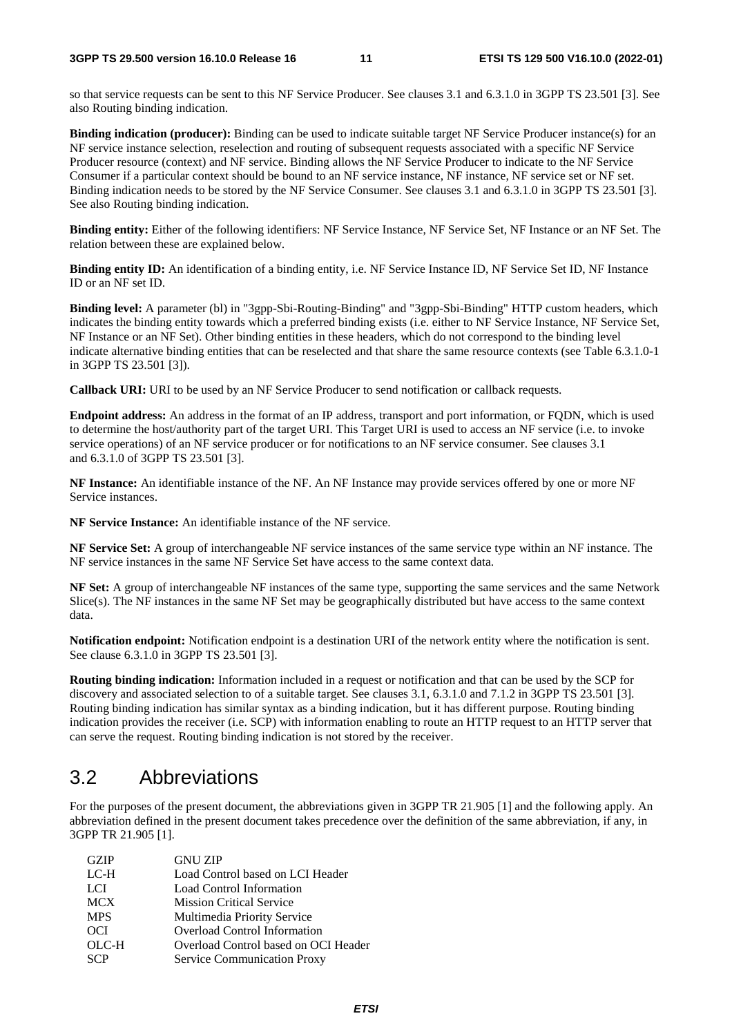so that service requests can be sent to this NF Service Producer. See clauses 3.1 and 6.3.1.0 in 3GPP TS 23.501 [3]. See also Routing binding indication.

**Binding indication (producer):** Binding can be used to indicate suitable target NF Service Producer instance(s) for an NF service instance selection, reselection and routing of subsequent requests associated with a specific NF Service Producer resource (context) and NF service. Binding allows the NF Service Producer to indicate to the NF Service Consumer if a particular context should be bound to an NF service instance, NF instance, NF service set or NF set. Binding indication needs to be stored by the NF Service Consumer. See clauses 3.1 and 6.3.1.0 in 3GPP TS 23.501 [3]. See also Routing binding indication.

**Binding entity:** Either of the following identifiers: NF Service Instance, NF Service Set, NF Instance or an NF Set. The relation between these are explained below.

**Binding entity ID:** An identification of a binding entity, i.e. NF Service Instance ID, NF Service Set ID, NF Instance ID or an NF set ID.

**Binding level:** A parameter (bl) in "3gpp-Sbi-Routing-Binding" and "3gpp-Sbi-Binding" HTTP custom headers, which indicates the binding entity towards which a preferred binding exists (i.e. either to NF Service Instance, NF Service Set, NF Instance or an NF Set). Other binding entities in these headers, which do not correspond to the binding level indicate alternative binding entities that can be reselected and that share the same resource contexts (see Table 6.3.1.0-1 in 3GPP TS 23.501 [3]).

**Callback URI:** URI to be used by an NF Service Producer to send notification or callback requests.

**Endpoint address:** An address in the format of an IP address, transport and port information, or FQDN, which is used to determine the host/authority part of the target URI. This Target URI is used to access an NF service (i.e. to invoke service operations) of an NF service producer or for notifications to an NF service consumer. See clauses 3.1 and 6.3.1.0 of 3GPP TS 23.501 [3].

**NF Instance:** An identifiable instance of the NF. An NF Instance may provide services offered by one or more NF Service instances.

**NF Service Instance:** An identifiable instance of the NF service.

**NF Service Set:** A group of interchangeable NF service instances of the same service type within an NF instance. The NF service instances in the same NF Service Set have access to the same context data.

**NF Set:** A group of interchangeable NF instances of the same type, supporting the same services and the same Network Slice(s). The NF instances in the same NF Set may be geographically distributed but have access to the same context data.

**Notification endpoint:** Notification endpoint is a destination URI of the network entity where the notification is sent. See clause 6.3.1.0 in 3GPP TS 23.501 [3].

**Routing binding indication:** Information included in a request or notification and that can be used by the SCP for discovery and associated selection to of a suitable target. See clauses 3.1, 6.3.1.0 and 7.1.2 in 3GPP TS 23.501 [3]. Routing binding indication has similar syntax as a binding indication, but it has different purpose. Routing binding indication provides the receiver (i.e. SCP) with information enabling to route an HTTP request to an HTTP server that can serve the request. Routing binding indication is not stored by the receiver.

## 3.2 Abbreviations

For the purposes of the present document, the abbreviations given in 3GPP TR 21.905 [1] and the following apply. An abbreviation defined in the present document takes precedence over the definition of the same abbreviation, if any, in 3GPP TR 21.905 [1].

| | |
|---|---|
| GZIP | GNU ZIP |
| LC-H | Load Control based on LCI Header |
| LCI | Load Control Information |
| MCX | Mission Critical Service |
| MPS | Multimedia Priority Service |
| OCI | Overload Control Information |
| OLC-H | Overload Control based on OCI Header |
| SCP | Service Communication Proxy |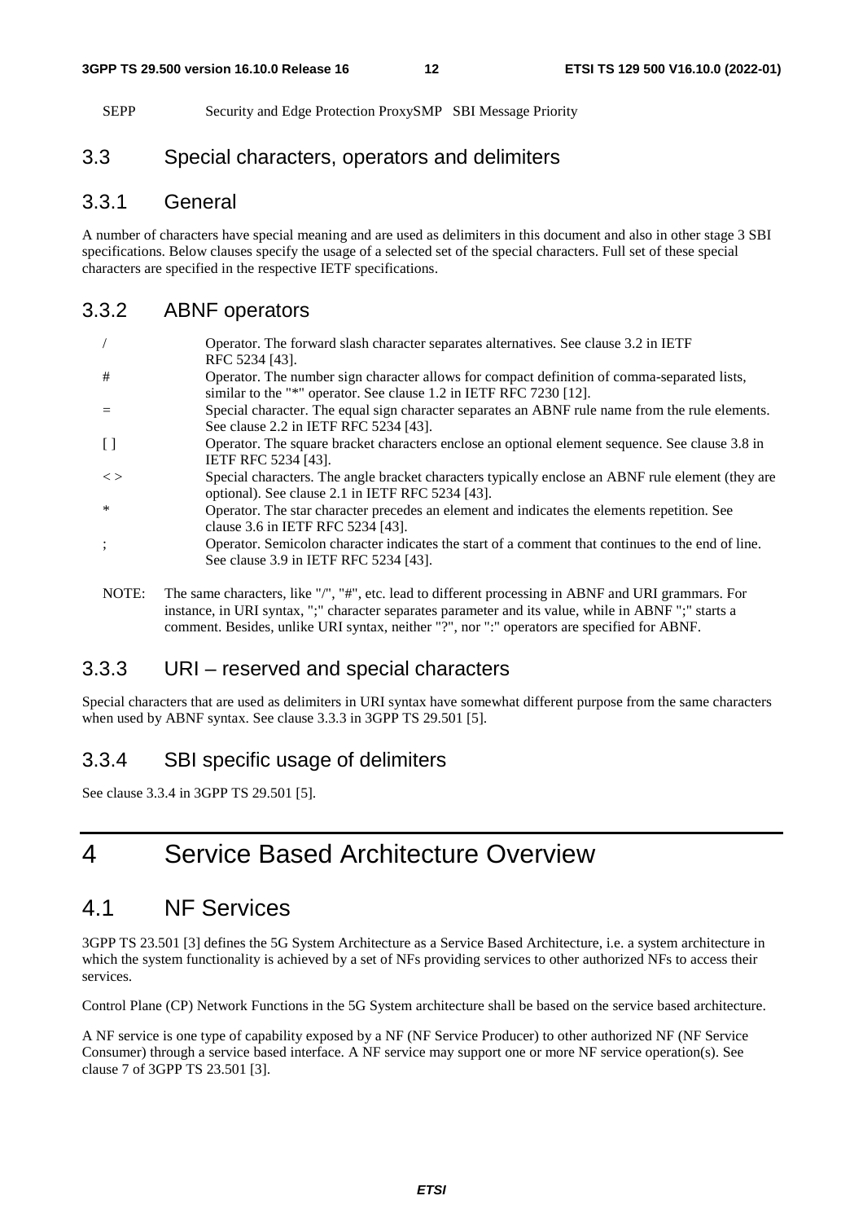SEPP Security and Edge Protection ProxySMP SBI Message Priority

### 3.3 Special characters, operators and delimiters

#### 3.3.1 General

A number of characters have special meaning and are used as delimiters in this document and also in other stage 3 SBI specifications. Below clauses specify the usage of a selected set of the special characters. Full set of these special characters are specified in the respective IETF specifications.

#### 3.3.2 ABNF operators

| | |
|---|---|
| / | Operator. The forward slash character separates alternatives. See clause 3.2 in IETF RFC 5234 [43]. |
| # | Operator. The number sign character allows for compact definition of comma-separated lists, similar to the "*" operator. See clause 1.2 in IETF RFC 7230 [12]. |
| = | Special character. The equal sign character separates an ABNF rule name from the rule elements. See clause 2.2 in IETF RFC 5234 [43]. |
| [ ] | Operator. The square bracket characters enclose an optional element sequence. See clause 3.8 in IETF RFC 5234 [43]. |
| < > | Special characters. The angle bracket characters typically enclose an ABNF rule element (they are optional). See clause 2.1 in IETF RFC 5234 [43]. |
| * | Operator. The star character precedes an element and indicates the elements repetition. See clause 3.6 in IETF RFC 5234 [43]. |
| ; | Operator. Semicolon character indicates the start of a comment that continues to the end of line. See clause 3.9 in IETF RFC 5234 [43]. |

NOTE: The same characters, like "/", "#", etc. lead to different processing in ABNF and URI grammars. For instance, in URI syntax, ";" character separates parameter and its value, while in ABNF ";" starts a comment. Besides, unlike URI syntax, neither "?", nor ":" operators are specified for ABNF.

#### 3.3.3 URI – reserved and special characters

Special characters that are used as delimiters in URI syntax have somewhat different purpose from the same characters when used by ABNF syntax. See clause 3.3.3 in 3GPP TS 29.501 [5].

#### 3.3.4 SBI specific usage of delimiters

See clause 3.3.4 in 3GPP TS 29.501 [5].

# 4 Service Based Architecture Overview

## 4.1 NF Services

3GPP TS 23.501 [3] defines the 5G System Architecture as a Service Based Architecture, i.e. a system architecture in which the system functionality is achieved by a set of NFs providing services to other authorized NFs to access their services.

Control Plane (CP) Network Functions in the 5G System architecture shall be based on the service based architecture.

A NF service is one type of capability exposed by a NF (NF Service Producer) to other authorized NF (NF Service Consumer) through a service based interface. A NF service may support one or more NF service operation(s). See clause 7 of 3GPP TS 23.501 [3].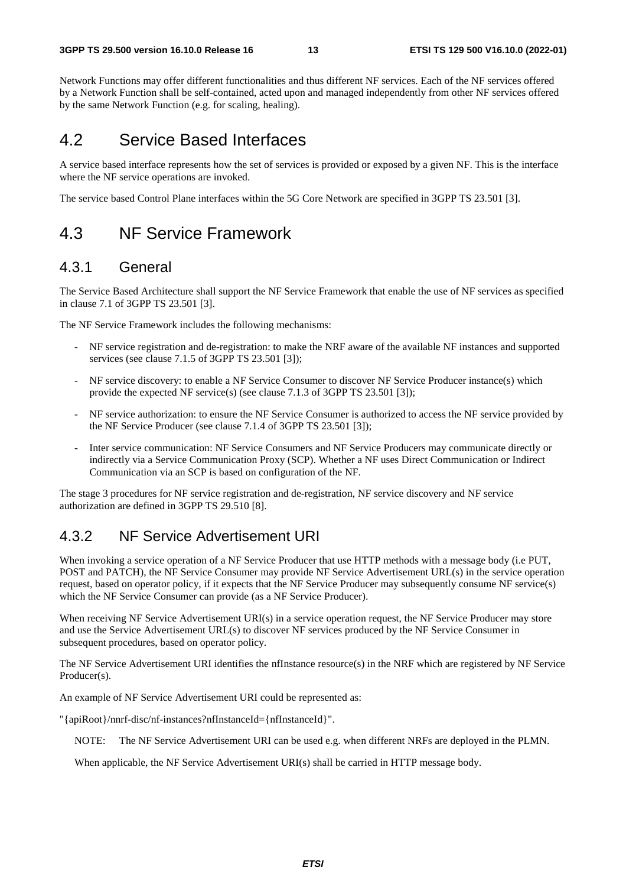Network Functions may offer different functionalities and thus different NF services. Each of the NF services offered by a Network Function shall be self-contained, acted upon and managed independently from other NF services offered by the same Network Function (e.g. for scaling, healing).

## 4.2 Service Based Interfaces

A service based interface represents how the set of services is provided or exposed by a given NF. This is the interface where the NF service operations are invoked.

The service based Control Plane interfaces within the 5G Core Network are specified in 3GPP TS 23.501 [3].

## 4.3 NF Service Framework

### 4.3.1 General

The Service Based Architecture shall support the NF Service Framework that enable the use of NF services as specified in clause 7.1 of 3GPP TS 23.501 [3].

The NF Service Framework includes the following mechanisms:

- NF service registration and de-registration: to make the NRF aware of the available NF instances and supported services (see clause 7.1.5 of 3GPP TS 23.501 [3]);
- NF service discovery: to enable a NF Service Consumer to discover NF Service Producer instance(s) which provide the expected NF service(s) (see clause 7.1.3 of 3GPP TS 23.501 [3]);
- NF service authorization: to ensure the NF Service Consumer is authorized to access the NF service provided by the NF Service Producer (see clause 7.1.4 of 3GPP TS 23.501 [3]);
- Inter service communication: NF Service Consumers and NF Service Producers may communicate directly or indirectly via a Service Communication Proxy (SCP). Whether a NF uses Direct Communication or Indirect Communication via an SCP is based on configuration of the NF.

The stage 3 procedures for NF service registration and de-registration, NF service discovery and NF service authorization are defined in 3GPP TS 29.510 [8].

### 4.3.2 NF Service Advertisement URI

When invoking a service operation of a NF Service Producer that use HTTP methods with a message body (i.e PUT, POST and PATCH), the NF Service Consumer may provide NF Service Advertisement URL(s) in the service operation request, based on operator policy, if it expects that the NF Service Producer may subsequently consume NF service(s) which the NF Service Consumer can provide (as a NF Service Producer).

When receiving NF Service Advertisement URI(s) in a service operation request, the NF Service Producer may store and use the Service Advertisement URL(s) to discover NF services produced by the NF Service Consumer in subsequent procedures, based on operator policy.

The NF Service Advertisement URI identifies the nfInstance resource(s) in the NRF which are registered by NF Service Producer(s).

An example of NF Service Advertisement URI could be represented as:

"{apiRoot}/nnrf-disc/nf-instances?nfInstanceId={nfInstanceId}".

NOTE: The NF Service Advertisement URI can be used e.g. when different NRFs are deployed in the PLMN.

When applicable, the NF Service Advertisement URI(s) shall be carried in HTTP message body.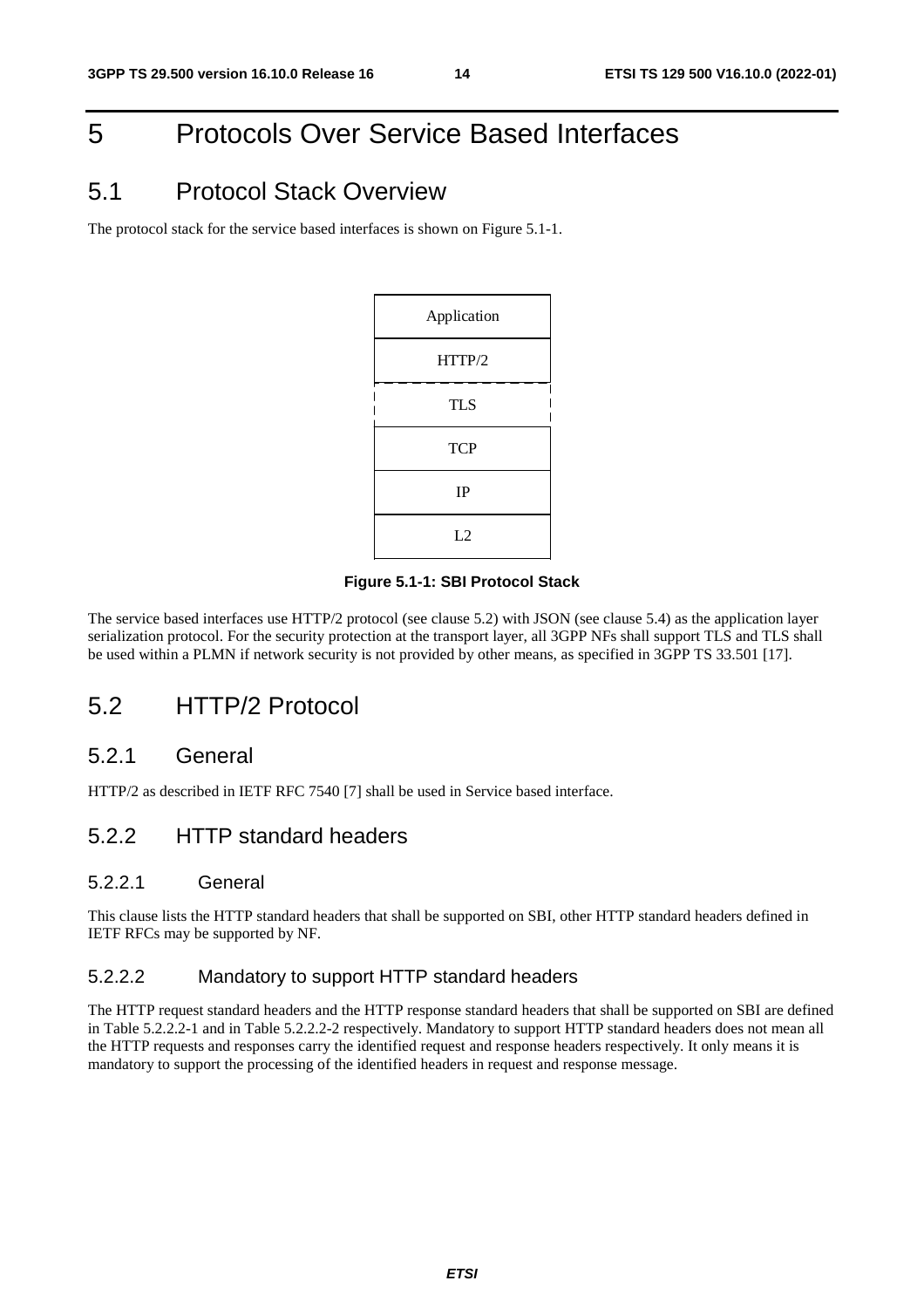# 5 Protocols Over Service Based Interfaces

## 5.1 Protocol Stack Overview

The protocol stack for the service based interfaces is shown on Figure 5.1-1.

| Application |
|---|
| HTTP/2 |
| TLS |
| TCP |
| IP |
| L2 |

**Figure 5.1-1: SBI Protocol Stack**

The service based interfaces use HTTP/2 protocol (see clause 5.2) with JSON (see clause 5.4) as the application layer serialization protocol. For the security protection at the transport layer, all 3GPP NFs shall support TLS and TLS shall be used within a PLMN if network security is not provided by other means, as specified in 3GPP TS 33.501 [17].

## 5.2 HTTP/2 Protocol

### 5.2.1 General

HTTP/2 as described in IETF RFC 7540 [7] shall be used in Service based interface.

### 5.2.2 HTTP standard headers

#### 5.2.2.1 General

This clause lists the HTTP standard headers that shall be supported on SBI, other HTTP standard headers defined in IETF RFCs may be supported by NF.

#### 5.2.2.2 Mandatory to support HTTP standard headers

The HTTP request standard headers and the HTTP response standard headers that shall be supported on SBI are defined in Table 5.2.2.2-1 and in Table 5.2.2.2-2 respectively. Mandatory to support HTTP standard headers does not mean all the HTTP requests and responses carry the identified request and response headers respectively. It only means it is mandatory to support the processing of the identified headers in request and response message.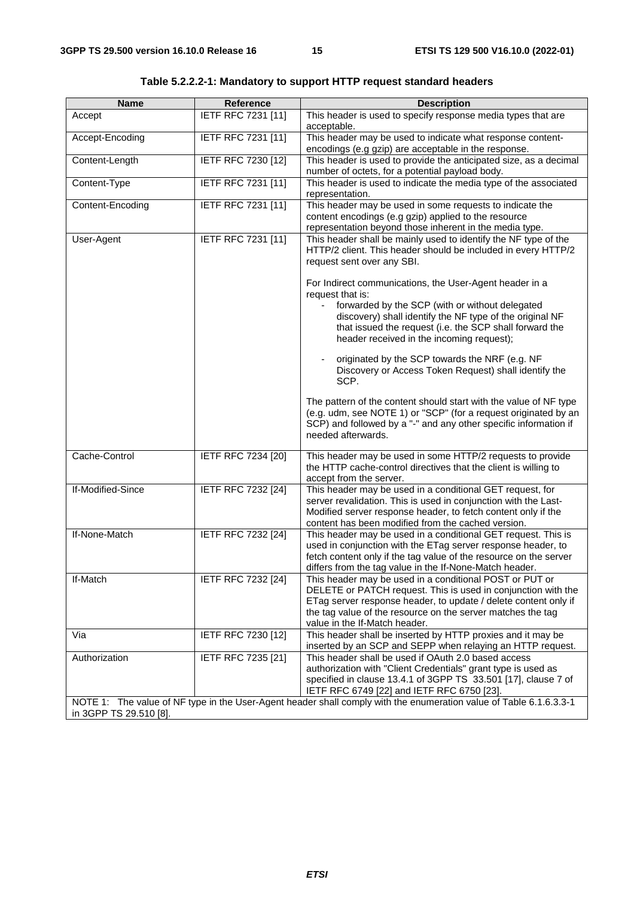**Table 5.2.2.2-1: Mandatory to support HTTP request standard headers**

| Name | Reference | Description |
|---|---|---|
| Accept | IETF RFC 7231 [11] | This header is used to specify response media types that are acceptable. |
| Accept-Encoding | IETF RFC 7231 [11] | This header may be used to indicate what response content-encodings (e.g gzip) are acceptable in the response. |
| Content-Length | IETF RFC 7230 [12] | This header is used to provide the anticipated size, as a decimal number of octets, for a potential payload body. |
| Content-Type | IETF RFC 7231 [11] | This header is used to indicate the media type of the associated representation. |
| Content-Encoding | IETF RFC 7231 [11] | This header may be used in some requests to indicate the content encodings (e.g gzip) applied to the resource representation beyond those inherent in the media type. |
| User-Agent | IETF RFC 7231 [11] | This header shall be mainly used to identify the NF type of the HTTP/2 client. This header should be included in every HTTP/2 request sent over any SBI.<br><br>For Indirect communications, the User-Agent header in a request that is:<br>- forwarded by the SCP (with or without delegated discovery) shall identify the NF type of the original NF that issued the request (i.e. the SCP shall forward the header received in the incoming request);<br><br>- originated by the SCP towards the NRF (e.g. NF Discovery or Access Token Request) shall identify the SCP.<br><br>The pattern of the content should start with the value of NF type (e.g. udm, see NOTE 1) or "SCP" (for a request originated by an SCP) and followed by a "-" and any other specific information if needed afterwards. |
| Cache-Control | IETF RFC 7234 [20] | This header may be used in some HTTP/2 requests to provide the HTTP cache-control directives that the client is willing to accept from the server. |
| If-Modified-Since | IETF RFC 7232 [24] | This header may be used in a conditional GET request, for server revalidation. This is used in conjunction with the Last-Modified server response header, to fetch content only if the content has been modified from the cached version. |
| If-None-Match | IETF RFC 7232 [24] | This header may be used in a conditional GET request. This is used in conjunction with the ETag server response header, to fetch content only if the tag value of the resource on the server differs from the tag value in the If-None-Match header. |
| If-Match | IETF RFC 7232 [24] | This header may be used in a conditional POST or PUT or DELETE or PATCH request. This is used in conjunction with the ETag server response header, to update / delete content only if the tag value of the resource on the server matches the tag value in the If-Match header. |
| Via | IETF RFC 7230 [12] | This header shall be inserted by HTTP proxies and it may be inserted by an SCP and SEPP when relaying an HTTP request. |
| Authorization | IETF RFC 7235 [21] | This header shall be used if OAuth 2.0 based access authorization with "Client Credentials" grant type is used as specified in clause 13.4.1 of 3GPP TS 33.501 [17], clause 7 of IETF RFC 6749 [22] and IETF RFC 6750 [23]. |

NOTE 1: The value of NF type in the User-Agent header shall comply with the enumeration value of Table 6.1.6.3.3-1 in 3GPP TS 29.510 [8].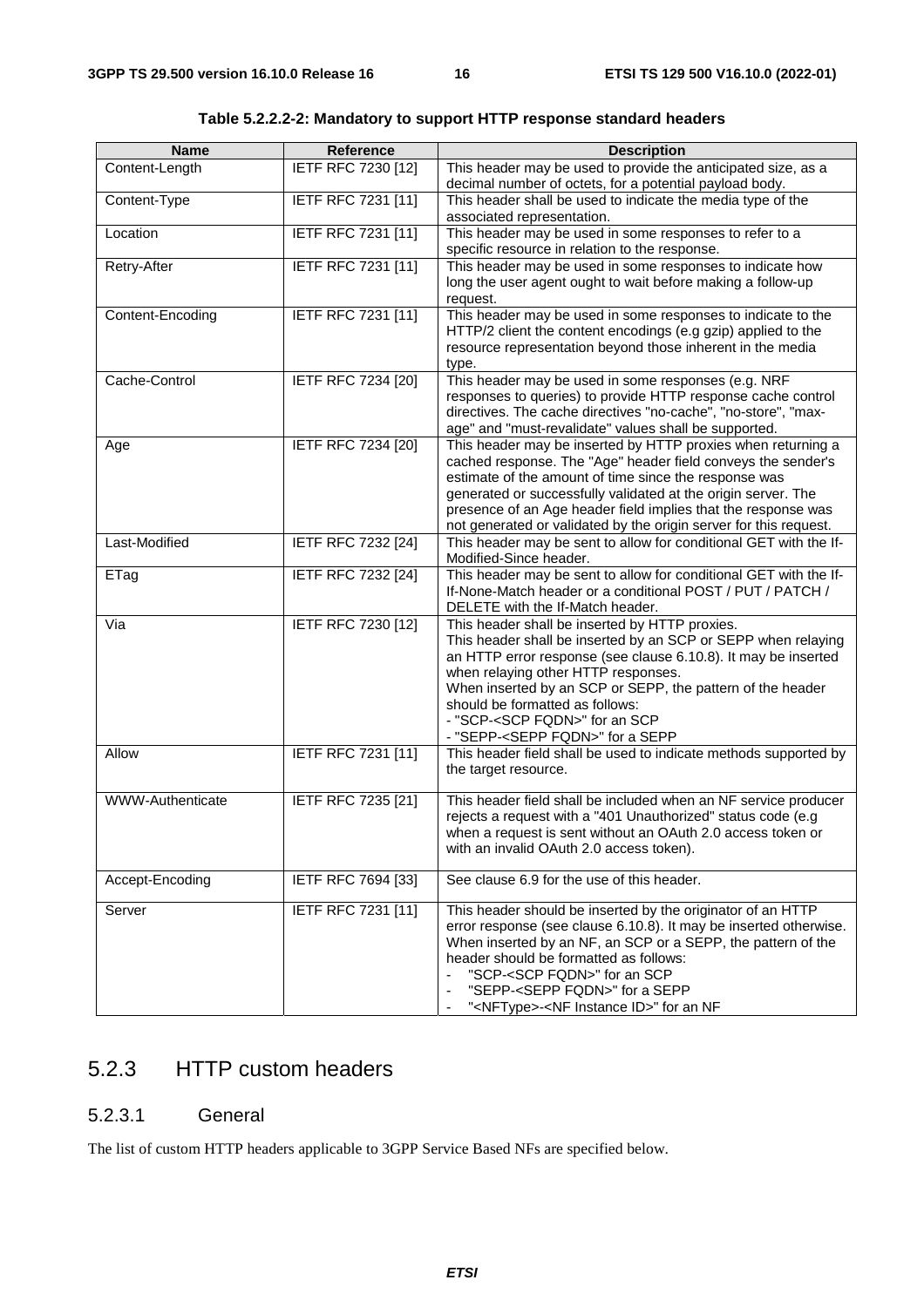**Table 5.2.2.2-2: Mandatory to support HTTP response standard headers**

| Name | Reference | Description |
| --- | --- | --- |
| Content-Length | IETF RFC 7230 [12] | This header may be used to provide the anticipated size, as a decimal number of octets, for a potential payload body. |
| Content-Type | IETF RFC 7231 [11] | This header shall be used to indicate the media type of the associated representation. |
| Location | IETF RFC 7231 [11] | This header may be used in some responses to refer to a specific resource in relation to the response. |
| Retry-After | IETF RFC 7231 [11] | This header may be used in some responses to indicate how long the user agent ought to wait before making a follow-up request. |
| Content-Encoding | IETF RFC 7231 [11] | This header may be used in some responses to indicate to the HTTP/2 client the content encodings (e.g gzip) applied to the resource representation beyond those inherent in the media type. |
| Cache-Control | IETF RFC 7234 [20] | This header may be used in some responses (e.g. NRF responses to queries) to provide HTTP response cache control directives. The cache directives "no-cache", "no-store", "max-age" and "must-revalidate" values shall be supported. |
| Age | IETF RFC 7234 [20] | This header may be inserted by HTTP proxies when returning a cached response. The "Age" header field conveys the sender's estimate of the amount of time since the response was generated or successfully validated at the origin server. The presence of an Age header field implies that the response was not generated or validated by the origin server for this request. |
| Last-Modified | IETF RFC 7232 [24] | This header may be sent to allow for conditional GET with the If-Modified-Since header. |
| ETag | IETF RFC 7232 [24] | This header may be sent to allow for conditional GET with the If-If-None-Match header or a conditional POST / PUT / PATCH / DELETE with the If-Match header. |
| Via | IETF RFC 7230 [12] | This header shall be inserted by HTTP proxies.<br>This header shall be inserted by an SCP or SEPP when relaying an HTTP error response (see clause 6.10.8). It may be inserted when relaying other HTTP responses.<br>When inserted by an SCP or SEPP, the pattern of the header should be formatted as follows:<br>- "SCP-<SCP FQDN>" for an SCP<br>- "SEPP-<SEPP FQDN>" for a SEPP |
| Allow | IETF RFC 7231 [11] | This header field shall be used to indicate methods supported by the target resource. |
| WWW-Authenticate | IETF RFC 7235 [21] | This header field shall be included when an NF service producer rejects a request with a "401 Unauthorized" status code (e.g when a request is sent without an OAuth 2.0 access token or with an invalid OAuth 2.0 access token). |
| Accept-Encoding | IETF RFC 7694 [33] | See clause 6.9 for the use of this header. |
| Server | IETF RFC 7231 [11] | This header should be inserted by the originator of an HTTP error response (see clause 6.10.8). It may be inserted otherwise. When inserted by an NF, an SCP or a SEPP, the pattern of the header should be formatted as follows:<br>- "SCP-<SCP FQDN>" for an SCP<br>- "SEPP-<SEPP FQDN>" for a SEPP<br>- "<NFType>-<NF Instance ID>" for an NF |

## 5.2.3 HTTP custom headers

### 5.2.3.1 General

The list of custom HTTP headers applicable to 3GPP Service Based NFs are specified below.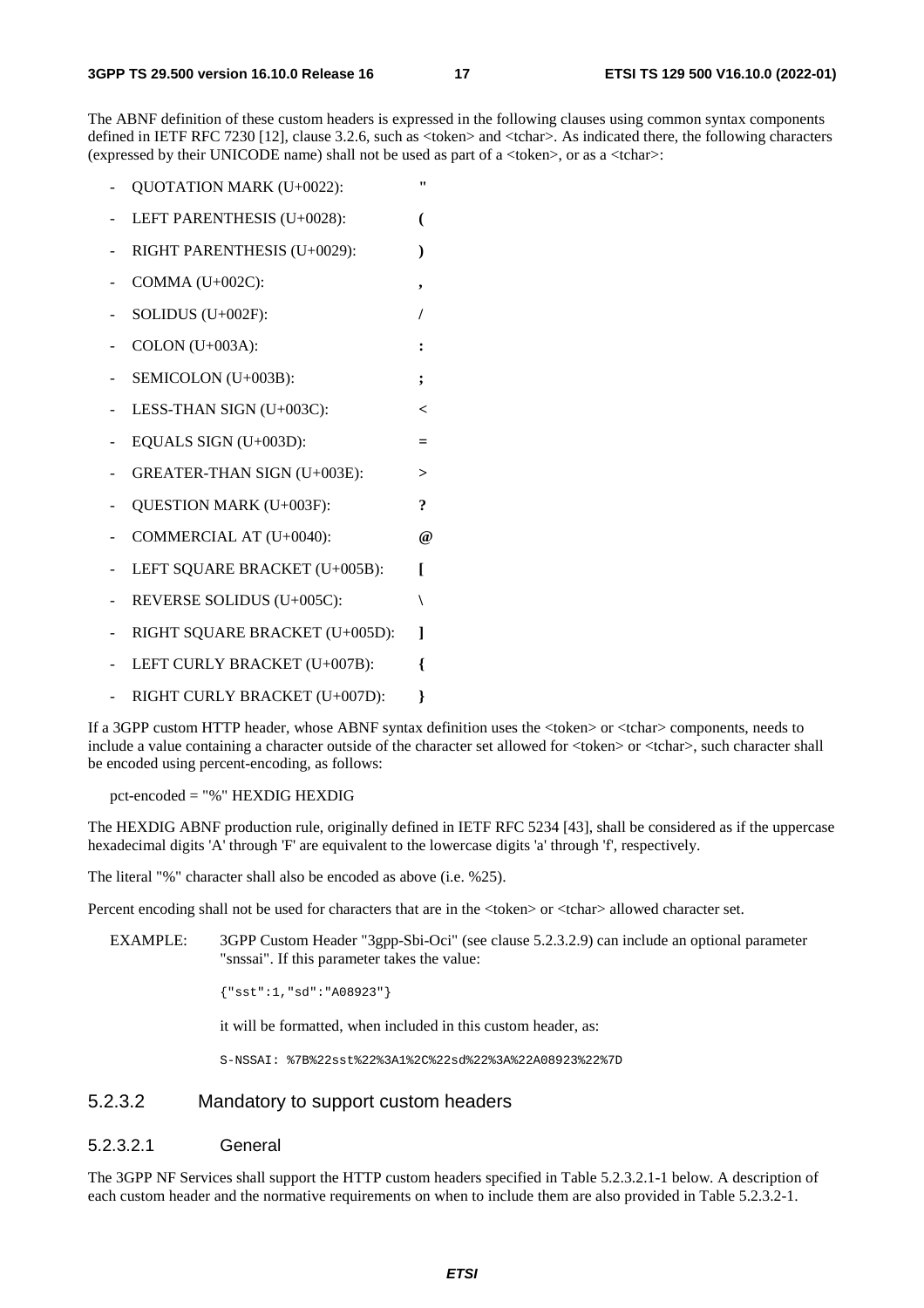The ABNF definition of these custom headers is expressed in the following clauses using common syntax components defined in IETF RFC 7230 [12], clause 3.2.6, such as <token> and <tchar>. As indicated there, the following characters (expressed by their UNICODE name) shall not be used as part of a <token>, or as a <tchar>:

- QUOTATION MARK (U+0022): **"**
- LEFT PARENTHESIS (U+0028): **(**
- RIGHT PARENTHESIS (U+0029): **)**
- COMMA (U+002C): **,**
- SOLIDUS (U+002F): **/**
- COLON (U+003A): **:**
- SEMICOLON (U+003B): **;**
- LESS-THAN SIGN (U+003C): **<**
- EQUALS SIGN (U+003D): **=**
- GREATER-THAN SIGN (U+003E): **>**
- QUESTION MARK (U+003F): **?**
- COMMERCIAL AT (U+0040): **@**
- LEFT SQUARE BRACKET (U+005B): **[**
- REVERSE SOLIDUS (U+005C): **\**
- RIGHT SQUARE BRACKET (U+005D): **]**
- LEFT CURLY BRACKET (U+007B): **{**
- RIGHT CURLY BRACKET (U+007D): **}**

If a 3GPP custom HTTP header, whose ABNF syntax definition uses the <token> or <tchar> components, needs to include a value containing a character outside of the character set allowed for <token> or <tchar>, such character shall be encoded using percent-encoding, as follows:

```
pct-encoded = "%" HEXDIG HEXDIG
```

The HEXDIG ABNF production rule, originally defined in IETF RFC 5234 [43], shall be considered as if the uppercase hexadecimal digits 'A' through 'F' are equivalent to the lowercase digits 'a' through 'f', respectively.

The literal "%" character shall also be encoded as above (i.e. %25).

Percent encoding shall not be used for characters that are in the <token> or <tchar> allowed character set.

EXAMPLE: 3GPP Custom Header "3gpp-Sbi-Oci" (see clause 5.2.3.2.9) can include an optional parameter "snssai". If this parameter takes the value:

```
{"sst":1,"sd":"A08923"}
```

it will be formatted, when included in this custom header, as:

```
S-NSSAI: %7B%22sst%22%3A1%2C%22sd%22%3A%22A08923%22%7D
```

### 5.2.3.2 Mandatory to support custom headers

#### 5.2.3.2.1 General

The 3GPP NF Services shall support the HTTP custom headers specified in Table 5.2.3.2.1-1 below. A description of each custom header and the normative requirements on when to include them are also provided in Table 5.2.3.2-1.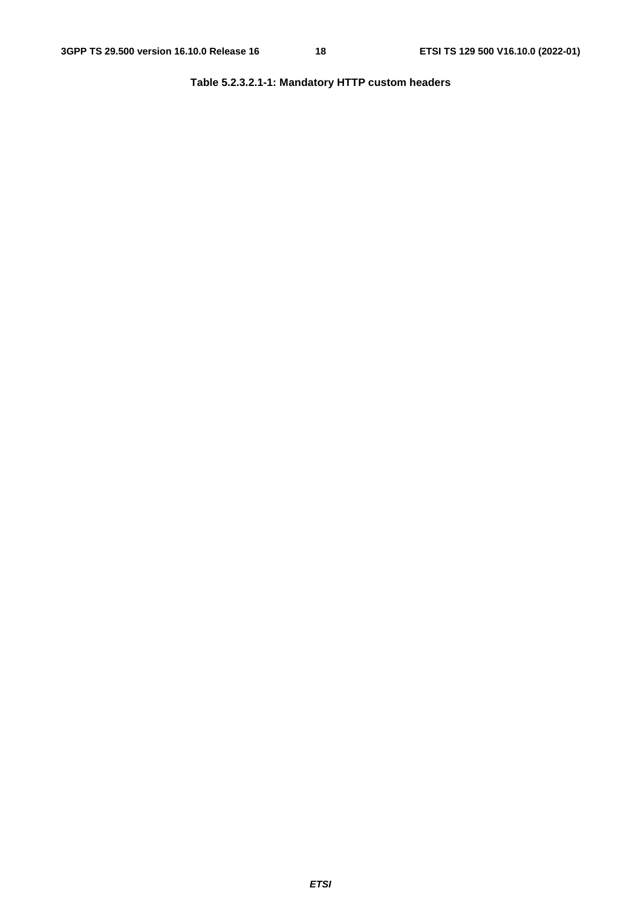**Table 5.2.3.2.1-1: Mandatory HTTP custom headers**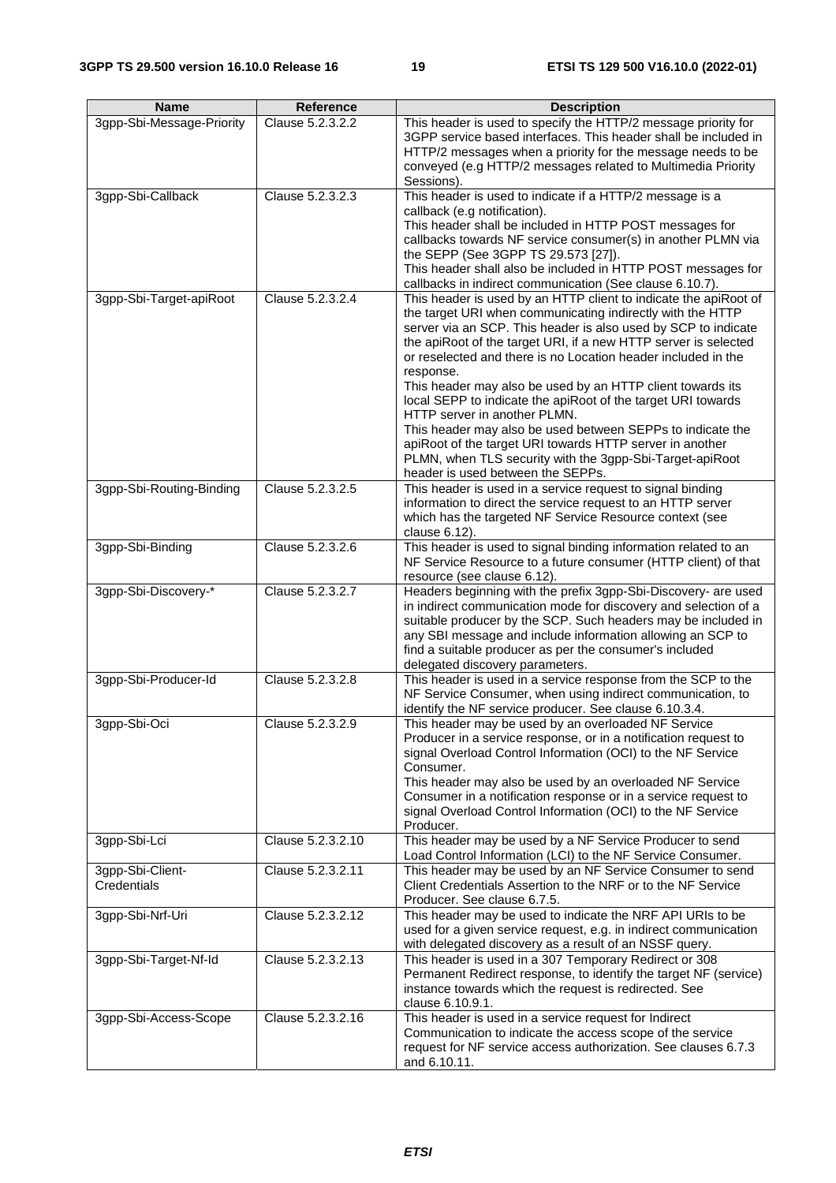| Name | Reference | Description |
|---|---|---|
| 3gpp-Sbi-Message-Priority | Clause 5.2.3.2.2 | This header is used to specify the HTTP/2 message priority for 3GPP service based interfaces. This header shall be included in HTTP/2 messages when a priority for the message needs to be conveyed (e.g HTTP/2 messages related to Multimedia Priority Sessions). |
| 3gpp-Sbi-Callback | Clause 5.2.3.2.3 | This header is used to indicate if a HTTP/2 message is a callback (e.g notification).<br>This header shall be included in HTTP POST messages for callbacks towards NF service consumer(s) in another PLMN via the SEPP (See 3GPP TS 29.573 [27]).<br>This header shall also be included in HTTP POST messages for callbacks in indirect communication (See clause 6.10.7). |
| 3gpp-Sbi-Target-apiRoot | Clause 5.2.3.2.4 | This header is used by an HTTP client to indicate the apiRoot of the target URI when communicating indirectly with the HTTP server via an SCP. This header is also used by SCP to indicate the apiRoot of the target URI, if a new HTTP server is selected or reselected and there is no Location header included in the response.<br>This header may also be used by an HTTP client towards its local SEPP to indicate the apiRoot of the target URI towards HTTP server in another PLMN.<br>This header may also be used between SEPPs to indicate the apiRoot of the target URI towards HTTP server in another PLMN, when TLS security with the 3gpp-Sbi-Target-apiRoot header is used between the SEPPs. |
| 3gpp-Sbi-Routing-Binding | Clause 5.2.3.2.5 | This header is used in a service request to signal binding information to direct the service request to an HTTP server which has the targeted NF Service Resource context (see clause 6.12). |
| 3gpp-Sbi-Binding | Clause 5.2.3.2.6 | This header is used to signal binding information related to an NF Service Resource to a future consumer (HTTP client) of that resource (see clause 6.12). |
| 3gpp-Sbi-Discovery-* | Clause 5.2.3.2.7 | Headers beginning with the prefix 3gpp-Sbi-Discovery- are used in indirect communication mode for discovery and selection of a suitable producer by the SCP. Such headers may be included in any SBI message and include information allowing an SCP to find a suitable producer as per the consumer's included delegated discovery parameters. |
| 3gpp-Sbi-Producer-Id | Clause 5.2.3.2.8 | This header is used in a service response from the SCP to the NF Service Consumer, when using indirect communication, to identify the NF service producer. See clause 6.10.3.4. |
| 3gpp-Sbi-Oci | Clause 5.2.3.2.9 | This header may be used by an overloaded NF Service Producer in a service response, or in a notification request to signal Overload Control Information (OCI) to the NF Service Consumer.<br>This header may also be used by an overloaded NF Service Consumer in a notification response or in a service request to signal Overload Control Information (OCI) to the NF Service Producer. |
| 3gpp-Sbi-Lci | Clause 5.2.3.2.10 | This header may be used by a NF Service Producer to send Load Control Information (LCI) to the NF Service Consumer. |
| 3gpp-Sbi-Client-Credentials | Clause 5.2.3.2.11 | This header may be used by an NF Service Consumer to send Client Credentials Assertion to the NRF or to the NF Service Producer. See clause 6.7.5. |
| 3gpp-Sbi-Nrf-Uri | Clause 5.2.3.2.12 | This header may be used to indicate the NRF API URIs to be used for a given service request, e.g. in indirect communication with delegated discovery as a result of an NSSF query. |
| 3gpp-Sbi-Target-Nf-Id | Clause 5.2.3.2.13 | This header is used in a 307 Temporary Redirect or 308 Permanent Redirect response, to identify the target NF (service) instance towards which the request is redirected. See clause 6.10.9.1. |
| 3gpp-Sbi-Access-Scope | Clause 5.2.3.2.16 | This header is used in a service request for Indirect Communication to indicate the access scope of the service request for NF service access authorization. See clauses 6.7.3 and 6.10.11. |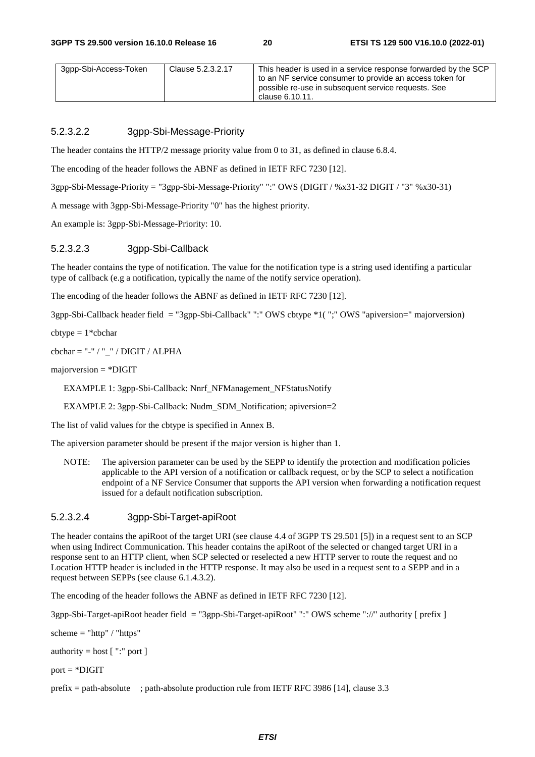| 3gpp-Sbi-Access-Token | Clause 5.2.3.2.17 | This header is used in a service response forwarded by the SCP to an NF service consumer to provide an access token for possible re-use in subsequent service requests. See clause 6.10.11. |
|---|---|---|

#### 5.2.3.2.2 3gpp-Sbi-Message-Priority

The header contains the HTTP/2 message priority value from 0 to 31, as defined in clause 6.8.4.

The encoding of the header follows the ABNF as defined in IETF RFC 7230 [12].

3gpp-Sbi-Message-Priority = "3gpp-Sbi-Message-Priority" ":" OWS (DIGIT / %x31-32 DIGIT / "3" %x30-31)

A message with 3gpp-Sbi-Message-Priority "0" has the highest priority.

An example is: 3gpp-Sbi-Message-Priority: 10.

#### 5.2.3.2.3 3gpp-Sbi-Callback

The header contains the type of notification. The value for the notification type is a string used identifing a particular type of callback (e.g a notification, typically the name of the notify service operation).

The encoding of the header follows the ABNF as defined in IETF RFC 7230 [12].

3gpp-Sbi-Callback header field = "3gpp-Sbi-Callback" ":" OWS cbtype *1( ";" OWS "apiversion=" majorversion)

cbtype = 1*cbchar

cbchar = "-" / "_" / DIGIT / ALPHA

majorversion = *DIGIT

EXAMPLE 1: 3gpp-Sbi-Callback: Nnrf_NFManagement_NFStatusNotify

EXAMPLE 2: 3gpp-Sbi-Callback: Nudm_SDM_Notification; apiversion=2

The list of valid values for the cbtype is specified in Annex B.

The apiversion parameter should be present if the major version is higher than 1.

NOTE: The apiversion parameter can be used by the SEPP to identify the protection and modification policies applicable to the API version of a notification or callback request, or by the SCP to select a notification endpoint of a NF Service Consumer that supports the API version when forwarding a notification request issued for a default notification subscription.

#### 5.2.3.2.4 3gpp-Sbi-Target-apiRoot

The header contains the apiRoot of the target URI (see clause 4.4 of 3GPP TS 29.501 [5]) in a request sent to an SCP when using Indirect Communication. This header contains the apiRoot of the selected or changed target URI in a response sent to an HTTP client, when SCP selected or reselected a new HTTP server to route the request and no Location HTTP header is included in the HTTP response. It may also be used in a request sent to a SEPP and in a request between SEPPs (see clause 6.1.4.3.2).

The encoding of the header follows the ABNF as defined in IETF RFC 7230 [12].

3gpp-Sbi-Target-apiRoot header field = "3gpp-Sbi-Target-apiRoot" ":" OWS scheme "://" authority [ prefix ]

scheme = "http" / "https"

authority = host [ ":" port ]

port = *DIGIT

prefix = path-absolute ; path-absolute production rule from IETF RFC 3986 [14], clause 3.3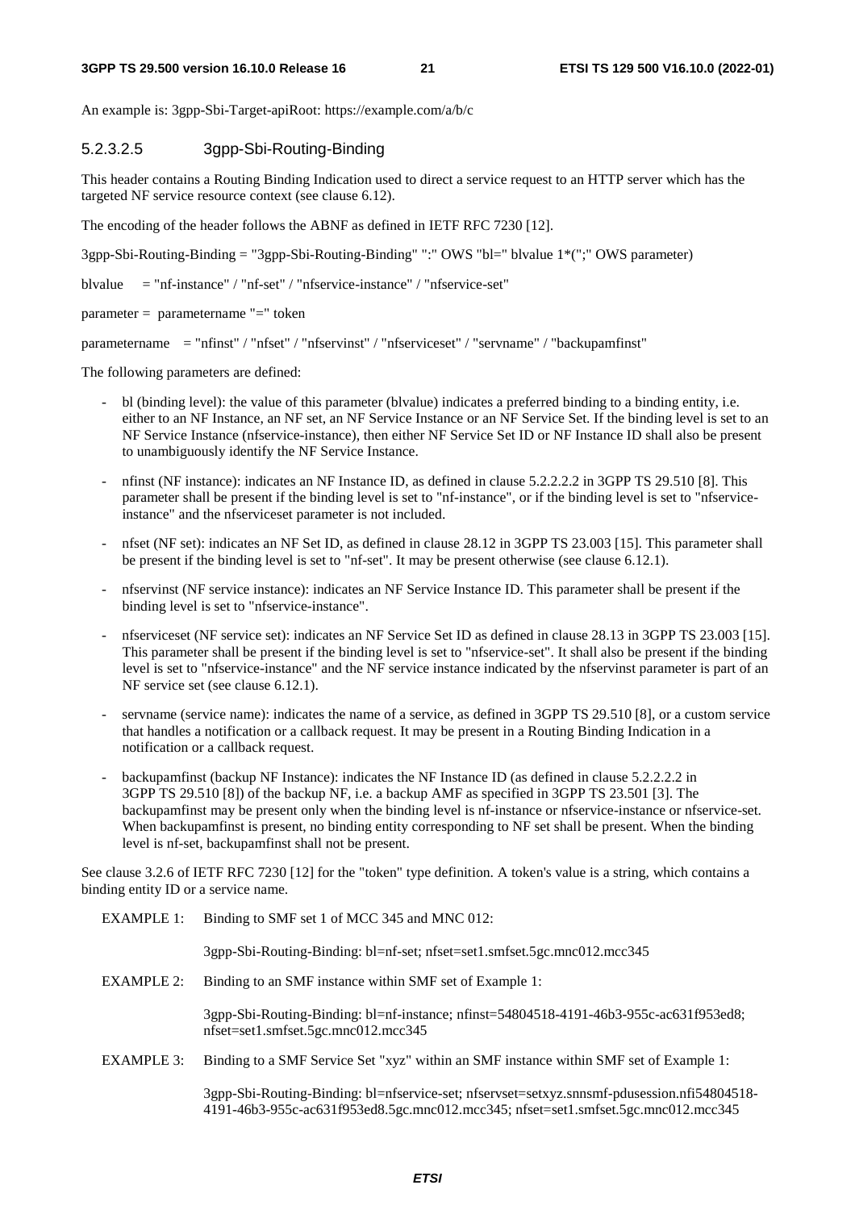An example is: 3gpp-Sbi-Target-apiRoot: https://example.com/a/b/c

#### 5.2.3.2.5 3gpp-Sbi-Routing-Binding

This header contains a Routing Binding Indication used to direct a service request to an HTTP server which has the targeted NF service resource context (see clause 6.12).

The encoding of the header follows the ABNF as defined in IETF RFC 7230 [12].

3gpp-Sbi-Routing-Binding = "3gpp-Sbi-Routing-Binding" ":" OWS "bl=" blvalue 1*(";" OWS parameter)

blvalue = "nf-instance" / "nf-set" / "nfservice-instance" / "nfservice-set"

parameter = parametername "=" token

parametername = "nfinst" / "nfset" / "nfservinst" / "nfserviceset" / "servname" / "backupamfinst"

The following parameters are defined:

- bl (binding level): the value of this parameter (blvalue) indicates a preferred binding to a binding entity, i.e. either to an NF Instance, an NF set, an NF Service Instance or an NF Service Set. If the binding level is set to an NF Service Instance (nfservice-instance), then either NF Service Set ID or NF Instance ID shall also be present to unambiguously identify the NF Service Instance.
- nfinst (NF instance): indicates an NF Instance ID, as defined in clause 5.2.2.2.2 in 3GPP TS 29.510 [8]. This parameter shall be present if the binding level is set to "nf-instance", or if the binding level is set to "nfservice-instance" and the nfserviceset parameter is not included.
- nfset (NF set): indicates an NF Set ID, as defined in clause 28.12 in 3GPP TS 23.003 [15]. This parameter shall be present if the binding level is set to "nf-set". It may be present otherwise (see clause 6.12.1).
- nfservinst (NF service instance): indicates an NF Service Instance ID. This parameter shall be present if the binding level is set to "nfservice-instance".
- nfserviceset (NF service set): indicates an NF Service Set ID as defined in clause 28.13 in 3GPP TS 23.003 [15]. This parameter shall be present if the binding level is set to "nfservice-set". It shall also be present if the binding level is set to "nfservice-instance" and the NF service instance indicated by the nfservinst parameter is part of an NF service set (see clause 6.12.1).
- servname (service name): indicates the name of a service, as defined in 3GPP TS 29.510 [8], or a custom service that handles a notification or a callback request. It may be present in a Routing Binding Indication in a notification or a callback request.
- backupamfinst (backup NF Instance): indicates the NF Instance ID (as defined in clause 5.2.2.2.2 in 3GPP TS 29.510 [8]) of the backup NF, i.e. a backup AMF as specified in 3GPP TS 23.501 [3]. The backupamfinst may be present only when the binding level is nf-instance or nfservice-instance or nfservice-set. When backupamfinst is present, no binding entity corresponding to NF set shall be present. When the binding level is nf-set, backupamfinst shall not be present.

See clause 3.2.6 of IETF RFC 7230 [12] for the "token" type definition. A token's value is a string, which contains a binding entity ID or a service name.

EXAMPLE 1: Binding to SMF set 1 of MCC 345 and MNC 012:

3gpp-Sbi-Routing-Binding: bl=nf-set; nfset=set1.smfset.5gc.mnc012.mcc345

EXAMPLE 2: Binding to an SMF instance within SMF set of Example 1:

3gpp-Sbi-Routing-Binding: bl=nf-instance; nfinst=54804518-4191-46b3-955c-ac631f953ed8; nfset=set1.smfset.5gc.mnc012.mcc345

EXAMPLE 3: Binding to a SMF Service Set "xyz" within an SMF instance within SMF set of Example 1:

3gpp-Sbi-Routing-Binding: bl=nfservice-set; nfservset=setxyz.snnsmf-pdusession.nfi54804518-4191-46b3-955c-ac631f953ed8.5gc.mnc012.mcc345; nfset=set1.smfset.5gc.mnc012.mcc345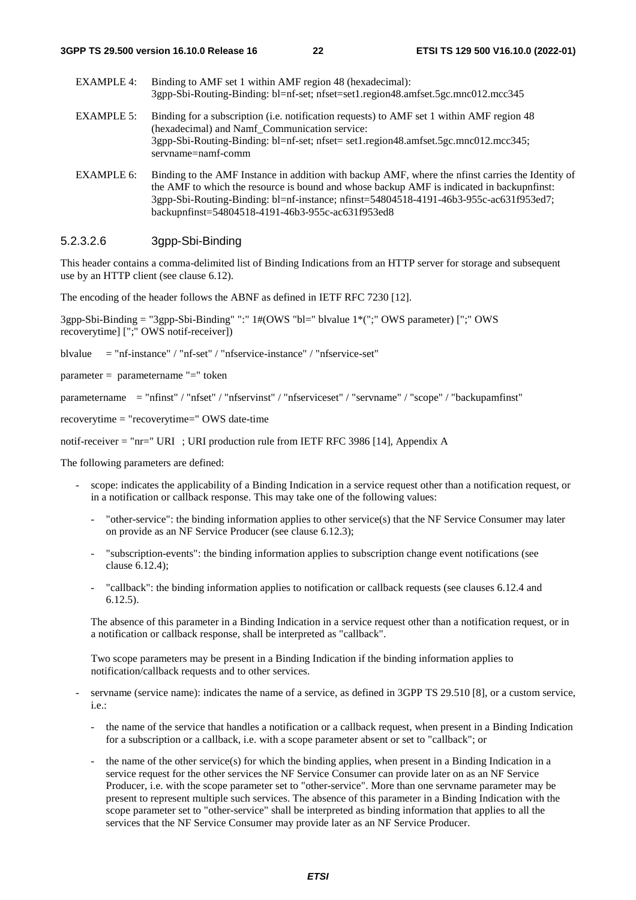EXAMPLE 4: Binding to AMF set 1 within AMF region 48 (hexadecimal):
3gpp-Sbi-Routing-Binding: bl=nf-set; nfset=set1.region48.amfset.5gc.mnc012.mcc345

EXAMPLE 5: Binding for a subscription (i.e. notification requests) to AMF set 1 within AMF region 48 (hexadecimal) and Namf_Communication service:
3gpp-Sbi-Routing-Binding: bl=nf-set; nfset= set1.region48.amfset.5gc.mnc012.mcc345; servname=namf-comm

EXAMPLE 6: Binding to the AMF Instance in addition with backup AMF, where the nfinst carries the Identity of the AMF to which the resource is bound and whose backup AMF is indicated in backupnfinst:
3gpp-Sbi-Routing-Binding: bl=nf-instance; nfinst=54804518-4191-46b3-955c-ac631f953ed7; backupnfinst=54804518-4191-46b3-955c-ac631f953ed8

#### 5.2.3.2.6 3gpp-Sbi-Binding

This header contains a comma-delimited list of Binding Indications from an HTTP server for storage and subsequent use by an HTTP client (see clause 6.12).

The encoding of the header follows the ABNF as defined in IETF RFC 7230 [12].

```
3gpp-Sbi-Binding = "3gpp-Sbi-Binding" ":" 1#(OWS "bl=" blvalue 1*(";" OWS parameter) [";" OWS recoverytime] [";" OWS notif-receiver])

blvalue    = "nf-instance" / "nf-set" / "nfservice-instance" / "nfservice-set"

parameter =  parametername "=" token

parametername   = "nfinst" / "nfset" / "nfservinst" / "nfserviceset" / "servname" / "scope" / "backupamfinst"

recoverytime = "recoverytime=" OWS date-time

notif-receiver = "nr=" URI  ; URI production rule from IETF RFC 3986 [14], Appendix A
```

The following parameters are defined:

- scope: indicates the applicability of a Binding Indication in a service request other than a notification request, or in a notification or callback response. This may take one of the following values:
  - "other-service": the binding information applies to other service(s) that the NF Service Consumer may later on provide as an NF Service Producer (see clause 6.12.3);
  - "subscription-events": the binding information applies to subscription change event notifications (see clause 6.12.4);
  - "callback": the binding information applies to notification or callback requests (see clauses 6.12.4 and 6.12.5).

  The absence of this parameter in a Binding Indication in a service request other than a notification request, or in a notification or callback response, shall be interpreted as "callback".

  Two scope parameters may be present in a Binding Indication if the binding information applies to notification/callback requests and to other services.

- servname (service name): indicates the name of a service, as defined in 3GPP TS 29.510 [8], or a custom service, i.e.:
  - the name of the service that handles a notification or a callback request, when present in a Binding Indication for a subscription or a callback, i.e. with a scope parameter absent or set to "callback"; or
  - the name of the other service(s) for which the binding applies, when present in a Binding Indication in a service request for the other services the NF Service Consumer can provide later on as an NF Service Producer, i.e. with the scope parameter set to "other-service". More than one servname parameter may be present to represent multiple such services. The absence of this parameter in a Binding Indication with the scope parameter set to "other-service" shall be interpreted as binding information that applies to all the services that the NF Service Consumer may provide later as an NF Service Producer.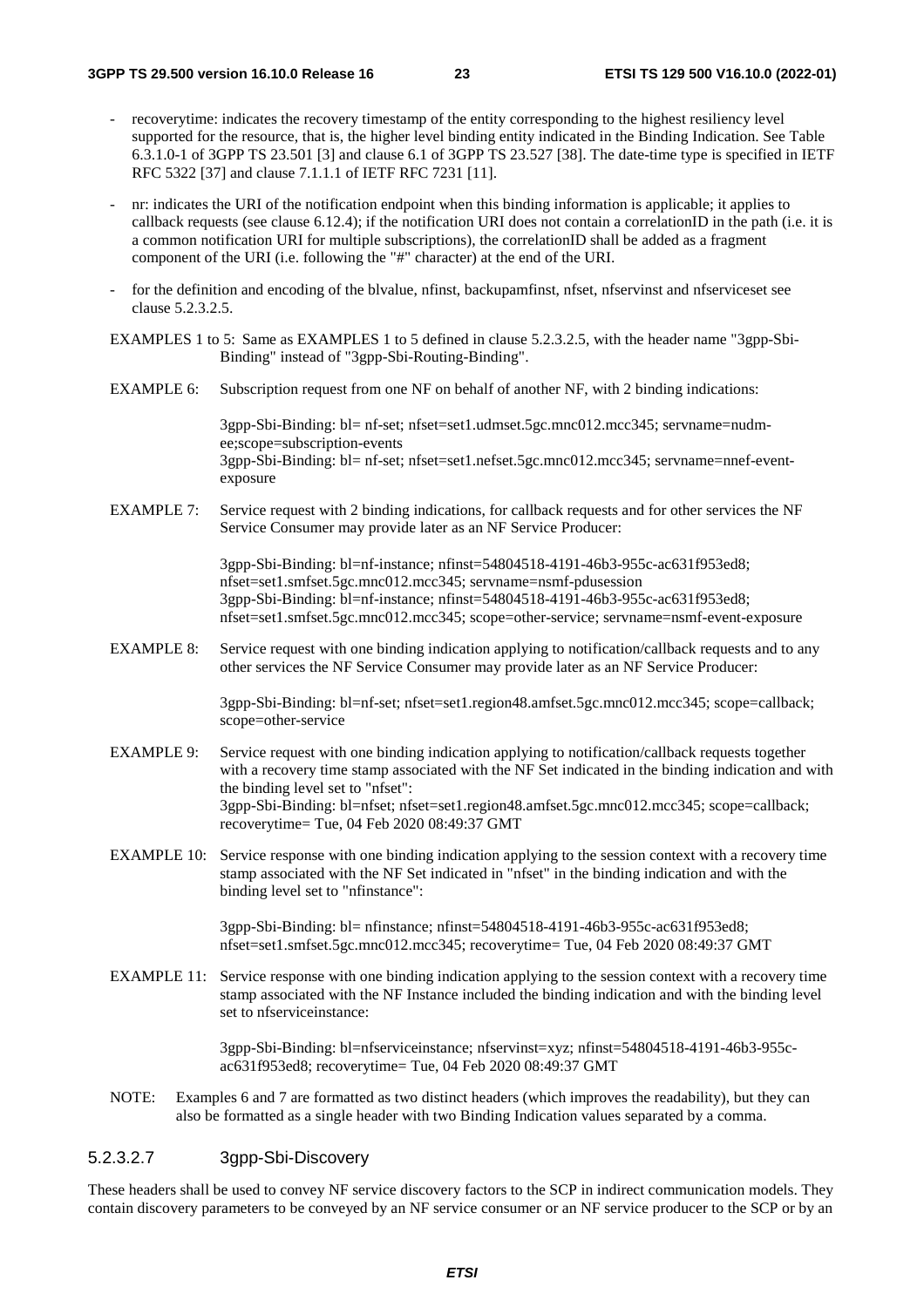- recoverytime: indicates the recovery timestamp of the entity corresponding to the highest resiliency level supported for the resource, that is, the higher level binding entity indicated in the Binding Indication. See Table 6.3.1.0-1 of 3GPP TS 23.501 [3] and clause 6.1 of 3GPP TS 23.527 [38]. The date-time type is specified in IETF RFC 5322 [37] and clause 7.1.1.1 of IETF RFC 7231 [11].

- nr: indicates the URI of the notification endpoint when this binding information is applicable; it applies to callback requests (see clause 6.12.4); if the notification URI does not contain a correlationID in the path (i.e. it is a common notification URI for multiple subscriptions), the correlationID shall be added as a fragment component of the URI (i.e. following the "#" character) at the end of the URI.

- for the definition and encoding of the blvalue, nfinst, backupamfinst, nfset, nfservinst and nfserviceset see clause 5.2.3.2.5.

EXAMPLES 1 to 5: Same as EXAMPLES 1 to 5 defined in clause 5.2.3.2.5, with the header name "3gpp-Sbi-Binding" instead of "3gpp-Sbi-Routing-Binding".

EXAMPLE 6: Subscription request from one NF on behalf of another NF, with 2 binding indications:

3gpp-Sbi-Binding: bl= nf-set; nfset=set1.udmset.5gc.mnc012.mcc345; servname=nudm-ee;scope=subscription-events
3gpp-Sbi-Binding: bl= nf-set; nfset=set1.nefset.5gc.mnc012.mcc345; servname=nnef-event-exposure

EXAMPLE 7: Service request with 2 binding indications, for callback requests and for other services the NF Service Consumer may provide later as an NF Service Producer:

3gpp-Sbi-Binding: bl=nf-instance; nfinst=54804518-4191-46b3-955c-ac631f953ed8; nfset=set1.smfset.5gc.mnc012.mcc345; servname=nsmf-pdusession
3gpp-Sbi-Binding: bl=nf-instance; nfinst=54804518-4191-46b3-955c-ac631f953ed8; nfset=set1.smfset.5gc.mnc012.mcc345; scope=other-service; servname=nsmf-event-exposure

EXAMPLE 8: Service request with one binding indication applying to notification/callback requests and to any other services the NF Service Consumer may provide later as an NF Service Producer:

3gpp-Sbi-Binding: bl=nf-set; nfset=set1.region48.amfset.5gc.mnc012.mcc345; scope=callback; scope=other-service

EXAMPLE 9: Service request with one binding indication applying to notification/callback requests together with a recovery time stamp associated with the NF Set indicated in the binding indication and with the binding level set to "nfset":
3gpp-Sbi-Binding: bl=nfset; nfset=set1.region48.amfset.5gc.mnc012.mcc345; scope=callback; recoverytime= Tue, 04 Feb 2020 08:49:37 GMT

EXAMPLE 10: Service response with one binding indication applying to the session context with a recovery time stamp associated with the NF Set indicated in "nfset" in the binding indication and with the binding level set to "nfinstance":

3gpp-Sbi-Binding: bl= nfinstance; nfinst=54804518-4191-46b3-955c-ac631f953ed8; nfset=set1.smfset.5gc.mnc012.mcc345; recoverytime= Tue, 04 Feb 2020 08:49:37 GMT

EXAMPLE 11: Service response with one binding indication applying to the session context with a recovery time stamp associated with the NF Instance included the binding indication and with the binding level set to nfserviceinstance:

3gpp-Sbi-Binding: bl=nfserviceinstance; nfservinst=xyz; nfinst=54804518-4191-46b3-955c-ac631f953ed8; recoverytime= Tue, 04 Feb 2020 08:49:37 GMT

NOTE: Examples 6 and 7 are formatted as two distinct headers (which improves the readability), but they can also be formatted as a single header with two Binding Indication values separated by a comma.

#### 5.2.3.2.7 3gpp-Sbi-Discovery

These headers shall be used to convey NF service discovery factors to the SCP in indirect communication models. They contain discovery parameters to be conveyed by an NF service consumer or an NF service producer to the SCP or by an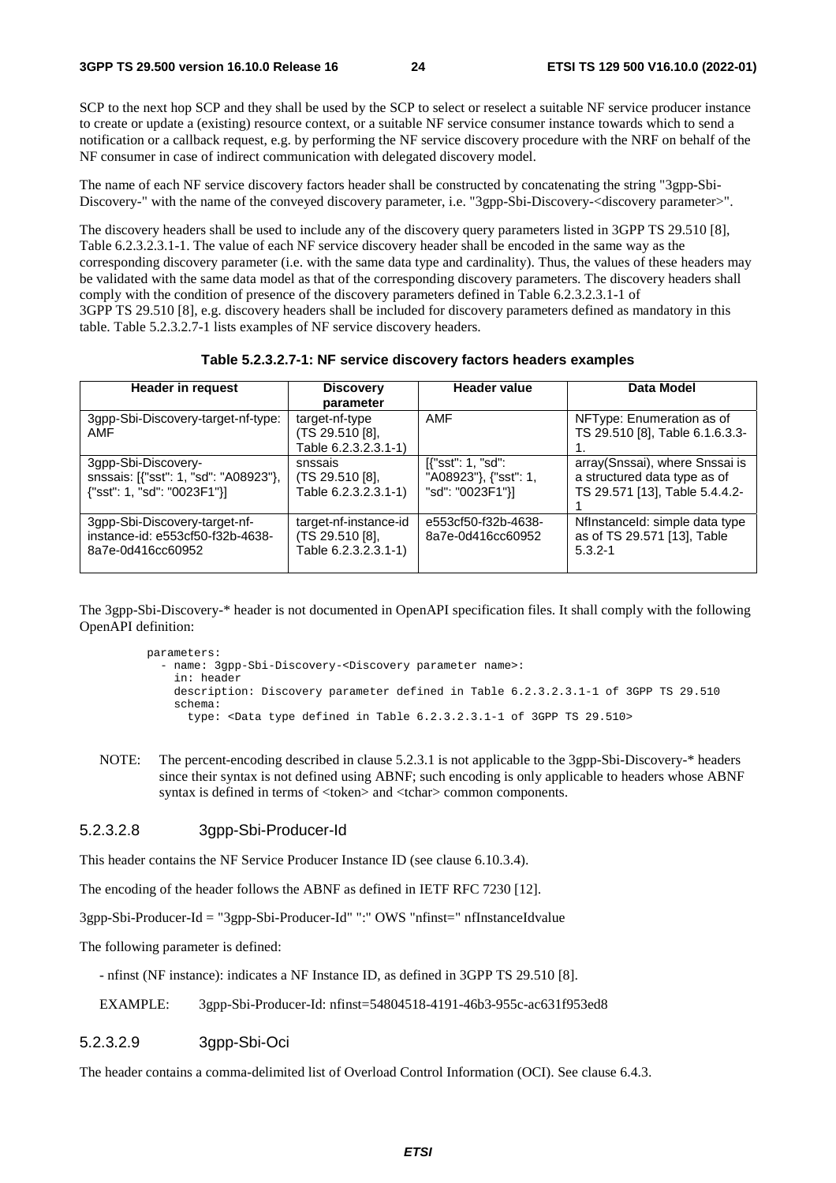SCP to the next hop SCP and they shall be used by the SCP to select or reselect a suitable NF service producer instance to create or update a (existing) resource context, or a suitable NF service consumer instance towards which to send a notification or a callback request, e.g. by performing the NF service discovery procedure with the NRF on behalf of the NF consumer in case of indirect communication with delegated discovery model.

The name of each NF service discovery factors header shall be constructed by concatenating the string "3gpp-Sbi-Discovery-" with the name of the conveyed discovery parameter, i.e. "3gpp-Sbi-Discovery-<discovery parameter>".

The discovery headers shall be used to include any of the discovery query parameters listed in 3GPP TS 29.510 [8], Table 6.2.3.2.3.1-1. The value of each NF service discovery header shall be encoded in the same way as the corresponding discovery parameter (i.e. with the same data type and cardinality). Thus, the values of these headers may be validated with the same data model as that of the corresponding discovery parameters. The discovery headers shall comply with the condition of presence of the discovery parameters defined in Table 6.2.3.2.3.1-1 of 3GPP TS 29.510 [8], e.g. discovery headers shall be included for discovery parameters defined as mandatory in this table. Table 5.2.3.2.7-1 lists examples of NF service discovery headers.

**Table 5.2.3.2.7-1: NF service discovery factors headers examples**

| Header in request | Discovery parameter | Header value | Data Model |
|---|---|---|---|
| 3gpp-Sbi-Discovery-target-nf-type: AMF | target-nf-type (TS 29.510 [8], Table 6.2.3.2.3.1-1) | AMF | NFType: Enumeration as of TS 29.510 [8], Table 6.1.6.3.3-1. |
| 3gpp-Sbi-Discovery-snssais: [{"sst": 1, "sd": "A08923"}, {"sst": 1, "sd": "0023F1"}] | snssais (TS 29.510 [8], Table 6.2.3.2.3.1-1) | [{"sst": 1, "sd": "A08923"}, {"sst": 1, "sd": "0023F1"}] | array(Snssai), where Snssai is a structured data type as of TS 29.571 [13], Table 5.4.4.2-1 |
| 3gpp-Sbi-Discovery-target-nf-instance-id: e553cf50-f32b-4638-8a7e-0d416cc60952 | target-nf-instance-id (TS 29.510 [8], Table 6.2.3.2.3.1-1) | e553cf50-f32b-4638-8a7e-0d416cc60952 | NfInstanceId: simple data type as of TS 29.571 [13], Table 5.3.2-1 |

The 3gpp-Sbi-Discovery-* header is not documented in OpenAPI specification files. It shall comply with the following OpenAPI definition:

```
parameters:
  - name: 3gpp-Sbi-Discovery-<Discovery parameter name>:
    in: header
    description: Discovery parameter defined in Table 6.2.3.2.3.1-1 of 3GPP TS 29.510
    schema:
      type: <Data type defined in Table 6.2.3.2.3.1-1 of 3GPP TS 29.510>
```

NOTE: The percent-encoding described in clause 5.2.3.1 is not applicable to the 3gpp-Sbi-Discovery-* headers since their syntax is not defined using ABNF; such encoding is only applicable to headers whose ABNF syntax is defined in terms of <token> and <tchar> common components.

#### 5.2.3.2.8 3gpp-Sbi-Producer-Id

This header contains the NF Service Producer Instance ID (see clause 6.10.3.4).

The encoding of the header follows the ABNF as defined in IETF RFC 7230 [12].

3gpp-Sbi-Producer-Id = "3gpp-Sbi-Producer-Id" ":" OWS "nfinst=" nfInstanceIdvalue

The following parameter is defined:

- nfinst (NF instance): indicates a NF Instance ID, as defined in 3GPP TS 29.510 [8].

EXAMPLE: 3gpp-Sbi-Producer-Id: nfinst=54804518-4191-46b3-955c-ac631f953ed8

#### 5.2.3.2.9 3gpp-Sbi-Oci

The header contains a comma-delimited list of Overload Control Information (OCI). See clause 6.4.3.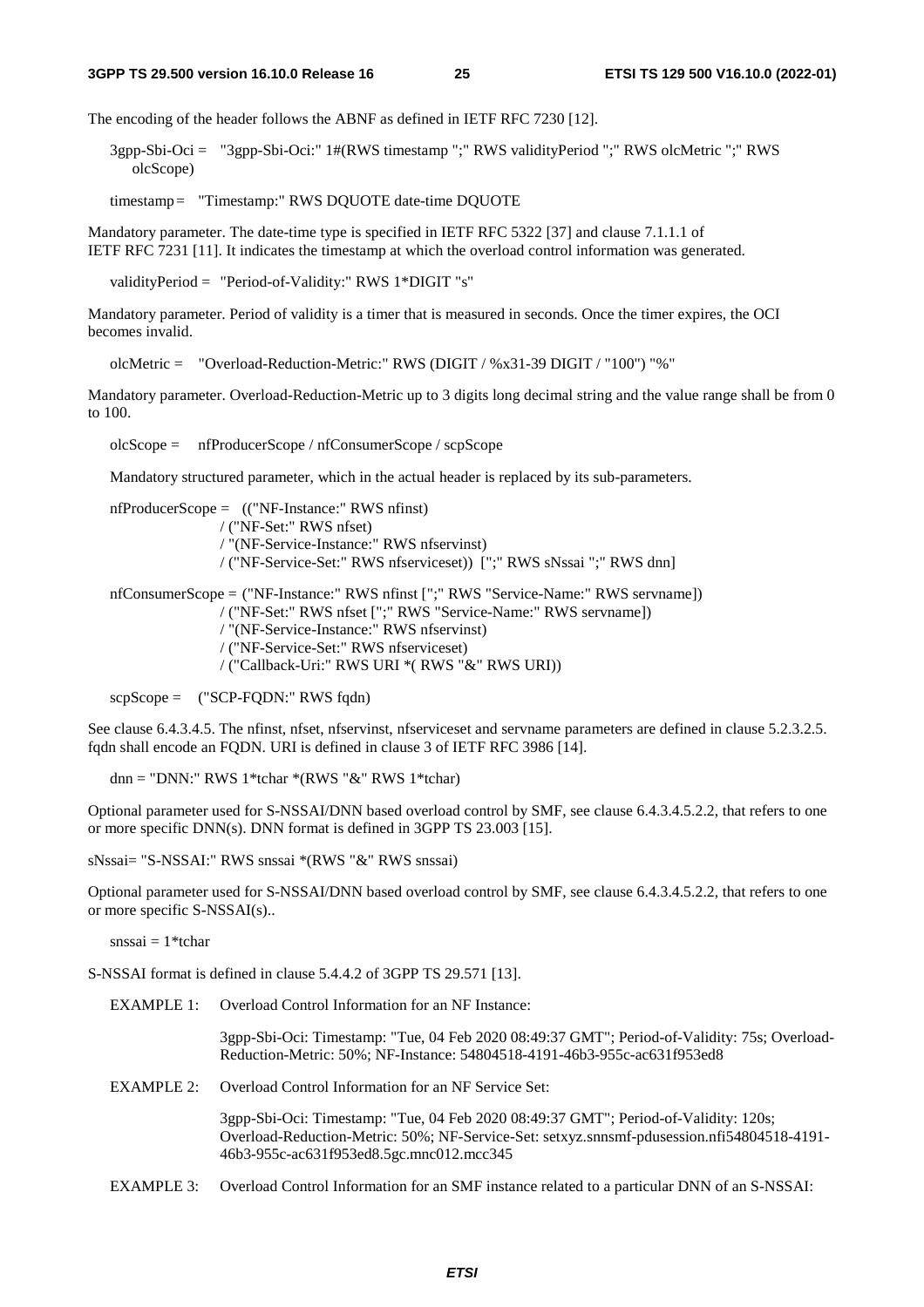The encoding of the header follows the ABNF as defined in IETF RFC 7230 [12].

```
3gpp-Sbi-Oci = "3gpp-Sbi-Oci:" 1#(RWS timestamp ";" RWS validityPeriod ";" RWS olcMetric ";" RWS olcScope)

timestamp = "Timestamp:" RWS DQUOTE date-time DQUOTE
```

Mandatory parameter. The date-time type is specified in IETF RFC 5322 [37] and clause 7.1.1.1 of IETF RFC 7231 [11]. It indicates the timestamp at which the overload control information was generated.

```
validityPeriod = "Period-of-Validity:" RWS 1*DIGIT "s"
```

Mandatory parameter. Period of validity is a timer that is measured in seconds. Once the timer expires, the OCI becomes invalid.

```
olcMetric = "Overload-Reduction-Metric:" RWS (DIGIT / %x31-39 DIGIT / "100") "%"
```

Mandatory parameter. Overload-Reduction-Metric up to 3 digits long decimal string and the value range shall be from 0 to 100.

```
olcScope = nfProducerScope / nfConsumerScope / scpScope
```

Mandatory structured parameter, which in the actual header is replaced by its sub-parameters.

```
nfProducerScope = (("NF-Instance:" RWS nfinst)
                  / ("NF-Set:" RWS nfset)
                  / "(NF-Service-Instance:" RWS nfservinst)
                  / ("NF-Service-Set:" RWS nfserviceset)) [";" RWS sNssai ";" RWS dnn]

nfConsumerScope = ("NF-Instance:" RWS nfinst [";" RWS "Service-Name:" RWS servname])
                  / ("NF-Set:" RWS nfset [";" RWS "Service-Name:" RWS servname])
                  / "(NF-Service-Instance:" RWS nfservinst)
                  / ("NF-Service-Set:" RWS nfserviceset)
                  / ("Callback-Uri:" RWS URI *( RWS "&" RWS URI))

scpScope = ("SCP-FQDN:" RWS fqdn)
```

See clause 6.4.3.4.5. The nfinst, nfset, nfservinst, nfserviceset and servname parameters are defined in clause 5.2.3.2.5. fqdn shall encode an FQDN. URI is defined in clause 3 of IETF RFC 3986 [14].

```
dnn = "DNN:" RWS 1*tchar *(RWS "&" RWS 1*tchar)
```

Optional parameter used for S-NSSAI/DNN based overload control by SMF, see clause 6.4.3.4.5.2.2, that refers to one or more specific DNN(s). DNN format is defined in 3GPP TS 23.003 [15].

```
sNssai= "S-NSSAI:" RWS snssai *(RWS "&" RWS snssai)
```

Optional parameter used for S-NSSAI/DNN based overload control by SMF, see clause 6.4.3.4.5.2.2, that refers to one or more specific S-NSSAI(s)..

```
snssai = 1*tchar
```

S-NSSAI format is defined in clause 5.4.4.2 of 3GPP TS 29.571 [13].

EXAMPLE 1: Overload Control Information for an NF Instance:

3gpp-Sbi-Oci: Timestamp: "Tue, 04 Feb 2020 08:49:37 GMT"; Period-of-Validity: 75s; Overload-Reduction-Metric: 50%; NF-Instance: 54804518-4191-46b3-955c-ac631f953ed8

EXAMPLE 2: Overload Control Information for an NF Service Set:

3gpp-Sbi-Oci: Timestamp: "Tue, 04 Feb 2020 08:49:37 GMT"; Period-of-Validity: 120s; Overload-Reduction-Metric: 50%; NF-Service-Set: setxyz.snnsmf-pdusession.nfi54804518-4191-46b3-955c-ac631f953ed8.5gc.mnc012.mcc345

EXAMPLE 3: Overload Control Information for an SMF instance related to a particular DNN of an S-NSSAI: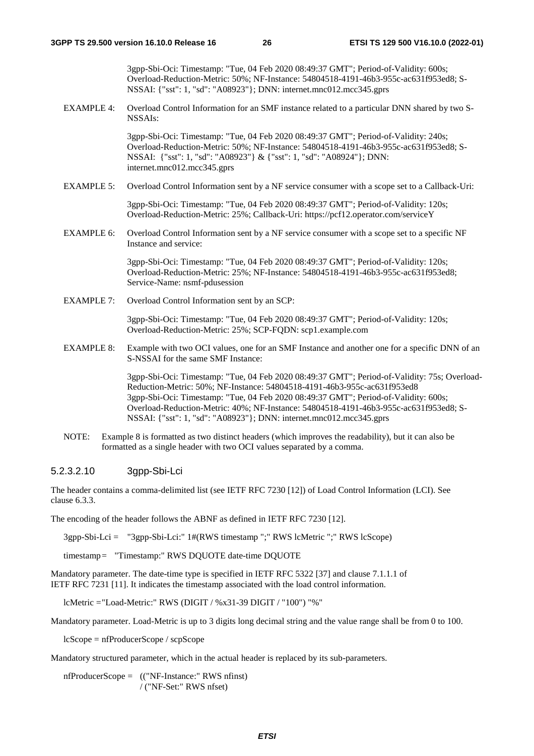3gpp-Sbi-Oci: Timestamp: "Tue, 04 Feb 2020 08:49:37 GMT"; Period-of-Validity: 600s; Overload-Reduction-Metric: 50%; NF-Instance: 54804518-4191-46b3-955c-ac631f953ed8; S-NSSAI: {"sst": 1, "sd": "A08923"}; DNN: internet.mnc012.mcc345.gprs

EXAMPLE 4: Overload Control Information for an SMF instance related to a particular DNN shared by two S-NSSAIs:

3gpp-Sbi-Oci: Timestamp: "Tue, 04 Feb 2020 08:49:37 GMT"; Period-of-Validity: 240s; Overload-Reduction-Metric: 50%; NF-Instance: 54804518-4191-46b3-955c-ac631f953ed8; S-NSSAI: {"sst": 1, "sd": "A08923"} & {"sst": 1, "sd": "A08924"}; DNN: internet.mnc012.mcc345.gprs

EXAMPLE 5: Overload Control Information sent by a NF service consumer with a scope set to a Callback-Uri:

3gpp-Sbi-Oci: Timestamp: "Tue, 04 Feb 2020 08:49:37 GMT"; Period-of-Validity: 120s; Overload-Reduction-Metric: 25%; Callback-Uri: https://pcf12.operator.com/serviceY

EXAMPLE 6: Overload Control Information sent by a NF service consumer with a scope set to a specific NF Instance and service:

3gpp-Sbi-Oci: Timestamp: "Tue, 04 Feb 2020 08:49:37 GMT"; Period-of-Validity: 120s; Overload-Reduction-Metric: 25%; NF-Instance: 54804518-4191-46b3-955c-ac631f953ed8; Service-Name: nsmf-pdusession

EXAMPLE 7: Overload Control Information sent by an SCP:

3gpp-Sbi-Oci: Timestamp: "Tue, 04 Feb 2020 08:49:37 GMT"; Period-of-Validity: 120s; Overload-Reduction-Metric: 25%; SCP-FQDN: scp1.example.com

EXAMPLE 8: Example with two OCI values, one for an SMF Instance and another one for a specific DNN of an S-NSSAI for the same SMF Instance:

3gpp-Sbi-Oci: Timestamp: "Tue, 04 Feb 2020 08:49:37 GMT"; Period-of-Validity: 75s; Overload-Reduction-Metric: 50%; NF-Instance: 54804518-4191-46b3-955c-ac631f953ed8
3gpp-Sbi-Oci: Timestamp: "Tue, 04 Feb 2020 08:49:37 GMT"; Period-of-Validity: 600s; Overload-Reduction-Metric: 40%; NF-Instance: 54804518-4191-46b3-955c-ac631f953ed8; S-NSSAI: {"sst": 1, "sd": "A08923"}; DNN: internet.mnc012.mcc345.gprs

NOTE: Example 8 is formatted as two distinct headers (which improves the readability), but it can also be formatted as a single header with two OCI values separated by a comma.

#### 5.2.3.2.10 3gpp-Sbi-Lci

The header contains a comma-delimited list (see IETF RFC 7230 [12]) of Load Control Information (LCI). See clause 6.3.3.

The encoding of the header follows the ABNF as defined in IETF RFC 7230 [12].

```
3gpp-Sbi-Lci = "3gpp-Sbi-Lci:" 1#(RWS timestamp ";" RWS lcMetric ";" RWS lcScope)

timestamp = "Timestamp:" RWS DQUOTE date-time DQUOTE
```

Mandatory parameter. The date-time type is specified in IETF RFC 5322 [37] and clause 7.1.1.1 of IETF RFC 7231 [11]. It indicates the timestamp associated with the load control information.

```
lcMetric ="Load-Metric:" RWS (DIGIT / %x31-39 DIGIT / "100") "%"
```

Mandatory parameter. Load-Metric is up to 3 digits long decimal string and the value range shall be from 0 to 100.

```
lcScope = nfProducerScope / scpScope
```

Mandatory structured parameter, which in the actual header is replaced by its sub-parameters.

```
nfProducerScope = (("NF-Instance:" RWS nfinst)
                  / ("NF-Set:" RWS nfset)
```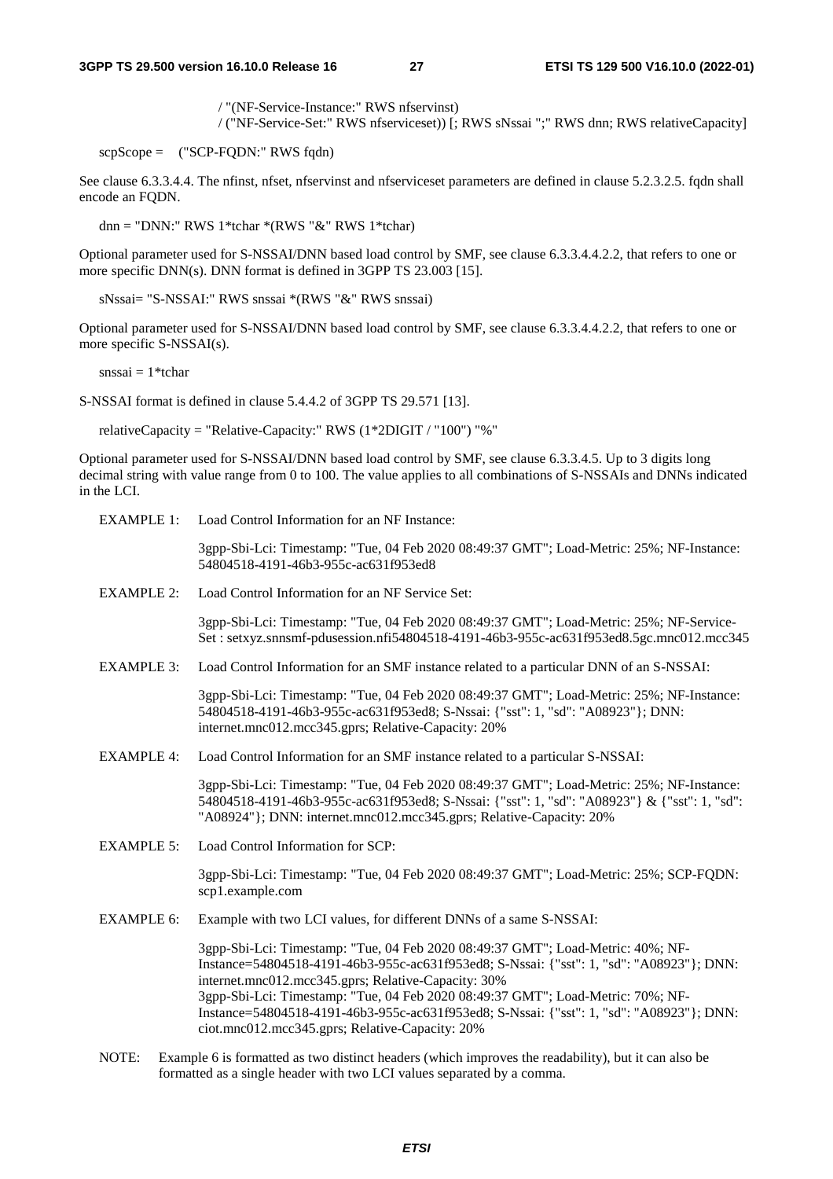```
                    / "(NF-Service-Instance:" RWS nfservinst)
                    / ("NF-Service-Set:" RWS nfserviceset)) [; RWS sNssai ";" RWS dnn; RWS relativeCapacity]

scpScope =    ("SCP-FQDN:" RWS fqdn)
```

See clause 6.3.3.4.4. The nfinst, nfset, nfservinst and nfserviceset parameters are defined in clause 5.2.3.2.5. fqdn shall encode an FQDN.

```
dnn = "DNN:" RWS 1*tchar *(RWS "&" RWS 1*tchar)
```

Optional parameter used for S-NSSAI/DNN based load control by SMF, see clause 6.3.3.4.4.2.2, that refers to one or more specific DNN(s). DNN format is defined in 3GPP TS 23.003 [15].

```
sNssai= "S-NSSAI:" RWS snssai *(RWS "&" RWS snssai)
```

Optional parameter used for S-NSSAI/DNN based load control by SMF, see clause 6.3.3.4.4.2.2, that refers to one or more specific S-NSSAI(s).

```
snssai = 1*tchar
```

S-NSSAI format is defined in clause 5.4.4.2 of 3GPP TS 29.571 [13].

```
relativeCapacity = "Relative-Capacity:" RWS (1*2DIGIT / "100") "%"
```

Optional parameter used for S-NSSAI/DNN based load control by SMF, see clause 6.3.3.4.5. Up to 3 digits long decimal string with value range from 0 to 100. The value applies to all combinations of S-NSSAIs and DNNs indicated in the LCI.

EXAMPLE 1: Load Control Information for an NF Instance:

3gpp-Sbi-Lci: Timestamp: "Tue, 04 Feb 2020 08:49:37 GMT"; Load-Metric: 25%; NF-Instance: 54804518-4191-46b3-955c-ac631f953ed8

EXAMPLE 2: Load Control Information for an NF Service Set:

3gpp-Sbi-Lci: Timestamp: "Tue, 04 Feb 2020 08:49:37 GMT"; Load-Metric: 25%; NF-Service-Set : setxyz.snnsmf-pdusession.nfi54804518-4191-46b3-955c-ac631f953ed8.5gc.mnc012.mcc345

EXAMPLE 3: Load Control Information for an SMF instance related to a particular DNN of an S-NSSAI:

3gpp-Sbi-Lci: Timestamp: "Tue, 04 Feb 2020 08:49:37 GMT"; Load-Metric: 25%; NF-Instance: 54804518-4191-46b3-955c-ac631f953ed8; S-Nssai: {"sst": 1, "sd": "A08923"}; DNN: internet.mnc012.mcc345.gprs; Relative-Capacity: 20%

EXAMPLE 4: Load Control Information for an SMF instance related to a particular S-NSSAI:

3gpp-Sbi-Lci: Timestamp: "Tue, 04 Feb 2020 08:49:37 GMT"; Load-Metric: 25%; NF-Instance: 54804518-4191-46b3-955c-ac631f953ed8; S-Nssai: {"sst": 1, "sd": "A08923"} & {"sst": 1, "sd": "A08924"}; DNN: internet.mnc012.mcc345.gprs; Relative-Capacity: 20%

EXAMPLE 5: Load Control Information for SCP:

3gpp-Sbi-Lci: Timestamp: "Tue, 04 Feb 2020 08:49:37 GMT"; Load-Metric: 25%; SCP-FQDN: scp1.example.com

EXAMPLE 6: Example with two LCI values, for different DNNs of a same S-NSSAI:

3gpp-Sbi-Lci: Timestamp: "Tue, 04 Feb 2020 08:49:37 GMT"; Load-Metric: 40%; NF-Instance=54804518-4191-46b3-955c-ac631f953ed8; S-Nssai: {"sst": 1, "sd": "A08923"}; DNN: internet.mnc012.mcc345.gprs; Relative-Capacity: 30%
3gpp-Sbi-Lci: Timestamp: "Tue, 04 Feb 2020 08:49:37 GMT"; Load-Metric: 70%; NF-Instance=54804518-4191-46b3-955c-ac631f953ed8; S-Nssai: {"sst": 1, "sd": "A08923"}; DNN: ciot.mnc012.mcc345.gprs; Relative-Capacity: 20%

NOTE: Example 6 is formatted as two distinct headers (which improves the readability), but it can also be formatted as a single header with two LCI values separated by a comma.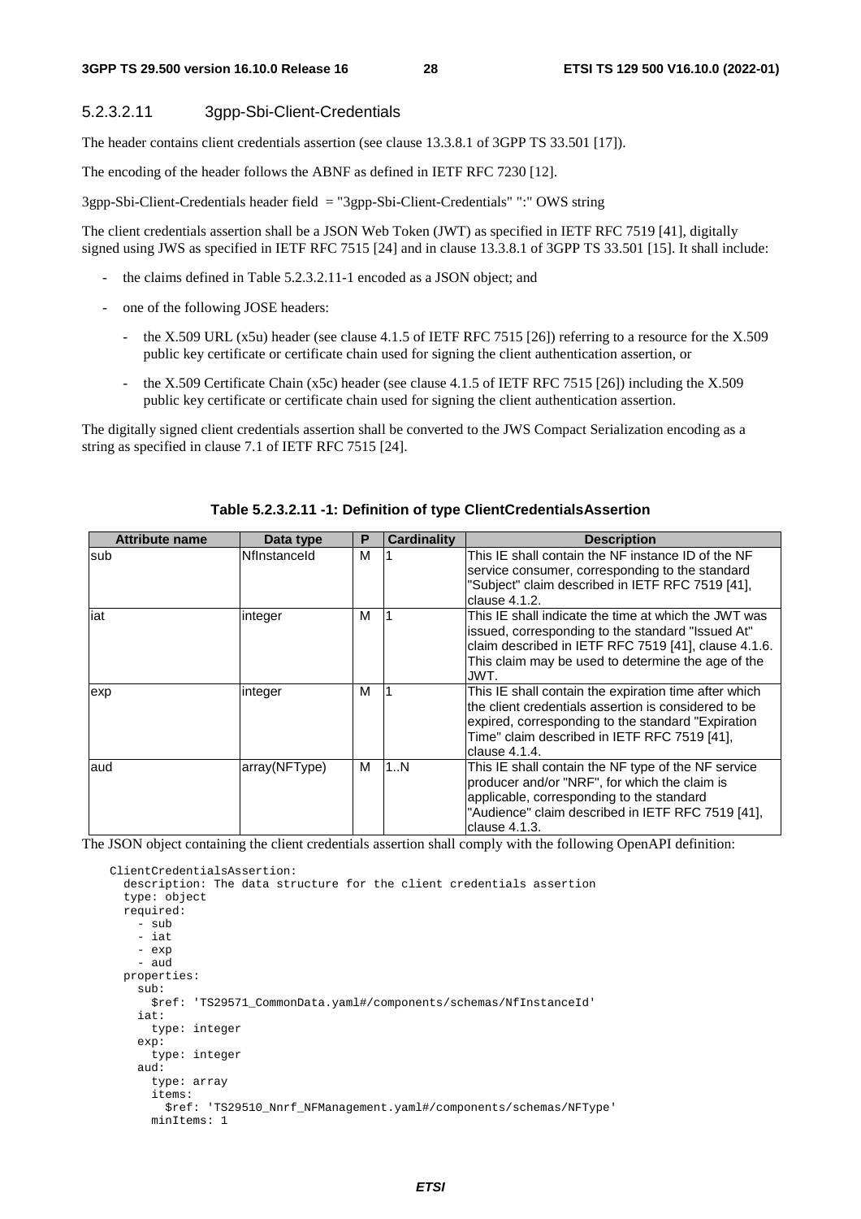#### 5.2.3.2.11 3gpp-Sbi-Client-Credentials

The header contains client credentials assertion (see clause 13.3.8.1 of 3GPP TS 33.501 [17]).

The encoding of the header follows the ABNF as defined in IETF RFC 7230 [12].

3gpp-Sbi-Client-Credentials header field = "3gpp-Sbi-Client-Credentials" ":" OWS string

The client credentials assertion shall be a JSON Web Token (JWT) as specified in IETF RFC 7519 [41], digitally signed using JWS as specified in IETF RFC 7515 [24] and in clause 13.3.8.1 of 3GPP TS 33.501 [15]. It shall include:

- the claims defined in Table 5.2.3.2.11-1 encoded as a JSON object; and
- one of the following JOSE headers:
  - the X.509 URL (x5u) header (see clause 4.1.5 of IETF RFC 7515 [26]) referring to a resource for the X.509 public key certificate or certificate chain used for signing the client authentication assertion, or
  - the X.509 Certificate Chain (x5c) header (see clause 4.1.5 of IETF RFC 7515 [26]) including the X.509 public key certificate or certificate chain used for signing the client authentication assertion.

The digitally signed client credentials assertion shall be converted to the JWS Compact Serialization encoding as a string as specified in clause 7.1 of IETF RFC 7515 [24].

**Table 5.2.3.2.11 -1: Definition of type ClientCredentialsAssertion**

| Attribute name | Data type | P | Cardinality | Description |
|---|---|---|---|---|
| sub | NfInstanceId | M | 1 | This IE shall contain the NF instance ID of the NF service consumer, corresponding to the standard "Subject" claim described in IETF RFC 7519 [41], clause 4.1.2. |
| iat | integer | M | 1 | This IE shall indicate the time at which the JWT was issued, corresponding to the standard "Issued At" claim described in IETF RFC 7519 [41], clause 4.1.6. This claim may be used to determine the age of the JWT. |
| exp | integer | M | 1 | This IE shall contain the expiration time after which the client credentials assertion is considered to be expired, corresponding to the standard "Expiration Time" claim described in IETF RFC 7519 [41], clause 4.1.4. |
| aud | array(NFType) | M | 1..N | This IE shall contain the NF type of the NF service producer and/or "NRF", for which the claim is applicable, corresponding to the standard "Audience" claim described in IETF RFC 7519 [41], clause 4.1.3. |

The JSON object containing the client credentials assertion shall comply with the following OpenAPI definition:

```
ClientCredentialsAssertion:
  description: The data structure for the client credentials assertion
  type: object
  required:
    - sub
    - iat
    - exp
    - aud
  properties:
    sub:
      $ref: 'TS29571_CommonData.yaml#/components/schemas/NfInstanceId'
    iat:
      type: integer
    exp:
      type: integer
    aud:
      type: array
      items:
        $ref: 'TS29510_Nnrf_NFManagement.yaml#/components/schemas/NFType'
      minItems: 1
```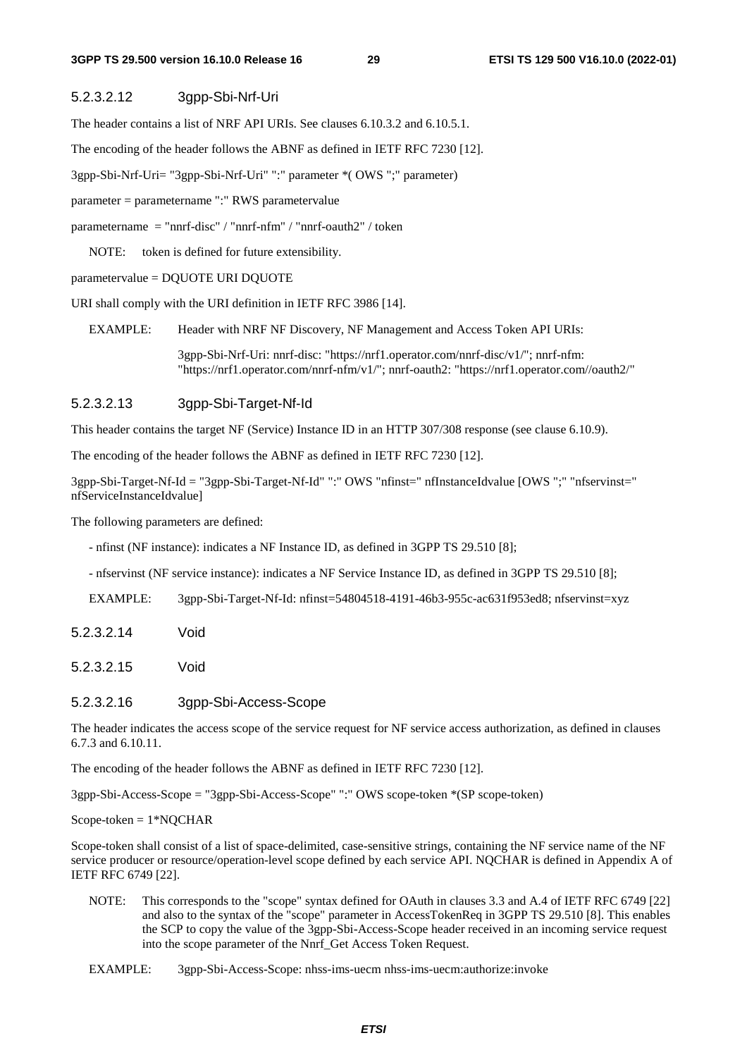#### 5.2.3.2.12 3gpp-Sbi-Nrf-Uri

The header contains a list of NRF API URIs. See clauses 6.10.3.2 and 6.10.5.1.

The encoding of the header follows the ABNF as defined in IETF RFC 7230 [12].

3gpp-Sbi-Nrf-Uri= "3gpp-Sbi-Nrf-Uri" ":" parameter *( OWS ";" parameter)

parameter = parametername ":" RWS parametervalue

parametername = "nnrf-disc" / "nnrf-nfm" / "nnrf-oauth2" / token

NOTE: token is defined for future extensibility.

parametervalue = DQUOTE URI DQUOTE

URI shall comply with the URI definition in IETF RFC 3986 [14].

EXAMPLE: Header with NRF NF Discovery, NF Management and Access Token API URIs:

3gpp-Sbi-Nrf-Uri: nnrf-disc: "https://nrf1.operator.com/nnrf-disc/v1/"; nnrf-nfm: "https://nrf1.operator.com/nnrf-nfm/v1/"; nnrf-oauth2: "https://nrf1.operator.com//oauth2/"

#### 5.2.3.2.13 3gpp-Sbi-Target-Nf-Id

This header contains the target NF (Service) Instance ID in an HTTP 307/308 response (see clause 6.10.9).

The encoding of the header follows the ABNF as defined in IETF RFC 7230 [12].

3gpp-Sbi-Target-Nf-Id = "3gpp-Sbi-Target-Nf-Id" ":" OWS "nfinst=" nfInstanceIdvalue [OWS ";" "nfservinst=" nfServiceInstanceIdvalue]

The following parameters are defined:

- nfinst (NF instance): indicates a NF Instance ID, as defined in 3GPP TS 29.510 [8];

- nfservinst (NF service instance): indicates a NF Service Instance ID, as defined in 3GPP TS 29.510 [8];

EXAMPLE: 3gpp-Sbi-Target-Nf-Id: nfinst=54804518-4191-46b3-955c-ac631f953ed8; nfservinst=xyz

#### 5.2.3.2.14 Void

#### 5.2.3.2.15 Void

#### 5.2.3.2.16 3gpp-Sbi-Access-Scope

The header indicates the access scope of the service request for NF service access authorization, as defined in clauses 6.7.3 and 6.10.11.

The encoding of the header follows the ABNF as defined in IETF RFC 7230 [12].

3gpp-Sbi-Access-Scope = "3gpp-Sbi-Access-Scope" ":" OWS scope-token *(SP scope-token)

Scope-token = 1*NQCHAR

Scope-token shall consist of a list of space-delimited, case-sensitive strings, containing the NF service name of the NF service producer or resource/operation-level scope defined by each service API. NQCHAR is defined in Appendix A of IETF RFC 6749 [22].

NOTE: This corresponds to the "scope" syntax defined for OAuth in clauses 3.3 and A.4 of IETF RFC 6749 [22] and also to the syntax of the "scope" parameter in AccessTokenReq in 3GPP TS 29.510 [8]. This enables the SCP to copy the value of the 3gpp-Sbi-Access-Scope header received in an incoming service request into the scope parameter of the Nnrf_Get Access Token Request.

EXAMPLE: 3gpp-Sbi-Access-Scope: nhss-ims-uecm nhss-ims-uecm:authorize:invoke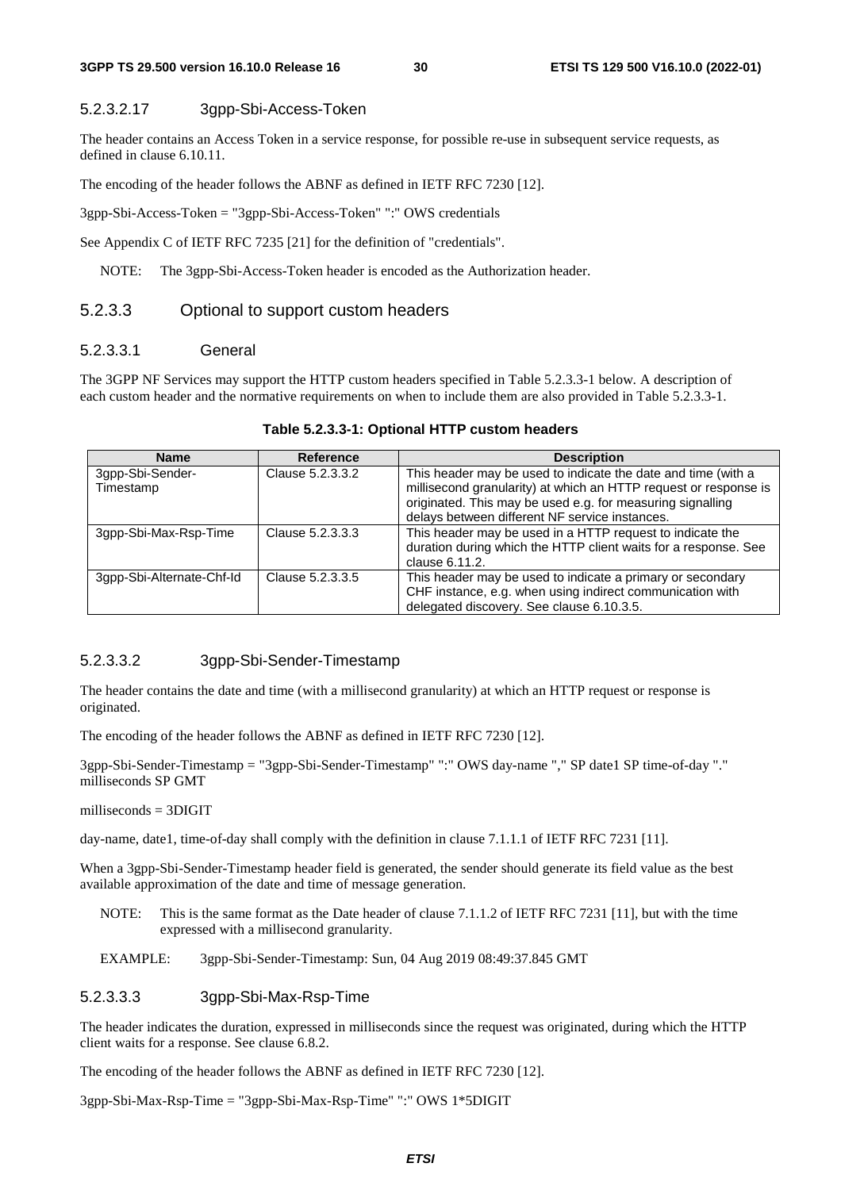#### 5.2.3.2.17 3gpp-Sbi-Access-Token

The header contains an Access Token in a service response, for possible re-use in subsequent service requests, as defined in clause 6.10.11.

The encoding of the header follows the ABNF as defined in IETF RFC 7230 [12].

3gpp-Sbi-Access-Token = "3gpp-Sbi-Access-Token" ":" OWS credentials

See Appendix C of IETF RFC 7235 [21] for the definition of "credentials".

NOTE: The 3gpp-Sbi-Access-Token header is encoded as the Authorization header.

### 5.2.3.3 Optional to support custom headers

#### 5.2.3.3.1 General

The 3GPP NF Services may support the HTTP custom headers specified in Table 5.2.3.3-1 below. A description of each custom header and the normative requirements on when to include them are also provided in Table 5.2.3.3-1.

**Table 5.2.3.3-1: Optional HTTP custom headers**

| Name | Reference | Description |
|---|---|---|
| 3gpp-Sbi-Sender-Timestamp | Clause 5.2.3.3.2 | This header may be used to indicate the date and time (with a millisecond granularity) at which an HTTP request or response is originated. This may be used e.g. for measuring signalling delays between different NF service instances. |
| 3gpp-Sbi-Max-Rsp-Time | Clause 5.2.3.3.3 | This header may be used in a HTTP request to indicate the duration during which the HTTP client waits for a response. See clause 6.11.2. |
| 3gpp-Sbi-Alternate-Chf-Id | Clause 5.2.3.3.5 | This header may be used to indicate a primary or secondary CHF instance, e.g. when using indirect communication with delegated discovery. See clause 6.10.3.5. |

#### 5.2.3.3.2 3gpp-Sbi-Sender-Timestamp

The header contains the date and time (with a millisecond granularity) at which an HTTP request or response is originated.

The encoding of the header follows the ABNF as defined in IETF RFC 7230 [12].

3gpp-Sbi-Sender-Timestamp = "3gpp-Sbi-Sender-Timestamp" ":" OWS day-name "," SP date1 SP time-of-day "." milliseconds SP GMT

milliseconds = 3DIGIT

day-name, date1, time-of-day shall comply with the definition in clause 7.1.1.1 of IETF RFC 7231 [11].

When a 3gpp-Sbi-Sender-Timestamp header field is generated, the sender should generate its field value as the best available approximation of the date and time of message generation.

NOTE: This is the same format as the Date header of clause 7.1.1.2 of IETF RFC 7231 [11], but with the time expressed with a millisecond granularity.

EXAMPLE: 3gpp-Sbi-Sender-Timestamp: Sun, 04 Aug 2019 08:49:37.845 GMT

#### 5.2.3.3.3 3gpp-Sbi-Max-Rsp-Time

The header indicates the duration, expressed in milliseconds since the request was originated, during which the HTTP client waits for a response. See clause 6.8.2.

The encoding of the header follows the ABNF as defined in IETF RFC 7230 [12].

3gpp-Sbi-Max-Rsp-Time = "3gpp-Sbi-Max-Rsp-Time" ":" OWS 1*5DIGIT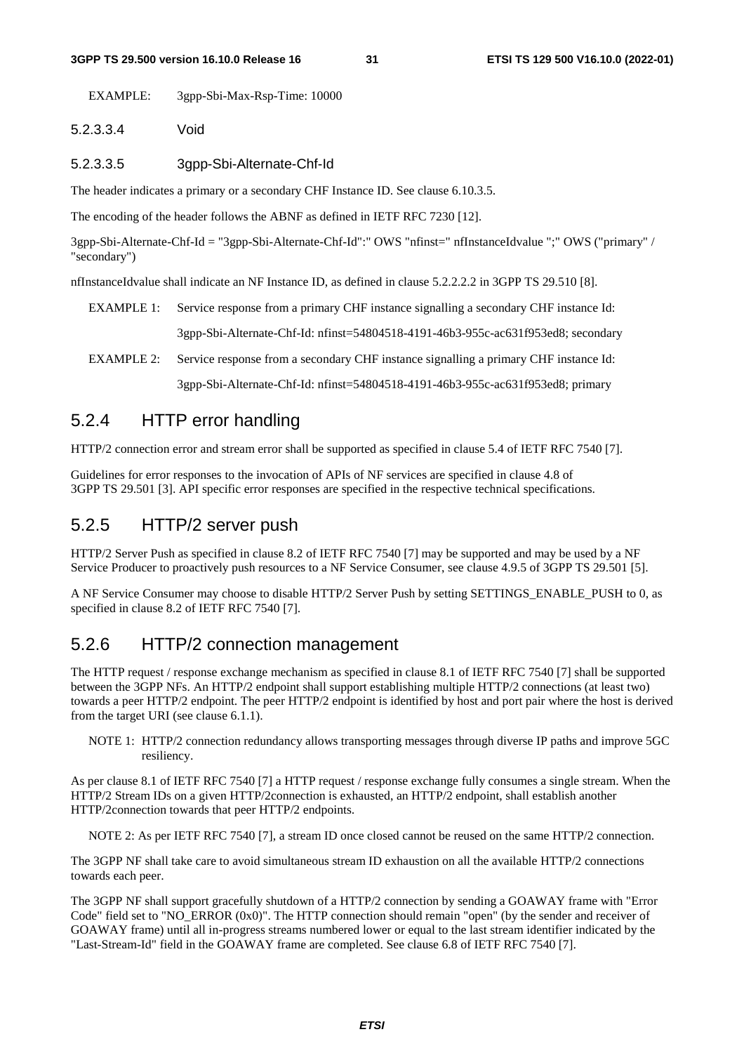EXAMPLE: 3gpp-Sbi-Max-Rsp-Time: 10000

##### 5.2.3.3.4 Void

##### 5.2.3.3.5 3gpp-Sbi-Alternate-Chf-Id

The header indicates a primary or a secondary CHF Instance ID. See clause 6.10.3.5.

The encoding of the header follows the ABNF as defined in IETF RFC 7230 [12].

3gpp-Sbi-Alternate-Chf-Id = "3gpp-Sbi-Alternate-Chf-Id":" OWS "nfinst=" nfInstanceIdvalue ";" OWS ("primary" / "secondary")

nfInstanceIdvalue shall indicate an NF Instance ID, as defined in clause 5.2.2.2.2 in 3GPP TS 29.510 [8].

EXAMPLE 1: Service response from a primary CHF instance signalling a secondary CHF instance Id:

3gpp-Sbi-Alternate-Chf-Id: nfinst=54804518-4191-46b3-955c-ac631f953ed8; secondary

EXAMPLE 2: Service response from a secondary CHF instance signalling a primary CHF instance Id:

3gpp-Sbi-Alternate-Chf-Id: nfinst=54804518-4191-46b3-955c-ac631f953ed8; primary

### 5.2.4 HTTP error handling

HTTP/2 connection error and stream error shall be supported as specified in clause 5.4 of IETF RFC 7540 [7].

Guidelines for error responses to the invocation of APIs of NF services are specified in clause 4.8 of 3GPP TS 29.501 [3]. API specific error responses are specified in the respective technical specifications.

### 5.2.5 HTTP/2 server push

HTTP/2 Server Push as specified in clause 8.2 of IETF RFC 7540 [7] may be supported and may be used by a NF Service Producer to proactively push resources to a NF Service Consumer, see clause 4.9.5 of 3GPP TS 29.501 [5].

A NF Service Consumer may choose to disable HTTP/2 Server Push by setting SETTINGS_ENABLE_PUSH to 0, as specified in clause 8.2 of IETF RFC 7540 [7].

### 5.2.6 HTTP/2 connection management

The HTTP request / response exchange mechanism as specified in clause 8.1 of IETF RFC 7540 [7] shall be supported between the 3GPP NFs. An HTTP/2 endpoint shall support establishing multiple HTTP/2 connections (at least two) towards a peer HTTP/2 endpoint. The peer HTTP/2 endpoint is identified by host and port pair where the host is derived from the target URI (see clause 6.1.1).

NOTE 1: HTTP/2 connection redundancy allows transporting messages through diverse IP paths and improve 5GC resiliency.

As per clause 8.1 of IETF RFC 7540 [7] a HTTP request / response exchange fully consumes a single stream. When the HTTP/2 Stream IDs on a given HTTP/2connection is exhausted, an HTTP/2 endpoint, shall establish another HTTP/2connection towards that peer HTTP/2 endpoints.

NOTE 2: As per IETF RFC 7540 [7], a stream ID once closed cannot be reused on the same HTTP/2 connection.

The 3GPP NF shall take care to avoid simultaneous stream ID exhaustion on all the available HTTP/2 connections towards each peer.

The 3GPP NF shall support gracefully shutdown of a HTTP/2 connection by sending a GOAWAY frame with "Error Code" field set to "NO_ERROR (0x0)". The HTTP connection should remain "open" (by the sender and receiver of GOAWAY frame) until all in-progress streams numbered lower or equal to the last stream identifier indicated by the "Last-Stream-Id" field in the GOAWAY frame are completed. See clause 6.8 of IETF RFC 7540 [7].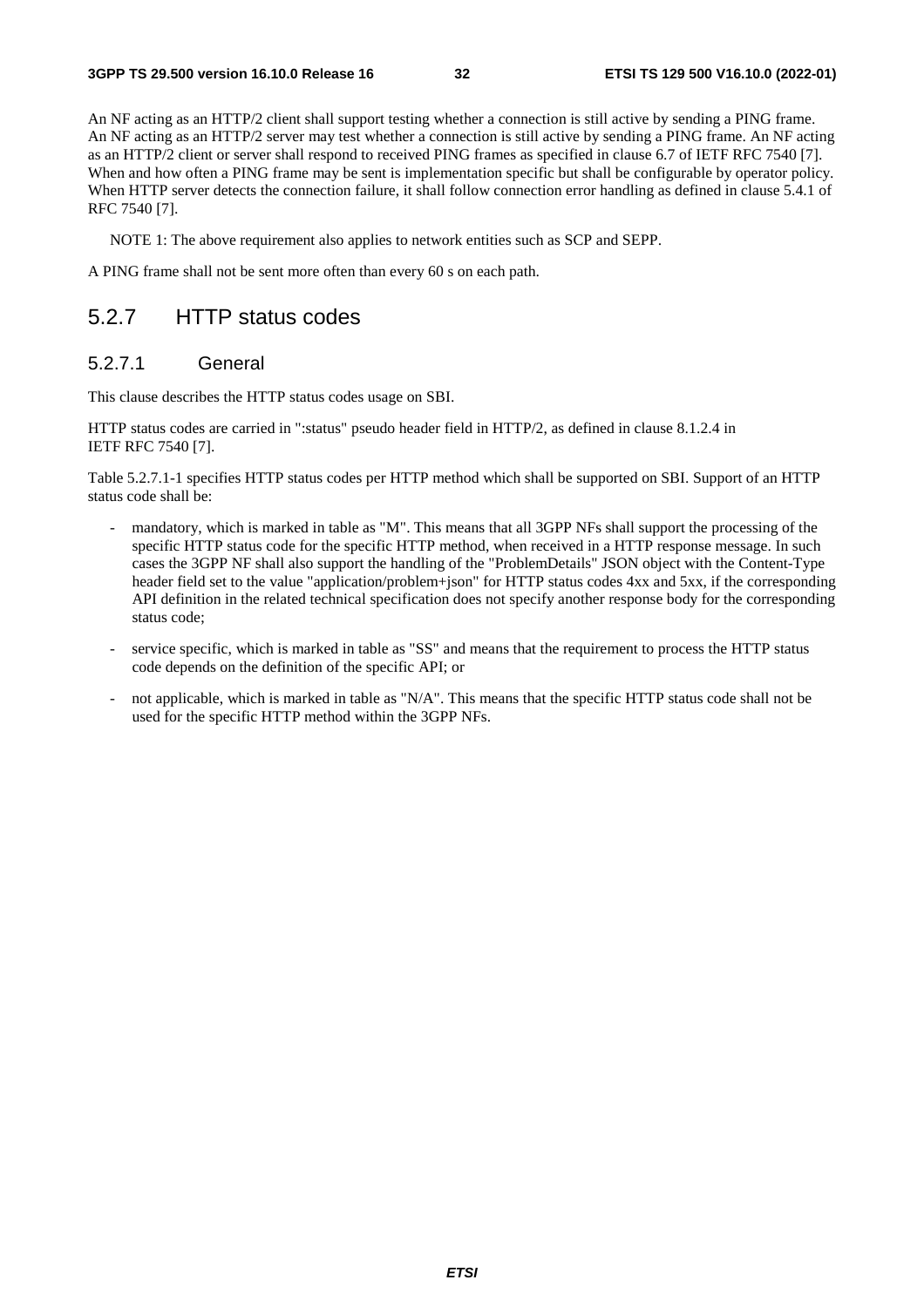An NF acting as an HTTP/2 client shall support testing whether a connection is still active by sending a PING frame. An NF acting as an HTTP/2 server may test whether a connection is still active by sending a PING frame. An NF acting as an HTTP/2 client or server shall respond to received PING frames as specified in clause 6.7 of IETF RFC 7540 [7]. When and how often a PING frame may be sent is implementation specific but shall be configurable by operator policy. When HTTP server detects the connection failure, it shall follow connection error handling as defined in clause 5.4.1 of RFC 7540 [7].

NOTE 1: The above requirement also applies to network entities such as SCP and SEPP.

A PING frame shall not be sent more often than every 60 s on each path.

### 5.2.7 HTTP status codes

#### 5.2.7.1 General

This clause describes the HTTP status codes usage on SBI.

HTTP status codes are carried in ":status" pseudo header field in HTTP/2, as defined in clause 8.1.2.4 in IETF RFC 7540 [7].

Table 5.2.7.1-1 specifies HTTP status codes per HTTP method which shall be supported on SBI. Support of an HTTP status code shall be:

- mandatory, which is marked in table as "M". This means that all 3GPP NFs shall support the processing of the specific HTTP status code for the specific HTTP method, when received in a HTTP response message. In such cases the 3GPP NF shall also support the handling of the "ProblemDetails" JSON object with the Content-Type header field set to the value "application/problem+json" for HTTP status codes 4xx and 5xx, if the corresponding API definition in the related technical specification does not specify another response body for the corresponding status code;
- service specific, which is marked in table as "SS" and means that the requirement to process the HTTP status code depends on the definition of the specific API; or
- not applicable, which is marked in table as "N/A". This means that the specific HTTP status code shall not be used for the specific HTTP method within the 3GPP NFs.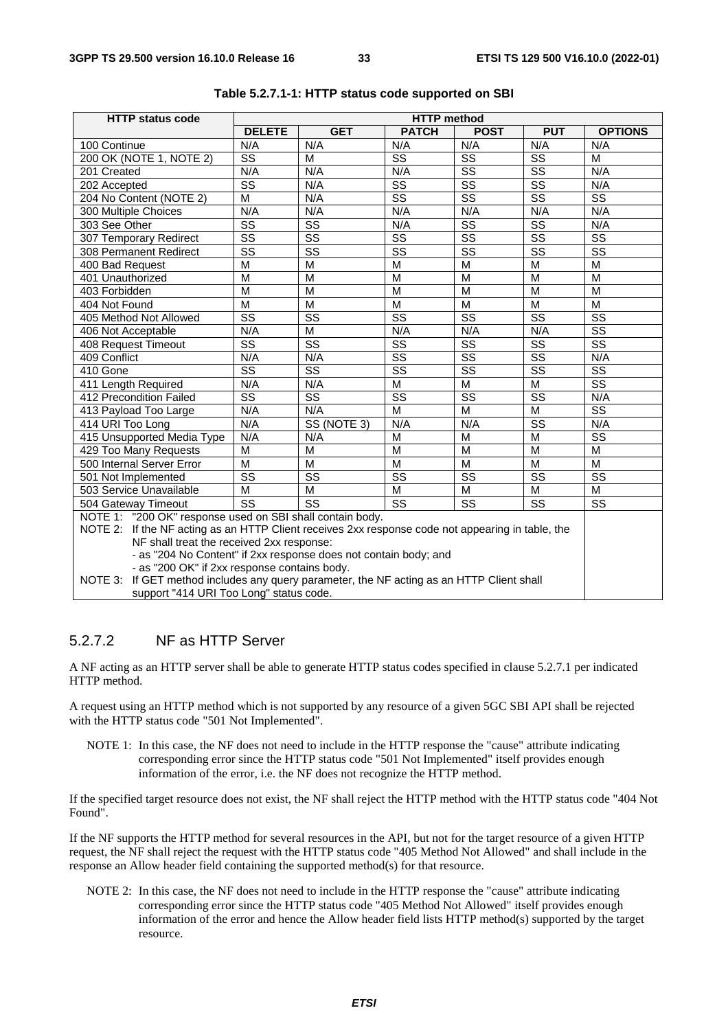**Table 5.2.7.1-1: HTTP status code supported on SBI**

| HTTP status code | HTTP method | | | | | |
|---|---|---|---|---|---|---|
| | DELETE | GET | PATCH | POST | PUT | OPTIONS |
| 100 Continue | N/A | N/A | N/A | N/A | N/A | N/A |
| 200 OK (NOTE 1, NOTE 2) | SS | M | SS | SS | SS | M |
| 201 Created | N/A | N/A | N/A | SS | SS | N/A |
| 202 Accepted | SS | N/A | SS | SS | SS | N/A |
| 204 No Content (NOTE 2) | M | N/A | SS | SS | SS | SS |
| 300 Multiple Choices | N/A | N/A | N/A | N/A | N/A | N/A |
| 303 See Other | SS | SS | N/A | SS | SS | N/A |
| 307 Temporary Redirect | SS | SS | SS | SS | SS | SS |
| 308 Permanent Redirect | SS | SS | SS | SS | SS | SS |
| 400 Bad Request | M | M | M | M | M | M |
| 401 Unauthorized | M | M | M | M | M | M |
| 403 Forbidden | M | M | M | M | M | M |
| 404 Not Found | M | M | M | M | M | M |
| 405 Method Not Allowed | SS | SS | SS | SS | SS | SS |
| 406 Not Acceptable | N/A | M | N/A | N/A | N/A | SS |
| 408 Request Timeout | SS | SS | SS | SS | SS | SS |
| 409 Conflict | N/A | N/A | SS | SS | SS | N/A |
| 410 Gone | SS | SS | SS | SS | SS | SS |
| 411 Length Required | N/A | N/A | M | M | M | SS |
| 412 Precondition Failed | SS | SS | SS | SS | SS | N/A |
| 413 Payload Too Large | N/A | N/A | M | M | M | SS |
| 414 URI Too Long | N/A | SS (NOTE 3) | N/A | N/A | SS | N/A |
| 415 Unsupported Media Type | N/A | N/A | M | M | M | SS |
| 429 Too Many Requests | M | M | M | M | M | M |
| 500 Internal Server Error | M | M | M | M | M | M |
| 501 Not Implemented | SS | SS | SS | SS | SS | SS |
| 503 Service Unavailable | M | M | M | M | M | M |
| 504 Gateway Timeout | SS | SS | SS | SS | SS | SS |

NOTE 1: "200 OK" response used on SBI shall contain body.

NOTE 2: If the NF acting as an HTTP Client receives 2xx response code not appearing in table, the NF shall treat the received 2xx response:
- as "204 No Content" if 2xx response does not contain body; and
- as "200 OK" if 2xx response contains body.

NOTE 3: If GET method includes any query parameter, the NF acting as an HTTP Client shall support "414 URI Too Long" status code.

### 5.2.7.2 NF as HTTP Server

A NF acting as an HTTP server shall be able to generate HTTP status codes specified in clause 5.2.7.1 per indicated HTTP method.

A request using an HTTP method which is not supported by any resource of a given 5GC SBI API shall be rejected with the HTTP status code "501 Not Implemented".

NOTE 1: In this case, the NF does not need to include in the HTTP response the "cause" attribute indicating corresponding error since the HTTP status code "501 Not Implemented" itself provides enough information of the error, i.e. the NF does not recognize the HTTP method.

If the specified target resource does not exist, the NF shall reject the HTTP method with the HTTP status code "404 Not Found".

If the NF supports the HTTP method for several resources in the API, but not for the target resource of a given HTTP request, the NF shall reject the request with the HTTP status code "405 Method Not Allowed" and shall include in the response an Allow header field containing the supported method(s) for that resource.

NOTE 2: In this case, the NF does not need to include in the HTTP response the "cause" attribute indicating corresponding error since the HTTP status code "405 Method Not Allowed" itself provides enough information of the error and hence the Allow header field lists HTTP method(s) supported by the target resource.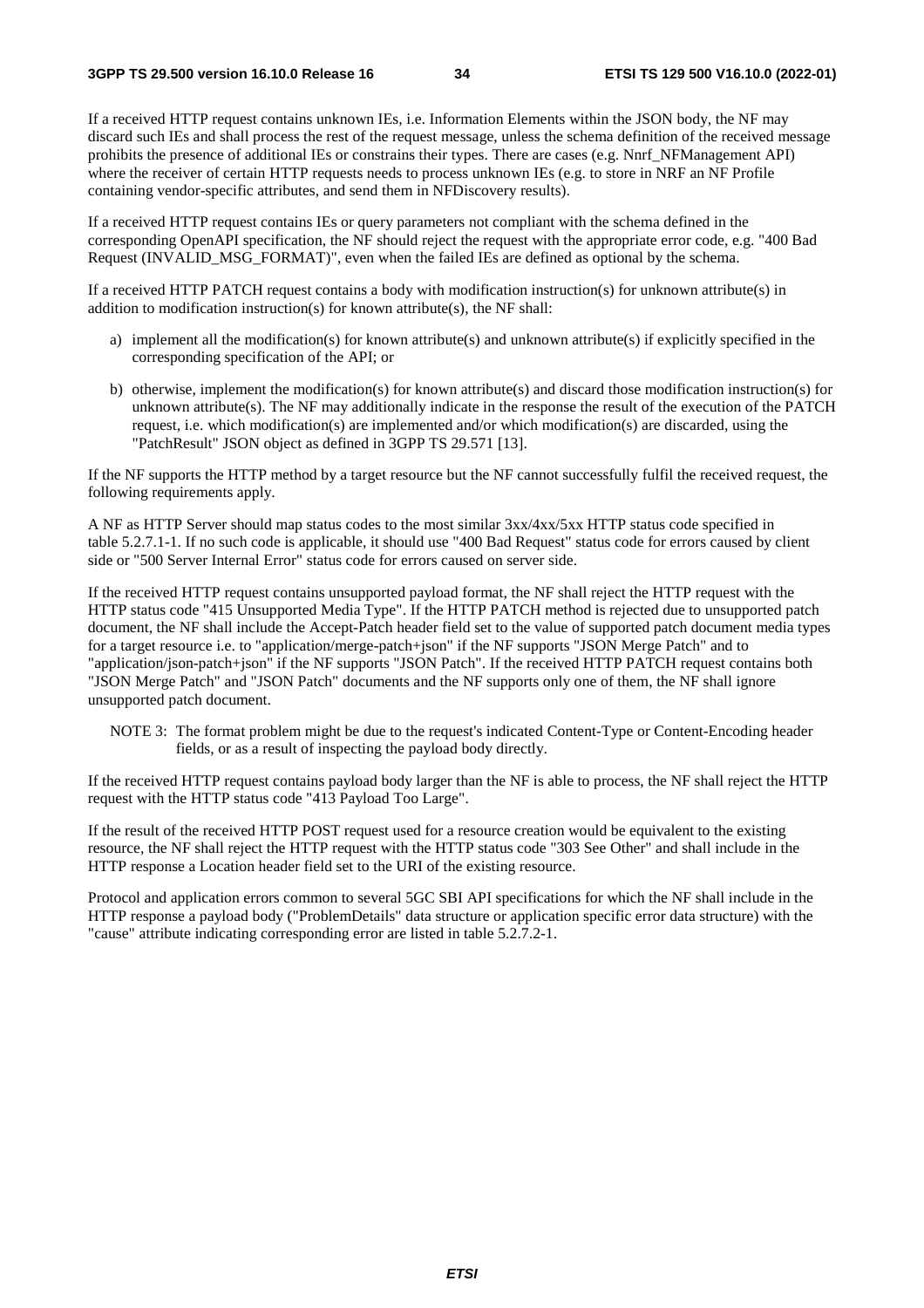If a received HTTP request contains unknown IEs, i.e. Information Elements within the JSON body, the NF may discard such IEs and shall process the rest of the request message, unless the schema definition of the received message prohibits the presence of additional IEs or constrains their types. There are cases (e.g. Nnrf_NFManagement API) where the receiver of certain HTTP requests needs to process unknown IEs (e.g. to store in NRF an NF Profile containing vendor-specific attributes, and send them in NFDiscovery results).

If a received HTTP request contains IEs or query parameters not compliant with the schema defined in the corresponding OpenAPI specification, the NF should reject the request with the appropriate error code, e.g. "400 Bad Request (INVALID_MSG_FORMAT)", even when the failed IEs are defined as optional by the schema.

If a received HTTP PATCH request contains a body with modification instruction(s) for unknown attribute(s) in addition to modification instruction(s) for known attribute(s), the NF shall:

a) implement all the modification(s) for known attribute(s) and unknown attribute(s) if explicitly specified in the corresponding specification of the API; or

b) otherwise, implement the modification(s) for known attribute(s) and discard those modification instruction(s) for unknown attribute(s). The NF may additionally indicate in the response the result of the execution of the PATCH request, i.e. which modification(s) are implemented and/or which modification(s) are discarded, using the "PatchResult" JSON object as defined in 3GPP TS 29.571 [13].

If the NF supports the HTTP method by a target resource but the NF cannot successfully fulfil the received request, the following requirements apply.

A NF as HTTP Server should map status codes to the most similar 3xx/4xx/5xx HTTP status code specified in table 5.2.7.1-1. If no such code is applicable, it should use "400 Bad Request" status code for errors caused by client side or "500 Server Internal Error" status code for errors caused on server side.

If the received HTTP request contains unsupported payload format, the NF shall reject the HTTP request with the HTTP status code "415 Unsupported Media Type". If the HTTP PATCH method is rejected due to unsupported patch document, the NF shall include the Accept-Patch header field set to the value of supported patch document media types for a target resource i.e. to "application/merge-patch+json" if the NF supports "JSON Merge Patch" and to "application/json-patch+json" if the NF supports "JSON Patch". If the received HTTP PATCH request contains both "JSON Merge Patch" and "JSON Patch" documents and the NF supports only one of them, the NF shall ignore unsupported patch document.

NOTE 3: The format problem might be due to the request's indicated Content-Type or Content-Encoding header fields, or as a result of inspecting the payload body directly.

If the received HTTP request contains payload body larger than the NF is able to process, the NF shall reject the HTTP request with the HTTP status code "413 Payload Too Large".

If the result of the received HTTP POST request used for a resource creation would be equivalent to the existing resource, the NF shall reject the HTTP request with the HTTP status code "303 See Other" and shall include in the HTTP response a Location header field set to the URI of the existing resource.

Protocol and application errors common to several 5GC SBI API specifications for which the NF shall include in the HTTP response a payload body ("ProblemDetails" data structure or application specific error data structure) with the "cause" attribute indicating corresponding error are listed in table 5.2.7.2-1.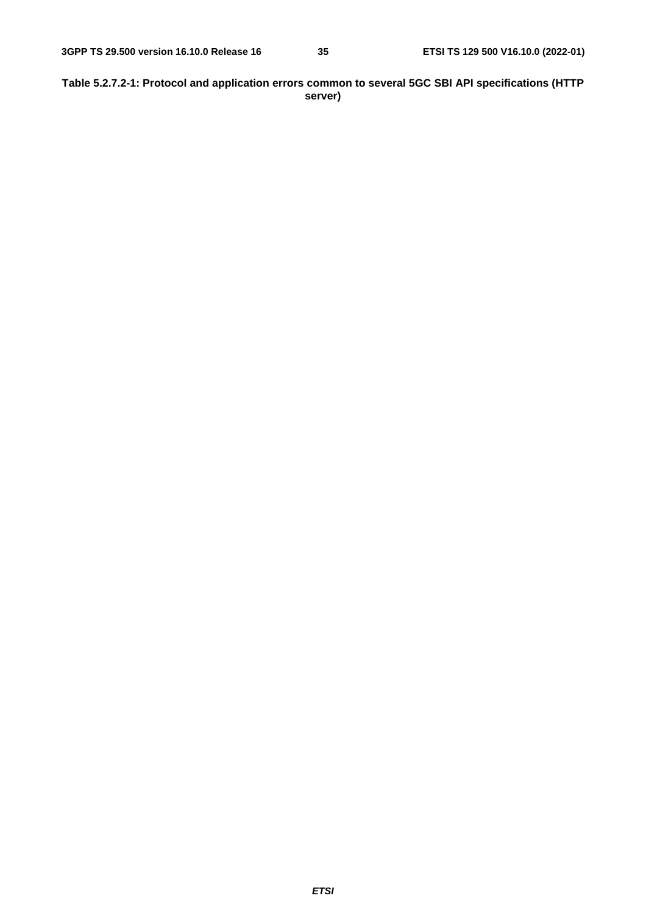**Table 5.2.7.2-1: Protocol and application errors common to several 5GC SBI API specifications (HTTP server)**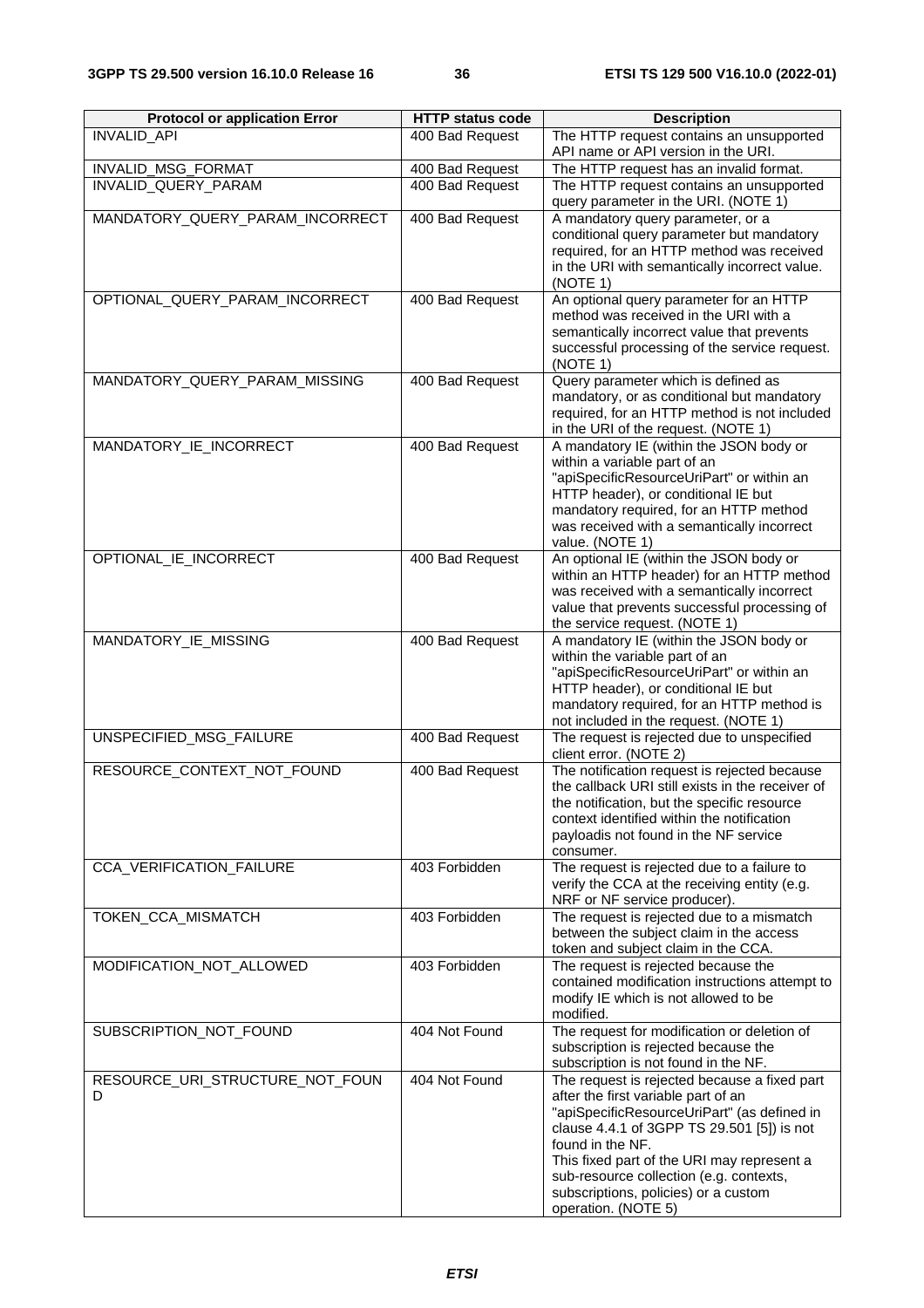| Protocol or application Error | HTTP status code | Description |
| --- | --- | --- |
| INVALID_API | 400 Bad Request | The HTTP request contains an unsupported API name or API version in the URI. |
| INVALID_MSG_FORMAT | 400 Bad Request | The HTTP request has an invalid format. |
| INVALID_QUERY_PARAM | 400 Bad Request | The HTTP request contains an unsupported query parameter in the URI. (NOTE 1) |
| MANDATORY_QUERY_PARAM_INCORRECT | 400 Bad Request | A mandatory query parameter, or a conditional query parameter but mandatory required, for an HTTP method was received in the URI with semantically incorrect value. (NOTE 1) |
| OPTIONAL_QUERY_PARAM_INCORRECT | 400 Bad Request | An optional query parameter for an HTTP method was received in the URI with a semantically incorrect value that prevents successful processing of the service request. (NOTE 1) |
| MANDATORY_QUERY_PARAM_MISSING | 400 Bad Request | Query parameter which is defined as mandatory, or as conditional but mandatory required, for an HTTP method is not included in the URI of the request. (NOTE 1) |
| MANDATORY_IE_INCORRECT | 400 Bad Request | A mandatory IE (within the JSON body or within a variable part of an "apiSpecificResourceUriPart" or within an HTTP header), or conditional IE but mandatory required, for an HTTP method was received with a semantically incorrect value. (NOTE 1) |
| OPTIONAL_IE_INCORRECT | 400 Bad Request | An optional IE (within the JSON body or within an HTTP header) for an HTTP method was received with a semantically incorrect value that prevents successful processing of the service request. (NOTE 1) |
| MANDATORY_IE_MISSING | 400 Bad Request | A mandatory IE (within the JSON body or within the variable part of an "apiSpecificResourceUriPart" or within an HTTP header), or conditional IE but mandatory required, for an HTTP method is not included in the request. (NOTE 1) |
| UNSPECIFIED_MSG_FAILURE | 400 Bad Request | The request is rejected due to unspecified client error. (NOTE 2) |
| RESOURCE_CONTEXT_NOT_FOUND | 400 Bad Request | The notification request is rejected because the callback URI still exists in the receiver of the notification, but the specific resource context identified within the notification payloadis not found in the NF service consumer. |
| CCA_VERIFICATION_FAILURE | 403 Forbidden | The request is rejected due to a failure to verify the CCA at the receiving entity (e.g. NRF or NF service producer). |
| TOKEN_CCA_MISMATCH | 403 Forbidden | The request is rejected due to a mismatch between the subject claim in the access token and subject claim in the CCA. |
| MODIFICATION_NOT_ALLOWED | 403 Forbidden | The request is rejected because the contained modification instructions attempt to modify IE which is not allowed to be modified. |
| SUBSCRIPTION_NOT_FOUND | 404 Not Found | The request for modification or deletion of subscription is rejected because the subscription is not found in the NF. |
| RESOURCE_URI_STRUCTURE_NOT_FOUND | 404 Not Found | The request is rejected because a fixed part after the first variable part of an "apiSpecificResourceUriPart" (as defined in clause 4.4.1 of 3GPP TS 29.501 [5]) is not found in the NF.<br>This fixed part of the URI may represent a sub-resource collection (e.g. contexts, subscriptions, policies) or a custom operation. (NOTE 5) |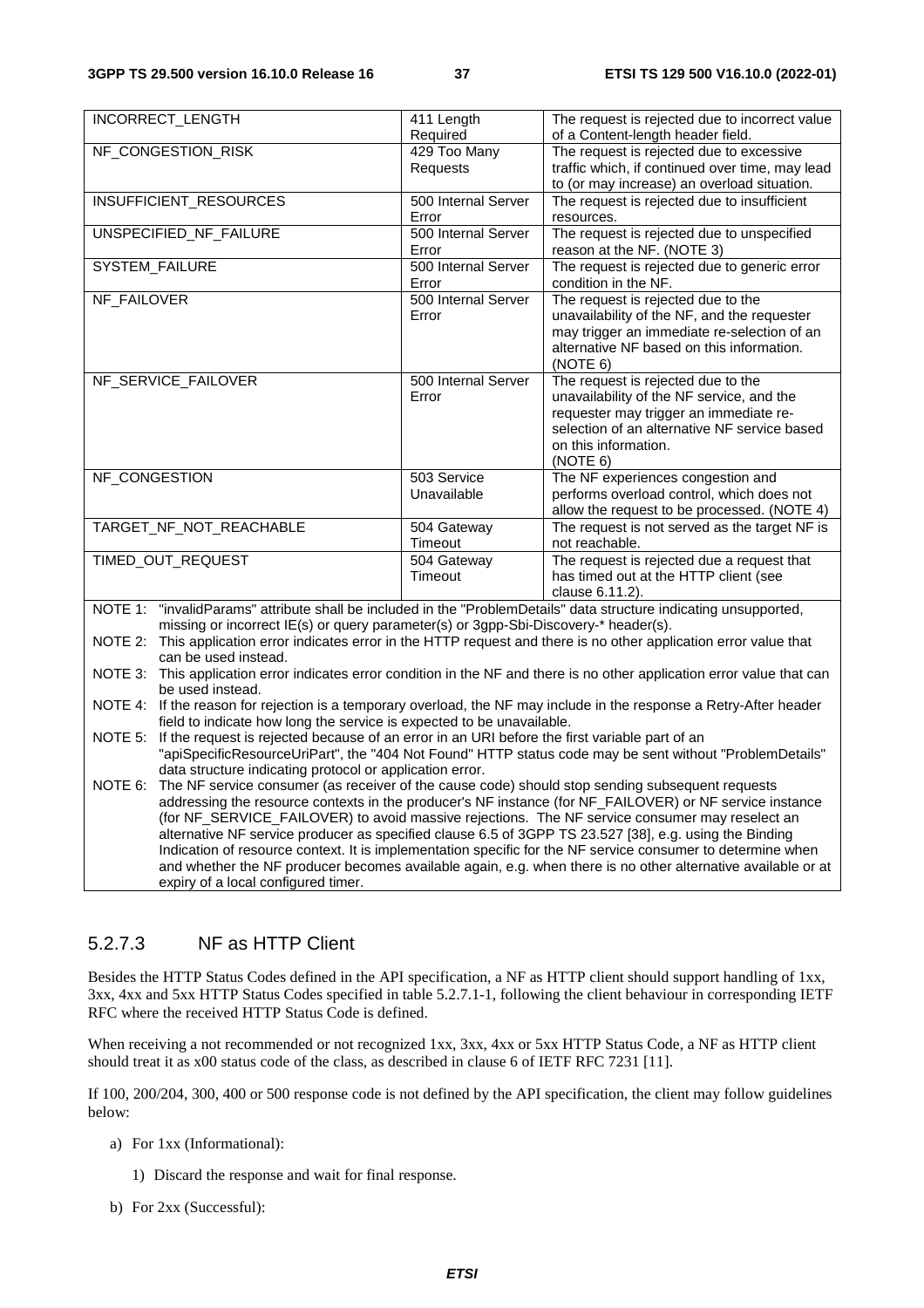| INCORRECT_LENGTH | 411 Length Required | The request is rejected due to incorrect value of a Content-length header field. |
|---|---|---|
| NF_CONGESTION_RISK | 429 Too Many Requests | The request is rejected due to excessive traffic which, if continued over time, may lead to (or may increase) an overload situation. |
| INSUFFICIENT_RESOURCES | 500 Internal Server Error | The request is rejected due to insufficient resources. |
| UNSPECIFIED_NF_FAILURE | 500 Internal Server Error | The request is rejected due to unspecified reason at the NF. (NOTE 3) |
| SYSTEM_FAILURE | 500 Internal Server Error | The request is rejected due to generic error condition in the NF. |
| NF_FAILOVER | 500 Internal Server Error | The request is rejected due to the unavailability of the NF, and the requester may trigger an immediate re-selection of an alternative NF based on this information. (NOTE 6) |
| NF_SERVICE_FAILOVER | 500 Internal Server Error | The request is rejected due to the unavailability of the NF service, and the requester may trigger an immediate re-selection of an alternative NF service based on this information. (NOTE 6) |
| NF_CONGESTION | 503 Service Unavailable | The NF experiences congestion and performs overload control, which does not allow the request to be processed. (NOTE 4) |
| TARGET_NF_NOT_REACHABLE | 504 Gateway Timeout | The request is not served as the target NF is not reachable. |
| TIMED_OUT_REQUEST | 504 Gateway Timeout | The request is rejected due a request that has timed out at the HTTP client (see clause 6.11.2). |

NOTE 1: "invalidParams" attribute shall be included in the "ProblemDetails" data structure indicating unsupported, missing or incorrect IE(s) or query parameter(s) or 3gpp-Sbi-Discovery-* header(s).

NOTE 2: This application error indicates error in the HTTP request and there is no other application error value that can be used instead.

NOTE 3: This application error indicates error condition in the NF and there is no other application error value that can be used instead.

NOTE 4: If the reason for rejection is a temporary overload, the NF may include in the response a Retry-After header field to indicate how long the service is expected to be unavailable.

NOTE 5: If the request is rejected because of an error in an URI before the first variable part of an "apiSpecificResourceUriPart", the "404 Not Found" HTTP status code may be sent without "ProblemDetails" data structure indicating protocol or application error.

NOTE 6: The NF service consumer (as receiver of the cause code) should stop sending subsequent requests addressing the resource contexts in the producer's NF instance (for NF_FAILOVER) or NF service instance (for NF_SERVICE_FAILOVER) to avoid massive rejections. The NF service consumer may reselect an alternative NF service producer as specified clause 6.5 of 3GPP TS 23.527 [38], e.g. using the Binding Indication of resource context. It is implementation specific for the NF service consumer to determine when and whether the NF producer becomes available again, e.g. when there is no other alternative available or at expiry of a local configured timer.

### 5.2.7.3 NF as HTTP Client

Besides the HTTP Status Codes defined in the API specification, a NF as HTTP client should support handling of 1xx, 3xx, 4xx and 5xx HTTP Status Codes specified in table 5.2.7.1-1, following the client behaviour in corresponding IETF RFC where the received HTTP Status Code is defined.

When receiving a not recommended or not recognized 1xx, 3xx, 4xx or 5xx HTTP Status Code, a NF as HTTP client should treat it as x00 status code of the class, as described in clause 6 of IETF RFC 7231 [11].

If 100, 200/204, 300, 400 or 500 response code is not defined by the API specification, the client may follow guidelines below:

a) For 1xx (Informational):

   1) Discard the response and wait for final response.

b) For 2xx (Successful):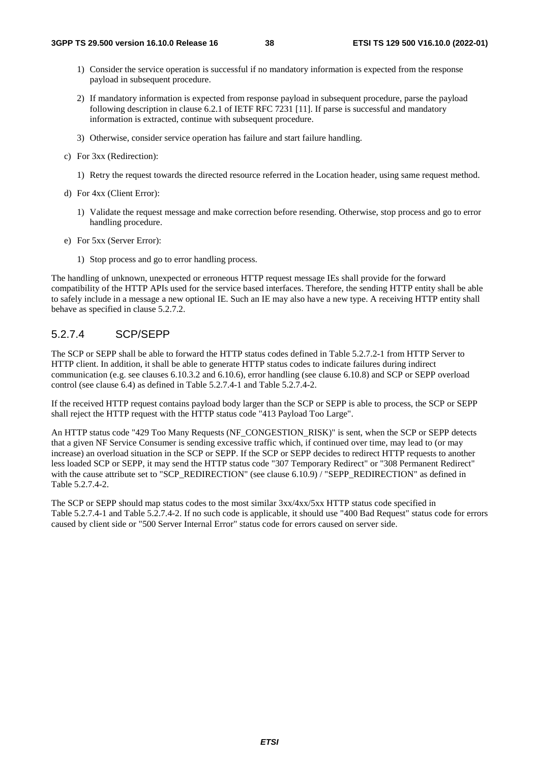1) Consider the service operation is successful if no mandatory information is expected from the response payload in subsequent procedure.

2) If mandatory information is expected from response payload in subsequent procedure, parse the payload following description in clause 6.2.1 of IETF RFC 7231 [11]. If parse is successful and mandatory information is extracted, continue with subsequent procedure.

3) Otherwise, consider service operation has failure and start failure handling.

c) For 3xx (Redirection):

1) Retry the request towards the directed resource referred in the Location header, using same request method.

d) For 4xx (Client Error):

1) Validate the request message and make correction before resending. Otherwise, stop process and go to error handling procedure.

e) For 5xx (Server Error):

1) Stop process and go to error handling process.

The handling of unknown, unexpected or erroneous HTTP request message IEs shall provide for the forward compatibility of the HTTP APIs used for the service based interfaces. Therefore, the sending HTTP entity shall be able to safely include in a message a new optional IE. Such an IE may also have a new type. A receiving HTTP entity shall behave as specified in clause 5.2.7.2.

### 5.2.7.4 SCP/SEPP

The SCP or SEPP shall be able to forward the HTTP status codes defined in Table 5.2.7.2-1 from HTTP Server to HTTP client. In addition, it shall be able to generate HTTP status codes to indicate failures during indirect communication (e.g. see clauses 6.10.3.2 and 6.10.6), error handling (see clause 6.10.8) and SCP or SEPP overload control (see clause 6.4) as defined in Table 5.2.7.4-1 and Table 5.2.7.4-2.

If the received HTTP request contains payload body larger than the SCP or SEPP is able to process, the SCP or SEPP shall reject the HTTP request with the HTTP status code "413 Payload Too Large".

An HTTP status code "429 Too Many Requests (NF_CONGESTION_RISK)" is sent, when the SCP or SEPP detects that a given NF Service Consumer is sending excessive traffic which, if continued over time, may lead to (or may increase) an overload situation in the SCP or SEPP. If the SCP or SEPP decides to redirect HTTP requests to another less loaded SCP or SEPP, it may send the HTTP status code "307 Temporary Redirect" or "308 Permanent Redirect" with the cause attribute set to "SCP_REDIRECTION" (see clause 6.10.9) / "SEPP_REDIRECTION" as defined in Table 5.2.7.4-2.

The SCP or SEPP should map status codes to the most similar 3xx/4xx/5xx HTTP status code specified in Table 5.2.7.4-1 and Table 5.2.7.4-2. If no such code is applicable, it should use "400 Bad Request" status code for errors caused by client side or "500 Server Internal Error" status code for errors caused on server side.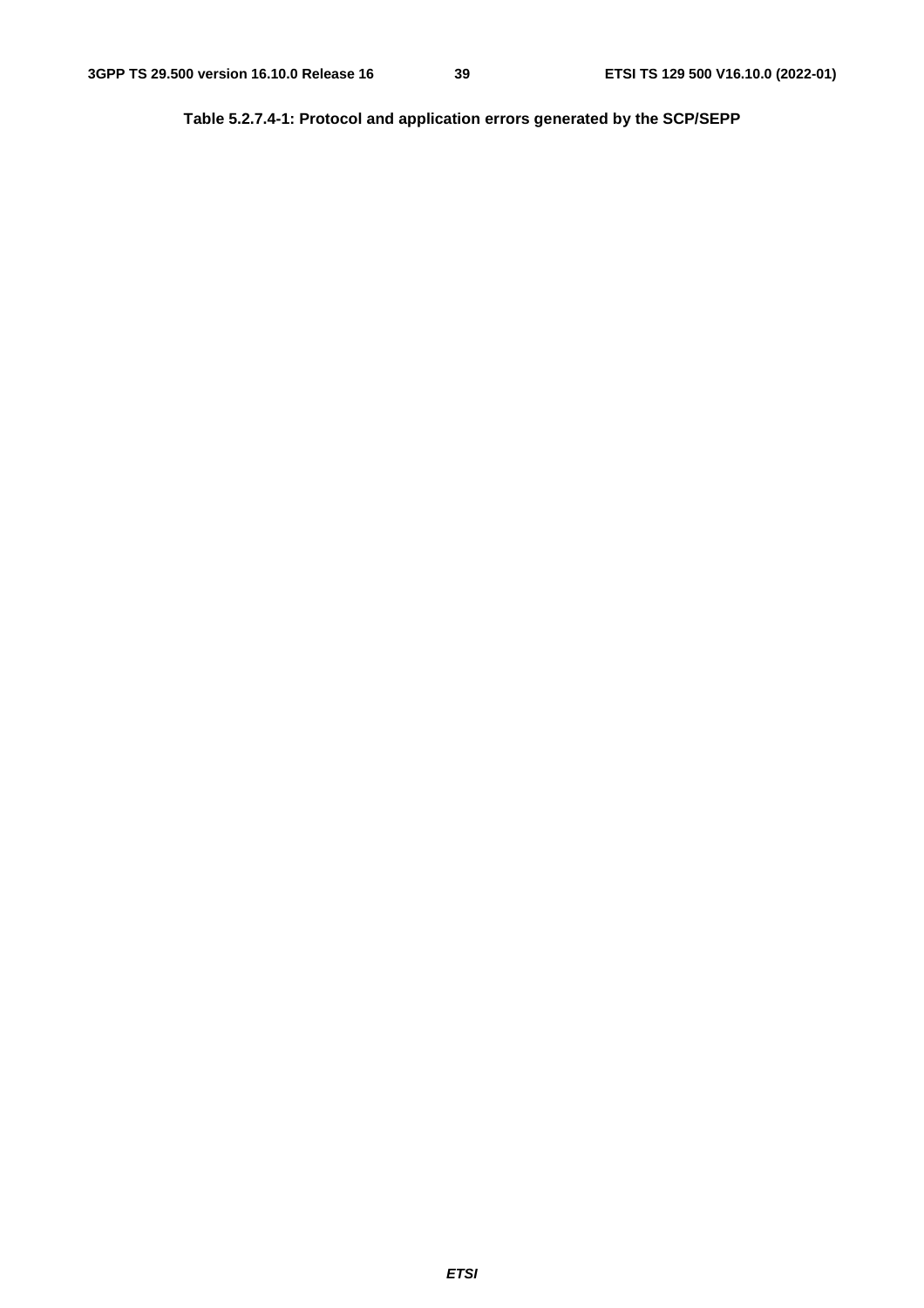**Table 5.2.7.4-1: Protocol and application errors generated by the SCP/SEPP**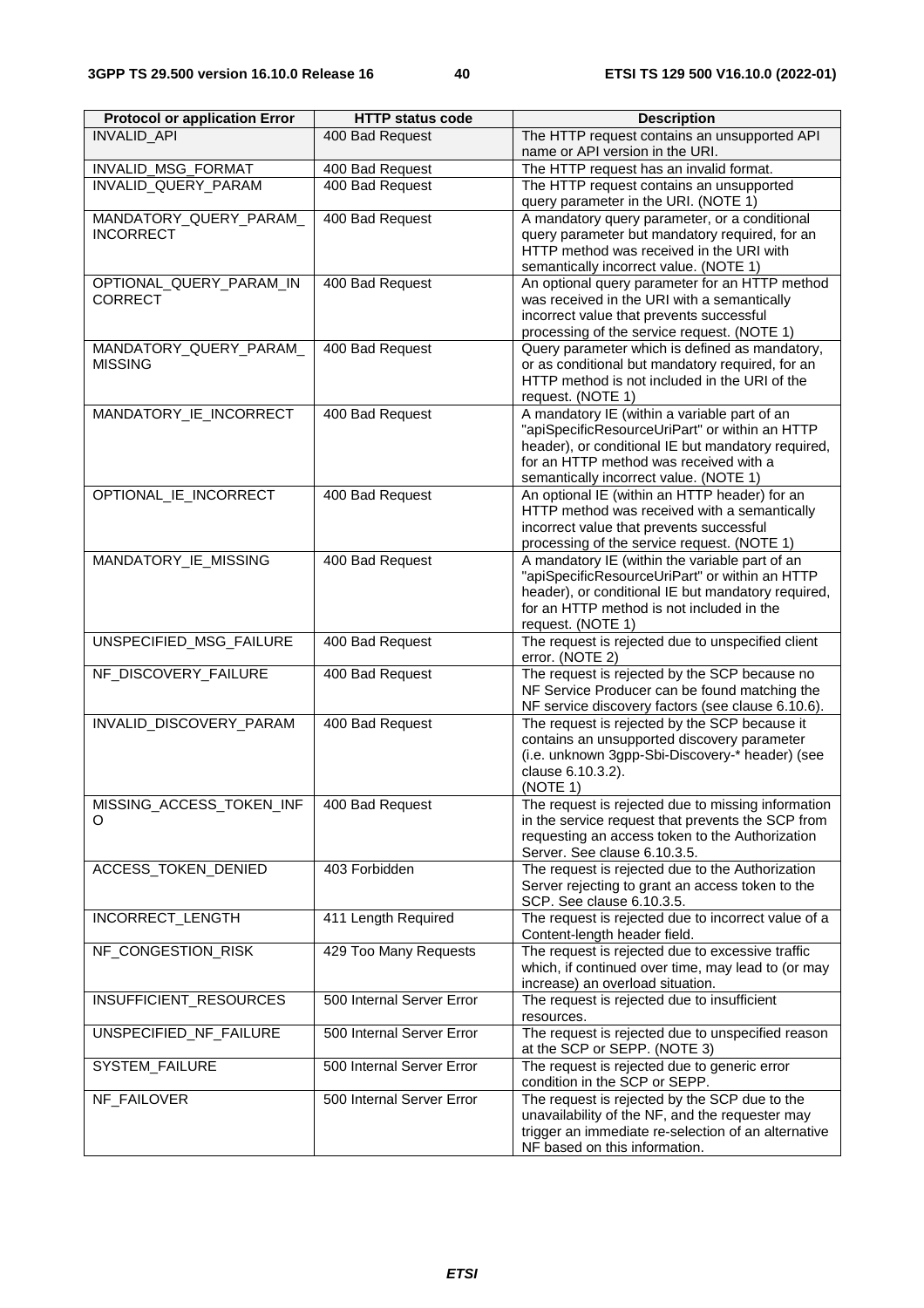| Protocol or application Error | HTTP status code | Description |
| --- | --- | --- |
| INVALID_API | 400 Bad Request | The HTTP request contains an unsupported API name or API version in the URI. |
| INVALID_MSG_FORMAT | 400 Bad Request | The HTTP request has an invalid format. |
| INVALID_QUERY_PARAM | 400 Bad Request | The HTTP request contains an unsupported query parameter in the URI. (NOTE 1) |
| MANDATORY_QUERY_PARAM_INCORRECT | 400 Bad Request | A mandatory query parameter, or a conditional query parameter but mandatory required, for an HTTP method was received in the URI with semantically incorrect value. (NOTE 1) |
| OPTIONAL_QUERY_PARAM_INCORRECT | 400 Bad Request | An optional query parameter for an HTTP method was received in the URI with a semantically incorrect value that prevents successful processing of the service request. (NOTE 1) |
| MANDATORY_QUERY_PARAM_MISSING | 400 Bad Request | Query parameter which is defined as mandatory, or as conditional but mandatory required, for an HTTP method is not included in the URI of the request. (NOTE 1) |
| MANDATORY_IE_INCORRECT | 400 Bad Request | A mandatory IE (within a variable part of an "apiSpecificResourceUriPart" or within an HTTP header), or conditional IE but mandatory required, for an HTTP method was received with a semantically incorrect value. (NOTE 1) |
| OPTIONAL_IE_INCORRECT | 400 Bad Request | An optional IE (within an HTTP header) for an HTTP method was received with a semantically incorrect value that prevents successful processing of the service request. (NOTE 1) |
| MANDATORY_IE_MISSING | 400 Bad Request | A mandatory IE (within the variable part of an "apiSpecificResourceUriPart" or within an HTTP header), or conditional IE but mandatory required, for an HTTP method is not included in the request. (NOTE 1) |
| UNSPECIFIED_MSG_FAILURE | 400 Bad Request | The request is rejected due to unspecified client error. (NOTE 2) |
| NF_DISCOVERY_FAILURE | 400 Bad Request | The request is rejected by the SCP because no NF Service Producer can be found matching the NF service discovery factors (see clause 6.10.6). |
| INVALID_DISCOVERY_PARAM | 400 Bad Request | The request is rejected by the SCP because it contains an unsupported discovery parameter (i.e. unknown 3gpp-Sbi-Discovery-* header) (see clause 6.10.3.2). (NOTE 1) |
| MISSING_ACCESS_TOKEN_INFO | 400 Bad Request | The request is rejected due to missing information in the service request that prevents the SCP from requesting an access token to the Authorization Server. See clause 6.10.3.5. |
| ACCESS_TOKEN_DENIED | 403 Forbidden | The request is rejected due to the Authorization Server rejecting to grant an access token to the SCP. See clause 6.10.3.5. |
| INCORRECT_LENGTH | 411 Length Required | The request is rejected due to incorrect value of a Content-length header field. |
| NF_CONGESTION_RISK | 429 Too Many Requests | The request is rejected due to excessive traffic which, if continued over time, may lead to (or may increase) an overload situation. |
| INSUFFICIENT_RESOURCES | 500 Internal Server Error | The request is rejected due to insufficient resources. |
| UNSPECIFIED_NF_FAILURE | 500 Internal Server Error | The request is rejected due to unspecified reason at the SCP or SEPP. (NOTE 3) |
| SYSTEM_FAILURE | 500 Internal Server Error | The request is rejected due to generic error condition in the SCP or SEPP. |
| NF_FAILOVER | 500 Internal Server Error | The request is rejected by the SCP due to the unavailability of the NF, and the requester may trigger an immediate re-selection of an alternative NF based on this information. |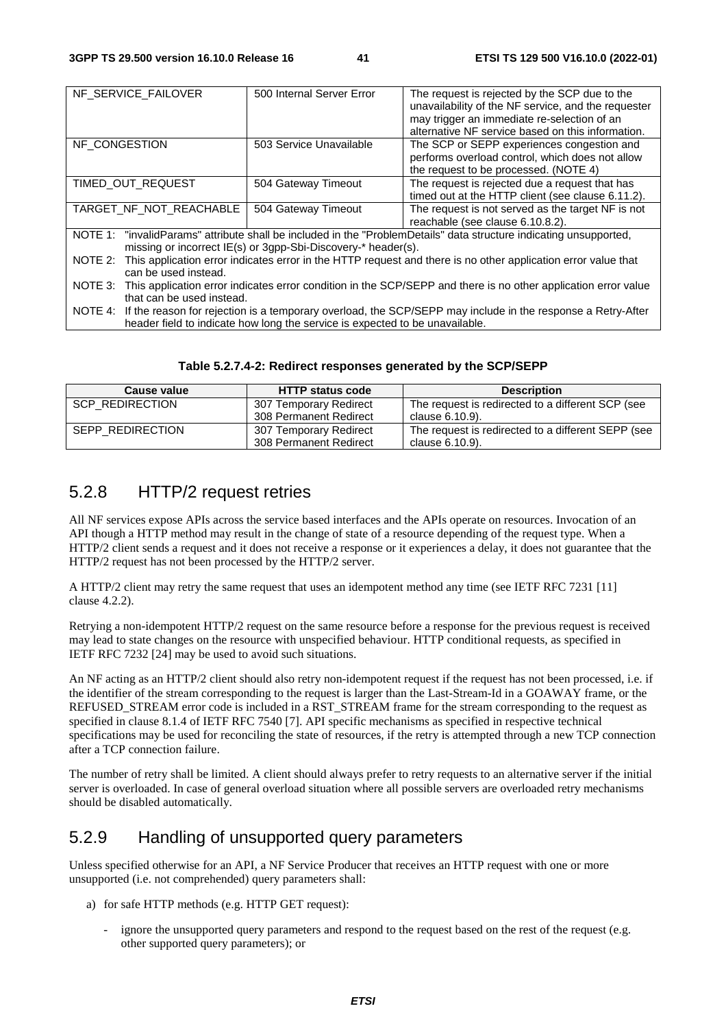| NF_SERVICE_FAILOVER | 500 Internal Server Error | The request is rejected by the SCP due to the unavailability of the NF service, and the requester may trigger an immediate re-selection of an alternative NF service based on this information. |
|---|---|---|
| NF_CONGESTION | 503 Service Unavailable | The SCP or SEPP experiences congestion and performs overload control, which does not allow the request to be processed. (NOTE 4) |
| TIMED_OUT_REQUEST | 504 Gateway Timeout | The request is rejected due a request that has timed out at the HTTP client (see clause 6.11.2). |
| TARGET_NF_NOT_REACHABLE | 504 Gateway Timeout | The request is not served as the target NF is not reachable (see clause 6.10.8.2). |
| NOTE 1: "invalidParams" attribute shall be included in the "ProblemDetails" data structure indicating unsupported, missing or incorrect IE(s) or 3gpp-Sbi-Discovery-* header(s). | | |
| NOTE 2: This application error indicates error in the HTTP request and there is no other application error value that can be used instead. | | |
| NOTE 3: This application error indicates error condition in the SCP/SEPP and there is no other application error value that can be used instead. | | |
| NOTE 4: If the reason for rejection is a temporary overload, the SCP/SEPP may include in the response a Retry-After header field to indicate how long the service is expected to be unavailable. | | |

**Table 5.2.7.4-2: Redirect responses generated by the SCP/SEPP**

| Cause value | HTTP status code | Description |
|---|---|---|
| SCP_REDIRECTION | 307 Temporary Redirect<br>308 Permanent Redirect | The request is redirected to a different SCP (see clause 6.10.9). |
| SEPP_REDIRECTION | 307 Temporary Redirect<br>308 Permanent Redirect | The request is redirected to a different SEPP (see clause 6.10.9). |

## 5.2.8 HTTP/2 request retries

All NF services expose APIs across the service based interfaces and the APIs operate on resources. Invocation of an API though a HTTP method may result in the change of state of a resource depending of the request type. When a HTTP/2 client sends a request and it does not receive a response or it experiences a delay, it does not guarantee that the HTTP/2 request has not been processed by the HTTP/2 server.

A HTTP/2 client may retry the same request that uses an idempotent method any time (see IETF RFC 7231 [11] clause 4.2.2).

Retrying a non-idempotent HTTP/2 request on the same resource before a response for the previous request is received may lead to state changes on the resource with unspecified behaviour. HTTP conditional requests, as specified in IETF RFC 7232 [24] may be used to avoid such situations.

An NF acting as an HTTP/2 client should also retry non-idempotent request if the request has not been processed, i.e. if the identifier of the stream corresponding to the request is larger than the Last-Stream-Id in a GOAWAY frame, or the REFUSED_STREAM error code is included in a RST_STREAM frame for the stream corresponding to the request as specified in clause 8.1.4 of IETF RFC 7540 [7]. API specific mechanisms as specified in respective technical specifications may be used for reconciling the state of resources, if the retry is attempted through a new TCP connection after a TCP connection failure.

The number of retry shall be limited. A client should always prefer to retry requests to an alternative server if the initial server is overloaded. In case of general overload situation where all possible servers are overloaded retry mechanisms should be disabled automatically.

## 5.2.9 Handling of unsupported query parameters

Unless specified otherwise for an API, a NF Service Producer that receives an HTTP request with one or more unsupported (i.e. not comprehended) query parameters shall:

a) for safe HTTP methods (e.g. HTTP GET request):

   - ignore the unsupported query parameters and respond to the request based on the rest of the request (e.g. other supported query parameters); or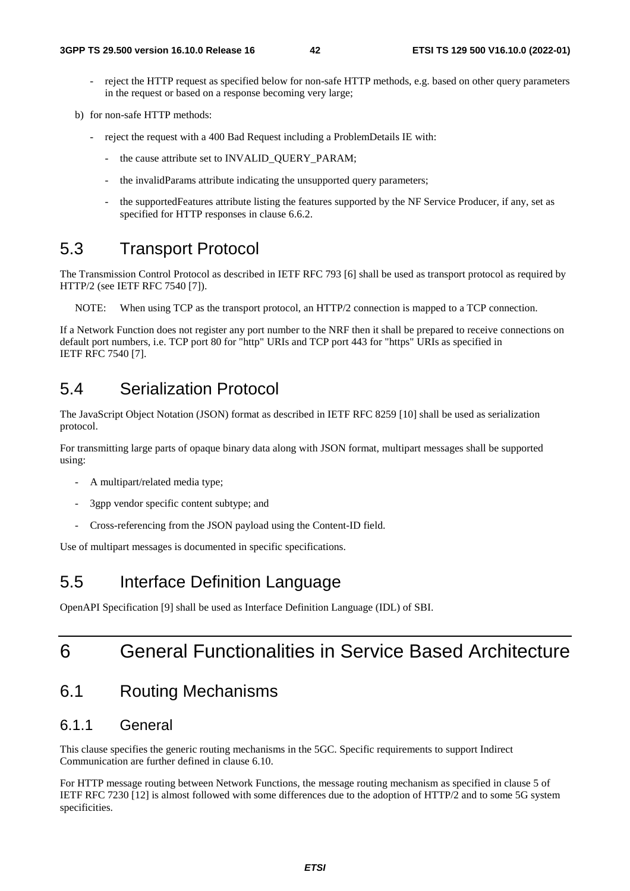- reject the HTTP request as specified below for non-safe HTTP methods, e.g. based on other query parameters in the request or based on a response becoming very large;

b) for non-safe HTTP methods:

   - reject the request with a 400 Bad Request including a ProblemDetails IE with:

      - the cause attribute set to INVALID_QUERY_PARAM;

      - the invalidParams attribute indicating the unsupported query parameters;

      - the supportedFeatures attribute listing the features supported by the NF Service Producer, if any, set as specified for HTTP responses in clause 6.6.2.

## 5.3 Transport Protocol

The Transmission Control Protocol as described in IETF RFC 793 [6] shall be used as transport protocol as required by HTTP/2 (see IETF RFC 7540 [7]).

NOTE: When using TCP as the transport protocol, an HTTP/2 connection is mapped to a TCP connection.

If a Network Function does not register any port number to the NRF then it shall be prepared to receive connections on default port numbers, i.e. TCP port 80 for "http" URIs and TCP port 443 for "https" URIs as specified in IETF RFC 7540 [7].

## 5.4 Serialization Protocol

The JavaScript Object Notation (JSON) format as described in IETF RFC 8259 [10] shall be used as serialization protocol.

For transmitting large parts of opaque binary data along with JSON format, multipart messages shall be supported using:

- A multipart/related media type;
- 3gpp vendor specific content subtype; and
- Cross-referencing from the JSON payload using the Content-ID field.

Use of multipart messages is documented in specific specifications.

## 5.5 Interface Definition Language

OpenAPI Specification [9] shall be used as Interface Definition Language (IDL) of SBI.

# 6 General Functionalities in Service Based Architecture

## 6.1 Routing Mechanisms

### 6.1.1 General

This clause specifies the generic routing mechanisms in the 5GC. Specific requirements to support Indirect Communication are further defined in clause 6.10.

For HTTP message routing between Network Functions, the message routing mechanism as specified in clause 5 of IETF RFC 7230 [12] is almost followed with some differences due to the adoption of HTTP/2 and to some 5G system specificities.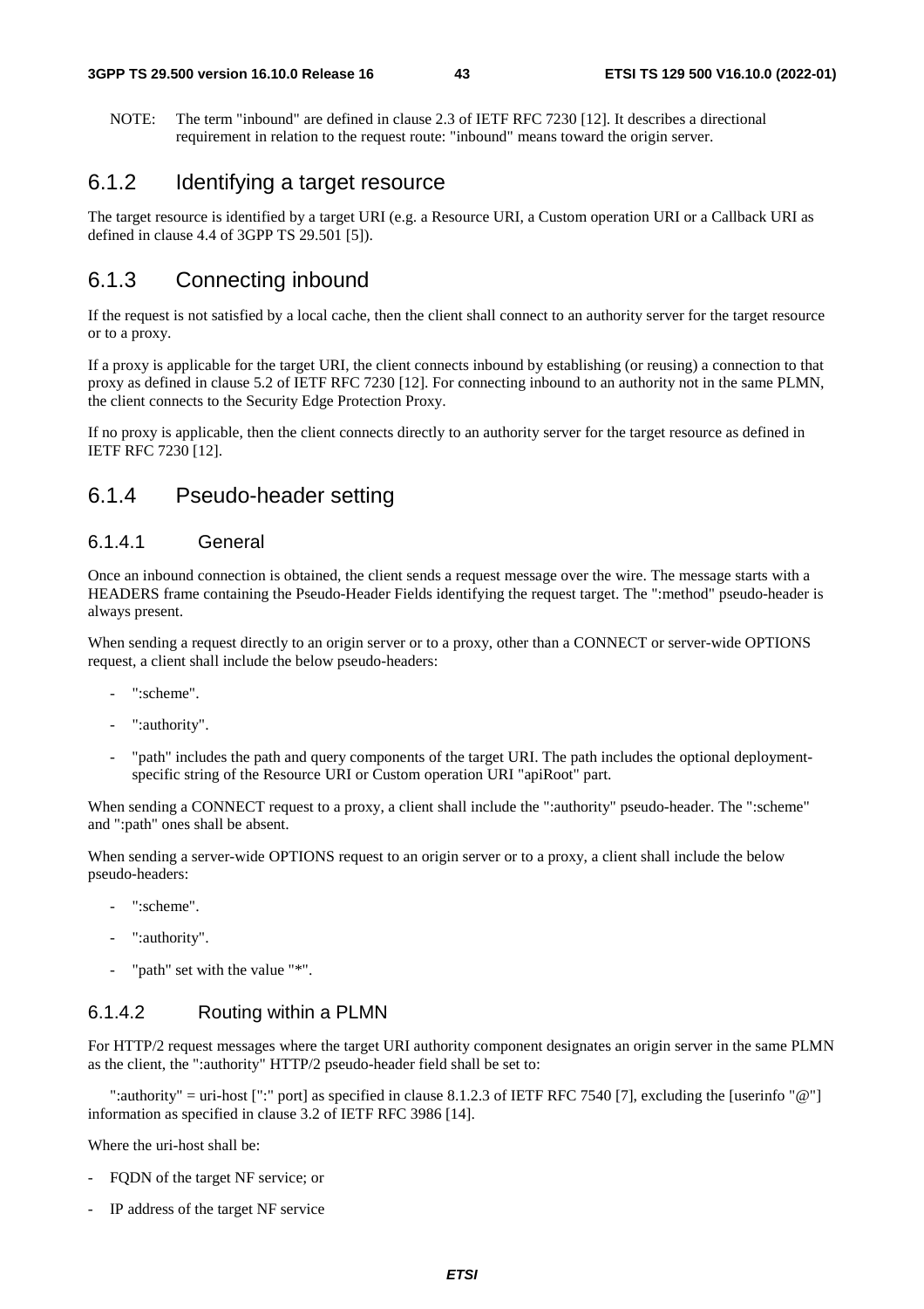NOTE: The term "inbound" are defined in clause 2.3 of IETF RFC 7230 [12]. It describes a directional requirement in relation to the request route: "inbound" means toward the origin server.

## 6.1.2 Identifying a target resource

The target resource is identified by a target URI (e.g. a Resource URI, a Custom operation URI or a Callback URI as defined in clause 4.4 of 3GPP TS 29.501 [5]).

## 6.1.3 Connecting inbound

If the request is not satisfied by a local cache, then the client shall connect to an authority server for the target resource or to a proxy.

If a proxy is applicable for the target URI, the client connects inbound by establishing (or reusing) a connection to that proxy as defined in clause 5.2 of IETF RFC 7230 [12]. For connecting inbound to an authority not in the same PLMN, the client connects to the Security Edge Protection Proxy.

If no proxy is applicable, then the client connects directly to an authority server for the target resource as defined in IETF RFC 7230 [12].

## 6.1.4 Pseudo-header setting

### 6.1.4.1 General

Once an inbound connection is obtained, the client sends a request message over the wire. The message starts with a HEADERS frame containing the Pseudo-Header Fields identifying the request target. The ":method" pseudo-header is always present.

When sending a request directly to an origin server or to a proxy, other than a CONNECT or server-wide OPTIONS request, a client shall include the below pseudo-headers:

- ":scheme".
- ":authority".
- "path" includes the path and query components of the target URI. The path includes the optional deployment-specific string of the Resource URI or Custom operation URI "apiRoot" part.

When sending a CONNECT request to a proxy, a client shall include the ":authority" pseudo-header. The ":scheme" and ":path" ones shall be absent.

When sending a server-wide OPTIONS request to an origin server or to a proxy, a client shall include the below pseudo-headers:

- ":scheme".
- ":authority".
- "path" set with the value "*".

### 6.1.4.2 Routing within a PLMN

For HTTP/2 request messages where the target URI authority component designates an origin server in the same PLMN as the client, the ":authority" HTTP/2 pseudo-header field shall be set to:

":authority" = uri-host [":" port] as specified in clause 8.1.2.3 of IETF RFC 7540 [7], excluding the [userinfo "@"] information as specified in clause 3.2 of IETF RFC 3986 [14].

Where the uri-host shall be:

- FQDN of the target NF service; or
- IP address of the target NF service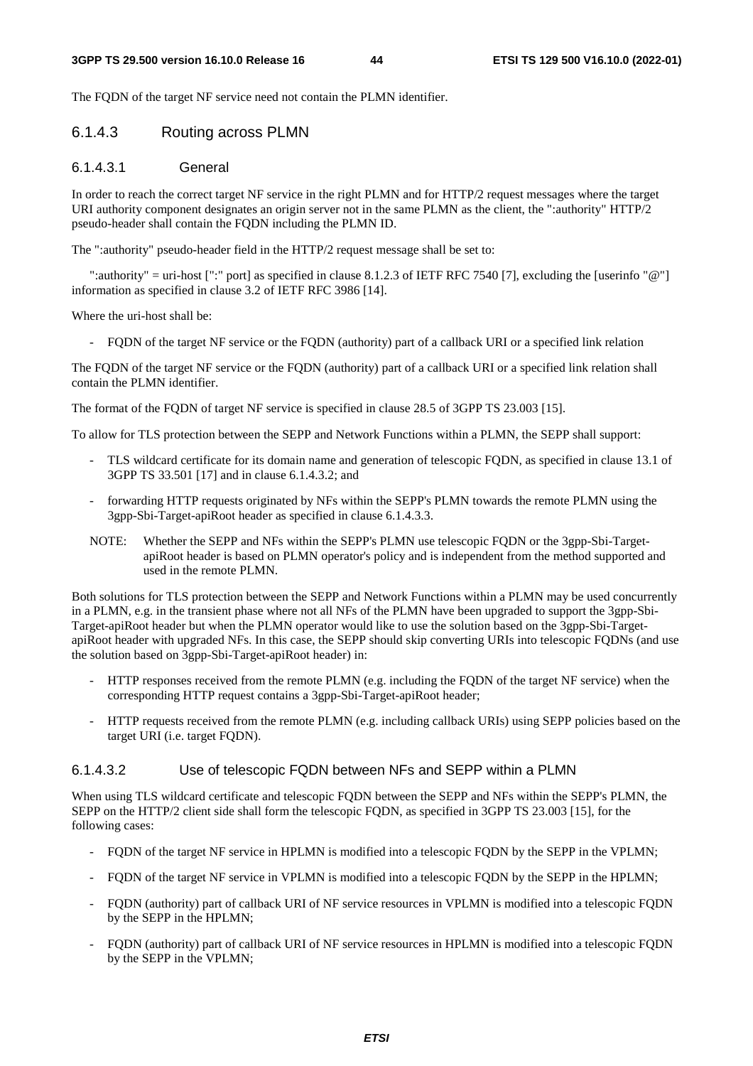The FQDN of the target NF service need not contain the PLMN identifier.

#### 6.1.4.3 Routing across PLMN

##### 6.1.4.3.1 General

In order to reach the correct target NF service in the right PLMN and for HTTP/2 request messages where the target URI authority component designates an origin server not in the same PLMN as the client, the ":authority" HTTP/2 pseudo-header shall contain the FQDN including the PLMN ID.

The ":authority" pseudo-header field in the HTTP/2 request message shall be set to:

":authority" = uri-host [":" port] as specified in clause 8.1.2.3 of IETF RFC 7540 [7], excluding the [userinfo "@"] information as specified in clause 3.2 of IETF RFC 3986 [14].

Where the uri-host shall be:

- FQDN of the target NF service or the FQDN (authority) part of a callback URI or a specified link relation

The FQDN of the target NF service or the FQDN (authority) part of a callback URI or a specified link relation shall contain the PLMN identifier.

The format of the FQDN of target NF service is specified in clause 28.5 of 3GPP TS 23.003 [15].

To allow for TLS protection between the SEPP and Network Functions within a PLMN, the SEPP shall support:

- TLS wildcard certificate for its domain name and generation of telescopic FQDN, as specified in clause 13.1 of 3GPP TS 33.501 [17] and in clause 6.1.4.3.2; and
- forwarding HTTP requests originated by NFs within the SEPP's PLMN towards the remote PLMN using the 3gpp-Sbi-Target-apiRoot header as specified in clause 6.1.4.3.3.

NOTE: Whether the SEPP and NFs within the SEPP's PLMN use telescopic FQDN or the 3gpp-Sbi-Target-apiRoot header is based on PLMN operator's policy and is independent from the method supported and used in the remote PLMN.

Both solutions for TLS protection between the SEPP and Network Functions within a PLMN may be used concurrently in a PLMN, e.g. in the transient phase where not all NFs of the PLMN have been upgraded to support the 3gpp-Sbi-Target-apiRoot header but when the PLMN operator would like to use the solution based on the 3gpp-Sbi-Target-apiRoot header with upgraded NFs. In this case, the SEPP should skip converting URIs into telescopic FQDNs (and use the solution based on 3gpp-Sbi-Target-apiRoot header) in:

- HTTP responses received from the remote PLMN (e.g. including the FQDN of the target NF service) when the corresponding HTTP request contains a 3gpp-Sbi-Target-apiRoot header;
- HTTP requests received from the remote PLMN (e.g. including callback URIs) using SEPP policies based on the target URI (i.e. target FQDN).

##### 6.1.4.3.2 Use of telescopic FQDN between NFs and SEPP within a PLMN

When using TLS wildcard certificate and telescopic FQDN between the SEPP and NFs within the SEPP's PLMN, the SEPP on the HTTP/2 client side shall form the telescopic FQDN, as specified in 3GPP TS 23.003 [15], for the following cases:

- FQDN of the target NF service in HPLMN is modified into a telescopic FQDN by the SEPP in the VPLMN;
- FQDN of the target NF service in VPLMN is modified into a telescopic FQDN by the SEPP in the HPLMN;
- FQDN (authority) part of callback URI of NF service resources in VPLMN is modified into a telescopic FQDN by the SEPP in the HPLMN;
- FQDN (authority) part of callback URI of NF service resources in HPLMN is modified into a telescopic FQDN by the SEPP in the VPLMN;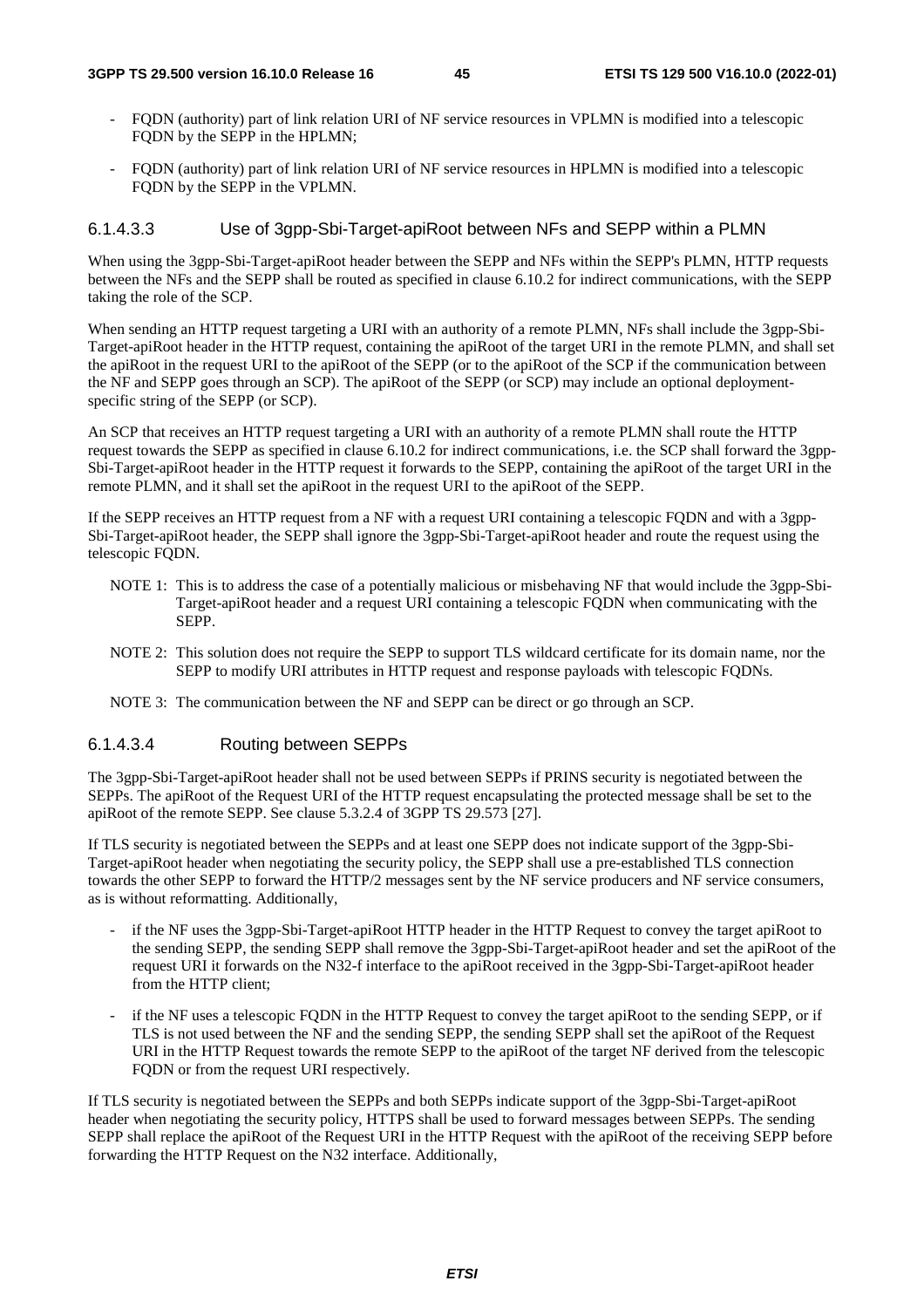- FQDN (authority) part of link relation URI of NF service resources in VPLMN is modified into a telescopic FQDN by the SEPP in the HPLMN;
- FQDN (authority) part of link relation URI of NF service resources in HPLMN is modified into a telescopic FQDN by the SEPP in the VPLMN.

#### 6.1.4.3.3 Use of 3gpp-Sbi-Target-apiRoot between NFs and SEPP within a PLMN

When using the 3gpp-Sbi-Target-apiRoot header between the SEPP and NFs within the SEPP's PLMN, HTTP requests between the NFs and the SEPP shall be routed as specified in clause 6.10.2 for indirect communications, with the SEPP taking the role of the SCP.

When sending an HTTP request targeting a URI with an authority of a remote PLMN, NFs shall include the 3gpp-Sbi-Target-apiRoot header in the HTTP request, containing the apiRoot of the target URI in the remote PLMN, and shall set the apiRoot in the request URI to the apiRoot of the SEPP (or to the apiRoot of the SCP if the communication between the NF and SEPP goes through an SCP). The apiRoot of the SEPP (or SCP) may include an optional deployment-specific string of the SEPP (or SCP).

An SCP that receives an HTTP request targeting a URI with an authority of a remote PLMN shall route the HTTP request towards the SEPP as specified in clause 6.10.2 for indirect communications, i.e. the SCP shall forward the 3gpp-Sbi-Target-apiRoot header in the HTTP request it forwards to the SEPP, containing the apiRoot of the target URI in the remote PLMN, and it shall set the apiRoot in the request URI to the apiRoot of the SEPP.

If the SEPP receives an HTTP request from a NF with a request URI containing a telescopic FQDN and with a 3gpp-Sbi-Target-apiRoot header, the SEPP shall ignore the 3gpp-Sbi-Target-apiRoot header and route the request using the telescopic FQDN.

NOTE 1: This is to address the case of a potentially malicious or misbehaving NF that would include the 3gpp-Sbi-Target-apiRoot header and a request URI containing a telescopic FQDN when communicating with the SEPP.

NOTE 2: This solution does not require the SEPP to support TLS wildcard certificate for its domain name, nor the SEPP to modify URI attributes in HTTP request and response payloads with telescopic FQDNs.

NOTE 3: The communication between the NF and SEPP can be direct or go through an SCP.

#### 6.1.4.3.4 Routing between SEPPs

The 3gpp-Sbi-Target-apiRoot header shall not be used between SEPPs if PRINS security is negotiated between the SEPPs. The apiRoot of the Request URI of the HTTP request encapsulating the protected message shall be set to the apiRoot of the remote SEPP. See clause 5.3.2.4 of 3GPP TS 29.573 [27].

If TLS security is negotiated between the SEPPs and at least one SEPP does not indicate support of the 3gpp-Sbi-Target-apiRoot header when negotiating the security policy, the SEPP shall use a pre-established TLS connection towards the other SEPP to forward the HTTP/2 messages sent by the NF service producers and NF service consumers, as is without reformatting. Additionally,

- if the NF uses the 3gpp-Sbi-Target-apiRoot HTTP header in the HTTP Request to convey the target apiRoot to the sending SEPP, the sending SEPP shall remove the 3gpp-Sbi-Target-apiRoot header and set the apiRoot of the request URI it forwards on the N32-f interface to the apiRoot received in the 3gpp-Sbi-Target-apiRoot header from the HTTP client;
- if the NF uses a telescopic FQDN in the HTTP Request to convey the target apiRoot to the sending SEPP, or if TLS is not used between the NF and the sending SEPP, the sending SEPP shall set the apiRoot of the Request URI in the HTTP Request towards the remote SEPP to the apiRoot of the target NF derived from the telescopic FQDN or from the request URI respectively.

If TLS security is negotiated between the SEPPs and both SEPPs indicate support of the 3gpp-Sbi-Target-apiRoot header when negotiating the security policy, HTTPS shall be used to forward messages between SEPPs. The sending SEPP shall replace the apiRoot of the Request URI in the HTTP Request with the apiRoot of the receiving SEPP before forwarding the HTTP Request on the N32 interface. Additionally,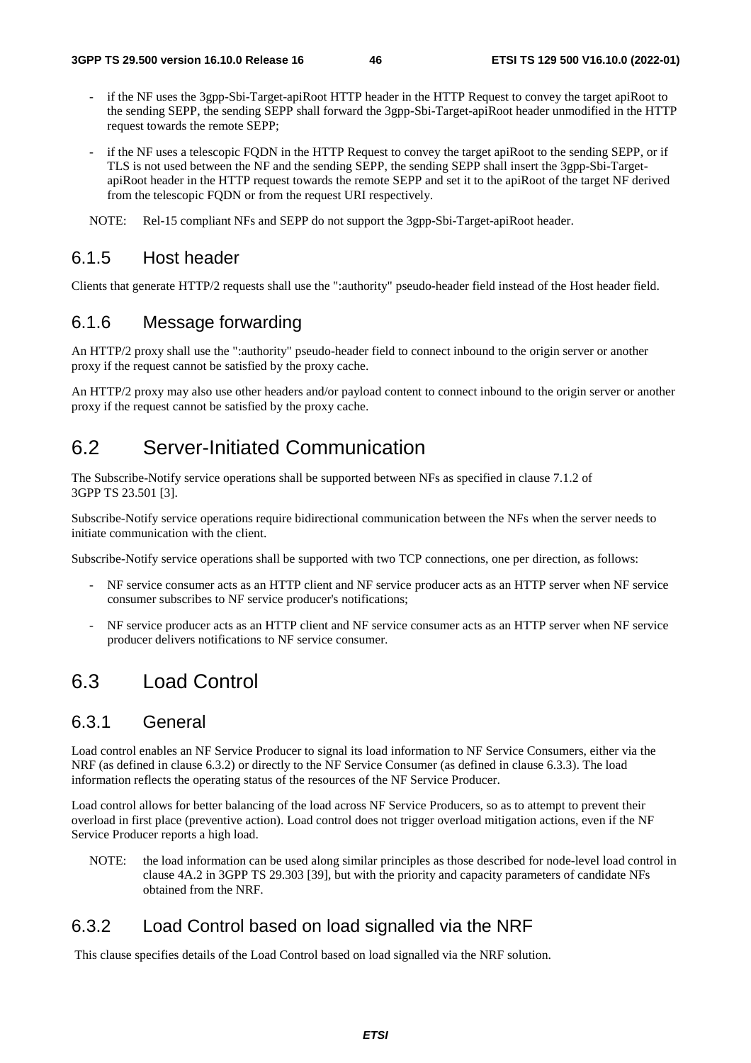- if the NF uses the 3gpp-Sbi-Target-apiRoot HTTP header in the HTTP Request to convey the target apiRoot to the sending SEPP, the sending SEPP shall forward the 3gpp-Sbi-Target-apiRoot header unmodified in the HTTP request towards the remote SEPP;
- if the NF uses a telescopic FQDN in the HTTP Request to convey the target apiRoot to the sending SEPP, or if TLS is not used between the NF and the sending SEPP, the sending SEPP shall insert the 3gpp-Sbi-Target-apiRoot header in the HTTP request towards the remote SEPP and set it to the apiRoot of the target NF derived from the telescopic FQDN or from the request URI respectively.

NOTE: Rel-15 compliant NFs and SEPP do not support the 3gpp-Sbi-Target-apiRoot header.

### 6.1.5 Host header

Clients that generate HTTP/2 requests shall use the ":authority" pseudo-header field instead of the Host header field.

### 6.1.6 Message forwarding

An HTTP/2 proxy shall use the ":authority" pseudo-header field to connect inbound to the origin server or another proxy if the request cannot be satisfied by the proxy cache.

An HTTP/2 proxy may also use other headers and/or payload content to connect inbound to the origin server or another proxy if the request cannot be satisfied by the proxy cache.

## 6.2 Server-Initiated Communication

The Subscribe-Notify service operations shall be supported between NFs as specified in clause 7.1.2 of 3GPP TS 23.501 [3].

Subscribe-Notify service operations require bidirectional communication between the NFs when the server needs to initiate communication with the client.

Subscribe-Notify service operations shall be supported with two TCP connections, one per direction, as follows:

- NF service consumer acts as an HTTP client and NF service producer acts as an HTTP server when NF service consumer subscribes to NF service producer's notifications;
- NF service producer acts as an HTTP client and NF service consumer acts as an HTTP server when NF service producer delivers notifications to NF service consumer.

## 6.3 Load Control

### 6.3.1 General

Load control enables an NF Service Producer to signal its load information to NF Service Consumers, either via the NRF (as defined in clause 6.3.2) or directly to the NF Service Consumer (as defined in clause 6.3.3). The load information reflects the operating status of the resources of the NF Service Producer.

Load control allows for better balancing of the load across NF Service Producers, so as to attempt to prevent their overload in first place (preventive action). Load control does not trigger overload mitigation actions, even if the NF Service Producer reports a high load.

NOTE: the load information can be used along similar principles as those described for node-level load control in clause 4A.2 in 3GPP TS 29.303 [39], but with the priority and capacity parameters of candidate NFs obtained from the NRF.

### 6.3.2 Load Control based on load signalled via the NRF

This clause specifies details of the Load Control based on load signalled via the NRF solution.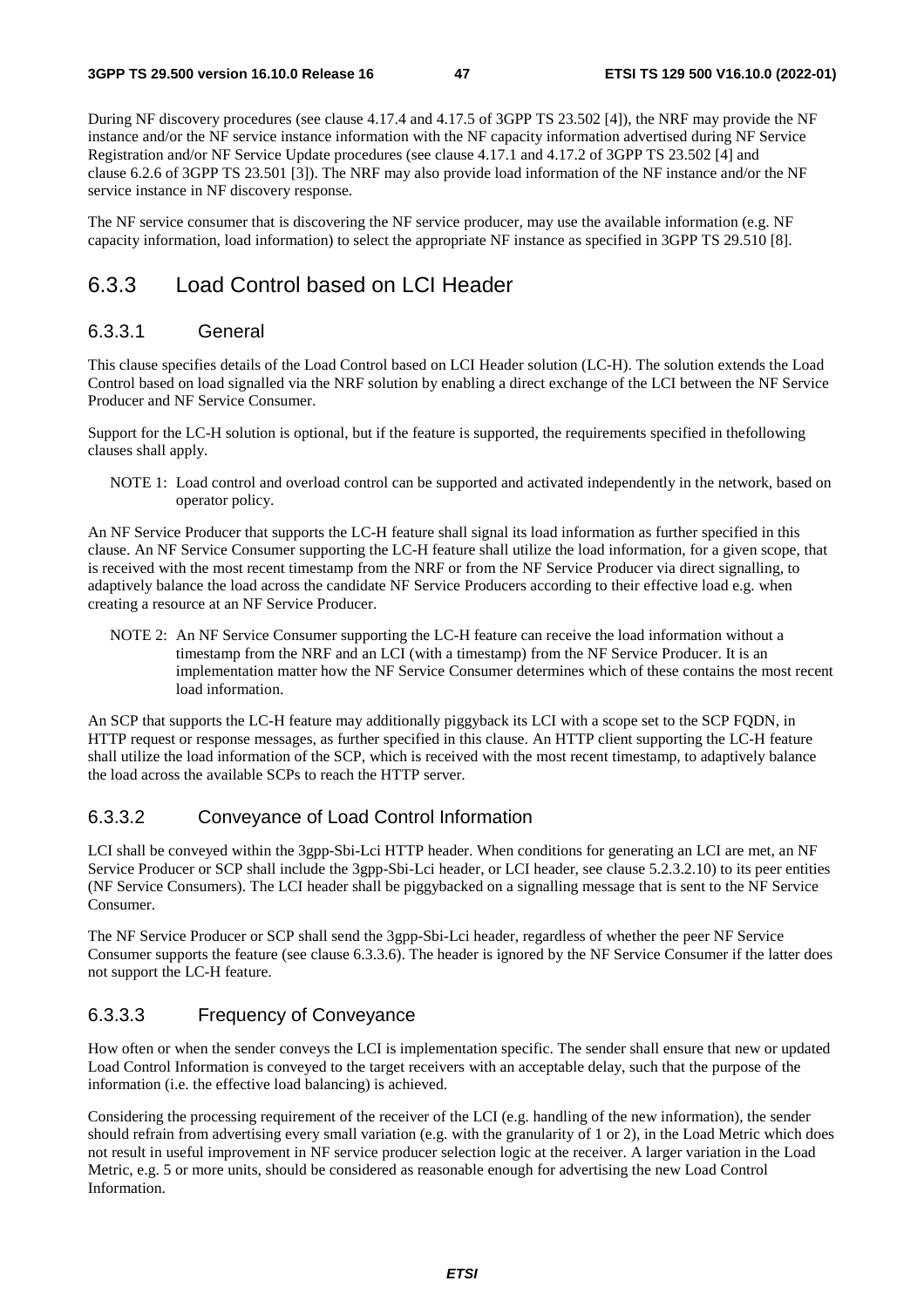During NF discovery procedures (see clause 4.17.4 and 4.17.5 of 3GPP TS 23.502 [4]), the NRF may provide the NF instance and/or the NF service instance information with the NF capacity information advertised during NF Service Registration and/or NF Service Update procedures (see clause 4.17.1 and 4.17.2 of 3GPP TS 23.502 [4] and clause 6.2.6 of 3GPP TS 23.501 [3]). The NRF may also provide load information of the NF instance and/or the NF service instance in NF discovery response.

The NF service consumer that is discovering the NF service producer, may use the available information (e.g. NF capacity information, load information) to select the appropriate NF instance as specified in 3GPP TS 29.510 [8].

## 6.3.3 Load Control based on LCI Header

### 6.3.3.1 General

This clause specifies details of the Load Control based on LCI Header solution (LC-H). The solution extends the Load Control based on load signalled via the NRF solution by enabling a direct exchange of the LCI between the NF Service Producer and NF Service Consumer.

Support for the LC-H solution is optional, but if the feature is supported, the requirements specified in thefollowing clauses shall apply.

NOTE 1: Load control and overload control can be supported and activated independently in the network, based on operator policy.

An NF Service Producer that supports the LC-H feature shall signal its load information as further specified in this clause. An NF Service Consumer supporting the LC-H feature shall utilize the load information, for a given scope, that is received with the most recent timestamp from the NRF or from the NF Service Producer via direct signalling, to adaptively balance the load across the candidate NF Service Producers according to their effective load e.g. when creating a resource at an NF Service Producer.

NOTE 2: An NF Service Consumer supporting the LC-H feature can receive the load information without a timestamp from the NRF and an LCI (with a timestamp) from the NF Service Producer. It is an implementation matter how the NF Service Consumer determines which of these contains the most recent load information.

An SCP that supports the LC-H feature may additionally piggyback its LCI with a scope set to the SCP FQDN, in HTTP request or response messages, as further specified in this clause. An HTTP client supporting the LC-H feature shall utilize the load information of the SCP, which is received with the most recent timestamp, to adaptively balance the load across the available SCPs to reach the HTTP server.

### 6.3.3.2 Conveyance of Load Control Information

LCI shall be conveyed within the 3gpp-Sbi-Lci HTTP header. When conditions for generating an LCI are met, an NF Service Producer or SCP shall include the 3gpp-Sbi-Lci header, or LCI header, see clause 5.2.3.2.10) to its peer entities (NF Service Consumers). The LCI header shall be piggybacked on a signalling message that is sent to the NF Service Consumer.

The NF Service Producer or SCP shall send the 3gpp-Sbi-Lci header, regardless of whether the peer NF Service Consumer supports the feature (see clause 6.3.3.6). The header is ignored by the NF Service Consumer if the latter does not support the LC-H feature.

### 6.3.3.3 Frequency of Conveyance

How often or when the sender conveys the LCI is implementation specific. The sender shall ensure that new or updated Load Control Information is conveyed to the target receivers with an acceptable delay, such that the purpose of the information (i.e. the effective load balancing) is achieved.

Considering the processing requirement of the receiver of the LCI (e.g. handling of the new information), the sender should refrain from advertising every small variation (e.g. with the granularity of 1 or 2), in the Load Metric which does not result in useful improvement in NF service producer selection logic at the receiver. A larger variation in the Load Metric, e.g. 5 or more units, should be considered as reasonable enough for advertising the new Load Control Information.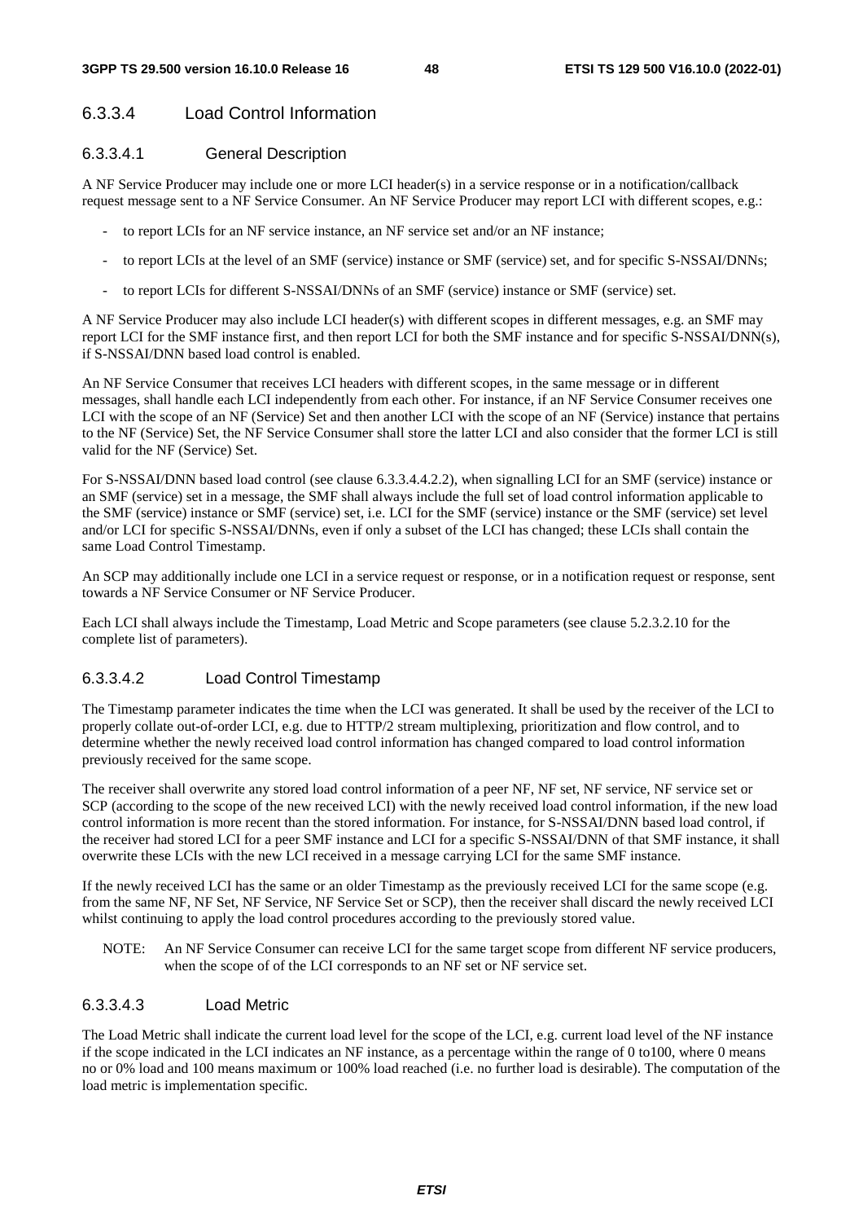### 6.3.3.4 Load Control Information

#### 6.3.3.4.1 General Description

A NF Service Producer may include one or more LCI header(s) in a service response or in a notification/callback request message sent to a NF Service Consumer. An NF Service Producer may report LCI with different scopes, e.g.:

- to report LCIs for an NF service instance, an NF service set and/or an NF instance;
- to report LCIs at the level of an SMF (service) instance or SMF (service) set, and for specific S-NSSAI/DNNs;
- to report LCIs for different S-NSSAI/DNNs of an SMF (service) instance or SMF (service) set.

A NF Service Producer may also include LCI header(s) with different scopes in different messages, e.g. an SMF may report LCI for the SMF instance first, and then report LCI for both the SMF instance and for specific S-NSSAI/DNN(s), if S-NSSAI/DNN based load control is enabled.

An NF Service Consumer that receives LCI headers with different scopes, in the same message or in different messages, shall handle each LCI independently from each other. For instance, if an NF Service Consumer receives one LCI with the scope of an NF (Service) Set and then another LCI with the scope of an NF (Service) instance that pertains to the NF (Service) Set, the NF Service Consumer shall store the latter LCI and also consider that the former LCI is still valid for the NF (Service) Set.

For S-NSSAI/DNN based load control (see clause 6.3.3.4.4.2.2), when signalling LCI for an SMF (service) instance or an SMF (service) set in a message, the SMF shall always include the full set of load control information applicable to the SMF (service) instance or SMF (service) set, i.e. LCI for the SMF (service) instance or the SMF (service) set level and/or LCI for specific S-NSSAI/DNNs, even if only a subset of the LCI has changed; these LCIs shall contain the same Load Control Timestamp.

An SCP may additionally include one LCI in a service request or response, or in a notification request or response, sent towards a NF Service Consumer or NF Service Producer.

Each LCI shall always include the Timestamp, Load Metric and Scope parameters (see clause 5.2.3.2.10 for the complete list of parameters).

#### 6.3.3.4.2 Load Control Timestamp

The Timestamp parameter indicates the time when the LCI was generated. It shall be used by the receiver of the LCI to properly collate out-of-order LCI, e.g. due to HTTP/2 stream multiplexing, prioritization and flow control, and to determine whether the newly received load control information has changed compared to load control information previously received for the same scope.

The receiver shall overwrite any stored load control information of a peer NF, NF set, NF service, NF service set or SCP (according to the scope of the new received LCI) with the newly received load control information, if the new load control information is more recent than the stored information. For instance, for S-NSSAI/DNN based load control, if the receiver had stored LCI for a peer SMF instance and LCI for a specific S-NSSAI/DNN of that SMF instance, it shall overwrite these LCIs with the new LCI received in a message carrying LCI for the same SMF instance.

If the newly received LCI has the same or an older Timestamp as the previously received LCI for the same scope (e.g. from the same NF, NF Set, NF Service, NF Service Set or SCP), then the receiver shall discard the newly received LCI whilst continuing to apply the load control procedures according to the previously stored value.

NOTE: An NF Service Consumer can receive LCI for the same target scope from different NF service producers, when the scope of of the LCI corresponds to an NF set or NF service set.

#### 6.3.3.4.3 Load Metric

The Load Metric shall indicate the current load level for the scope of the LCI, e.g. current load level of the NF instance if the scope indicated in the LCI indicates an NF instance, as a percentage within the range of 0 to100, where 0 means no or 0% load and 100 means maximum or 100% load reached (i.e. no further load is desirable). The computation of the load metric is implementation specific.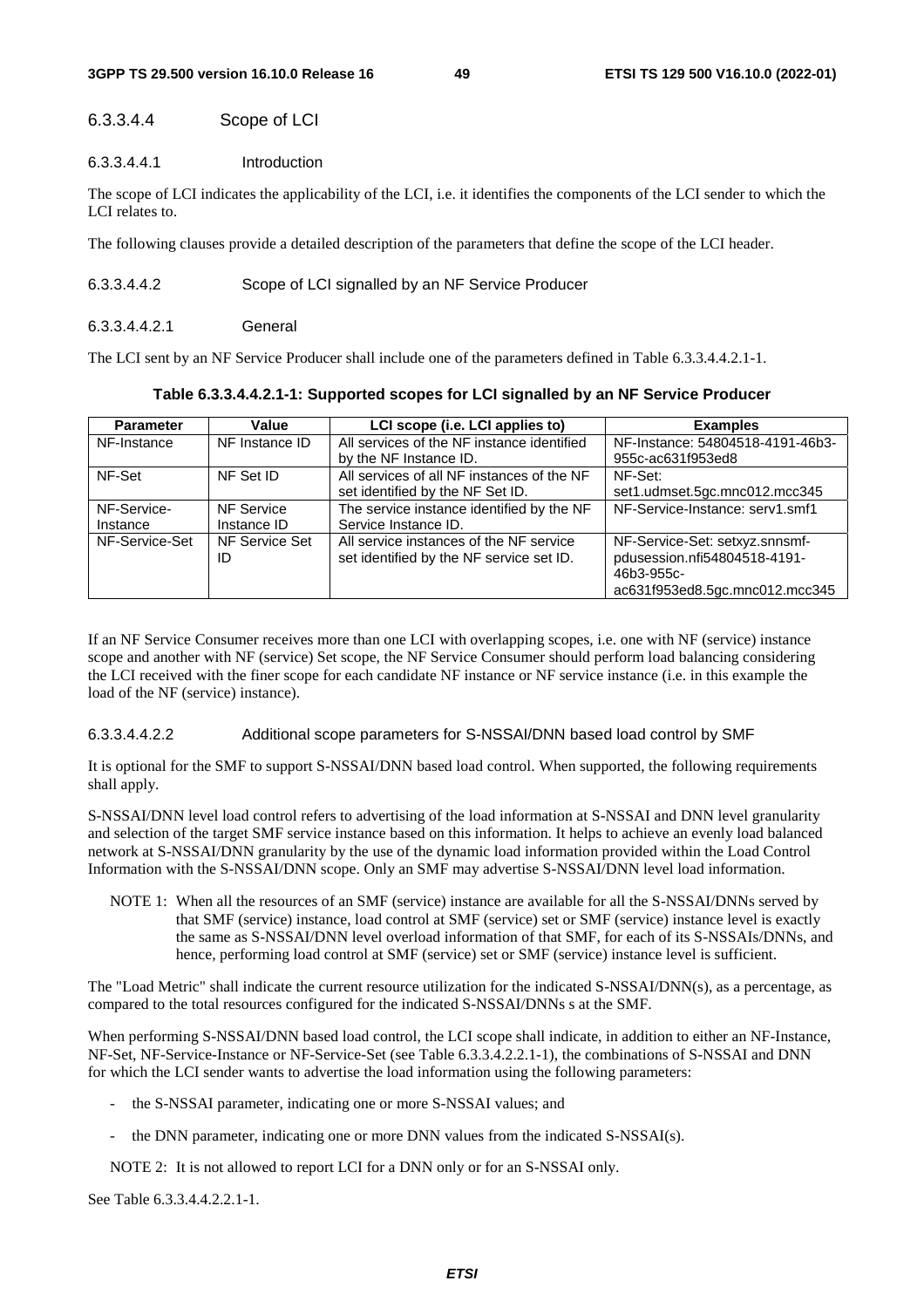#### 6.3.3.4.4 Scope of LCI

##### 6.3.3.4.4.1 Introduction

The scope of LCI indicates the applicability of the LCI, i.e. it identifies the components of the LCI sender to which the LCI relates to.

The following clauses provide a detailed description of the parameters that define the scope of the LCI header.

##### 6.3.3.4.4.2 Scope of LCI signalled by an NF Service Producer

###### 6.3.3.4.4.2.1 General

The LCI sent by an NF Service Producer shall include one of the parameters defined in Table 6.3.3.4.4.2.1-1.

**Table 6.3.3.4.4.2.1-1: Supported scopes for LCI signalled by an NF Service Producer**

| Parameter | Value | LCI scope (i.e. LCI applies to) | Examples |
| --- | --- | --- | --- |
| NF-Instance | NF Instance ID | All services of the NF instance identified by the NF Instance ID. | NF-Instance: 54804518-4191-46b3-955c-ac631f953ed8 |
| NF-Set | NF Set ID | All services of all NF instances of the NF set identified by the NF Set ID. | NF-Set: set1.udmset.5gc.mnc012.mcc345 |
| NF-Service-Instance | NF Service Instance ID | The service instance identified by the NF Service Instance ID. | NF-Service-Instance: serv1.smf1 |
| NF-Service-Set | NF Service Set ID | All service instances of the NF service set identified by the NF service set ID. | NF-Service-Set: setxyz.snnsmf-pdusession.nfi54804518-4191-46b3-955c-ac631f953ed8.5gc.mnc012.mcc345 |

If an NF Service Consumer receives more than one LCI with overlapping scopes, i.e. one with NF (service) instance scope and another with NF (service) Set scope, the NF Service Consumer should perform load balancing considering the LCI received with the finer scope for each candidate NF instance or NF service instance (i.e. in this example the load of the NF (service) instance).

###### 6.3.3.4.4.2.2 Additional scope parameters for S-NSSAI/DNN based load control by SMF

It is optional for the SMF to support S-NSSAI/DNN based load control. When supported, the following requirements shall apply.

S-NSSAI/DNN level load control refers to advertising of the load information at S-NSSAI and DNN level granularity and selection of the target SMF service instance based on this information. It helps to achieve an evenly load balanced network at S-NSSAI/DNN granularity by the use of the dynamic load information provided within the Load Control Information with the S-NSSAI/DNN scope. Only an SMF may advertise S-NSSAI/DNN level load information.

NOTE 1: When all the resources of an SMF (service) instance are available for all the S-NSSAI/DNNs served by that SMF (service) instance, load control at SMF (service) set or SMF (service) instance level is exactly the same as S-NSSAI/DNN level overload information of that SMF, for each of its S-NSSAIs/DNNs, and hence, performing load control at SMF (service) set or SMF (service) instance level is sufficient.

The "Load Metric" shall indicate the current resource utilization for the indicated S-NSSAI/DNN(s), as a percentage, as compared to the total resources configured for the indicated S-NSSAI/DNNs s at the SMF.

When performing S-NSSAI/DNN based load control, the LCI scope shall indicate, in addition to either an NF-Instance, NF-Set, NF-Service-Instance or NF-Service-Set (see Table 6.3.3.4.2.2.1-1), the combinations of S-NSSAI and DNN for which the LCI sender wants to advertise the load information using the following parameters:

- the S-NSSAI parameter, indicating one or more S-NSSAI values; and
- the DNN parameter, indicating one or more DNN values from the indicated S-NSSAI(s).

NOTE 2: It is not allowed to report LCI for a DNN only or for an S-NSSAI only.

See Table 6.3.3.4.4.2.2.1-1.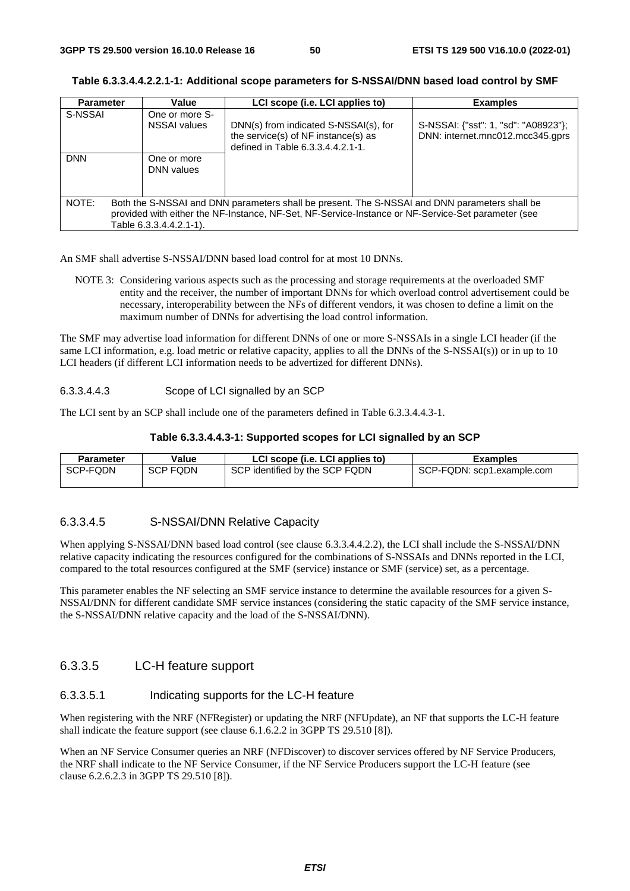**Table 6.3.3.4.4.2.2.1-1: Additional scope parameters for S-NSSAI/DNN based load control by SMF**

| Parameter | Value | LCI scope (i.e. LCI applies to) | Examples |
| --- | --- | --- | --- |
| S-NSSAI | One or more S-NSSAI values | DNN(s) from indicated S-NSSAI(s), for the service(s) of NF instance(s) as defined in Table 6.3.3.4.4.2.1-1. | S-NSSAI: {"sst": 1, "sd": "A08923"}; DNN: internet.mnc012.mcc345.gprs |
| DNN | One or more DNN values | | |
| NOTE: Both the S-NSSAI and DNN parameters shall be present. The S-NSSAI and DNN parameters shall be provided with either the NF-Instance, NF-Set, NF-Service-Instance or NF-Service-Set parameter (see Table 6.3.3.4.4.2.1-1). | | | |

An SMF shall advertise S-NSSAI/DNN based load control for at most 10 DNNs.

NOTE 3: Considering various aspects such as the processing and storage requirements at the overloaded SMF entity and the receiver, the number of important DNNs for which overload control advertisement could be necessary, interoperability between the NFs of different vendors, it was chosen to define a limit on the maximum number of DNNs for advertising the load control information.

The SMF may advertise load information for different DNNs of one or more S-NSSAIs in a single LCI header (if the same LCI information, e.g. load metric or relative capacity, applies to all the DNNs of the S-NSSAI(s)) or in up to 10 LCI headers (if different LCI information needs to be advertized for different DNNs).

#### 6.3.3.4.4.3 Scope of LCI signalled by an SCP

The LCI sent by an SCP shall include one of the parameters defined in Table 6.3.3.4.4.3-1.

**Table 6.3.3.4.4.3-1: Supported scopes for LCI signalled by an SCP**

| Parameter | Value | LCI scope (i.e. LCI applies to) | Examples |
| --- | --- | --- | --- |
| SCP-FQDN | SCP FQDN | SCP identified by the SCP FQDN | SCP-FQDN: scp1.example.com |

#### 6.3.3.4.5 S-NSSAI/DNN Relative Capacity

When applying S-NSSAI/DNN based load control (see clause 6.3.3.4.4.2.2), the LCI shall include the S-NSSAI/DNN relative capacity indicating the resources configured for the combinations of S-NSSAIs and DNNs reported in the LCI, compared to the total resources configured at the SMF (service) instance or SMF (service) set, as a percentage.

This parameter enables the NF selecting an SMF service instance to determine the available resources for a given S-NSSAI/DNN for different candidate SMF service instances (considering the static capacity of the SMF service instance, the S-NSSAI/DNN relative capacity and the load of the S-NSSAI/DNN).

### 6.3.3.5 LC-H feature support

#### 6.3.3.5.1 Indicating supports for the LC-H feature

When registering with the NRF (NFRegister) or updating the NRF (NFUpdate), an NF that supports the LC-H feature shall indicate the feature support (see clause 6.1.6.2.2 in 3GPP TS 29.510 [8]).

When an NF Service Consumer queries an NRF (NFDiscover) to discover services offered by NF Service Producers, the NRF shall indicate to the NF Service Consumer, if the NF Service Producers support the LC-H feature (see clause 6.2.6.2.3 in 3GPP TS 29.510 [8]).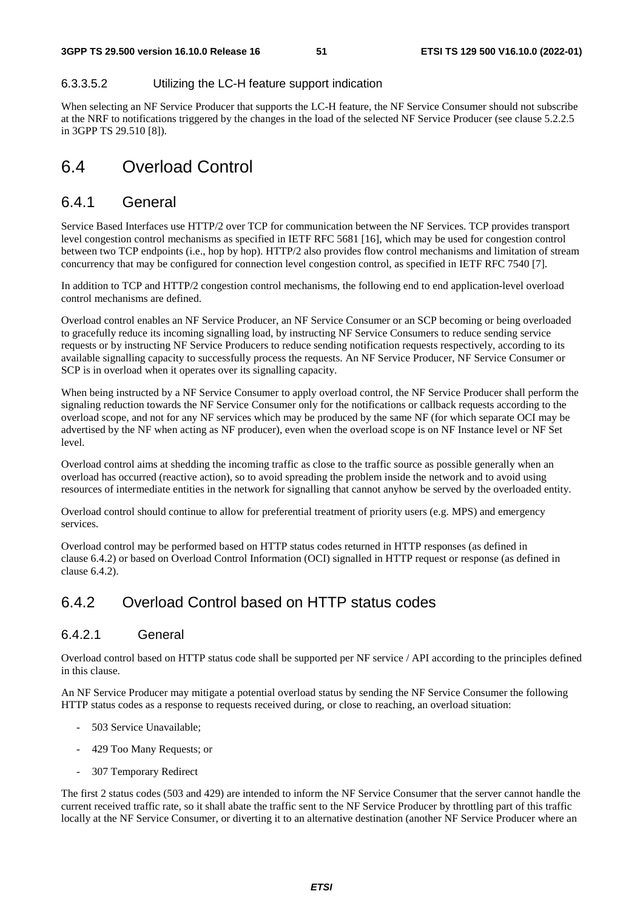#### 6.3.3.5.2 Utilizing the LC-H feature support indication

When selecting an NF Service Producer that supports the LC-H feature, the NF Service Consumer should not subscribe at the NRF to notifications triggered by the changes in the load of the selected NF Service Producer (see clause 5.2.2.5 in 3GPP TS 29.510 [8]).

## 6.4 Overload Control

### 6.4.1 General

Service Based Interfaces use HTTP/2 over TCP for communication between the NF Services. TCP provides transport level congestion control mechanisms as specified in IETF RFC 5681 [16], which may be used for congestion control between two TCP endpoints (i.e., hop by hop). HTTP/2 also provides flow control mechanisms and limitation of stream concurrency that may be configured for connection level congestion control, as specified in IETF RFC 7540 [7].

In addition to TCP and HTTP/2 congestion control mechanisms, the following end to end application-level overload control mechanisms are defined.

Overload control enables an NF Service Producer, an NF Service Consumer or an SCP becoming or being overloaded to gracefully reduce its incoming signalling load, by instructing NF Service Consumers to reduce sending service requests or by instructing NF Service Producers to reduce sending notification requests respectively, according to its available signalling capacity to successfully process the requests. An NF Service Producer, NF Service Consumer or SCP is in overload when it operates over its signalling capacity.

When being instructed by a NF Service Consumer to apply overload control, the NF Service Producer shall perform the signaling reduction towards the NF Service Consumer only for the notifications or callback requests according to the overload scope, and not for any NF services which may be produced by the same NF (for which separate OCI may be advertised by the NF when acting as NF producer), even when the overload scope is on NF Instance level or NF Set level.

Overload control aims at shedding the incoming traffic as close to the traffic source as possible generally when an overload has occurred (reactive action), so to avoid spreading the problem inside the network and to avoid using resources of intermediate entities in the network for signalling that cannot anyhow be served by the overloaded entity.

Overload control should continue to allow for preferential treatment of priority users (e.g. MPS) and emergency services.

Overload control may be performed based on HTTP status codes returned in HTTP responses (as defined in clause 6.4.2) or based on Overload Control Information (OCI) signalled in HTTP request or response (as defined in clause 6.4.2).

### 6.4.2 Overload Control based on HTTP status codes

#### 6.4.2.1 General

Overload control based on HTTP status code shall be supported per NF service / API according to the principles defined in this clause.

An NF Service Producer may mitigate a potential overload status by sending the NF Service Consumer the following HTTP status codes as a response to requests received during, or close to reaching, an overload situation:

- 503 Service Unavailable;
- 429 Too Many Requests; or
- 307 Temporary Redirect

The first 2 status codes (503 and 429) are intended to inform the NF Service Consumer that the server cannot handle the current received traffic rate, so it shall abate the traffic sent to the NF Service Producer by throttling part of this traffic locally at the NF Service Consumer, or diverting it to an alternative destination (another NF Service Producer where an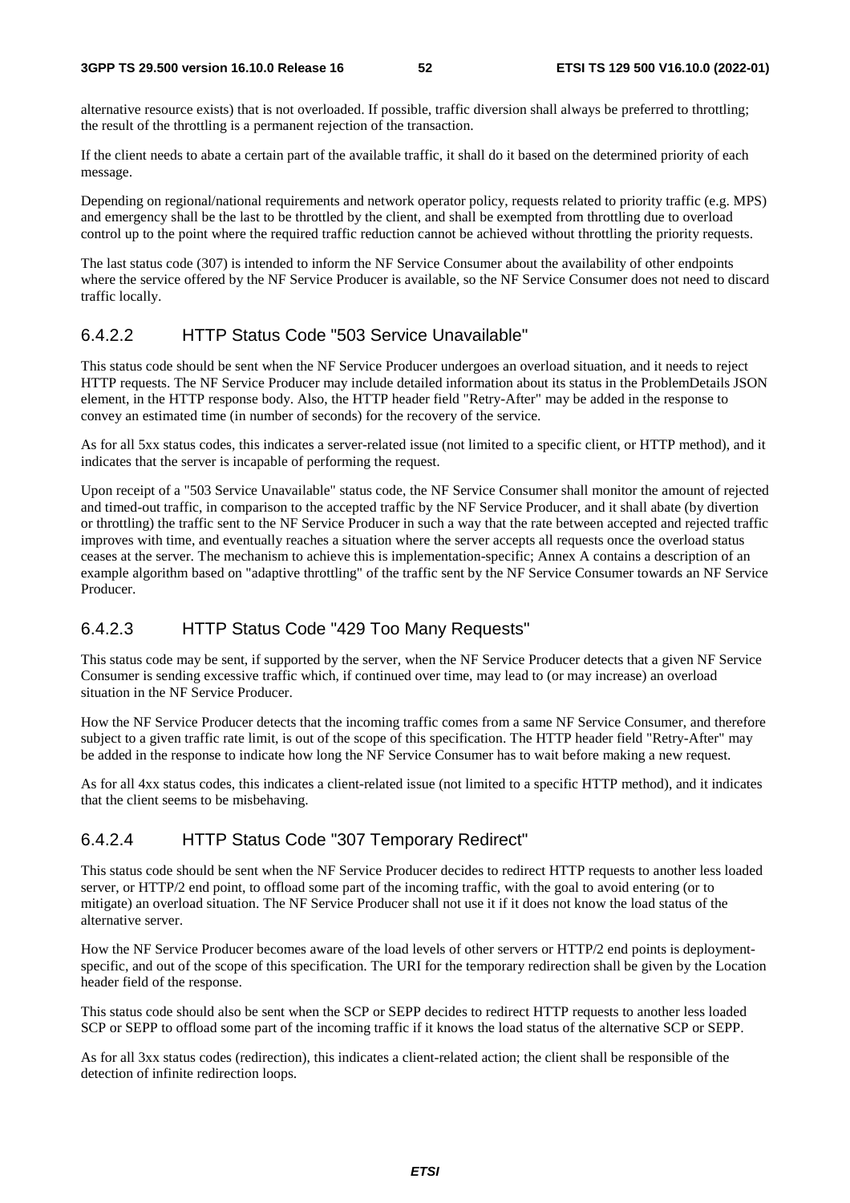alternative resource exists) that is not overloaded. If possible, traffic diversion shall always be preferred to throttling; the result of the throttling is a permanent rejection of the transaction.

If the client needs to abate a certain part of the available traffic, it shall do it based on the determined priority of each message.

Depending on regional/national requirements and network operator policy, requests related to priority traffic (e.g. MPS) and emergency shall be the last to be throttled by the client, and shall be exempted from throttling due to overload control up to the point where the required traffic reduction cannot be achieved without throttling the priority requests.

The last status code (307) is intended to inform the NF Service Consumer about the availability of other endpoints where the service offered by the NF Service Producer is available, so the NF Service Consumer does not need to discard traffic locally.

#### 6.4.2.2 HTTP Status Code "503 Service Unavailable"

This status code should be sent when the NF Service Producer undergoes an overload situation, and it needs to reject HTTP requests. The NF Service Producer may include detailed information about its status in the ProblemDetails JSON element, in the HTTP response body. Also, the HTTP header field "Retry-After" may be added in the response to convey an estimated time (in number of seconds) for the recovery of the service.

As for all 5xx status codes, this indicates a server-related issue (not limited to a specific client, or HTTP method), and it indicates that the server is incapable of performing the request.

Upon receipt of a "503 Service Unavailable" status code, the NF Service Consumer shall monitor the amount of rejected and timed-out traffic, in comparison to the accepted traffic by the NF Service Producer, and it shall abate (by divertion or throttling) the traffic sent to the NF Service Producer in such a way that the rate between accepted and rejected traffic improves with time, and eventually reaches a situation where the server accepts all requests once the overload status ceases at the server. The mechanism to achieve this is implementation-specific; Annex A contains a description of an example algorithm based on "adaptive throttling" of the traffic sent by the NF Service Consumer towards an NF Service Producer.

#### 6.4.2.3 HTTP Status Code "429 Too Many Requests"

This status code may be sent, if supported by the server, when the NF Service Producer detects that a given NF Service Consumer is sending excessive traffic which, if continued over time, may lead to (or may increase) an overload situation in the NF Service Producer.

How the NF Service Producer detects that the incoming traffic comes from a same NF Service Consumer, and therefore subject to a given traffic rate limit, is out of the scope of this specification. The HTTP header field "Retry-After" may be added in the response to indicate how long the NF Service Consumer has to wait before making a new request.

As for all 4xx status codes, this indicates a client-related issue (not limited to a specific HTTP method), and it indicates that the client seems to be misbehaving.

#### 6.4.2.4 HTTP Status Code "307 Temporary Redirect"

This status code should be sent when the NF Service Producer decides to redirect HTTP requests to another less loaded server, or HTTP/2 end point, to offload some part of the incoming traffic, with the goal to avoid entering (or to mitigate) an overload situation. The NF Service Producer shall not use it if it does not know the load status of the alternative server.

How the NF Service Producer becomes aware of the load levels of other servers or HTTP/2 end points is deployment-specific, and out of the scope of this specification. The URI for the temporary redirection shall be given by the Location header field of the response.

This status code should also be sent when the SCP or SEPP decides to redirect HTTP requests to another less loaded SCP or SEPP to offload some part of the incoming traffic if it knows the load status of the alternative SCP or SEPP.

As for all 3xx status codes (redirection), this indicates a client-related action; the client shall be responsible of the detection of infinite redirection loops.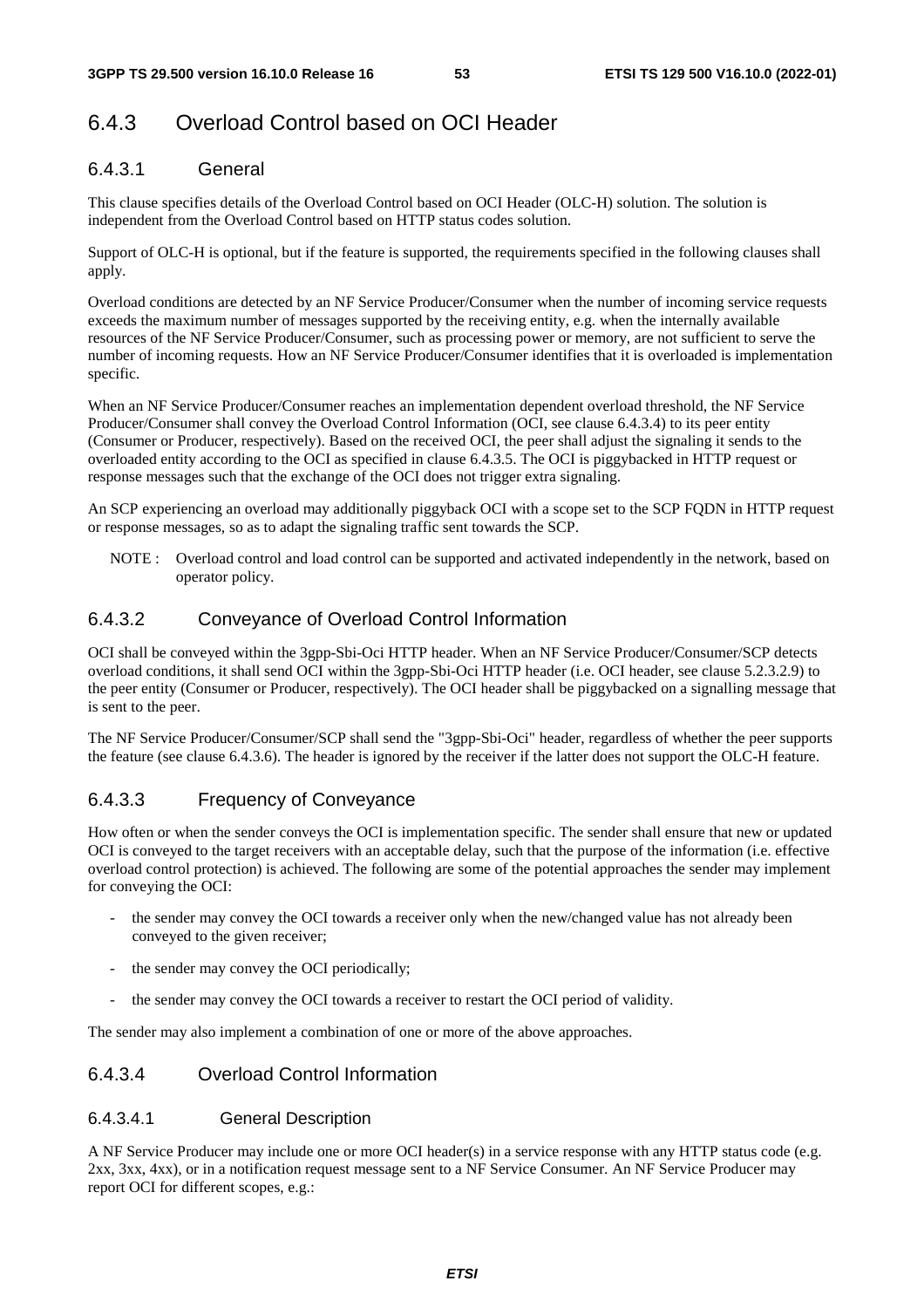## 6.4.3 Overload Control based on OCI Header

### 6.4.3.1 General

This clause specifies details of the Overload Control based on OCI Header (OLC-H) solution. The solution is independent from the Overload Control based on HTTP status codes solution.

Support of OLC-H is optional, but if the feature is supported, the requirements specified in the following clauses shall apply.

Overload conditions are detected by an NF Service Producer/Consumer when the number of incoming service requests exceeds the maximum number of messages supported by the receiving entity, e.g. when the internally available resources of the NF Service Producer/Consumer, such as processing power or memory, are not sufficient to serve the number of incoming requests. How an NF Service Producer/Consumer identifies that it is overloaded is implementation specific.

When an NF Service Producer/Consumer reaches an implementation dependent overload threshold, the NF Service Producer/Consumer shall convey the Overload Control Information (OCI, see clause 6.4.3.4) to its peer entity (Consumer or Producer, respectively). Based on the received OCI, the peer shall adjust the signaling it sends to the overloaded entity according to the OCI as specified in clause 6.4.3.5. The OCI is piggybacked in HTTP request or response messages such that the exchange of the OCI does not trigger extra signaling.

An SCP experiencing an overload may additionally piggyback OCI with a scope set to the SCP FQDN in HTTP request or response messages, so as to adapt the signaling traffic sent towards the SCP.

NOTE : Overload control and load control can be supported and activated independently in the network, based on operator policy.

### 6.4.3.2 Conveyance of Overload Control Information

OCI shall be conveyed within the 3gpp-Sbi-Oci HTTP header. When an NF Service Producer/Consumer/SCP detects overload conditions, it shall send OCI within the 3gpp-Sbi-Oci HTTP header (i.e. OCI header, see clause 5.2.3.2.9) to the peer entity (Consumer or Producer, respectively). The OCI header shall be piggybacked on a signalling message that is sent to the peer.

The NF Service Producer/Consumer/SCP shall send the "3gpp-Sbi-Oci" header, regardless of whether the peer supports the feature (see clause 6.4.3.6). The header is ignored by the receiver if the latter does not support the OLC-H feature.

### 6.4.3.3 Frequency of Conveyance

How often or when the sender conveys the OCI is implementation specific. The sender shall ensure that new or updated OCI is conveyed to the target receivers with an acceptable delay, such that the purpose of the information (i.e. effective overload control protection) is achieved. The following are some of the potential approaches the sender may implement for conveying the OCI:

- the sender may convey the OCI towards a receiver only when the new/changed value has not already been conveyed to the given receiver;
- the sender may convey the OCI periodically;
- the sender may convey the OCI towards a receiver to restart the OCI period of validity.

The sender may also implement a combination of one or more of the above approaches.

### 6.4.3.4 Overload Control Information

#### 6.4.3.4.1 General Description

A NF Service Producer may include one or more OCI header(s) in a service response with any HTTP status code (e.g. 2xx, 3xx, 4xx), or in a notification request message sent to a NF Service Consumer. An NF Service Producer may report OCI for different scopes, e.g.: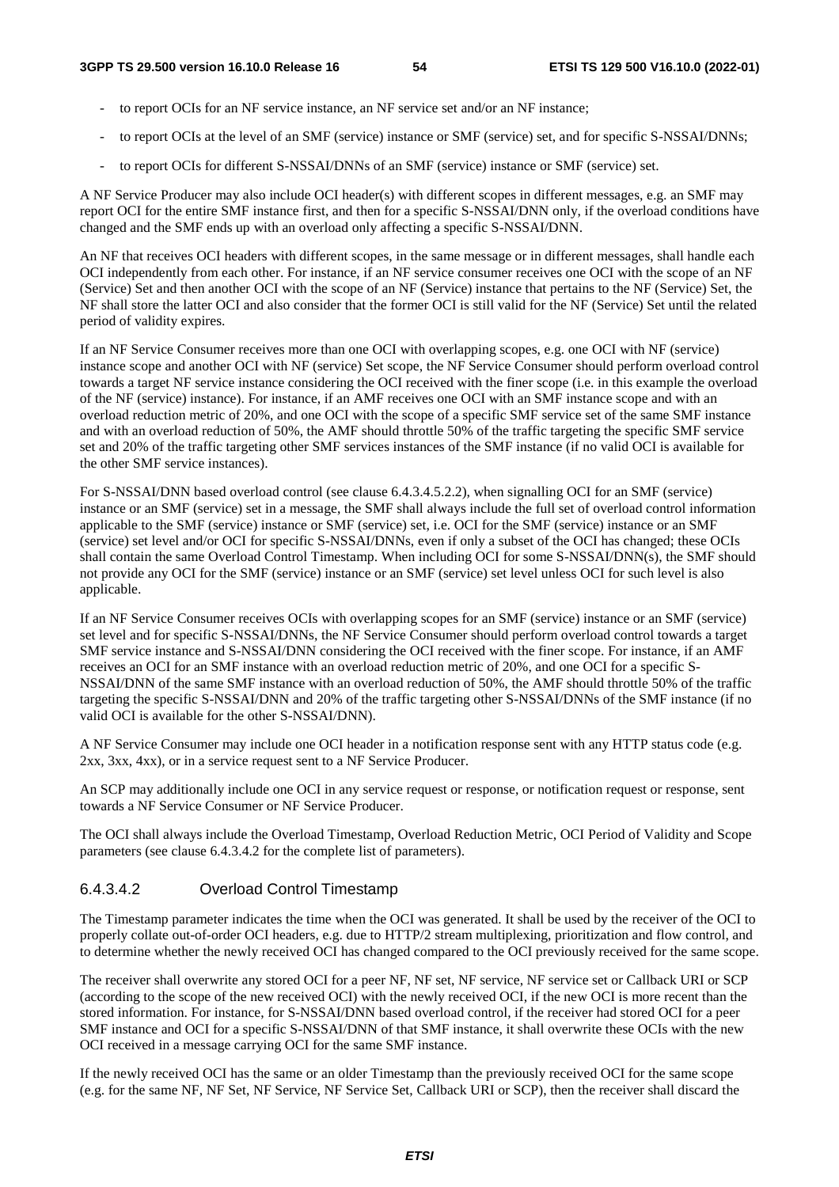- to report OCIs for an NF service instance, an NF service set and/or an NF instance;
- to report OCIs at the level of an SMF (service) instance or SMF (service) set, and for specific S-NSSAI/DNNs;
- to report OCIs for different S-NSSAI/DNNs of an SMF (service) instance or SMF (service) set.

A NF Service Producer may also include OCI header(s) with different scopes in different messages, e.g. an SMF may report OCI for the entire SMF instance first, and then for a specific S-NSSAI/DNN only, if the overload conditions have changed and the SMF ends up with an overload only affecting a specific S-NSSAI/DNN.

An NF that receives OCI headers with different scopes, in the same message or in different messages, shall handle each OCI independently from each other. For instance, if an NF service consumer receives one OCI with the scope of an NF (Service) Set and then another OCI with the scope of an NF (Service) instance that pertains to the NF (Service) Set, the NF shall store the latter OCI and also consider that the former OCI is still valid for the NF (Service) Set until the related period of validity expires.

If an NF Service Consumer receives more than one OCI with overlapping scopes, e.g. one OCI with NF (service) instance scope and another OCI with NF (service) Set scope, the NF Service Consumer should perform overload control towards a target NF service instance considering the OCI received with the finer scope (i.e. in this example the overload of the NF (service) instance). For instance, if an AMF receives one OCI with an SMF instance scope and with an overload reduction metric of 20%, and one OCI with the scope of a specific SMF service set of the same SMF instance and with an overload reduction of 50%, the AMF should throttle 50% of the traffic targeting the specific SMF service set and 20% of the traffic targeting other SMF services instances of the SMF instance (if no valid OCI is available for the other SMF service instances).

For S-NSSAI/DNN based overload control (see clause 6.4.3.4.5.2.2), when signalling OCI for an SMF (service) instance or an SMF (service) set in a message, the SMF shall always include the full set of overload control information applicable to the SMF (service) instance or SMF (service) set, i.e. OCI for the SMF (service) instance or an SMF (service) set level and/or OCI for specific S-NSSAI/DNNs, even if only a subset of the OCI has changed; these OCIs shall contain the same Overload Control Timestamp. When including OCI for some S-NSSAI/DNN(s), the SMF should not provide any OCI for the SMF (service) instance or an SMF (service) set level unless OCI for such level is also applicable.

If an NF Service Consumer receives OCIs with overlapping scopes for an SMF (service) instance or an SMF (service) set level and for specific S-NSSAI/DNNs, the NF Service Consumer should perform overload control towards a target SMF service instance and S-NSSAI/DNN considering the OCI received with the finer scope. For instance, if an AMF receives an OCI for an SMF instance with an overload reduction metric of 20%, and one OCI for a specific S-NSSAI/DNN of the same SMF instance with an overload reduction of 50%, the AMF should throttle 50% of the traffic targeting the specific S-NSSAI/DNN and 20% of the traffic targeting other S-NSSAI/DNNs of the SMF instance (if no valid OCI is available for the other S-NSSAI/DNN).

A NF Service Consumer may include one OCI header in a notification response sent with any HTTP status code (e.g. 2xx, 3xx, 4xx), or in a service request sent to a NF Service Producer.

An SCP may additionally include one OCI in any service request or response, or notification request or response, sent towards a NF Service Consumer or NF Service Producer.

The OCI shall always include the Overload Timestamp, Overload Reduction Metric, OCI Period of Validity and Scope parameters (see clause 6.4.3.4.2 for the complete list of parameters).

#### 6.4.3.4.2 Overload Control Timestamp

The Timestamp parameter indicates the time when the OCI was generated. It shall be used by the receiver of the OCI to properly collate out-of-order OCI headers, e.g. due to HTTP/2 stream multiplexing, prioritization and flow control, and to determine whether the newly received OCI has changed compared to the OCI previously received for the same scope.

The receiver shall overwrite any stored OCI for a peer NF, NF set, NF service, NF service set or Callback URI or SCP (according to the scope of the new received OCI) with the newly received OCI, if the new OCI is more recent than the stored information. For instance, for S-NSSAI/DNN based overload control, if the receiver had stored OCI for a peer SMF instance and OCI for a specific S-NSSAI/DNN of that SMF instance, it shall overwrite these OCIs with the new OCI received in a message carrying OCI for the same SMF instance.

If the newly received OCI has the same or an older Timestamp than the previously received OCI for the same scope (e.g. for the same NF, NF Set, NF Service, NF Service Set, Callback URI or SCP), then the receiver shall discard the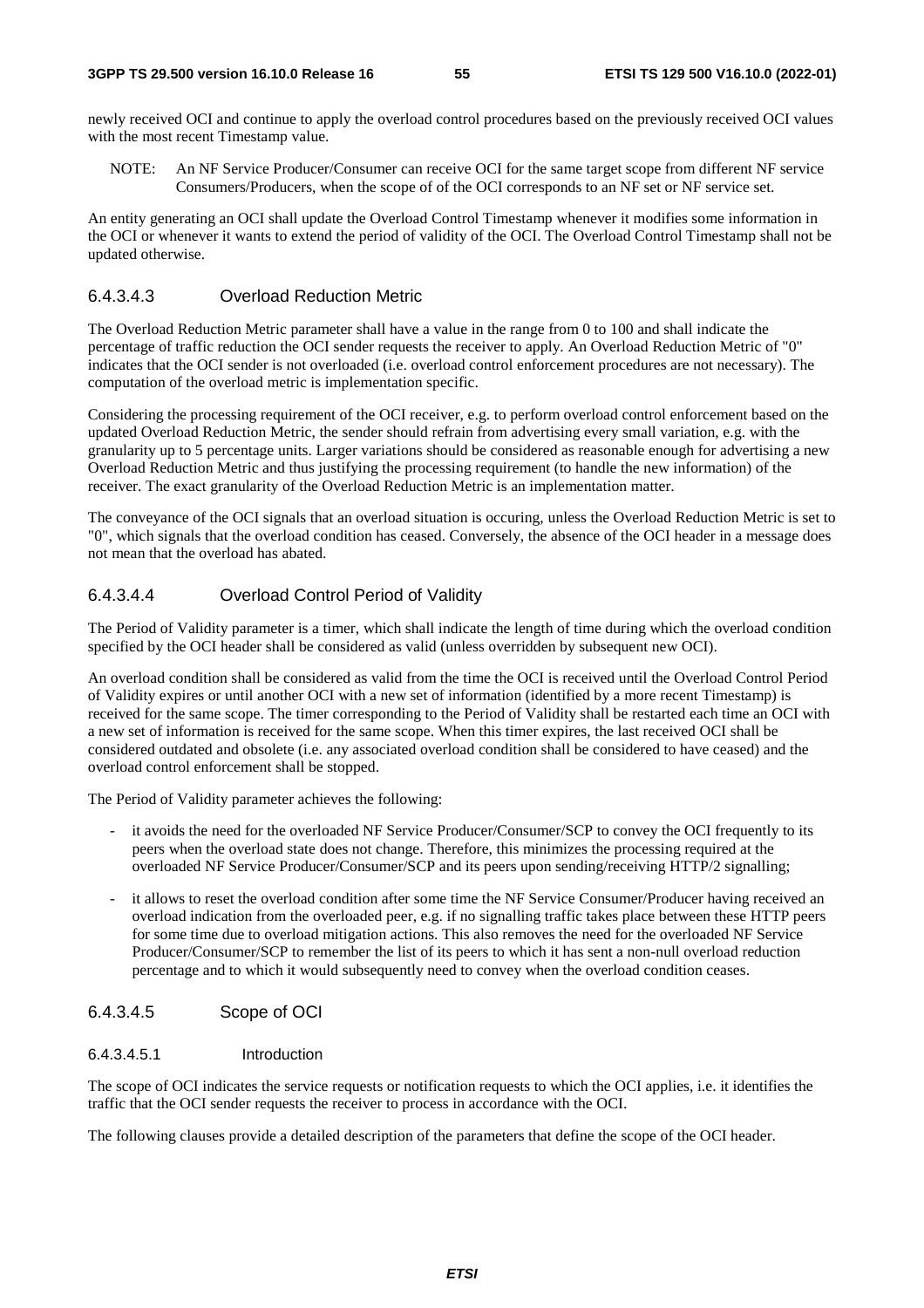newly received OCI and continue to apply the overload control procedures based on the previously received OCI values with the most recent Timestamp value.

NOTE: An NF Service Producer/Consumer can receive OCI for the same target scope from different NF service Consumers/Producers, when the scope of of the OCI corresponds to an NF set or NF service set.

An entity generating an OCI shall update the Overload Control Timestamp whenever it modifies some information in the OCI or whenever it wants to extend the period of validity of the OCI. The Overload Control Timestamp shall not be updated otherwise.

#### 6.4.3.4.3 Overload Reduction Metric

The Overload Reduction Metric parameter shall have a value in the range from 0 to 100 and shall indicate the percentage of traffic reduction the OCI sender requests the receiver to apply. An Overload Reduction Metric of "0" indicates that the OCI sender is not overloaded (i.e. overload control enforcement procedures are not necessary). The computation of the overload metric is implementation specific.

Considering the processing requirement of the OCI receiver, e.g. to perform overload control enforcement based on the updated Overload Reduction Metric, the sender should refrain from advertising every small variation, e.g. with the granularity up to 5 percentage units. Larger variations should be considered as reasonable enough for advertising a new Overload Reduction Metric and thus justifying the processing requirement (to handle the new information) of the receiver. The exact granularity of the Overload Reduction Metric is an implementation matter.

The conveyance of the OCI signals that an overload situation is occuring, unless the Overload Reduction Metric is set to "0", which signals that the overload condition has ceased. Conversely, the absence of the OCI header in a message does not mean that the overload has abated.

#### 6.4.3.4.4 Overload Control Period of Validity

The Period of Validity parameter is a timer, which shall indicate the length of time during which the overload condition specified by the OCI header shall be considered as valid (unless overridden by subsequent new OCI).

An overload condition shall be considered as valid from the time the OCI is received until the Overload Control Period of Validity expires or until another OCI with a new set of information (identified by a more recent Timestamp) is received for the same scope. The timer corresponding to the Period of Validity shall be restarted each time an OCI with a new set of information is received for the same scope. When this timer expires, the last received OCI shall be considered outdated and obsolete (i.e. any associated overload condition shall be considered to have ceased) and the overload control enforcement shall be stopped.

The Period of Validity parameter achieves the following:

- it avoids the need for the overloaded NF Service Producer/Consumer/SCP to convey the OCI frequently to its peers when the overload state does not change. Therefore, this minimizes the processing required at the overloaded NF Service Producer/Consumer/SCP and its peers upon sending/receiving HTTP/2 signalling;
- it allows to reset the overload condition after some time the NF Service Consumer/Producer having received an overload indication from the overloaded peer, e.g. if no signalling traffic takes place between these HTTP peers for some time due to overload mitigation actions. This also removes the need for the overloaded NF Service Producer/Consumer/SCP to remember the list of its peers to which it has sent a non-null overload reduction percentage and to which it would subsequently need to convey when the overload condition ceases.

#### 6.4.3.4.5 Scope of OCI

##### 6.4.3.4.5.1 Introduction

The scope of OCI indicates the service requests or notification requests to which the OCI applies, i.e. it identifies the traffic that the OCI sender requests the receiver to process in accordance with the OCI.

The following clauses provide a detailed description of the parameters that define the scope of the OCI header.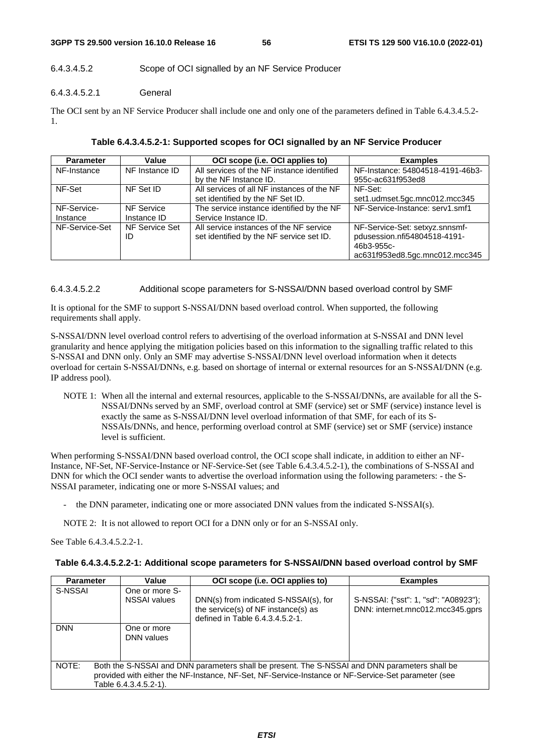#### 6.4.3.4.5.2 Scope of OCI signalled by an NF Service Producer

##### 6.4.3.4.5.2.1 General

The OCI sent by an NF Service Producer shall include one and only one of the parameters defined in Table 6.4.3.4.5.2-1.

**Table 6.4.3.4.5.2-1: Supported scopes for OCI signalled by an NF Service Producer**

| Parameter | Value | OCI scope (i.e. OCI applies to) | Examples |
| --- | --- | --- | --- |
| NF-Instance | NF Instance ID | All services of the NF instance identified by the NF Instance ID. | NF-Instance: 54804518-4191-46b3-955c-ac631f953ed8 |
| NF-Set | NF Set ID | All services of all NF instances of the NF set identified by the NF Set ID. | NF-Set: set1.udmset.5gc.mnc012.mcc345 |
| NF-Service-Instance | NF Service Instance ID | The service instance identified by the NF Service Instance ID. | NF-Service-Instance: serv1.smf1 |
| NF-Service-Set | NF Service Set ID | All service instances of the NF service set identified by the NF service set ID. | NF-Service-Set: setxyz.snnsmf-pdusession.nfi54804518-4191-46b3-955c-ac631f953ed8.5gc.mnc012.mcc345 |

##### 6.4.3.4.5.2.2 Additional scope parameters for S-NSSAI/DNN based overload control by SMF

It is optional for the SMF to support S-NSSAI/DNN based overload control. When supported, the following requirements shall apply.

S-NSSAI/DNN level overload control refers to advertising of the overload information at S-NSSAI and DNN level granularity and hence applying the mitigation policies based on this information to the signalling traffic related to this S-NSSAI and DNN only. Only an SMF may advertise S-NSSAI/DNN level overload information when it detects overload for certain S-NSSAI/DNNs, e.g. based on shortage of internal or external resources for an S-NSSAI/DNN (e.g. IP address pool).

NOTE 1: When all the internal and external resources, applicable to the S-NSSAI/DNNs, are available for all the S-NSSAI/DNNs served by an SMF, overload control at SMF (service) set or SMF (service) instance level is exactly the same as S-NSSAI/DNN level overload information of that SMF, for each of its S-NSSAIs/DNNs, and hence, performing overload control at SMF (service) set or SMF (service) instance level is sufficient.

When performing S-NSSAI/DNN based overload control, the OCI scope shall indicate, in addition to either an NF-Instance, NF-Set, NF-Service-Instance or NF-Service-Set (see Table 6.4.3.4.5.2-1), the combinations of S-NSSAI and DNN for which the OCI sender wants to advertise the overload information using the following parameters: - the S-NSSAI parameter, indicating one or more S-NSSAI values; and

- the DNN parameter, indicating one or more associated DNN values from the indicated S-NSSAI(s).

NOTE 2: It is not allowed to report OCI for a DNN only or for an S-NSSAI only.

See Table 6.4.3.4.5.2.2-1.

**Table 6.4.3.4.5.2.2-1: Additional scope parameters for S-NSSAI/DNN based overload control by SMF**

| Parameter | Value | OCI scope (i.e. OCI applies to) | Examples |
| --- | --- | --- | --- |
| S-NSSAI | One or more S-NSSAI values | DNN(s) from indicated S-NSSAI(s), for the service(s) of NF instance(s) as defined in Table 6.4.3.4.5.2-1. | S-NSSAI: {"sst": 1, "sd": "A08923"}; DNN: internet.mnc012.mcc345.gprs |
| DNN | One or more DNN values | | |
| NOTE: Both the S-NSSAI and DNN parameters shall be present. The S-NSSAI and DNN parameters shall be provided with either the NF-Instance, NF-Set, NF-Service-Instance or NF-Service-Set parameter (see Table 6.4.3.4.5.2-1). | | | |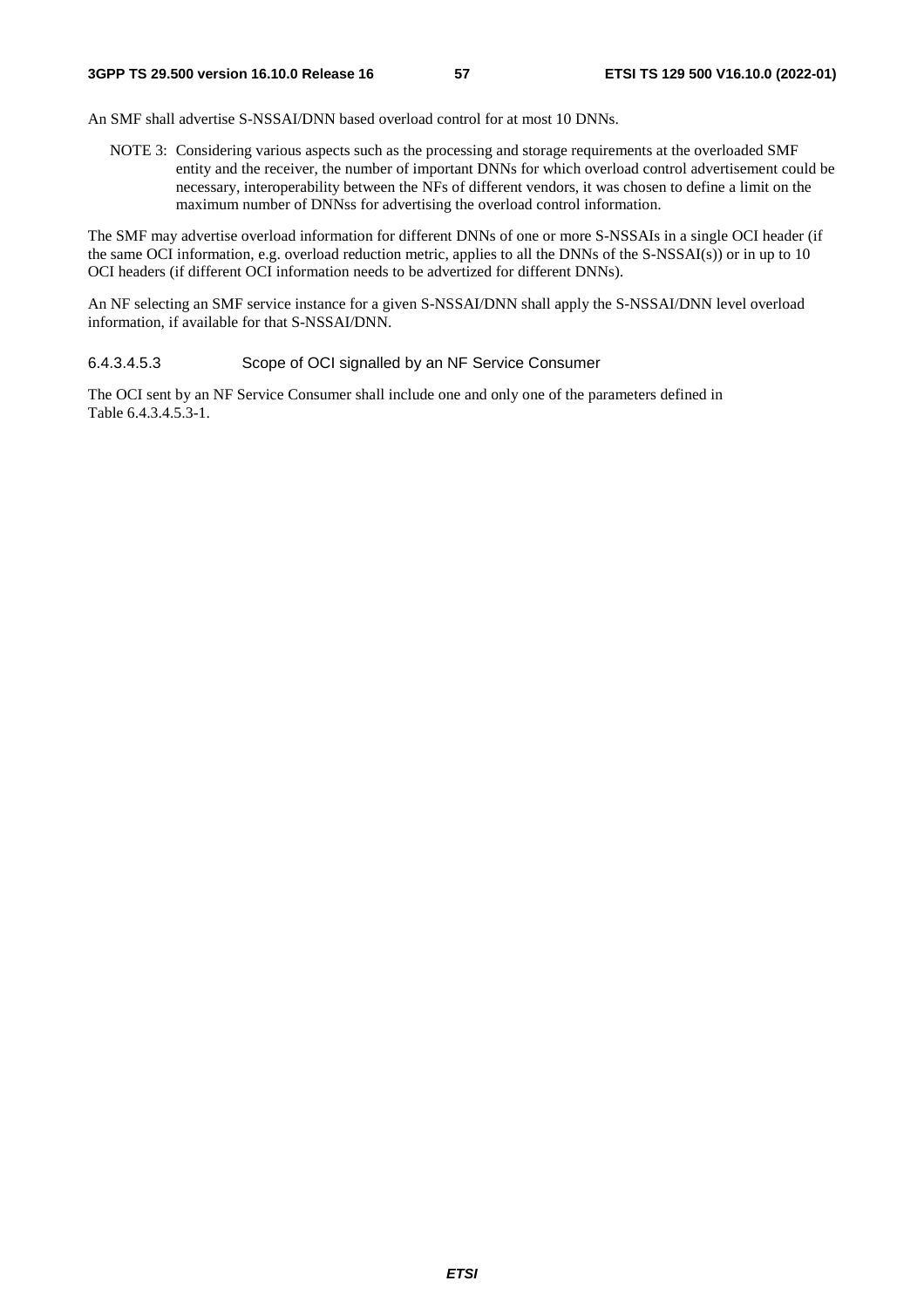An SMF shall advertise S-NSSAI/DNN based overload control for at most 10 DNNs.

NOTE 3: Considering various aspects such as the processing and storage requirements at the overloaded SMF entity and the receiver, the number of important DNNs for which overload control advertisement could be necessary, interoperability between the NFs of different vendors, it was chosen to define a limit on the maximum number of DNNss for advertising the overload control information.

The SMF may advertise overload information for different DNNs of one or more S-NSSAIs in a single OCI header (if the same OCI information, e.g. overload reduction metric, applies to all the DNNs of the S-NSSAI(s)) or in up to 10 OCI headers (if different OCI information needs to be advertized for different DNNs).

An NF selecting an SMF service instance for a given S-NSSAI/DNN shall apply the S-NSSAI/DNN level overload information, if available for that S-NSSAI/DNN.

###### 6.4.3.4.5.3 Scope of OCI signalled by an NF Service Consumer

The OCI sent by an NF Service Consumer shall include one and only one of the parameters defined in Table 6.4.3.4.5.3-1.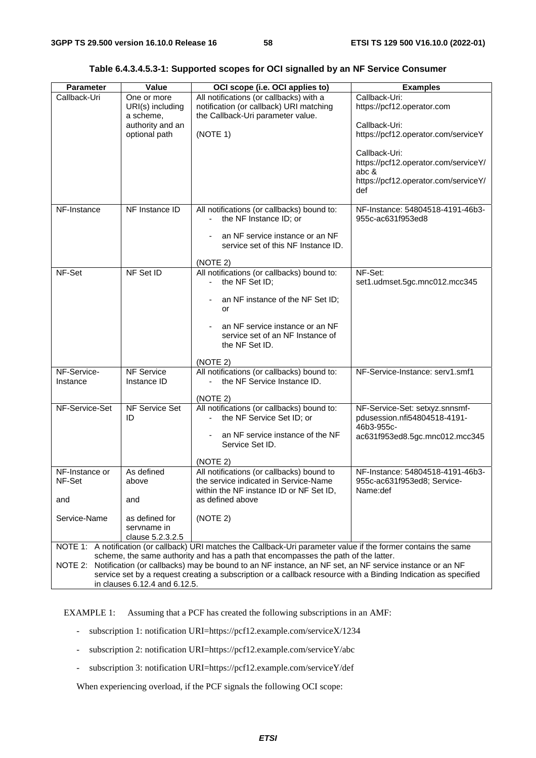**Table 6.4.3.4.5.3-1: Supported scopes for OCI signalled by an NF Service Consumer**

| Parameter | Value | OCI scope (i.e. OCI applies to) | Examples |
|---|---|---|---|
| Callback-Uri | One or more URI(s) including a scheme, authority and an optional path | All notifications (or callbacks) with a notification (or callback) URI matching the Callback-Uri parameter value.<br><br>(NOTE 1) | Callback-Uri: https://pcf12.operator.com<br><br>Callback-Uri: https://pcf12.operator.com/serviceY<br><br>Callback-Uri: https://pcf12.operator.com/serviceY/abc & https://pcf12.operator.com/serviceY/def |
| NF-Instance | NF Instance ID | All notifications (or callbacks) bound to:<br>- the NF Instance ID; or<br>- an NF service instance or an NF service set of this NF Instance ID.<br><br>(NOTE 2) | NF-Instance: 54804518-4191-46b3-955c-ac631f953ed8 |
| NF-Set | NF Set ID | All notifications (or callbacks) bound to:<br>- the NF Set ID;<br>- an NF instance of the NF Set ID; or<br>- an NF service instance or an NF service set of an NF Instance of the NF Set ID.<br><br>(NOTE 2) | NF-Set: set1.udmset.5gc.mnc012.mcc345 |
| NF-Service-Instance | NF Service Instance ID | All notifications (or callbacks) bound to:<br>- the NF Service Instance ID.<br><br>(NOTE 2) | NF-Service-Instance: serv1.smf1 |
| NF-Service-Set | NF Service Set ID | All notifications (or callbacks) bound to:<br>- the NF Service Set ID; or<br>- an NF service instance of the NF Service Set ID.<br><br>(NOTE 2) | NF-Service-Set: setxyz.snnsmf-pdusession.nfi54804518-4191-46b3-955c-ac631f953ed8.5gc.mnc012.mcc345 |
| NF-Instance or NF-Set<br><br>and<br><br>Service-Name | As defined above<br><br>and<br><br>as defined for servname in clause 5.2.3.2.5 | All notifications (or callbacks) bound to the service indicated in Service-Name within the NF instance ID or NF Set ID, as defined above<br><br>(NOTE 2) | NF-Instance: 54804518-4191-46b3-955c-ac631f953ed8; Service-Name:def |

NOTE 1: A notification (or callback) URI matches the Callback-Uri parameter value if the former contains the same scheme, the same authority and has a path that encompasses the path of the latter.

NOTE 2: Notification (or callbacks) may be bound to an NF instance, an NF set, an NF service instance or an NF service set by a request creating a subscription or a callback resource with a Binding Indication as specified in clauses 6.12.4 and 6.12.5.

EXAMPLE 1: Assuming that a PCF has created the following subscriptions in an AMF:

- subscription 1: notification URI=https://pcf12.example.com/serviceX/1234
- subscription 2: notification URI=https://pcf12.example.com/serviceY/abc
- subscription 3: notification URI=https://pcf12.example.com/serviceY/def

When experiencing overload, if the PCF signals the following OCI scope: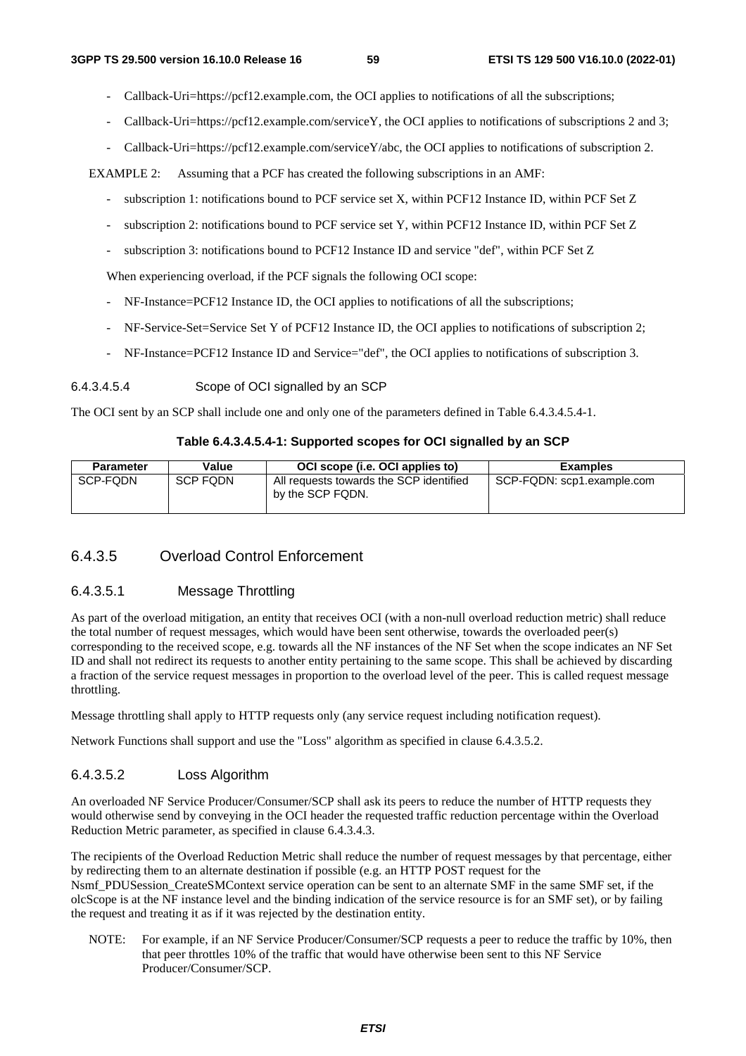- Callback-Uri=https://pcf12.example.com, the OCI applies to notifications of all the subscriptions;
- Callback-Uri=https://pcf12.example.com/serviceY, the OCI applies to notifications of subscriptions 2 and 3;
- Callback-Uri=https://pcf12.example.com/serviceY/abc, the OCI applies to notifications of subscription 2.

EXAMPLE 2: Assuming that a PCF has created the following subscriptions in an AMF:

- subscription 1: notifications bound to PCF service set X, within PCF12 Instance ID, within PCF Set Z
- subscription 2: notifications bound to PCF service set Y, within PCF12 Instance ID, within PCF Set Z
- subscription 3: notifications bound to PCF12 Instance ID and service "def", within PCF Set Z

When experiencing overload, if the PCF signals the following OCI scope:

- NF-Instance=PCF12 Instance ID, the OCI applies to notifications of all the subscriptions;
- NF-Service-Set=Service Set Y of PCF12 Instance ID, the OCI applies to notifications of subscription 2;
- NF-Instance=PCF12 Instance ID and Service="def", the OCI applies to notifications of subscription 3.

##### 6.4.3.4.5.4 Scope of OCI signalled by an SCP

The OCI sent by an SCP shall include one and only one of the parameters defined in Table 6.4.3.4.5.4-1.

**Table 6.4.3.4.5.4-1: Supported scopes for OCI signalled by an SCP**

| Parameter | Value | OCI scope (i.e. OCI applies to) | Examples |
| --- | --- | --- | --- |
| SCP-FQDN | SCP FQDN | All requests towards the SCP identified by the SCP FQDN. | SCP-FQDN: scp1.example.com |

### 6.4.3.5 Overload Control Enforcement

#### 6.4.3.5.1 Message Throttling

As part of the overload mitigation, an entity that receives OCI (with a non-null overload reduction metric) shall reduce the total number of request messages, which would have been sent otherwise, towards the overloaded peer(s) corresponding to the received scope, e.g. towards all the NF instances of the NF Set when the scope indicates an NF Set ID and shall not redirect its requests to another entity pertaining to the same scope. This shall be achieved by discarding a fraction of the service request messages in proportion to the overload level of the peer. This is called request message throttling.

Message throttling shall apply to HTTP requests only (any service request including notification request).

Network Functions shall support and use the "Loss" algorithm as specified in clause 6.4.3.5.2.

#### 6.4.3.5.2 Loss Algorithm

An overloaded NF Service Producer/Consumer/SCP shall ask its peers to reduce the number of HTTP requests they would otherwise send by conveying in the OCI header the requested traffic reduction percentage within the Overload Reduction Metric parameter, as specified in clause 6.4.3.4.3.

The recipients of the Overload Reduction Metric shall reduce the number of request messages by that percentage, either by redirecting them to an alternate destination if possible (e.g. an HTTP POST request for the Nsmf_PDUSession_CreateSMContext service operation can be sent to an alternate SMF in the same SMF set, if the olcScope is at the NF instance level and the binding indication of the service resource is for an SMF set), or by failing the request and treating it as if it was rejected by the destination entity.

NOTE: For example, if an NF Service Producer/Consumer/SCP requests a peer to reduce the traffic by 10%, then that peer throttles 10% of the traffic that would have otherwise been sent to this NF Service Producer/Consumer/SCP.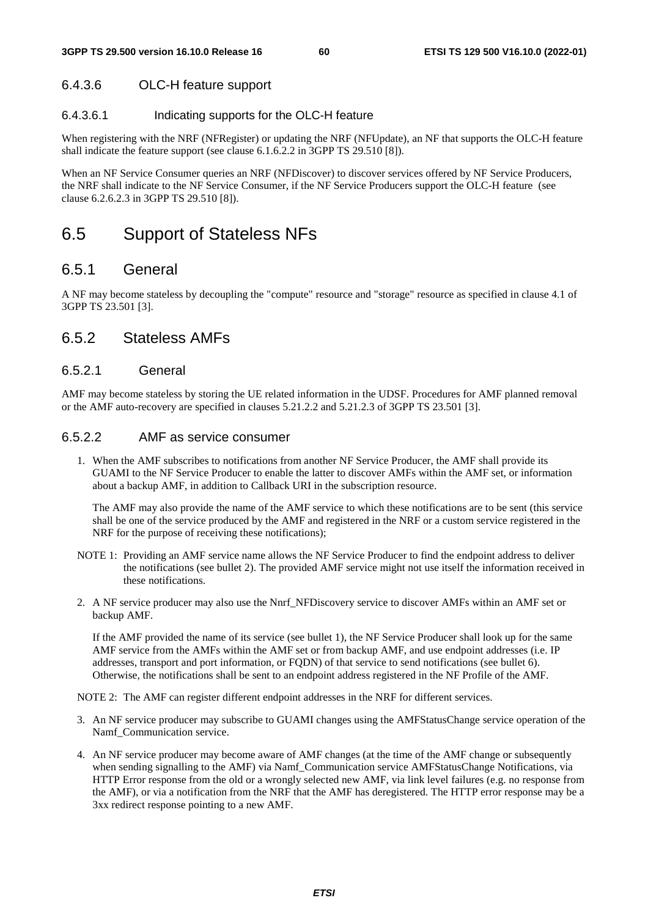#### 6.4.3.6 OLC-H feature support

##### 6.4.3.6.1 Indicating supports for the OLC-H feature

When registering with the NRF (NFRegister) or updating the NRF (NFUpdate), an NF that supports the OLC-H feature shall indicate the feature support (see clause 6.1.6.2.2 in 3GPP TS 29.510 [8]).

When an NF Service Consumer queries an NRF (NFDiscover) to discover services offered by NF Service Producers, the NRF shall indicate to the NF Service Consumer, if the NF Service Producers support the OLC-H feature (see clause 6.2.6.2.3 in 3GPP TS 29.510 [8]).

## 6.5 Support of Stateless NFs

### 6.5.1 General

A NF may become stateless by decoupling the "compute" resource and "storage" resource as specified in clause 4.1 of 3GPP TS 23.501 [3].

### 6.5.2 Stateless AMFs

#### 6.5.2.1 General

AMF may become stateless by storing the UE related information in the UDSF. Procedures for AMF planned removal or the AMF auto-recovery are specified in clauses 5.21.2.2 and 5.21.2.3 of 3GPP TS 23.501 [3].

#### 6.5.2.2 AMF as service consumer

1. When the AMF subscribes to notifications from another NF Service Producer, the AMF shall provide its GUAMI to the NF Service Producer to enable the latter to discover AMFs within the AMF set, or information about a backup AMF, in addition to Callback URI in the subscription resource.

   The AMF may also provide the name of the AMF service to which these notifications are to be sent (this service shall be one of the service produced by the AMF and registered in the NRF or a custom service registered in the NRF for the purpose of receiving these notifications);

NOTE 1: Providing an AMF service name allows the NF Service Producer to find the endpoint address to deliver the notifications (see bullet 2). The provided AMF service might not use itself the information received in these notifications.

2. A NF service producer may also use the Nnrf_NFDiscovery service to discover AMFs within an AMF set or backup AMF.

   If the AMF provided the name of its service (see bullet 1), the NF Service Producer shall look up for the same AMF service from the AMFs within the AMF set or from backup AMF, and use endpoint addresses (i.e. IP addresses, transport and port information, or FQDN) of that service to send notifications (see bullet 6). Otherwise, the notifications shall be sent to an endpoint address registered in the NF Profile of the AMF.

NOTE 2: The AMF can register different endpoint addresses in the NRF for different services.

3. An NF service producer may subscribe to GUAMI changes using the AMFStatusChange service operation of the Namf_Communication service.

4. An NF service producer may become aware of AMF changes (at the time of the AMF change or subsequently when sending signalling to the AMF) via Namf_Communication service AMFStatusChange Notifications, via HTTP Error response from the old or a wrongly selected new AMF, via link level failures (e.g. no response from the AMF), or via a notification from the NRF that the AMF has deregistered. The HTTP error response may be a 3xx redirect response pointing to a new AMF.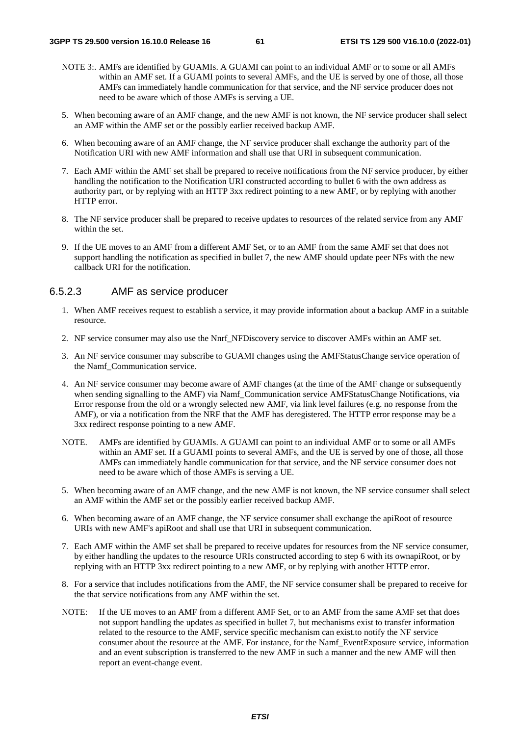NOTE 3:. AMFs are identified by GUAMIs. A GUAMI can point to an individual AMF or to some or all AMFs within an AMF set. If a GUAMI points to several AMFs, and the UE is served by one of those, all those AMFs can immediately handle communication for that service, and the NF service producer does not need to be aware which of those AMFs is serving a UE.

5. When becoming aware of an AMF change, and the new AMF is not known, the NF service producer shall select an AMF within the AMF set or the possibly earlier received backup AMF.

6. When becoming aware of an AMF change, the NF service producer shall exchange the authority part of the Notification URI with new AMF information and shall use that URI in subsequent communication.

7. Each AMF within the AMF set shall be prepared to receive notifications from the NF service producer, by either handling the notification to the Notification URI constructed according to bullet 6 with the own address as authority part, or by replying with an HTTP 3xx redirect pointing to a new AMF, or by replying with another HTTP error.

8. The NF service producer shall be prepared to receive updates to resources of the related service from any AMF within the set.

9. If the UE moves to an AMF from a different AMF Set, or to an AMF from the same AMF set that does not support handling the notification as specified in bullet 7, the new AMF should update peer NFs with the new callback URI for the notification.

#### 6.5.2.3 AMF as service producer

1. When AMF receives request to establish a service, it may provide information about a backup AMF in a suitable resource.

2. NF service consumer may also use the Nnrf_NFDiscovery service to discover AMFs within an AMF set.

3. An NF service consumer may subscribe to GUAMI changes using the AMFStatusChange service operation of the Namf_Communication service.

4. An NF service consumer may become aware of AMF changes (at the time of the AMF change or subsequently when sending signalling to the AMF) via Namf_Communication service AMFStatusChange Notifications, via Error response from the old or a wrongly selected new AMF, via link level failures (e.g. no response from the AMF), or via a notification from the NRF that the AMF has deregistered. The HTTP error response may be a 3xx redirect response pointing to a new AMF.

NOTE. AMFs are identified by GUAMIs. A GUAMI can point to an individual AMF or to some or all AMFs within an AMF set. If a GUAMI points to several AMFs, and the UE is served by one of those, all those AMFs can immediately handle communication for that service, and the NF service consumer does not need to be aware which of those AMFs is serving a UE.

5. When becoming aware of an AMF change, and the new AMF is not known, the NF service consumer shall select an AMF within the AMF set or the possibly earlier received backup AMF.

6. When becoming aware of an AMF change, the NF service consumer shall exchange the apiRoot of resource URIs with new AMF's apiRoot and shall use that URI in subsequent communication.

7. Each AMF within the AMF set shall be prepared to receive updates for resources from the NF service consumer, by either handling the updates to the resource URIs constructed according to step 6 with its ownapiRoot, or by replying with an HTTP 3xx redirect pointing to a new AMF, or by replying with another HTTP error.

8. For a service that includes notifications from the AMF, the NF service consumer shall be prepared to receive for the that service notifications from any AMF within the set.

NOTE: If the UE moves to an AMF from a different AMF Set, or to an AMF from the same AMF set that does not support handling the updates as specified in bullet 7, but mechanisms exist to transfer information related to the resource to the AMF, service specific mechanism can exist.to notify the NF service consumer about the resource at the AMF. For instance, for the Namf_EventExposure service, information and an event subscription is transferred to the new AMF in such a manner and the new AMF will then report an event-change event.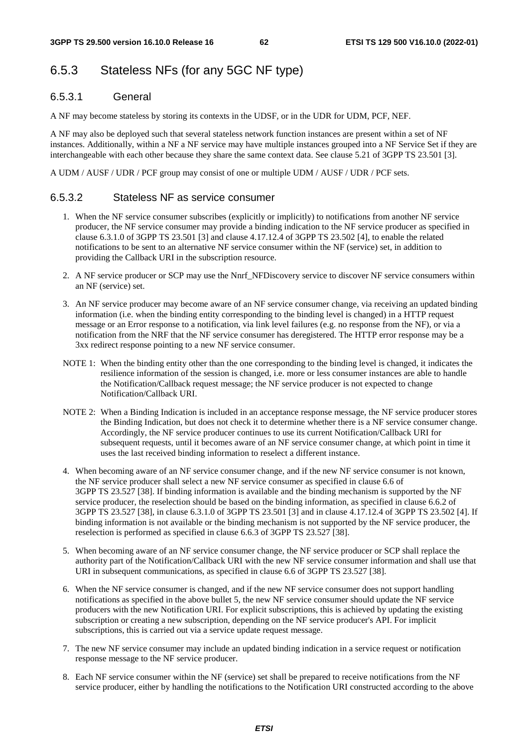### 6.5.3 Stateless NFs (for any 5GC NF type)

#### 6.5.3.1 General

A NF may become stateless by storing its contexts in the UDSF, or in the UDR for UDM, PCF, NEF.

A NF may also be deployed such that several stateless network function instances are present within a set of NF instances. Additionally, within a NF a NF service may have multiple instances grouped into a NF Service Set if they are interchangeable with each other because they share the same context data. See clause 5.21 of 3GPP TS 23.501 [3].

A UDM / AUSF / UDR / PCF group may consist of one or multiple UDM / AUSF / UDR / PCF sets.

#### 6.5.3.2 Stateless NF as service consumer

1. When the NF service consumer subscribes (explicitly or implicitly) to notifications from another NF service producer, the NF service consumer may provide a binding indication to the NF service producer as specified in clause 6.3.1.0 of 3GPP TS 23.501 [3] and clause 4.17.12.4 of 3GPP TS 23.502 [4], to enable the related notifications to be sent to an alternative NF service consumer within the NF (service) set, in addition to providing the Callback URI in the subscription resource.
2. A NF service producer or SCP may use the Nnrf_NFDiscovery service to discover NF service consumers within an NF (service) set.
3. An NF service producer may become aware of an NF service consumer change, via receiving an updated binding information (i.e. when the binding entity corresponding to the binding level is changed) in a HTTP request message or an Error response to a notification, via link level failures (e.g. no response from the NF), or via a notification from the NRF that the NF service consumer has deregistered. The HTTP error response may be a 3xx redirect response pointing to a new NF service consumer.

NOTE 1: When the binding entity other than the one corresponding to the binding level is changed, it indicates the resilience information of the session is changed, i.e. more or less consumer instances are able to handle the Notification/Callback request message; the NF service producer is not expected to change Notification/Callback URI.

NOTE 2: When a Binding Indication is included in an acceptance response message, the NF service producer stores the Binding Indication, but does not check it to determine whether there is a NF service consumer change. Accordingly, the NF service producer continues to use its current Notification/Callback URI for subsequent requests, until it becomes aware of an NF service consumer change, at which point in time it uses the last received binding information to reselect a different instance.

4. When becoming aware of an NF service consumer change, and if the new NF service consumer is not known, the NF service producer shall select a new NF service consumer as specified in clause 6.6 of 3GPP TS 23.527 [38]. If binding information is available and the binding mechanism is supported by the NF service producer, the reselection should be based on the binding information, as specified in clause 6.6.2 of 3GPP TS 23.527 [38], in clause 6.3.1.0 of 3GPP TS 23.501 [3] and in clause 4.17.12.4 of 3GPP TS 23.502 [4]. If binding information is not available or the binding mechanism is not supported by the NF service producer, the reselection is performed as specified in clause 6.6.3 of 3GPP TS 23.527 [38].
5. When becoming aware of an NF service consumer change, the NF service producer or SCP shall replace the authority part of the Notification/Callback URI with the new NF service consumer information and shall use that URI in subsequent communications, as specified in clause 6.6 of 3GPP TS 23.527 [38].
6. When the NF service consumer is changed, and if the new NF service consumer does not support handling notifications as specified in the above bullet 5, the new NF service consumer should update the NF service producers with the new Notification URI. For explicit subscriptions, this is achieved by updating the existing subscription or creating a new subscription, depending on the NF service producer's API. For implicit subscriptions, this is carried out via a service update request message.
7. The new NF service consumer may include an updated binding indication in a service request or notification response message to the NF service producer.
8. Each NF service consumer within the NF (service) set shall be prepared to receive notifications from the NF service producer, either by handling the notifications to the Notification URI constructed according to the above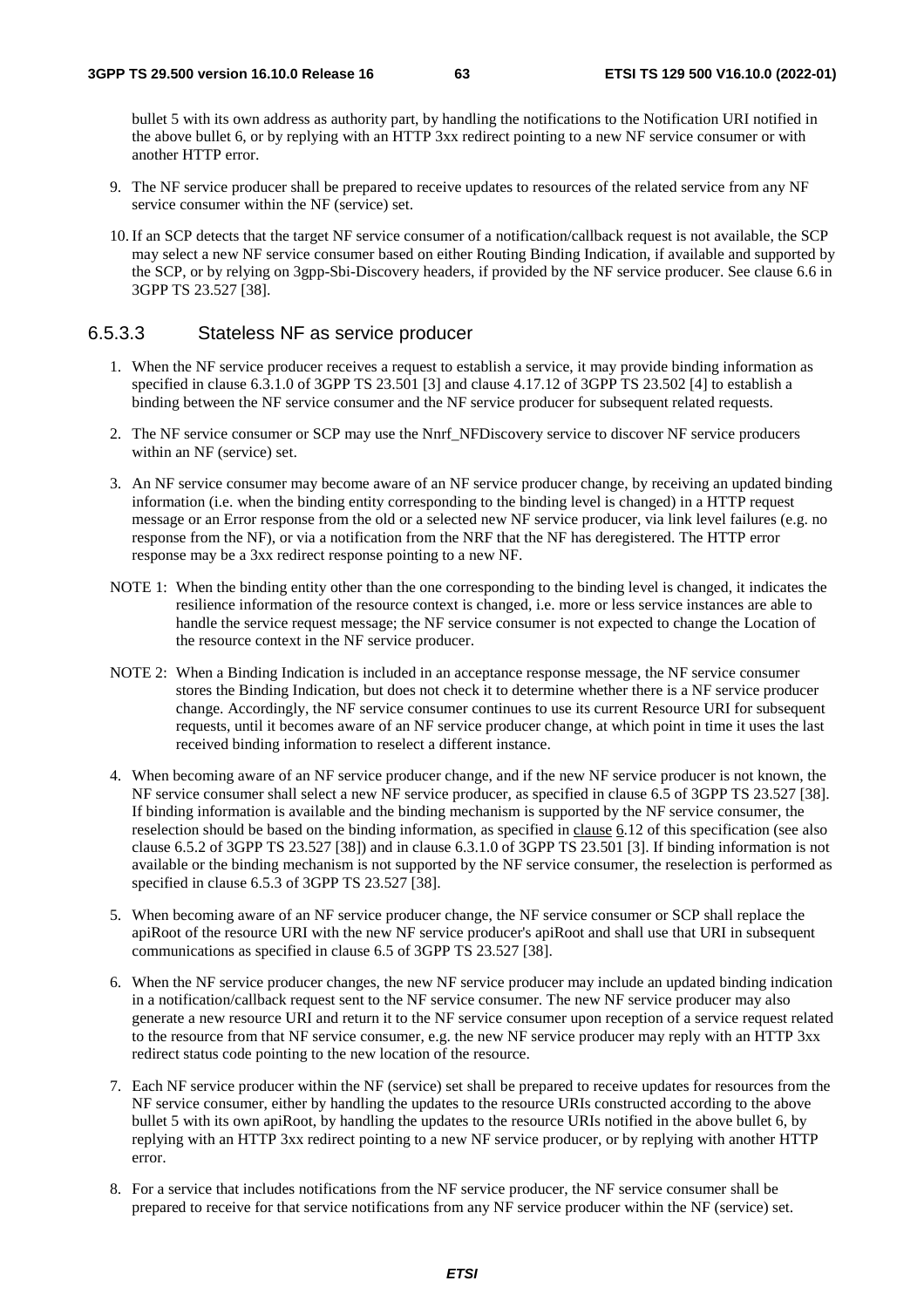bullet 5 with its own address as authority part, by handling the notifications to the Notification URI notified in the above bullet 6, or by replying with an HTTP 3xx redirect pointing to a new NF service consumer or with another HTTP error.

9. The NF service producer shall be prepared to receive updates to resources of the related service from any NF service consumer within the NF (service) set.

10. If an SCP detects that the target NF service consumer of a notification/callback request is not available, the SCP may select a new NF service consumer based on either Routing Binding Indication, if available and supported by the SCP, or by relying on 3gpp-Sbi-Discovery headers, if provided by the NF service producer. See clause 6.6 in 3GPP TS 23.527 [38].

#### 6.5.3.3 Stateless NF as service producer

1. When the NF service producer receives a request to establish a service, it may provide binding information as specified in clause 6.3.1.0 of 3GPP TS 23.501 [3] and clause 4.17.12 of 3GPP TS 23.502 [4] to establish a binding between the NF service consumer and the NF service producer for subsequent related requests.

2. The NF service consumer or SCP may use the Nnrf_NFDiscovery service to discover NF service producers within an NF (service) set.

3. An NF service consumer may become aware of an NF service producer change, by receiving an updated binding information (i.e. when the binding entity corresponding to the binding level is changed) in a HTTP request message or an Error response from the old or a selected new NF service producer, via link level failures (e.g. no response from the NF), or via a notification from the NRF that the NF has deregistered. The HTTP error response may be a 3xx redirect response pointing to a new NF.

NOTE 1: When the binding entity other than the one corresponding to the binding level is changed, it indicates the resilience information of the resource context is changed, i.e. more or less service instances are able to handle the service request message; the NF service consumer is not expected to change the Location of the resource context in the NF service producer.

NOTE 2: When a Binding Indication is included in an acceptance response message, the NF service consumer stores the Binding Indication, but does not check it to determine whether there is a NF service producer change. Accordingly, the NF service consumer continues to use its current Resource URI for subsequent requests, until it becomes aware of an NF service producer change, at which point in time it uses the last received binding information to reselect a different instance.

4. When becoming aware of an NF service producer change, and if the new NF service producer is not known, the NF service consumer shall select a new NF service producer, as specified in clause 6.5 of 3GPP TS 23.527 [38]. If binding information is available and the binding mechanism is supported by the NF service consumer, the reselection should be based on the binding information, as specified in clause 6.12 of this specification (see also clause 6.5.2 of 3GPP TS 23.527 [38]) and in clause 6.3.1.0 of 3GPP TS 23.501 [3]. If binding information is not available or the binding mechanism is not supported by the NF service consumer, the reselection is performed as specified in clause 6.5.3 of 3GPP TS 23.527 [38].

5. When becoming aware of an NF service producer change, the NF service consumer or SCP shall replace the apiRoot of the resource URI with the new NF service producer's apiRoot and shall use that URI in subsequent communications as specified in clause 6.5 of 3GPP TS 23.527 [38].

6. When the NF service producer changes, the new NF service producer may include an updated binding indication in a notification/callback request sent to the NF service consumer. The new NF service producer may also generate a new resource URI and return it to the NF service consumer upon reception of a service request related to the resource from that NF service consumer, e.g. the new NF service producer may reply with an HTTP 3xx redirect status code pointing to the new location of the resource.

7. Each NF service producer within the NF (service) set shall be prepared to receive updates for resources from the NF service consumer, either by handling the updates to the resource URIs constructed according to the above bullet 5 with its own apiRoot, by handling the updates to the resource URIs notified in the above bullet 6, by replying with an HTTP 3xx redirect pointing to a new NF service producer, or by replying with another HTTP error.

8. For a service that includes notifications from the NF service producer, the NF service consumer shall be prepared to receive for that service notifications from any NF service producer within the NF (service) set.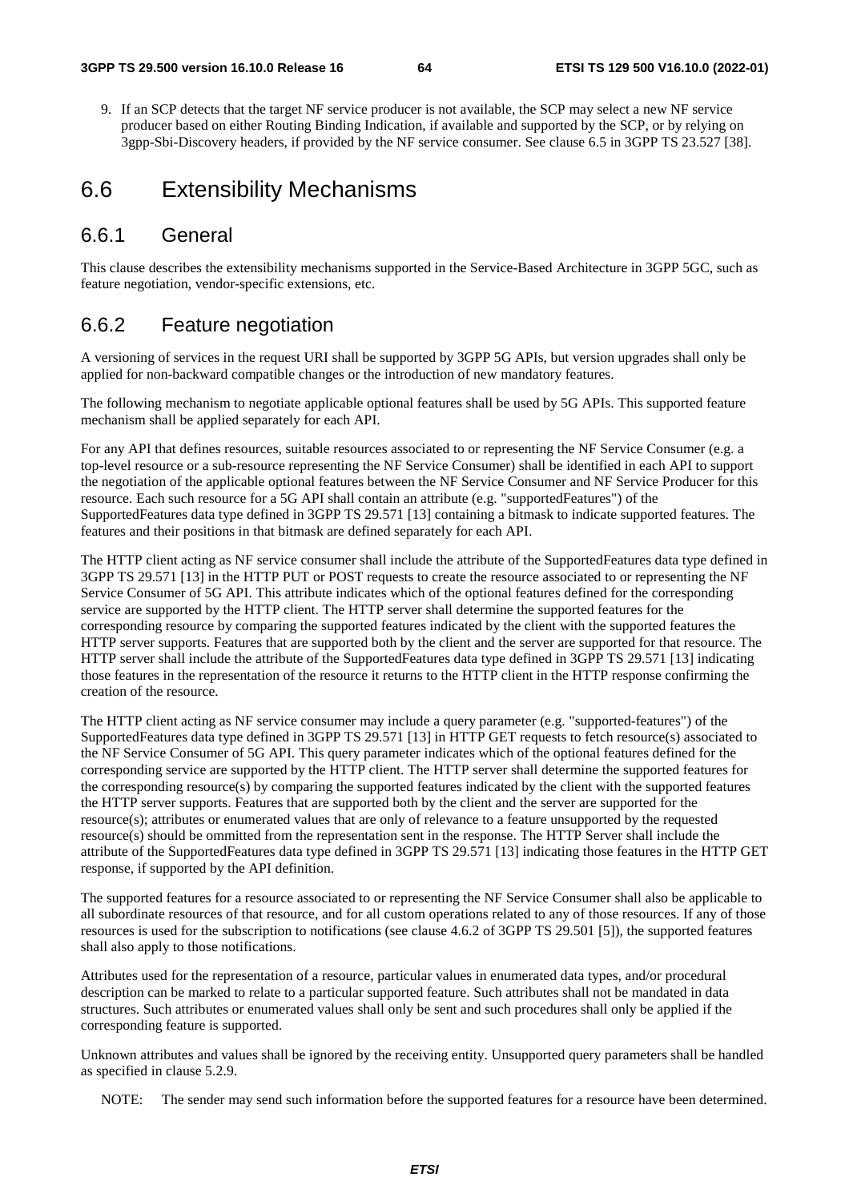9. If an SCP detects that the target NF service producer is not available, the SCP may select a new NF service producer based on either Routing Binding Indication, if available and supported by the SCP, or by relying on 3gpp-Sbi-Discovery headers, if provided by the NF service consumer. See clause 6.5 in 3GPP TS 23.527 [38].

# 6.6 Extensibility Mechanisms

## 6.6.1 General

This clause describes the extensibility mechanisms supported in the Service-Based Architecture in 3GPP 5GC, such as feature negotiation, vendor-specific extensions, etc.

## 6.6.2 Feature negotiation

A versioning of services in the request URI shall be supported by 3GPP 5G APIs, but version upgrades shall only be applied for non-backward compatible changes or the introduction of new mandatory features.

The following mechanism to negotiate applicable optional features shall be used by 5G APIs. This supported feature mechanism shall be applied separately for each API.

For any API that defines resources, suitable resources associated to or representing the NF Service Consumer (e.g. a top-level resource or a sub-resource representing the NF Service Consumer) shall be identified in each API to support the negotiation of the applicable optional features between the NF Service Consumer and NF Service Producer for this resource. Each such resource for a 5G API shall contain an attribute (e.g. "supportedFeatures") of the SupportedFeatures data type defined in 3GPP TS 29.571 [13] containing a bitmask to indicate supported features. The features and their positions in that bitmask are defined separately for each API.

The HTTP client acting as NF service consumer shall include the attribute of the SupportedFeatures data type defined in 3GPP TS 29.571 [13] in the HTTP PUT or POST requests to create the resource associated to or representing the NF Service Consumer of 5G API. This attribute indicates which of the optional features defined for the corresponding service are supported by the HTTP client. The HTTP server shall determine the supported features for the corresponding resource by comparing the supported features indicated by the client with the supported features the HTTP server supports. Features that are supported both by the client and the server are supported for that resource. The HTTP server shall include the attribute of the SupportedFeatures data type defined in 3GPP TS 29.571 [13] indicating those features in the representation of the resource it returns to the HTTP client in the HTTP response confirming the creation of the resource.

The HTTP client acting as NF service consumer may include a query parameter (e.g. "supported-features") of the SupportedFeatures data type defined in 3GPP TS 29.571 [13] in HTTP GET requests to fetch resource(s) associated to the NF Service Consumer of 5G API. This query parameter indicates which of the optional features defined for the corresponding service are supported by the HTTP client. The HTTP server shall determine the supported features for the corresponding resource(s) by comparing the supported features indicated by the client with the supported features the HTTP server supports. Features that are supported both by the client and the server are supported for the resource(s); attributes or enumerated values that are only of relevance to a feature unsupported by the requested resource(s) should be ommitted from the representation sent in the response. The HTTP Server shall include the attribute of the SupportedFeatures data type defined in 3GPP TS 29.571 [13] indicating those features in the HTTP GET response, if supported by the API definition.

The supported features for a resource associated to or representing the NF Service Consumer shall also be applicable to all subordinate resources of that resource, and for all custom operations related to any of those resources. If any of those resources is used for the subscription to notifications (see clause 4.6.2 of 3GPP TS 29.501 [5]), the supported features shall also apply to those notifications.

Attributes used for the representation of a resource, particular values in enumerated data types, and/or procedural description can be marked to relate to a particular supported feature. Such attributes shall not be mandated in data structures. Such attributes or enumerated values shall only be sent and such procedures shall only be applied if the corresponding feature is supported.

Unknown attributes and values shall be ignored by the receiving entity. Unsupported query parameters shall be handled as specified in clause 5.2.9.

NOTE: The sender may send such information before the supported features for a resource have been determined.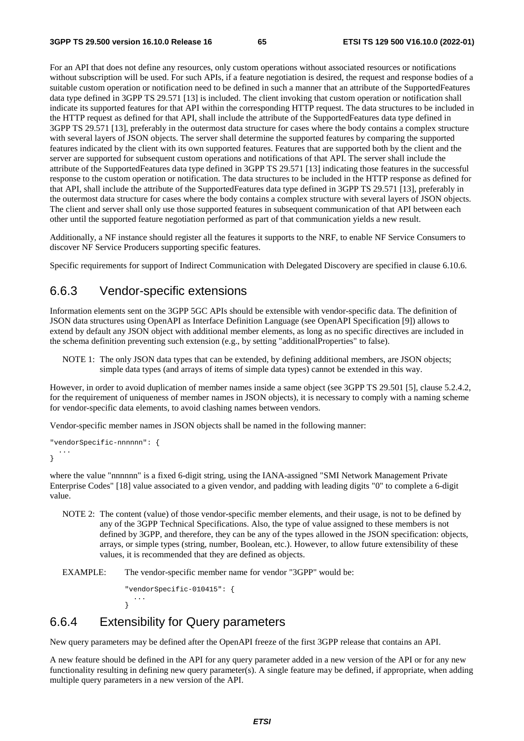For an API that does not define any resources, only custom operations without associated resources or notifications without subscription will be used. For such APIs, if a feature negotiation is desired, the request and response bodies of a suitable custom operation or notification need to be defined in such a manner that an attribute of the SupportedFeatures data type defined in 3GPP TS 29.571 [13] is included. The client invoking that custom operation or notification shall indicate its supported features for that API within the corresponding HTTP request. The data structures to be included in the HTTP request as defined for that API, shall include the attribute of the SupportedFeatures data type defined in 3GPP TS 29.571 [13], preferably in the outermost data structure for cases where the body contains a complex structure with several layers of JSON objects. The server shall determine the supported features by comparing the supported features indicated by the client with its own supported features. Features that are supported both by the client and the server are supported for subsequent custom operations and notifications of that API. The server shall include the attribute of the SupportedFeatures data type defined in 3GPP TS 29.571 [13] indicating those features in the successful response to the custom operation or notification. The data structures to be included in the HTTP response as defined for that API, shall include the attribute of the SupportedFeatures data type defined in 3GPP TS 29.571 [13], preferably in the outermost data structure for cases where the body contains a complex structure with several layers of JSON objects. The client and server shall only use those supported features in subsequent communication of that API between each other until the supported feature negotiation performed as part of that communication yields a new result.

Additionally, a NF instance should register all the features it supports to the NRF, to enable NF Service Consumers to discover NF Service Producers supporting specific features.

Specific requirements for support of Indirect Communication with Delegated Discovery are specified in clause 6.10.6.

## 6.6.3 Vendor-specific extensions

Information elements sent on the 3GPP 5GC APIs should be extensible with vendor-specific data. The definition of JSON data structures using OpenAPI as Interface Definition Language (see OpenAPI Specification [9]) allows to extend by default any JSON object with additional member elements, as long as no specific directives are included in the schema definition preventing such extension (e.g., by setting "additionalProperties" to false).

NOTE 1: The only JSON data types that can be extended, by defining additional members, are JSON objects; simple data types (and arrays of items of simple data types) cannot be extended in this way.

However, in order to avoid duplication of member names inside a same object (see 3GPP TS 29.501 [5], clause 5.2.4.2, for the requirement of uniqueness of member names in JSON objects), it is necessary to comply with a naming scheme for vendor-specific data elements, to avoid clashing names between vendors.

Vendor-specific member names in JSON objects shall be named in the following manner:

```
"vendorSpecific-nnnnnn": {
  ...
}
```

where the value "nnnnnn" is a fixed 6-digit string, using the IANA-assigned "SMI Network Management Private Enterprise Codes" [18] value associated to a given vendor, and padding with leading digits "0" to complete a 6-digit value.

NOTE 2: The content (value) of those vendor-specific member elements, and their usage, is not to be defined by any of the 3GPP Technical Specifications. Also, the type of value assigned to these members is not defined by 3GPP, and therefore, they can be any of the types allowed in the JSON specification: objects, arrays, or simple types (string, number, Boolean, etc.). However, to allow future extensibility of these values, it is recommended that they are defined as objects.

EXAMPLE: The vendor-specific member name for vendor "3GPP" would be:

```
"vendorSpecific-010415": {
  ...
}
```

## 6.6.4 Extensibility for Query parameters

New query parameters may be defined after the OpenAPI freeze of the first 3GPP release that contains an API.

A new feature should be defined in the API for any query parameter added in a new version of the API or for any new functionality resulting in defining new query parameter(s). A single feature may be defined, if appropriate, when adding multiple query parameters in a new version of the API.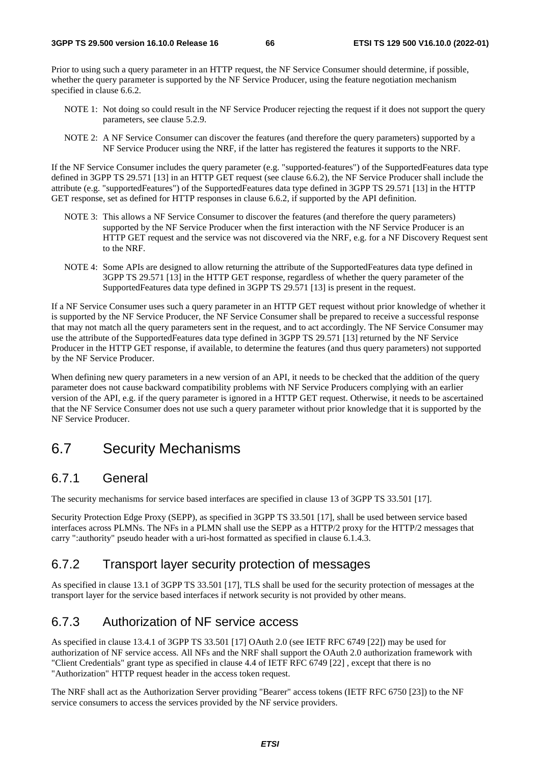Prior to using such a query parameter in an HTTP request, the NF Service Consumer should determine, if possible, whether the query parameter is supported by the NF Service Producer, using the feature negotiation mechanism specified in clause 6.6.2.

NOTE 1: Not doing so could result in the NF Service Producer rejecting the request if it does not support the query parameters, see clause 5.2.9.

NOTE 2: A NF Service Consumer can discover the features (and therefore the query parameters) supported by a NF Service Producer using the NRF, if the latter has registered the features it supports to the NRF.

If the NF Service Consumer includes the query parameter (e.g. "supported-features") of the SupportedFeatures data type defined in 3GPP TS 29.571 [13] in an HTTP GET request (see clause 6.6.2), the NF Service Producer shall include the attribute (e.g. "supportedFeatures") of the SupportedFeatures data type defined in 3GPP TS 29.571 [13] in the HTTP GET response, set as defined for HTTP responses in clause 6.6.2, if supported by the API definition.

NOTE 3: This allows a NF Service Consumer to discover the features (and therefore the query parameters) supported by the NF Service Producer when the first interaction with the NF Service Producer is an HTTP GET request and the service was not discovered via the NRF, e.g. for a NF Discovery Request sent to the NRF.

NOTE 4: Some APIs are designed to allow returning the attribute of the SupportedFeatures data type defined in 3GPP TS 29.571 [13] in the HTTP GET response, regardless of whether the query parameter of the SupportedFeatures data type defined in 3GPP TS 29.571 [13] is present in the request.

If a NF Service Consumer uses such a query parameter in an HTTP GET request without prior knowledge of whether it is supported by the NF Service Producer, the NF Service Consumer shall be prepared to receive a successful response that may not match all the query parameters sent in the request, and to act accordingly. The NF Service Consumer may use the attribute of the SupportedFeatures data type defined in 3GPP TS 29.571 [13] returned by the NF Service Producer in the HTTP GET response, if available, to determine the features (and thus query parameters) not supported by the NF Service Producer.

When defining new query parameters in a new version of an API, it needs to be checked that the addition of the query parameter does not cause backward compatibility problems with NF Service Producers complying with an earlier version of the API, e.g. if the query parameter is ignored in a HTTP GET request. Otherwise, it needs to be ascertained that the NF Service Consumer does not use such a query parameter without prior knowledge that it is supported by the NF Service Producer.

# 6.7 Security Mechanisms

## 6.7.1 General

The security mechanisms for service based interfaces are specified in clause 13 of 3GPP TS 33.501 [17].

Security Protection Edge Proxy (SEPP), as specified in 3GPP TS 33.501 [17], shall be used between service based interfaces across PLMNs. The NFs in a PLMN shall use the SEPP as a HTTP/2 proxy for the HTTP/2 messages that carry ":authority" pseudo header with a uri-host formatted as specified in clause 6.1.4.3.

## 6.7.2 Transport layer security protection of messages

As specified in clause 13.1 of 3GPP TS 33.501 [17], TLS shall be used for the security protection of messages at the transport layer for the service based interfaces if network security is not provided by other means.

## 6.7.3 Authorization of NF service access

As specified in clause 13.4.1 of 3GPP TS 33.501 [17] OAuth 2.0 (see IETF RFC 6749 [22]) may be used for authorization of NF service access. All NFs and the NRF shall support the OAuth 2.0 authorization framework with "Client Credentials" grant type as specified in clause 4.4 of IETF RFC 6749 [22] , except that there is no "Authorization" HTTP request header in the access token request.

The NRF shall act as the Authorization Server providing "Bearer" access tokens (IETF RFC 6750 [23]) to the NF service consumers to access the services provided by the NF service providers.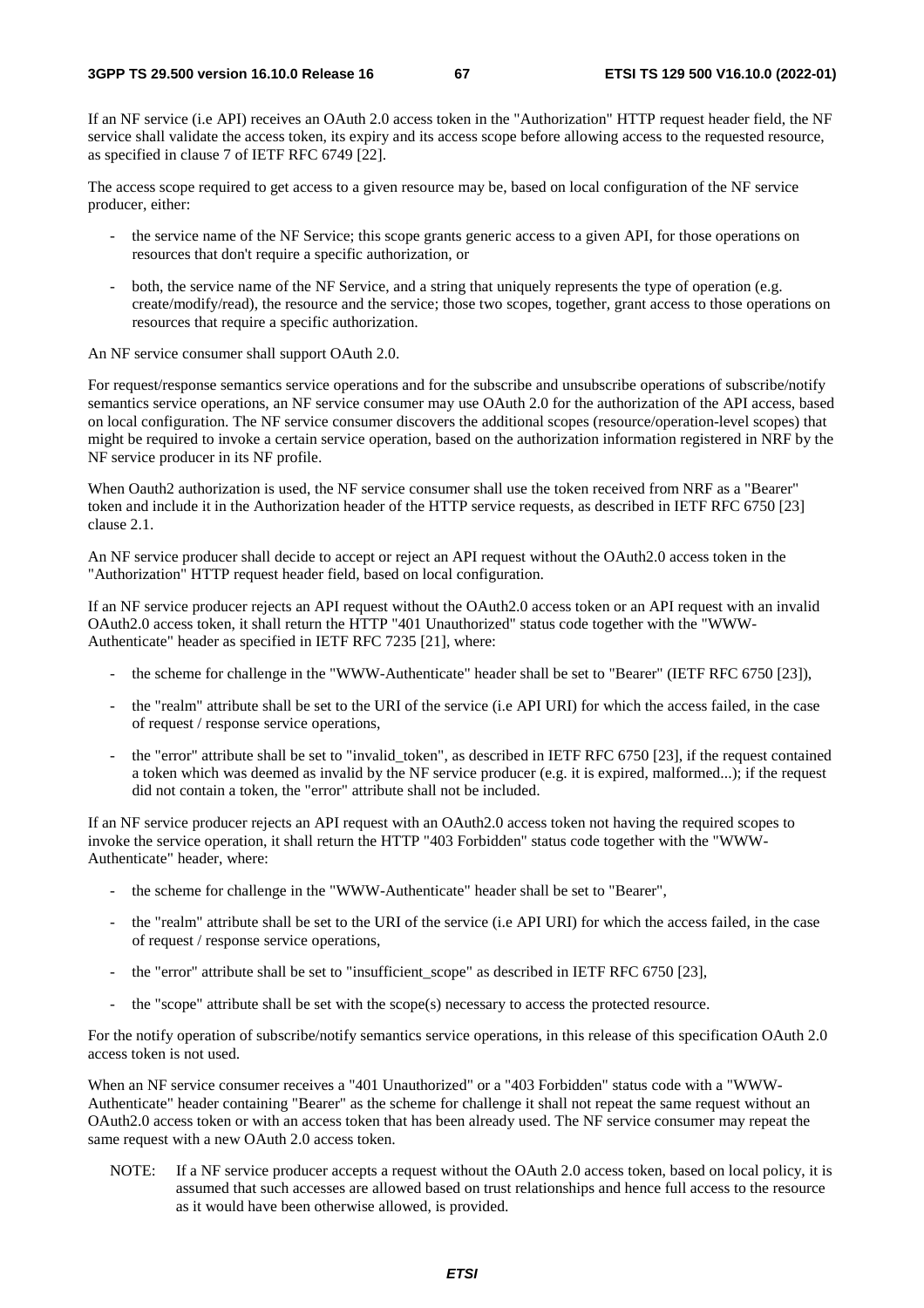If an NF service (i.e API) receives an OAuth 2.0 access token in the "Authorization" HTTP request header field, the NF service shall validate the access token, its expiry and its access scope before allowing access to the requested resource, as specified in clause 7 of IETF RFC 6749 [22].

The access scope required to get access to a given resource may be, based on local configuration of the NF service producer, either:

- the service name of the NF Service; this scope grants generic access to a given API, for those operations on resources that don't require a specific authorization, or
- both, the service name of the NF Service, and a string that uniquely represents the type of operation (e.g. create/modify/read), the resource and the service; those two scopes, together, grant access to those operations on resources that require a specific authorization.

An NF service consumer shall support OAuth 2.0.

For request/response semantics service operations and for the subscribe and unsubscribe operations of subscribe/notify semantics service operations, an NF service consumer may use OAuth 2.0 for the authorization of the API access, based on local configuration. The NF service consumer discovers the additional scopes (resource/operation-level scopes) that might be required to invoke a certain service operation, based on the authorization information registered in NRF by the NF service producer in its NF profile.

When Oauth2 authorization is used, the NF service consumer shall use the token received from NRF as a "Bearer" token and include it in the Authorization header of the HTTP service requests, as described in IETF RFC 6750 [23] clause 2.1.

An NF service producer shall decide to accept or reject an API request without the OAuth2.0 access token in the "Authorization" HTTP request header field, based on local configuration.

If an NF service producer rejects an API request without the OAuth2.0 access token or an API request with an invalid OAuth2.0 access token, it shall return the HTTP "401 Unauthorized" status code together with the "WWW-Authenticate" header as specified in IETF RFC 7235 [21], where:

- the scheme for challenge in the "WWW-Authenticate" header shall be set to "Bearer" (IETF RFC 6750 [23]),
- the "realm" attribute shall be set to the URI of the service (i.e API URI) for which the access failed, in the case of request / response service operations,
- the "error" attribute shall be set to "invalid_token", as described in IETF RFC 6750 [23], if the request contained a token which was deemed as invalid by the NF service producer (e.g. it is expired, malformed...); if the request did not contain a token, the "error" attribute shall not be included.

If an NF service producer rejects an API request with an OAuth2.0 access token not having the required scopes to invoke the service operation, it shall return the HTTP "403 Forbidden" status code together with the "WWW-Authenticate" header, where:

- the scheme for challenge in the "WWW-Authenticate" header shall be set to "Bearer",
- the "realm" attribute shall be set to the URI of the service (i.e API URI) for which the access failed, in the case of request / response service operations,
- the "error" attribute shall be set to "insufficient_scope" as described in IETF RFC 6750 [23],
- the "scope" attribute shall be set with the scope(s) necessary to access the protected resource.

For the notify operation of subscribe/notify semantics service operations, in this release of this specification OAuth 2.0 access token is not used.

When an NF service consumer receives a "401 Unauthorized" or a "403 Forbidden" status code with a "WWW-Authenticate" header containing "Bearer" as the scheme for challenge it shall not repeat the same request without an OAuth2.0 access token or with an access token that has been already used. The NF service consumer may repeat the same request with a new OAuth 2.0 access token.

NOTE: If a NF service producer accepts a request without the OAuth 2.0 access token, based on local policy, it is assumed that such accesses are allowed based on trust relationships and hence full access to the resource as it would have been otherwise allowed, is provided.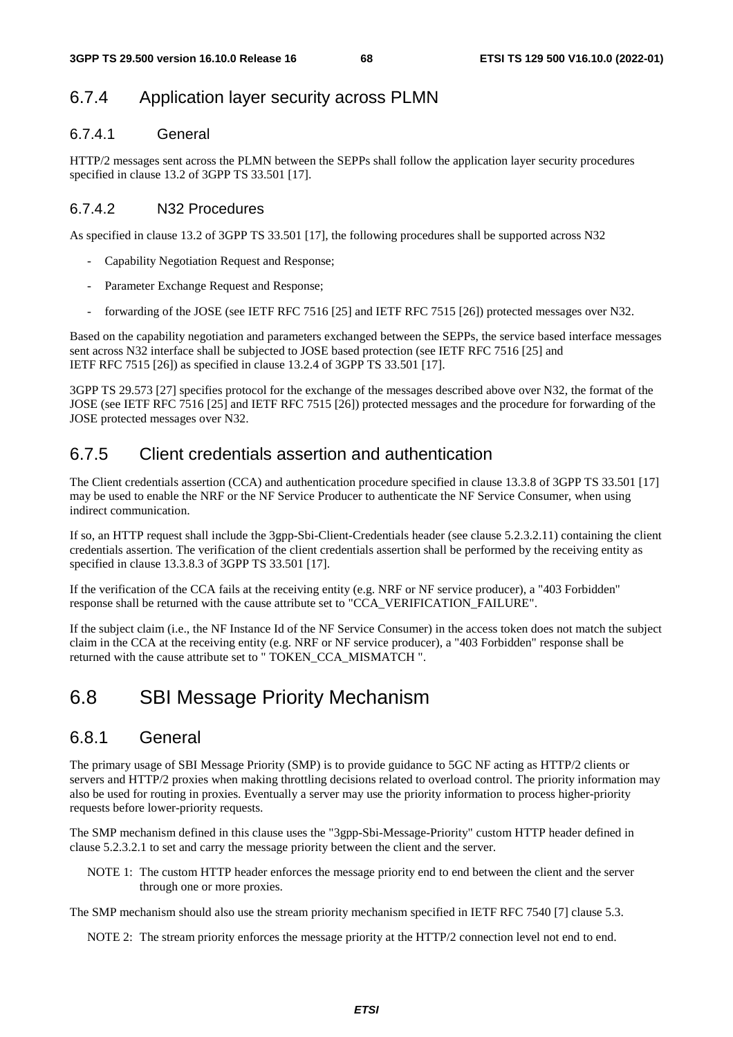### 6.7.4 Application layer security across PLMN

#### 6.7.4.1 General

HTTP/2 messages sent across the PLMN between the SEPPs shall follow the application layer security procedures specified in clause 13.2 of 3GPP TS 33.501 [17].

#### 6.7.4.2 N32 Procedures

As specified in clause 13.2 of 3GPP TS 33.501 [17], the following procedures shall be supported across N32

- Capability Negotiation Request and Response;
- Parameter Exchange Request and Response;
- forwarding of the JOSE (see IETF RFC 7516 [25] and IETF RFC 7515 [26]) protected messages over N32.

Based on the capability negotiation and parameters exchanged between the SEPPs, the service based interface messages sent across N32 interface shall be subjected to JOSE based protection (see IETF RFC 7516 [25] and IETF RFC 7515 [26]) as specified in clause 13.2.4 of 3GPP TS 33.501 [17].

3GPP TS 29.573 [27] specifies protocol for the exchange of the messages described above over N32, the format of the JOSE (see IETF RFC 7516 [25] and IETF RFC 7515 [26]) protected messages and the procedure for forwarding of the JOSE protected messages over N32.

### 6.7.5 Client credentials assertion and authentication

The Client credentials assertion (CCA) and authentication procedure specified in clause 13.3.8 of 3GPP TS 33.501 [17] may be used to enable the NRF or the NF Service Producer to authenticate the NF Service Consumer, when using indirect communication.

If so, an HTTP request shall include the 3gpp-Sbi-Client-Credentials header (see clause 5.2.3.2.11) containing the client credentials assertion. The verification of the client credentials assertion shall be performed by the receiving entity as specified in clause 13.3.8.3 of 3GPP TS 33.501 [17].

If the verification of the CCA fails at the receiving entity (e.g. NRF or NF service producer), a "403 Forbidden" response shall be returned with the cause attribute set to "CCA_VERIFICATION_FAILURE".

If the subject claim (i.e., the NF Instance Id of the NF Service Consumer) in the access token does not match the subject claim in the CCA at the receiving entity (e.g. NRF or NF service producer), a "403 Forbidden" response shall be returned with the cause attribute set to " TOKEN_CCA_MISMATCH ".

## 6.8 SBI Message Priority Mechanism

### 6.8.1 General

The primary usage of SBI Message Priority (SMP) is to provide guidance to 5GC NF acting as HTTP/2 clients or servers and HTTP/2 proxies when making throttling decisions related to overload control. The priority information may also be used for routing in proxies. Eventually a server may use the priority information to process higher-priority requests before lower-priority requests.

The SMP mechanism defined in this clause uses the "3gpp-Sbi-Message-Priority" custom HTTP header defined in clause 5.2.3.2.1 to set and carry the message priority between the client and the server.

NOTE 1: The custom HTTP header enforces the message priority end to end between the client and the server through one or more proxies.

The SMP mechanism should also use the stream priority mechanism specified in IETF RFC 7540 [7] clause 5.3.

NOTE 2: The stream priority enforces the message priority at the HTTP/2 connection level not end to end.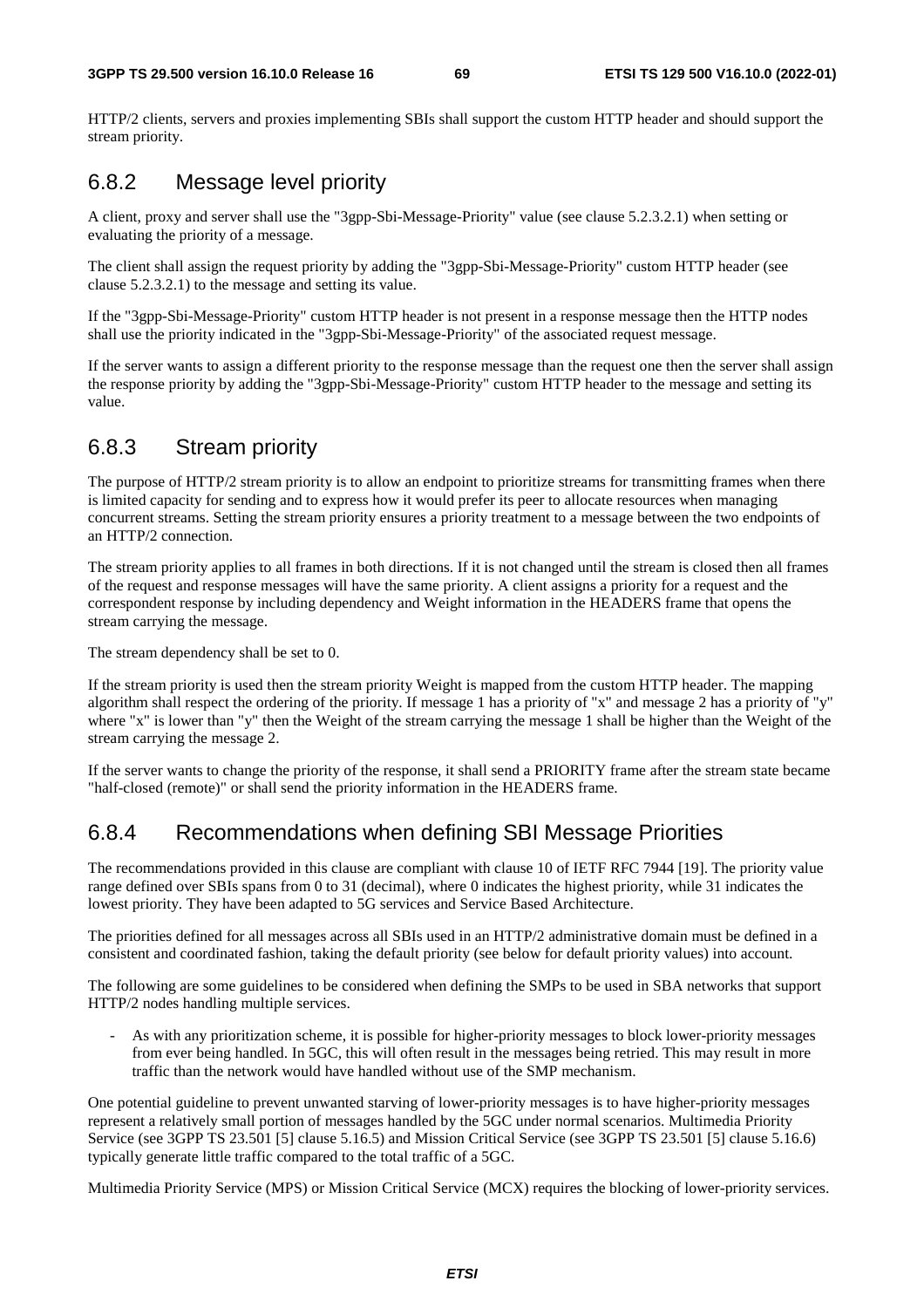HTTP/2 clients, servers and proxies implementing SBIs shall support the custom HTTP header and should support the stream priority.

### 6.8.2 Message level priority

A client, proxy and server shall use the "3gpp-Sbi-Message-Priority" value (see clause 5.2.3.2.1) when setting or evaluating the priority of a message.

The client shall assign the request priority by adding the "3gpp-Sbi-Message-Priority" custom HTTP header (see clause 5.2.3.2.1) to the message and setting its value.

If the "3gpp-Sbi-Message-Priority" custom HTTP header is not present in a response message then the HTTP nodes shall use the priority indicated in the "3gpp-Sbi-Message-Priority" of the associated request message.

If the server wants to assign a different priority to the response message than the request one then the server shall assign the response priority by adding the "3gpp-Sbi-Message-Priority" custom HTTP header to the message and setting its value.

### 6.8.3 Stream priority

The purpose of HTTP/2 stream priority is to allow an endpoint to prioritize streams for transmitting frames when there is limited capacity for sending and to express how it would prefer its peer to allocate resources when managing concurrent streams. Setting the stream priority ensures a priority treatment to a message between the two endpoints of an HTTP/2 connection.

The stream priority applies to all frames in both directions. If it is not changed until the stream is closed then all frames of the request and response messages will have the same priority. A client assigns a priority for a request and the correspondent response by including dependency and Weight information in the HEADERS frame that opens the stream carrying the message.

The stream dependency shall be set to 0.

If the stream priority is used then the stream priority Weight is mapped from the custom HTTP header. The mapping algorithm shall respect the ordering of the priority. If message 1 has a priority of "x" and message 2 has a priority of "y" where "x" is lower than "y" then the Weight of the stream carrying the message 1 shall be higher than the Weight of the stream carrying the message 2.

If the server wants to change the priority of the response, it shall send a PRIORITY frame after the stream state became "half-closed (remote)" or shall send the priority information in the HEADERS frame.

### 6.8.4 Recommendations when defining SBI Message Priorities

The recommendations provided in this clause are compliant with clause 10 of IETF RFC 7944 [19]. The priority value range defined over SBIs spans from 0 to 31 (decimal), where 0 indicates the highest priority, while 31 indicates the lowest priority. They have been adapted to 5G services and Service Based Architecture.

The priorities defined for all messages across all SBIs used in an HTTP/2 administrative domain must be defined in a consistent and coordinated fashion, taking the default priority (see below for default priority values) into account.

The following are some guidelines to be considered when defining the SMPs to be used in SBA networks that support HTTP/2 nodes handling multiple services.

- As with any prioritization scheme, it is possible for higher-priority messages to block lower-priority messages from ever being handled. In 5GC, this will often result in the messages being retried. This may result in more traffic than the network would have handled without use of the SMP mechanism.

One potential guideline to prevent unwanted starving of lower-priority messages is to have higher-priority messages represent a relatively small portion of messages handled by the 5GC under normal scenarios. Multimedia Priority Service (see 3GPP TS 23.501 [5] clause 5.16.5) and Mission Critical Service (see 3GPP TS 23.501 [5] clause 5.16.6) typically generate little traffic compared to the total traffic of a 5GC.

Multimedia Priority Service (MPS) or Mission Critical Service (MCX) requires the blocking of lower-priority services.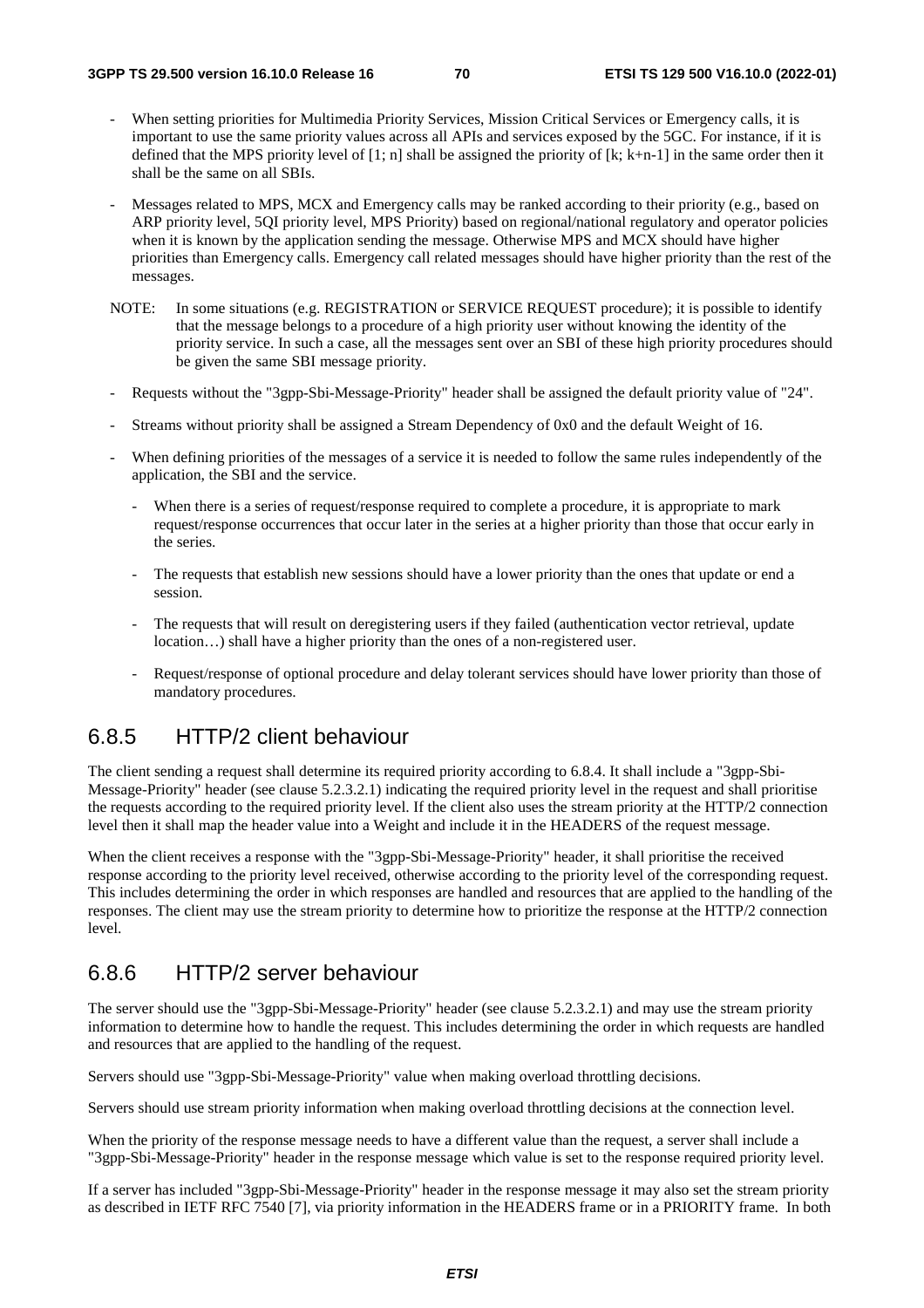- When setting priorities for Multimedia Priority Services, Mission Critical Services or Emergency calls, it is important to use the same priority values across all APIs and services exposed by the 5GC. For instance, if it is defined that the MPS priority level of [1; n] shall be assigned the priority of [k; k+n-1] in the same order then it shall be the same on all SBIs.

- Messages related to MPS, MCX and Emergency calls may be ranked according to their priority (e.g., based on ARP priority level, 5QI priority level, MPS Priority) based on regional/national regulatory and operator policies when it is known by the application sending the message. Otherwise MPS and MCX should have higher priorities than Emergency calls. Emergency call related messages should have higher priority than the rest of the messages.

NOTE: In some situations (e.g. REGISTRATION or SERVICE REQUEST procedure); it is possible to identify that the message belongs to a procedure of a high priority user without knowing the identity of the priority service. In such a case, all the messages sent over an SBI of these high priority procedures should be given the same SBI message priority.

- Requests without the "3gpp-Sbi-Message-Priority" header shall be assigned the default priority value of "24".

- Streams without priority shall be assigned a Stream Dependency of 0x0 and the default Weight of 16.

- When defining priorities of the messages of a service it is needed to follow the same rules independently of the application, the SBI and the service.

  - When there is a series of request/response required to complete a procedure, it is appropriate to mark request/response occurrences that occur later in the series at a higher priority than those that occur early in the series.

  - The requests that establish new sessions should have a lower priority than the ones that update or end a session.

  - The requests that will result on deregistering users if they failed (authentication vector retrieval, update location…) shall have a higher priority than the ones of a non-registered user.

  - Request/response of optional procedure and delay tolerant services should have lower priority than those of mandatory procedures.

## 6.8.5 HTTP/2 client behaviour

The client sending a request shall determine its required priority according to 6.8.4. It shall include a "3gpp-Sbi-Message-Priority" header (see clause 5.2.3.2.1) indicating the required priority level in the request and shall prioritise the requests according to the required priority level. If the client also uses the stream priority at the HTTP/2 connection level then it shall map the header value into a Weight and include it in the HEADERS of the request message.

When the client receives a response with the "3gpp-Sbi-Message-Priority" header, it shall prioritise the received response according to the priority level received, otherwise according to the priority level of the corresponding request. This includes determining the order in which responses are handled and resources that are applied to the handling of the responses. The client may use the stream priority to determine how to prioritize the response at the HTTP/2 connection level.

## 6.8.6 HTTP/2 server behaviour

The server should use the "3gpp-Sbi-Message-Priority" header (see clause 5.2.3.2.1) and may use the stream priority information to determine how to handle the request. This includes determining the order in which requests are handled and resources that are applied to the handling of the request.

Servers should use "3gpp-Sbi-Message-Priority" value when making overload throttling decisions.

Servers should use stream priority information when making overload throttling decisions at the connection level.

When the priority of the response message needs to have a different value than the request, a server shall include a "3gpp-Sbi-Message-Priority" header in the response message which value is set to the response required priority level.

If a server has included "3gpp-Sbi-Message-Priority" header in the response message it may also set the stream priority as described in IETF RFC 7540 [7], via priority information in the HEADERS frame or in a PRIORITY frame. In both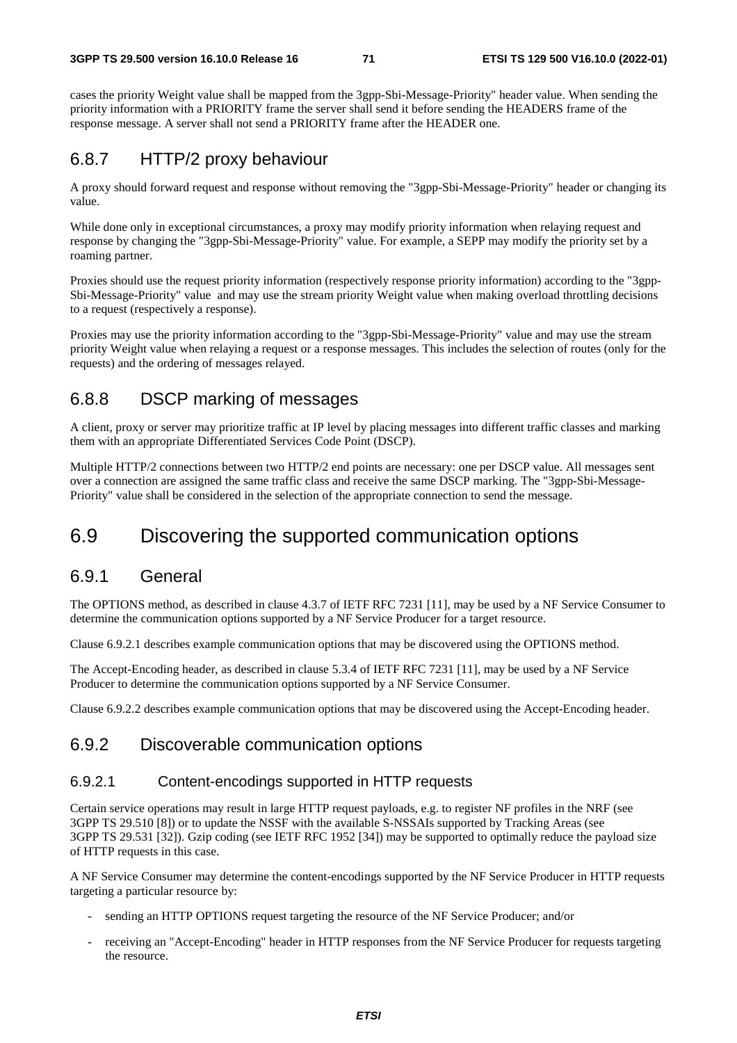cases the priority Weight value shall be mapped from the 3gpp-Sbi-Message-Priority" header value. When sending the priority information with a PRIORITY frame the server shall send it before sending the HEADERS frame of the response message. A server shall not send a PRIORITY frame after the HEADER one.

### 6.8.7 HTTP/2 proxy behaviour

A proxy should forward request and response without removing the "3gpp-Sbi-Message-Priority" header or changing its value.

While done only in exceptional circumstances, a proxy may modify priority information when relaying request and response by changing the "3gpp-Sbi-Message-Priority" value. For example, a SEPP may modify the priority set by a roaming partner.

Proxies should use the request priority information (respectively response priority information) according to the "3gpp-Sbi-Message-Priority" value  and may use the stream priority Weight value when making overload throttling decisions to a request (respectively a response).

Proxies may use the priority information according to the "3gpp-Sbi-Message-Priority" value and may use the stream priority Weight value when relaying a request or a response messages. This includes the selection of routes (only for the requests) and the ordering of messages relayed.

### 6.8.8 DSCP marking of messages

A client, proxy or server may prioritize traffic at IP level by placing messages into different traffic classes and marking them with an appropriate Differentiated Services Code Point (DSCP).

Multiple HTTP/2 connections between two HTTP/2 end points are necessary: one per DSCP value. All messages sent over a connection are assigned the same traffic class and receive the same DSCP marking. The "3gpp-Sbi-Message-Priority" value shall be considered in the selection of the appropriate connection to send the message.

## 6.9 Discovering the supported communication options

### 6.9.1 General

The OPTIONS method, as described in clause 4.3.7 of IETF RFC 7231 [11], may be used by a NF Service Consumer to determine the communication options supported by a NF Service Producer for a target resource.

Clause 6.9.2.1 describes example communication options that may be discovered using the OPTIONS method.

The Accept-Encoding header, as described in clause 5.3.4 of IETF RFC 7231 [11], may be used by a NF Service Producer to determine the communication options supported by a NF Service Consumer.

Clause 6.9.2.2 describes example communication options that may be discovered using the Accept-Encoding header.

### 6.9.2 Discoverable communication options

#### 6.9.2.1 Content-encodings supported in HTTP requests

Certain service operations may result in large HTTP request payloads, e.g. to register NF profiles in the NRF (see 3GPP TS 29.510 [8]) or to update the NSSF with the available S-NSSAIs supported by Tracking Areas (see 3GPP TS 29.531 [32]). Gzip coding (see IETF RFC 1952 [34]) may be supported to optimally reduce the payload size of HTTP requests in this case.

A NF Service Consumer may determine the content-encodings supported by the NF Service Producer in HTTP requests targeting a particular resource by:

- sending an HTTP OPTIONS request targeting the resource of the NF Service Producer; and/or
- receiving an "Accept-Encoding" header in HTTP responses from the NF Service Producer for requests targeting the resource.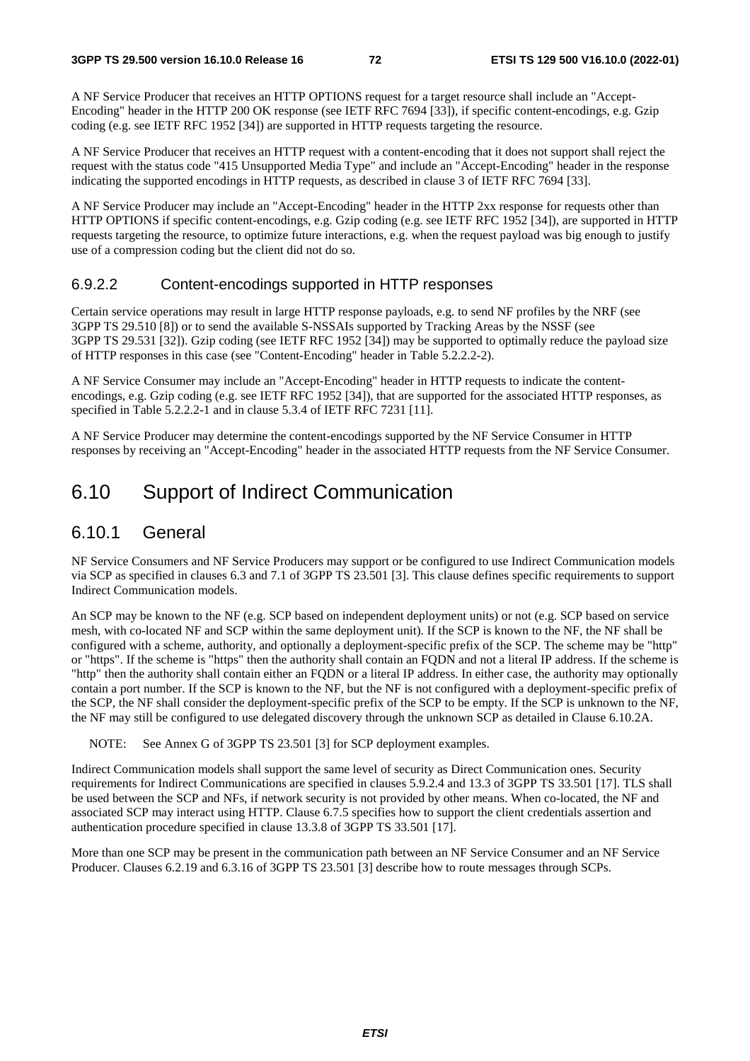A NF Service Producer that receives an HTTP OPTIONS request for a target resource shall include an "Accept-Encoding" header in the HTTP 200 OK response (see IETF RFC 7694 [33]), if specific content-encodings, e.g. Gzip coding (e.g. see IETF RFC 1952 [34]) are supported in HTTP requests targeting the resource.

A NF Service Producer that receives an HTTP request with a content-encoding that it does not support shall reject the request with the status code "415 Unsupported Media Type" and include an "Accept-Encoding" header in the response indicating the supported encodings in HTTP requests, as described in clause 3 of IETF RFC 7694 [33].

A NF Service Producer may include an "Accept-Encoding" header in the HTTP 2xx response for requests other than HTTP OPTIONS if specific content-encodings, e.g. Gzip coding (e.g. see IETF RFC 1952 [34]), are supported in HTTP requests targeting the resource, to optimize future interactions, e.g. when the request payload was big enough to justify use of a compression coding but the client did not do so.

### 6.9.2.2 Content-encodings supported in HTTP responses

Certain service operations may result in large HTTP response payloads, e.g. to send NF profiles by the NRF (see 3GPP TS 29.510 [8]) or to send the available S-NSSAIs supported by Tracking Areas by the NSSF (see 3GPP TS 29.531 [32]). Gzip coding (see IETF RFC 1952 [34]) may be supported to optimally reduce the payload size of HTTP responses in this case (see "Content-Encoding" header in Table 5.2.2.2-2).

A NF Service Consumer may include an "Accept-Encoding" header in HTTP requests to indicate the content-encodings, e.g. Gzip coding (e.g. see IETF RFC 1952 [34]), that are supported for the associated HTTP responses, as specified in Table 5.2.2.2-1 and in clause 5.3.4 of IETF RFC 7231 [11].

A NF Service Producer may determine the content-encodings supported by the NF Service Consumer in HTTP responses by receiving an "Accept-Encoding" header in the associated HTTP requests from the NF Service Consumer.

# 6.10 Support of Indirect Communication

## 6.10.1 General

NF Service Consumers and NF Service Producers may support or be configured to use Indirect Communication models via SCP as specified in clauses 6.3 and 7.1 of 3GPP TS 23.501 [3]. This clause defines specific requirements to support Indirect Communication models.

An SCP may be known to the NF (e.g. SCP based on independent deployment units) or not (e.g. SCP based on service mesh, with co-located NF and SCP within the same deployment unit). If the SCP is known to the NF, the NF shall be configured with a scheme, authority, and optionally a deployment-specific prefix of the SCP. The scheme may be "http" or "https". If the scheme is "https" then the authority shall contain an FQDN and not a literal IP address. If the scheme is "http" then the authority shall contain either an FQDN or a literal IP address. In either case, the authority may optionally contain a port number. If the SCP is known to the NF, but the NF is not configured with a deployment-specific prefix of the SCP, the NF shall consider the deployment-specific prefix of the SCP to be empty. If the SCP is unknown to the NF, the NF may still be configured to use delegated discovery through the unknown SCP as detailed in Clause 6.10.2A.

NOTE: See Annex G of 3GPP TS 23.501 [3] for SCP deployment examples.

Indirect Communication models shall support the same level of security as Direct Communication ones. Security requirements for Indirect Communications are specified in clauses 5.9.2.4 and 13.3 of 3GPP TS 33.501 [17]. TLS shall be used between the SCP and NFs, if network security is not provided by other means. When co-located, the NF and associated SCP may interact using HTTP. Clause 6.7.5 specifies how to support the client credentials assertion and authentication procedure specified in clause 13.3.8 of 3GPP TS 33.501 [17].

More than one SCP may be present in the communication path between an NF Service Consumer and an NF Service Producer. Clauses 6.2.19 and 6.3.16 of 3GPP TS 23.501 [3] describe how to route messages through SCPs.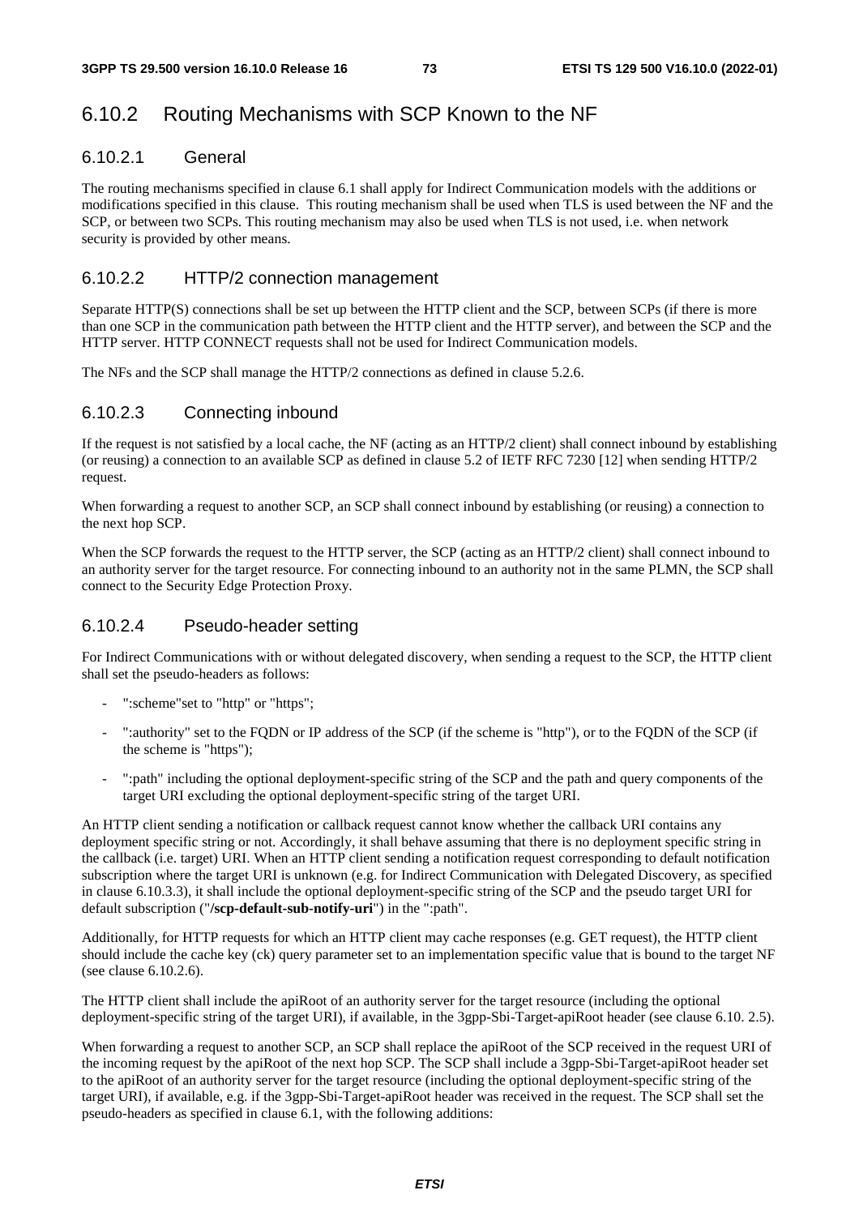### 6.10.2 Routing Mechanisms with SCP Known to the NF

#### 6.10.2.1 General

The routing mechanisms specified in clause 6.1 shall apply for Indirect Communication models with the additions or modifications specified in this clause. This routing mechanism shall be used when TLS is used between the NF and the SCP, or between two SCPs. This routing mechanism may also be used when TLS is not used, i.e. when network security is provided by other means.

#### 6.10.2.2 HTTP/2 connection management

Separate HTTP(S) connections shall be set up between the HTTP client and the SCP, between SCPs (if there is more than one SCP in the communication path between the HTTP client and the HTTP server), and between the SCP and the HTTP server. HTTP CONNECT requests shall not be used for Indirect Communication models.

The NFs and the SCP shall manage the HTTP/2 connections as defined in clause 5.2.6.

#### 6.10.2.3 Connecting inbound

If the request is not satisfied by a local cache, the NF (acting as an HTTP/2 client) shall connect inbound by establishing (or reusing) a connection to an available SCP as defined in clause 5.2 of IETF RFC 7230 [12] when sending HTTP/2 request.

When forwarding a request to another SCP, an SCP shall connect inbound by establishing (or reusing) a connection to the next hop SCP.

When the SCP forwards the request to the HTTP server, the SCP (acting as an HTTP/2 client) shall connect inbound to an authority server for the target resource. For connecting inbound to an authority not in the same PLMN, the SCP shall connect to the Security Edge Protection Proxy.

#### 6.10.2.4 Pseudo-header setting

For Indirect Communications with or without delegated discovery, when sending a request to the SCP, the HTTP client shall set the pseudo-headers as follows:

- ":scheme"set to "http" or "https";
- ":authority" set to the FQDN or IP address of the SCP (if the scheme is "http"), or to the FQDN of the SCP (if the scheme is "https");
- ":path" including the optional deployment-specific string of the SCP and the path and query components of the target URI excluding the optional deployment-specific string of the target URI.

An HTTP client sending a notification or callback request cannot know whether the callback URI contains any deployment specific string or not. Accordingly, it shall behave assuming that there is no deployment specific string in the callback (i.e. target) URI. When an HTTP client sending a notification request corresponding to default notification subscription where the target URI is unknown (e.g. for Indirect Communication with Delegated Discovery, as specified in clause 6.10.3.3), it shall include the optional deployment-specific string of the SCP and the pseudo target URI for default subscription ("**/scp-default-sub-notify-uri**") in the ":path".

Additionally, for HTTP requests for which an HTTP client may cache responses (e.g. GET request), the HTTP client should include the cache key (ck) query parameter set to an implementation specific value that is bound to the target NF (see clause 6.10.2.6).

The HTTP client shall include the apiRoot of an authority server for the target resource (including the optional deployment-specific string of the target URI), if available, in the 3gpp-Sbi-Target-apiRoot header (see clause 6.10. 2.5).

When forwarding a request to another SCP, an SCP shall replace the apiRoot of the SCP received in the request URI of the incoming request by the apiRoot of the next hop SCP. The SCP shall include a 3gpp-Sbi-Target-apiRoot header set to the apiRoot of an authority server for the target resource (including the optional deployment-specific string of the target URI), if available, e.g. if the 3gpp-Sbi-Target-apiRoot header was received in the request. The SCP shall set the pseudo-headers as specified in clause 6.1, with the following additions: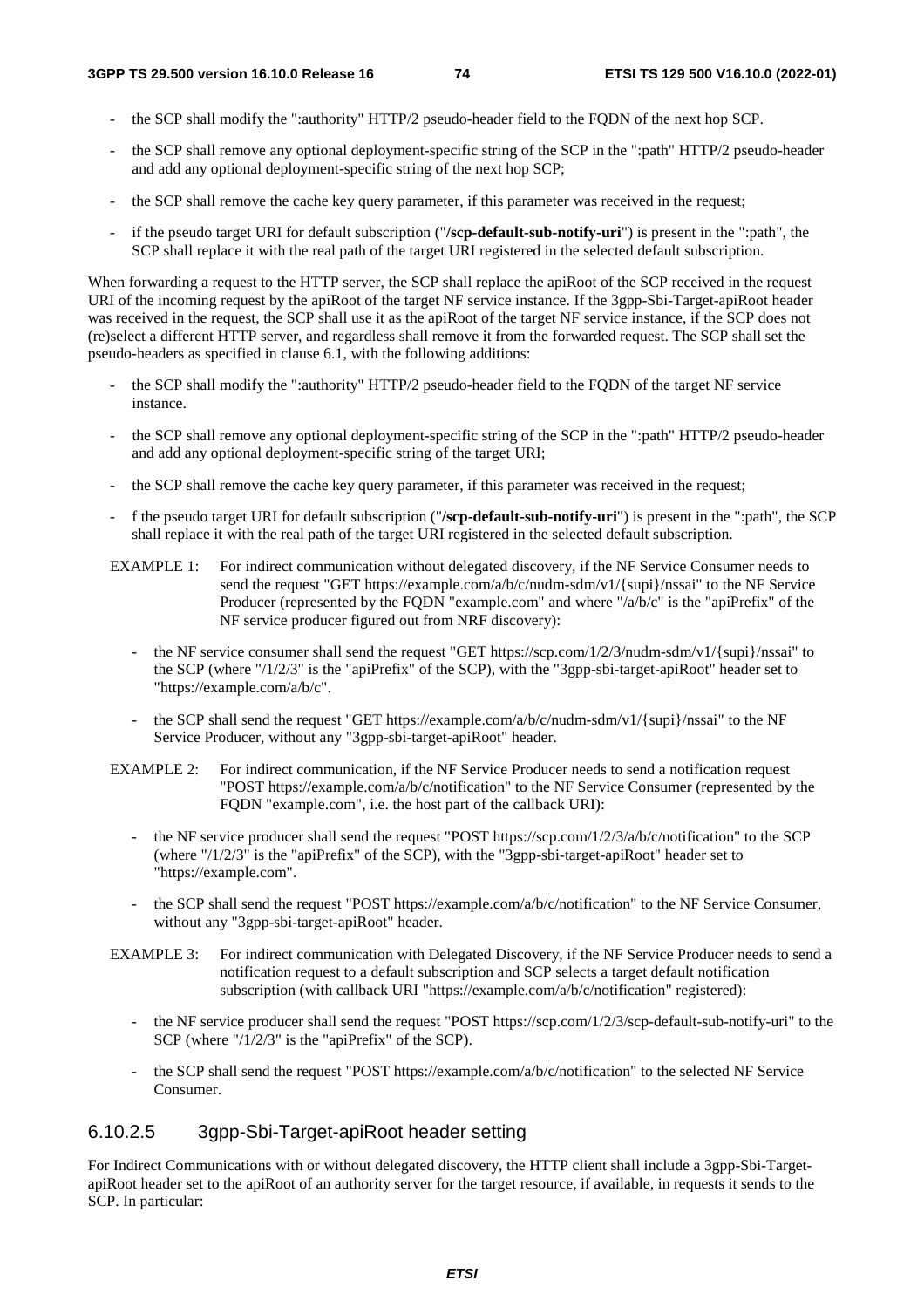- the SCP shall modify the ":authority" HTTP/2 pseudo-header field to the FQDN of the next hop SCP.
- the SCP shall remove any optional deployment-specific string of the SCP in the ":path" HTTP/2 pseudo-header and add any optional deployment-specific string of the next hop SCP;
- the SCP shall remove the cache key query parameter, if this parameter was received in the request;
- if the pseudo target URI for default subscription ("**/scp-default-sub-notify-uri**") is present in the ":path", the SCP shall replace it with the real path of the target URI registered in the selected default subscription.

When forwarding a request to the HTTP server, the SCP shall replace the apiRoot of the SCP received in the request URI of the incoming request by the apiRoot of the target NF service instance. If the 3gpp-Sbi-Target-apiRoot header was received in the request, the SCP shall use it as the apiRoot of the target NF service instance, if the SCP does not (re)select a different HTTP server, and regardless shall remove it from the forwarded request. The SCP shall set the pseudo-headers as specified in clause 6.1, with the following additions:

- the SCP shall modify the ":authority" HTTP/2 pseudo-header field to the FQDN of the target NF service instance.
- the SCP shall remove any optional deployment-specific string of the SCP in the ":path" HTTP/2 pseudo-header and add any optional deployment-specific string of the target URI;
- the SCP shall remove the cache key query parameter, if this parameter was received in the request;
- f the pseudo target URI for default subscription ("**/scp-default-sub-notify-uri**") is present in the ":path", the SCP shall replace it with the real path of the target URI registered in the selected default subscription.

EXAMPLE 1: For indirect communication without delegated discovery, if the NF Service Consumer needs to send the request "GET https://example.com/a/b/c/nudm-sdm/v1/{supi}/nssai" to the NF Service Producer (represented by the FQDN "example.com" and where "/a/b/c" is the "apiPrefix" of the NF service producer figured out from NRF discovery):

- the NF service consumer shall send the request "GET https://scp.com/1/2/3/nudm-sdm/v1/{supi}/nssai" to the SCP (where "/1/2/3" is the "apiPrefix" of the SCP), with the "3gpp-sbi-target-apiRoot" header set to "https://example.com/a/b/c".
- the SCP shall send the request "GET https://example.com/a/b/c/nudm-sdm/v1/{supi}/nssai" to the NF Service Producer, without any "3gpp-sbi-target-apiRoot" header.

EXAMPLE 2: For indirect communication, if the NF Service Producer needs to send a notification request "POST https://example.com/a/b/c/notification" to the NF Service Consumer (represented by the FQDN "example.com", i.e. the host part of the callback URI):

- the NF service producer shall send the request "POST https://scp.com/1/2/3/a/b/c/notification" to the SCP (where "/1/2/3" is the "apiPrefix" of the SCP), with the "3gpp-sbi-target-apiRoot" header set to "https://example.com".
- the SCP shall send the request "POST https://example.com/a/b/c/notification" to the NF Service Consumer, without any "3gpp-sbi-target-apiRoot" header.

EXAMPLE 3: For indirect communication with Delegated Discovery, if the NF Service Producer needs to send a notification request to a default subscription and SCP selects a target default notification subscription (with callback URI "https://example.com/a/b/c/notification" registered):

- the NF service producer shall send the request "POST https://scp.com/1/2/3/scp-default-sub-notify-uri" to the SCP (where "/1/2/3" is the "apiPrefix" of the SCP).
- the SCP shall send the request "POST https://example.com/a/b/c/notification" to the selected NF Service Consumer.

#### 6.10.2.5 3gpp-Sbi-Target-apiRoot header setting

For Indirect Communications with or without delegated discovery, the HTTP client shall include a 3gpp-Sbi-Target-apiRoot header set to the apiRoot of an authority server for the target resource, if available, in requests it sends to the SCP. In particular: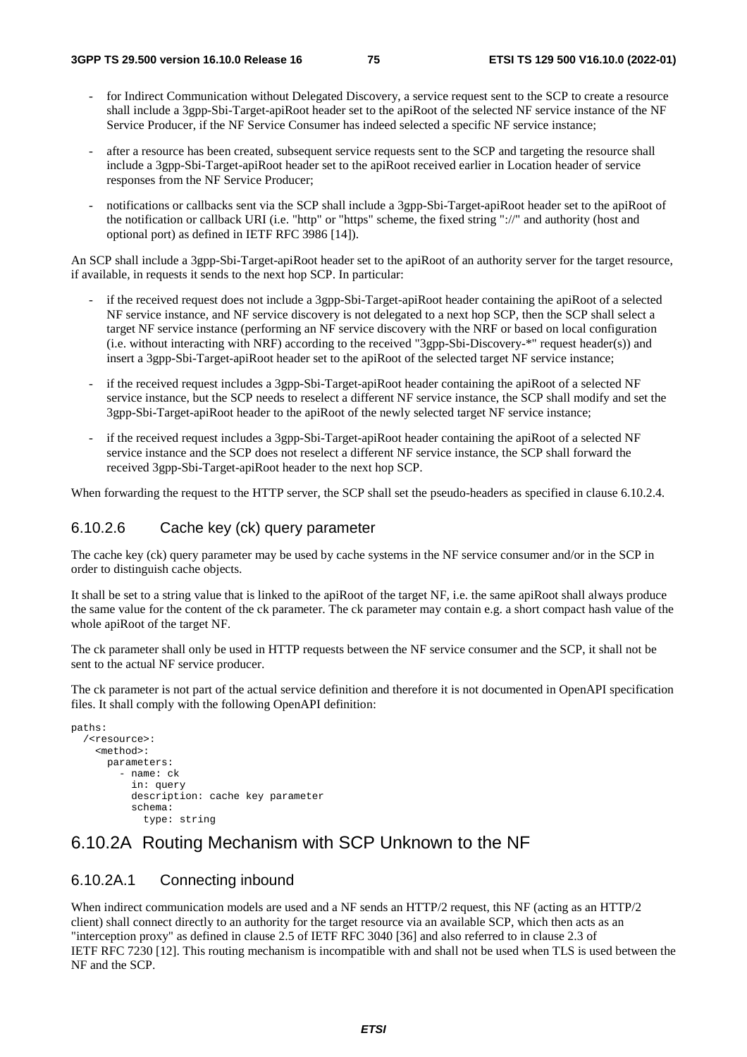- for Indirect Communication without Delegated Discovery, a service request sent to the SCP to create a resource shall include a 3gpp-Sbi-Target-apiRoot header set to the apiRoot of the selected NF service instance of the NF Service Producer, if the NF Service Consumer has indeed selected a specific NF service instance;

- after a resource has been created, subsequent service requests sent to the SCP and targeting the resource shall include a 3gpp-Sbi-Target-apiRoot header set to the apiRoot received earlier in Location header of service responses from the NF Service Producer;

- notifications or callbacks sent via the SCP shall include a 3gpp-Sbi-Target-apiRoot header set to the apiRoot of the notification or callback URI (i.e. "http" or "https" scheme, the fixed string "://" and authority (host and optional port) as defined in IETF RFC 3986 [14]).

An SCP shall include a 3gpp-Sbi-Target-apiRoot header set to the apiRoot of an authority server for the target resource, if available, in requests it sends to the next hop SCP. In particular:

- if the received request does not include a 3gpp-Sbi-Target-apiRoot header containing the apiRoot of a selected NF service instance, and NF service discovery is not delegated to a next hop SCP, then the SCP shall select a target NF service instance (performing an NF service discovery with the NRF or based on local configuration (i.e. without interacting with NRF) according to the received "3gpp-Sbi-Discovery-*" request header(s)) and insert a 3gpp-Sbi-Target-apiRoot header set to the apiRoot of the selected target NF service instance;

- if the received request includes a 3gpp-Sbi-Target-apiRoot header containing the apiRoot of a selected NF service instance, but the SCP needs to reselect a different NF service instance, the SCP shall modify and set the 3gpp-Sbi-Target-apiRoot header to the apiRoot of the newly selected target NF service instance;

- if the received request includes a 3gpp-Sbi-Target-apiRoot header containing the apiRoot of a selected NF service instance and the SCP does not reselect a different NF service instance, the SCP shall forward the received 3gpp-Sbi-Target-apiRoot header to the next hop SCP.

When forwarding the request to the HTTP server, the SCP shall set the pseudo-headers as specified in clause 6.10.2.4.

### 6.10.2.6 Cache key (ck) query parameter

The cache key (ck) query parameter may be used by cache systems in the NF service consumer and/or in the SCP in order to distinguish cache objects.

It shall be set to a string value that is linked to the apiRoot of the target NF, i.e. the same apiRoot shall always produce the same value for the content of the ck parameter. The ck parameter may contain e.g. a short compact hash value of the whole apiRoot of the target NF.

The ck parameter shall only be used in HTTP requests between the NF service consumer and the SCP, it shall not be sent to the actual NF service producer.

The ck parameter is not part of the actual service definition and therefore it is not documented in OpenAPI specification files. It shall comply with the following OpenAPI definition:

```
paths:
  /<resource>:
    <method>:
      parameters:
        - name: ck
          in: query
          description: cache key parameter
          schema:
            type: string
```

## 6.10.2A Routing Mechanism with SCP Unknown to the NF

### 6.10.2A.1 Connecting inbound

When indirect communication models are used and a NF sends an HTTP/2 request, this NF (acting as an HTTP/2 client) shall connect directly to an authority for the target resource via an available SCP, which then acts as an "interception proxy" as defined in clause 2.5 of IETF RFC 3040 [36] and also referred to in clause 2.3 of IETF RFC 7230 [12]. This routing mechanism is incompatible with and shall not be used when TLS is used between the NF and the SCP.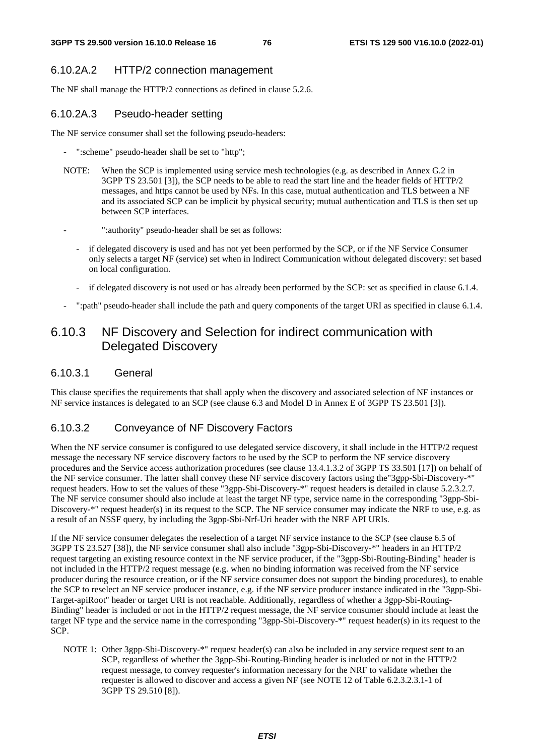#### 6.10.2A.2 HTTP/2 connection management

The NF shall manage the HTTP/2 connections as defined in clause 5.2.6.

#### 6.10.2A.3 Pseudo-header setting

The NF service consumer shall set the following pseudo-headers:

- ":scheme" pseudo-header shall be set to "http";

NOTE: When the SCP is implemented using service mesh technologies (e.g. as described in Annex G.2 in 3GPP TS 23.501 [3]), the SCP needs to be able to read the start line and the header fields of HTTP/2 messages, and https cannot be used by NFs. In this case, mutual authentication and TLS between a NF and its associated SCP can be implicit by physical security; mutual authentication and TLS is then set up between SCP interfaces.

- ":authority" pseudo-header shall be set as follows:
  - if delegated discovery is used and has not yet been performed by the SCP, or if the NF Service Consumer only selects a target NF (service) set when in Indirect Communication without delegated discovery: set based on local configuration.
  - if delegated discovery is not used or has already been performed by the SCP: set as specified in clause 6.1.4.
- ":path" pseudo-header shall include the path and query components of the target URI as specified in clause 6.1.4.

### 6.10.3 NF Discovery and Selection for indirect communication with Delegated Discovery

#### 6.10.3.1 General

This clause specifies the requirements that shall apply when the discovery and associated selection of NF instances or NF service instances is delegated to an SCP (see clause 6.3 and Model D in Annex E of 3GPP TS 23.501 [3]).

#### 6.10.3.2 Conveyance of NF Discovery Factors

When the NF service consumer is configured to use delegated service discovery, it shall include in the HTTP/2 request message the necessary NF service discovery factors to be used by the SCP to perform the NF service discovery procedures and the Service access authorization procedures (see clause 13.4.1.3.2 of 3GPP TS 33.501 [17]) on behalf of the NF service consumer. The latter shall convey these NF service discovery factors using the"3gpp-Sbi-Discovery-*" request headers. How to set the values of these "3gpp-Sbi-Discovery-*" request headers is detailed in clause 5.2.3.2.7. The NF service consumer should also include at least the target NF type, service name in the corresponding "3gpp-Sbi-Discovery-*" request header(s) in its request to the SCP. The NF service consumer may indicate the NRF to use, e.g. as a result of an NSSF query, by including the 3gpp-Sbi-Nrf-Uri header with the NRF API URIs.

If the NF service consumer delegates the reselection of a target NF service instance to the SCP (see clause 6.5 of 3GPP TS 23.527 [38]), the NF service consumer shall also include "3gpp-Sbi-Discovery-*" headers in an HTTP/2 request targeting an existing resource context in the NF service producer, if the "3gpp-Sbi-Routing-Binding" header is not included in the HTTP/2 request message (e.g. when no binding information was received from the NF service producer during the resource creation, or if the NF service consumer does not support the binding procedures), to enable the SCP to reselect an NF service producer instance, e.g. if the NF service producer instance indicated in the "3gpp-Sbi-Target-apiRoot" header or target URI is not reachable. Additionally, regardless of whether a 3gpp-Sbi-Routing-Binding" header is included or not in the HTTP/2 request message, the NF service consumer should include at least the target NF type and the service name in the corresponding "3gpp-Sbi-Discovery-*" request header(s) in its request to the SCP.

NOTE 1: Other 3gpp-Sbi-Discovery-*" request header(s) can also be included in any service request sent to an SCP, regardless of whether the 3gpp-Sbi-Routing-Binding header is included or not in the HTTP/2 request message, to convey requester's information necessary for the NRF to validate whether the requester is allowed to discover and access a given NF (see NOTE 12 of Table 6.2.3.2.3.1-1 of 3GPP TS 29.510 [8]).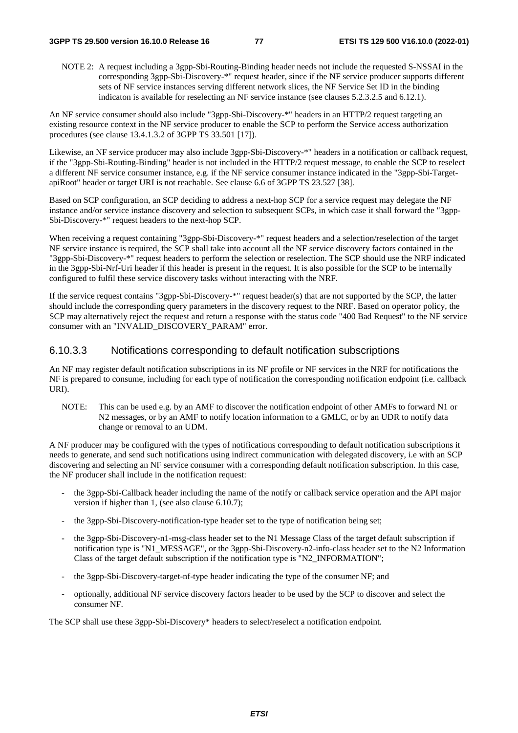NOTE 2: A request including a 3gpp-Sbi-Routing-Binding header needs not include the requested S-NSSAI in the corresponding 3gpp-Sbi-Discovery-*" request header, since if the NF service producer supports different sets of NF service instances serving different network slices, the NF Service Set ID in the binding indicaton is available for reselecting an NF service instance (see clauses 5.2.3.2.5 and 6.12.1).

An NF service consumer should also include "3gpp-Sbi-Discovery-*" headers in an HTTP/2 request targeting an existing resource context in the NF service producer to enable the SCP to perform the Service access authorization procedures (see clause 13.4.1.3.2 of 3GPP TS 33.501 [17]).

Likewise, an NF service producer may also include 3gpp-Sbi-Discovery-*" headers in a notification or callback request, if the "3gpp-Sbi-Routing-Binding" header is not included in the HTTP/2 request message, to enable the SCP to reselect a different NF service consumer instance, e.g. if the NF service consumer instance indicated in the "3gpp-Sbi-Target-apiRoot" header or target URI is not reachable. See clause 6.6 of 3GPP TS 23.527 [38].

Based on SCP configuration, an SCP deciding to address a next-hop SCP for a service request may delegate the NF instance and/or service instance discovery and selection to subsequent SCPs, in which case it shall forward the "3gpp-Sbi-Discovery-*" request headers to the next-hop SCP.

When receiving a request containing "3gpp-Sbi-Discovery-*" request headers and a selection/reselection of the target NF service instance is required, the SCP shall take into account all the NF service discovery factors contained in the "3gpp-Sbi-Discovery-*" request headers to perform the selection or reselection. The SCP should use the NRF indicated in the 3gpp-Sbi-Nrf-Uri header if this header is present in the request. It is also possible for the SCP to be internally configured to fulfil these service discovery tasks without interacting with the NRF.

If the service request contains "3gpp-Sbi-Discovery-*" request header(s) that are not supported by the SCP, the latter should include the corresponding query parameters in the discovery request to the NRF. Based on operator policy, the SCP may alternatively reject the request and return a response with the status code "400 Bad Request" to the NF service consumer with an "INVALID_DISCOVERY_PARAM" error.

### 6.10.3.3 Notifications corresponding to default notification subscriptions

An NF may register default notification subscriptions in its NF profile or NF services in the NRF for notifications the NF is prepared to consume, including for each type of notification the corresponding notification endpoint (i.e. callback URI).

NOTE: This can be used e.g. by an AMF to discover the notification endpoint of other AMFs to forward N1 or N2 messages, or by an AMF to notify location information to a GMLC, or by an UDR to notify data change or removal to an UDM.

A NF producer may be configured with the types of notifications corresponding to default notification subscriptions it needs to generate, and send such notifications using indirect communication with delegated discovery, i.e with an SCP discovering and selecting an NF service consumer with a corresponding default notification subscription. In this case, the NF producer shall include in the notification request:

- the 3gpp-Sbi-Callback header including the name of the notify or callback service operation and the API major version if higher than 1, (see also clause 6.10.7);
- the 3gpp-Sbi-Discovery-notification-type header set to the type of notification being set;
- the 3gpp-Sbi-Discovery-n1-msg-class header set to the N1 Message Class of the target default subscription if notification type is "N1_MESSAGE", or the 3gpp-Sbi-Discovery-n2-info-class header set to the N2 Information Class of the target default subscription if the notification type is "N2_INFORMATION";
- the 3gpp-Sbi-Discovery-target-nf-type header indicating the type of the consumer NF; and
- optionally, additional NF service discovery factors header to be used by the SCP to discover and select the consumer NF.

The SCP shall use these 3gpp-Sbi-Discovery* headers to select/reselect a notification endpoint.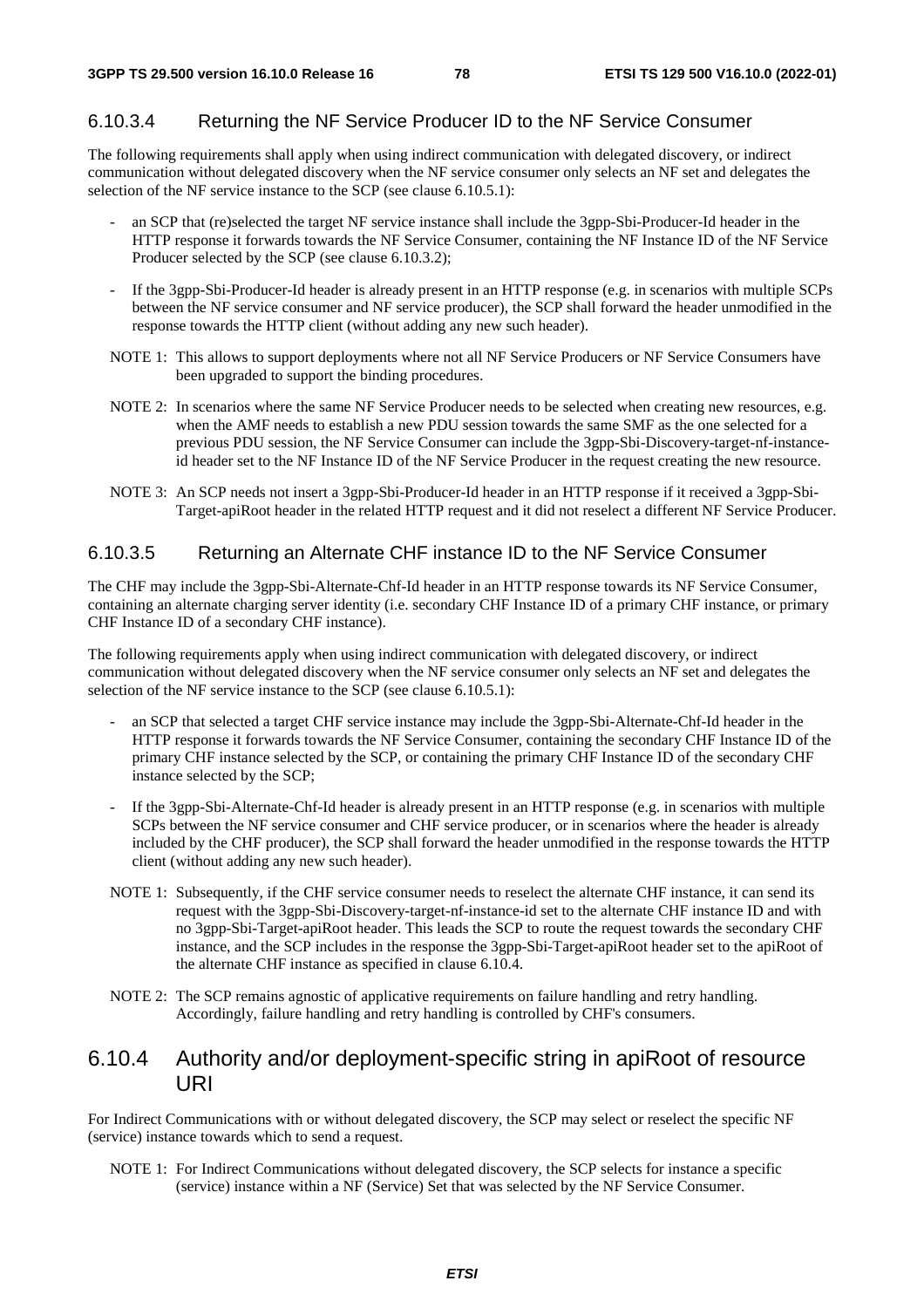#### 6.10.3.4 Returning the NF Service Producer ID to the NF Service Consumer

The following requirements shall apply when using indirect communication with delegated discovery, or indirect communication without delegated discovery when the NF service consumer only selects an NF set and delegates the selection of the NF service instance to the SCP (see clause 6.10.5.1):

- an SCP that (re)selected the target NF service instance shall include the 3gpp-Sbi-Producer-Id header in the HTTP response it forwards towards the NF Service Consumer, containing the NF Instance ID of the NF Service Producer selected by the SCP (see clause 6.10.3.2);
- If the 3gpp-Sbi-Producer-Id header is already present in an HTTP response (e.g. in scenarios with multiple SCPs between the NF service consumer and NF service producer), the SCP shall forward the header unmodified in the response towards the HTTP client (without adding any new such header).

NOTE 1: This allows to support deployments where not all NF Service Producers or NF Service Consumers have been upgraded to support the binding procedures.

NOTE 2: In scenarios where the same NF Service Producer needs to be selected when creating new resources, e.g. when the AMF needs to establish a new PDU session towards the same SMF as the one selected for a previous PDU session, the NF Service Consumer can include the 3gpp-Sbi-Discovery-target-nf-instance-id header set to the NF Instance ID of the NF Service Producer in the request creating the new resource.

NOTE 3: An SCP needs not insert a 3gpp-Sbi-Producer-Id header in an HTTP response if it received a 3gpp-Sbi-Target-apiRoot header in the related HTTP request and it did not reselect a different NF Service Producer.

#### 6.10.3.5 Returning an Alternate CHF instance ID to the NF Service Consumer

The CHF may include the 3gpp-Sbi-Alternate-Chf-Id header in an HTTP response towards its NF Service Consumer, containing an alternate charging server identity (i.e. secondary CHF Instance ID of a primary CHF instance, or primary CHF Instance ID of a secondary CHF instance).

The following requirements apply when using indirect communication with delegated discovery, or indirect communication without delegated discovery when the NF service consumer only selects an NF set and delegates the selection of the NF service instance to the SCP (see clause 6.10.5.1):

- an SCP that selected a target CHF service instance may include the 3gpp-Sbi-Alternate-Chf-Id header in the HTTP response it forwards towards the NF Service Consumer, containing the secondary CHF Instance ID of the primary CHF instance selected by the SCP, or containing the primary CHF Instance ID of the secondary CHF instance selected by the SCP;
- If the 3gpp-Sbi-Alternate-Chf-Id header is already present in an HTTP response (e.g. in scenarios with multiple SCPs between the NF service consumer and CHF service producer, or in scenarios where the header is already included by the CHF producer), the SCP shall forward the header unmodified in the response towards the HTTP client (without adding any new such header).

NOTE 1: Subsequently, if the CHF service consumer needs to reselect the alternate CHF instance, it can send its request with the 3gpp-Sbi-Discovery-target-nf-instance-id set to the alternate CHF instance ID and with no 3gpp-Sbi-Target-apiRoot header. This leads the SCP to route the request towards the secondary CHF instance, and the SCP includes in the response the 3gpp-Sbi-Target-apiRoot header set to the apiRoot of the alternate CHF instance as specified in clause 6.10.4.

NOTE 2: The SCP remains agnostic of applicative requirements on failure handling and retry handling. Accordingly, failure handling and retry handling is controlled by CHF's consumers.

### 6.10.4 Authority and/or deployment-specific string in apiRoot of resource URI

For Indirect Communications with or without delegated discovery, the SCP may select or reselect the specific NF (service) instance towards which to send a request.

NOTE 1: For Indirect Communications without delegated discovery, the SCP selects for instance a specific (service) instance within a NF (Service) Set that was selected by the NF Service Consumer.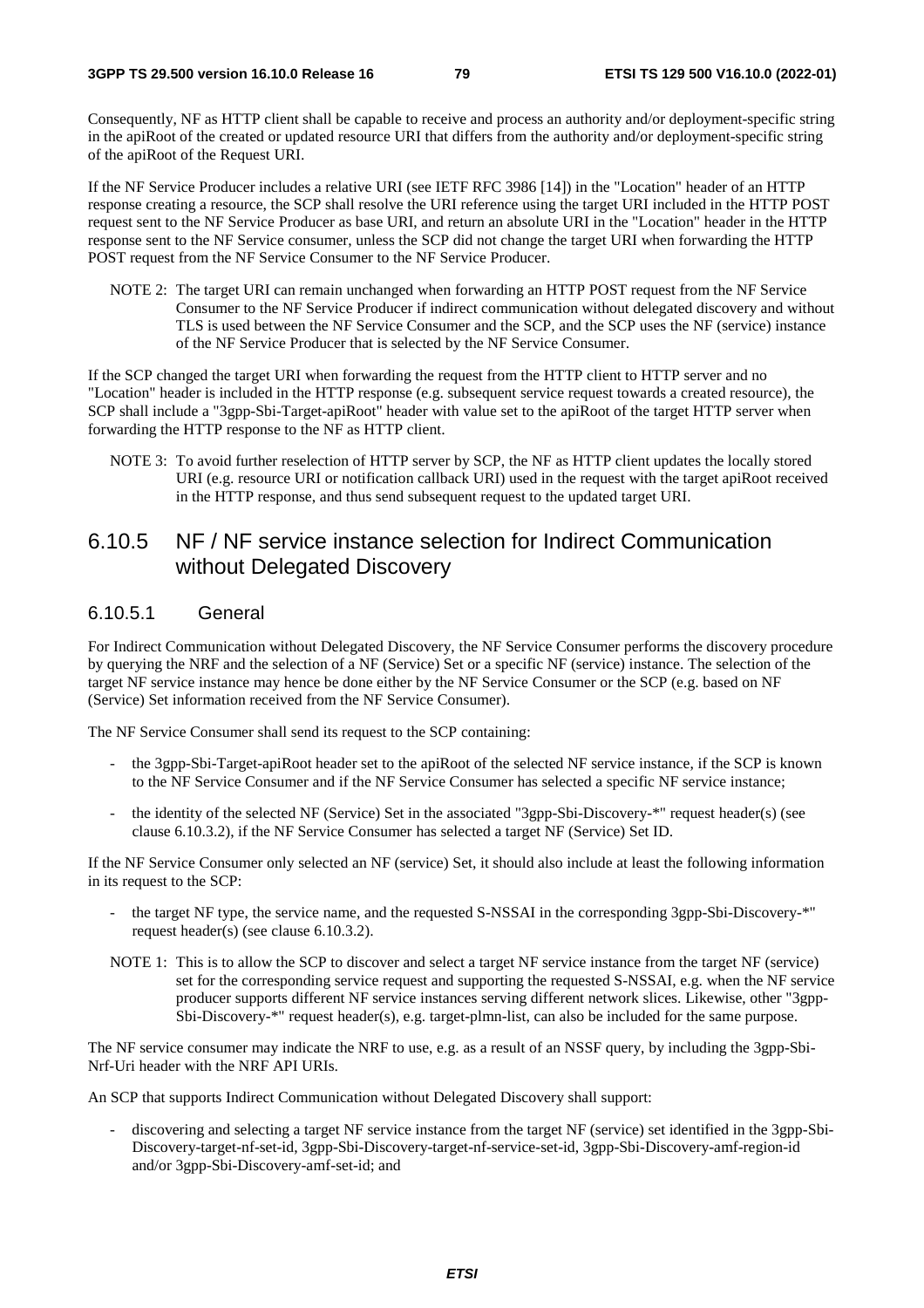Consequently, NF as HTTP client shall be capable to receive and process an authority and/or deployment-specific string in the apiRoot of the created or updated resource URI that differs from the authority and/or deployment-specific string of the apiRoot of the Request URI.

If the NF Service Producer includes a relative URI (see IETF RFC 3986 [14]) in the "Location" header of an HTTP response creating a resource, the SCP shall resolve the URI reference using the target URI included in the HTTP POST request sent to the NF Service Producer as base URI, and return an absolute URI in the "Location" header in the HTTP response sent to the NF Service consumer, unless the SCP did not change the target URI when forwarding the HTTP POST request from the NF Service Consumer to the NF Service Producer.

NOTE 2: The target URI can remain unchanged when forwarding an HTTP POST request from the NF Service Consumer to the NF Service Producer if indirect communication without delegated discovery and without TLS is used between the NF Service Consumer and the SCP, and the SCP uses the NF (service) instance of the NF Service Producer that is selected by the NF Service Consumer.

If the SCP changed the target URI when forwarding the request from the HTTP client to HTTP server and no "Location" header is included in the HTTP response (e.g. subsequent service request towards a created resource), the SCP shall include a "3gpp-Sbi-Target-apiRoot" header with value set to the apiRoot of the target HTTP server when forwarding the HTTP response to the NF as HTTP client.

NOTE 3: To avoid further reselection of HTTP server by SCP, the NF as HTTP client updates the locally stored URI (e.g. resource URI or notification callback URI) used in the request with the target apiRoot received in the HTTP response, and thus send subsequent request to the updated target URI.

## 6.10.5 NF / NF service instance selection for Indirect Communication without Delegated Discovery

### 6.10.5.1 General

For Indirect Communication without Delegated Discovery, the NF Service Consumer performs the discovery procedure by querying the NRF and the selection of a NF (Service) Set or a specific NF (service) instance. The selection of the target NF service instance may hence be done either by the NF Service Consumer or the SCP (e.g. based on NF (Service) Set information received from the NF Service Consumer).

The NF Service Consumer shall send its request to the SCP containing:

- the 3gpp-Sbi-Target-apiRoot header set to the apiRoot of the selected NF service instance, if the SCP is known to the NF Service Consumer and if the NF Service Consumer has selected a specific NF service instance;
- the identity of the selected NF (Service) Set in the associated "3gpp-Sbi-Discovery-*" request header(s) (see clause 6.10.3.2), if the NF Service Consumer has selected a target NF (Service) Set ID.

If the NF Service Consumer only selected an NF (service) Set, it should also include at least the following information in its request to the SCP:

- the target NF type, the service name, and the requested S-NSSAI in the corresponding 3gpp-Sbi-Discovery-*" request header(s) (see clause 6.10.3.2).

NOTE 1: This is to allow the SCP to discover and select a target NF service instance from the target NF (service) set for the corresponding service request and supporting the requested S-NSSAI, e.g. when the NF service producer supports different NF service instances serving different network slices. Likewise, other "3gpp-Sbi-Discovery-*" request header(s), e.g. target-plmn-list, can also be included for the same purpose.

The NF service consumer may indicate the NRF to use, e.g. as a result of an NSSF query, by including the 3gpp-Sbi-Nrf-Uri header with the NRF API URIs.

An SCP that supports Indirect Communication without Delegated Discovery shall support:

- discovering and selecting a target NF service instance from the target NF (service) set identified in the 3gpp-Sbi-Discovery-target-nf-set-id, 3gpp-Sbi-Discovery-target-nf-service-set-id, 3gpp-Sbi-Discovery-amf-region-id and/or 3gpp-Sbi-Discovery-amf-set-id; and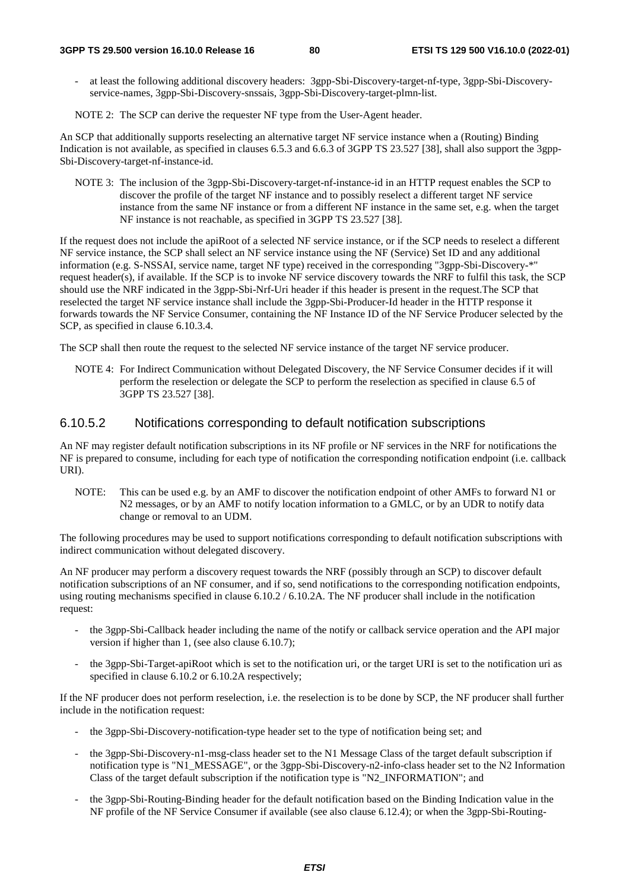- at least the following additional discovery headers: 3gpp-Sbi-Discovery-target-nf-type, 3gpp-Sbi-Discovery-service-names, 3gpp-Sbi-Discovery-snssais, 3gpp-Sbi-Discovery-target-plmn-list.

NOTE 2: The SCP can derive the requester NF type from the User-Agent header.

An SCP that additionally supports reselecting an alternative target NF service instance when a (Routing) Binding Indication is not available, as specified in clauses 6.5.3 and 6.6.3 of 3GPP TS 23.527 [38], shall also support the 3gpp-Sbi-Discovery-target-nf-instance-id.

NOTE 3: The inclusion of the 3gpp-Sbi-Discovery-target-nf-instance-id in an HTTP request enables the SCP to discover the profile of the target NF instance and to possibly reselect a different target NF service instance from the same NF instance or from a different NF instance in the same set, e.g. when the target NF instance is not reachable, as specified in 3GPP TS 23.527 [38].

If the request does not include the apiRoot of a selected NF service instance, or if the SCP needs to reselect a different NF service instance, the SCP shall select an NF service instance using the NF (Service) Set ID and any additional information (e.g. S-NSSAI, service name, target NF type) received in the corresponding "3gpp-Sbi-Discovery-*" request header(s), if available. If the SCP is to invoke NF service discovery towards the NRF to fulfil this task, the SCP should use the NRF indicated in the 3gpp-Sbi-Nrf-Uri header if this header is present in the request.The SCP that reselected the target NF service instance shall include the 3gpp-Sbi-Producer-Id header in the HTTP response it forwards towards the NF Service Consumer, containing the NF Instance ID of the NF Service Producer selected by the SCP, as specified in clause 6.10.3.4.

The SCP shall then route the request to the selected NF service instance of the target NF service producer.

NOTE 4: For Indirect Communication without Delegated Discovery, the NF Service Consumer decides if it will perform the reselection or delegate the SCP to perform the reselection as specified in clause 6.5 of 3GPP TS 23.527 [38].

#### 6.10.5.2 Notifications corresponding to default notification subscriptions

An NF may register default notification subscriptions in its NF profile or NF services in the NRF for notifications the NF is prepared to consume, including for each type of notification the corresponding notification endpoint (i.e. callback URI).

NOTE: This can be used e.g. by an AMF to discover the notification endpoint of other AMFs to forward N1 or N2 messages, or by an AMF to notify location information to a GMLC, or by an UDR to notify data change or removal to an UDM.

The following procedures may be used to support notifications corresponding to default notification subscriptions with indirect communication without delegated discovery.

An NF producer may perform a discovery request towards the NRF (possibly through an SCP) to discover default notification subscriptions of an NF consumer, and if so, send notifications to the corresponding notification endpoints, using routing mechanisms specified in clause 6.10.2 / 6.10.2A. The NF producer shall include in the notification request:

- the 3gpp-Sbi-Callback header including the name of the notify or callback service operation and the API major version if higher than 1, (see also clause 6.10.7);
- the 3gpp-Sbi-Target-apiRoot which is set to the notification uri, or the target URI is set to the notification uri as specified in clause 6.10.2 or 6.10.2A respectively;

If the NF producer does not perform reselection, i.e. the reselection is to be done by SCP, the NF producer shall further include in the notification request:

- the 3gpp-Sbi-Discovery-notification-type header set to the type of notification being set; and
- the 3gpp-Sbi-Discovery-n1-msg-class header set to the N1 Message Class of the target default subscription if notification type is "N1_MESSAGE", or the 3gpp-Sbi-Discovery-n2-info-class header set to the N2 Information Class of the target default subscription if the notification type is "N2_INFORMATION"; and
- the 3gpp-Sbi-Routing-Binding header for the default notification based on the Binding Indication value in the NF profile of the NF Service Consumer if available (see also clause 6.12.4); or when the 3gpp-Sbi-Routing-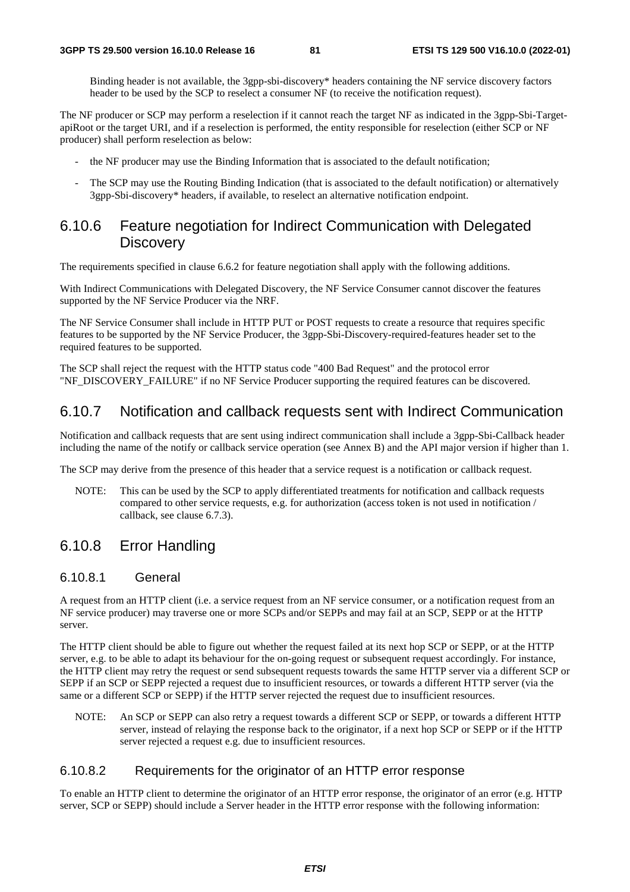Binding header is not available, the 3gpp-sbi-discovery* headers containing the NF service discovery factors header to be used by the SCP to reselect a consumer NF (to receive the notification request).

The NF producer or SCP may perform a reselection if it cannot reach the target NF as indicated in the 3gpp-Sbi-Target-apiRoot or the target URI, and if a reselection is performed, the entity responsible for reselection (either SCP or NF producer) shall perform reselection as below:

- the NF producer may use the Binding Information that is associated to the default notification;
- The SCP may use the Routing Binding Indication (that is associated to the default notification) or alternatively 3gpp-Sbi-discovery* headers, if available, to reselect an alternative notification endpoint.

### 6.10.6 Feature negotiation for Indirect Communication with Delegated Discovery

The requirements specified in clause 6.6.2 for feature negotiation shall apply with the following additions.

With Indirect Communications with Delegated Discovery, the NF Service Consumer cannot discover the features supported by the NF Service Producer via the NRF.

The NF Service Consumer shall include in HTTP PUT or POST requests to create a resource that requires specific features to be supported by the NF Service Producer, the 3gpp-Sbi-Discovery-required-features header set to the required features to be supported.

The SCP shall reject the request with the HTTP status code "400 Bad Request" and the protocol error "NF_DISCOVERY_FAILURE" if no NF Service Producer supporting the required features can be discovered.

### 6.10.7 Notification and callback requests sent with Indirect Communication

Notification and callback requests that are sent using indirect communication shall include a 3gpp-Sbi-Callback header including the name of the notify or callback service operation (see Annex B) and the API major version if higher than 1.

The SCP may derive from the presence of this header that a service request is a notification or callback request.

NOTE: This can be used by the SCP to apply differentiated treatments for notification and callback requests compared to other service requests, e.g. for authorization (access token is not used in notification / callback, see clause 6.7.3).

### 6.10.8 Error Handling

#### 6.10.8.1 General

A request from an HTTP client (i.e. a service request from an NF service consumer, or a notification request from an NF service producer) may traverse one or more SCPs and/or SEPPs and may fail at an SCP, SEPP or at the HTTP server.

The HTTP client should be able to figure out whether the request failed at its next hop SCP or SEPP, or at the HTTP server, e.g. to be able to adapt its behaviour for the on-going request or subsequent request accordingly. For instance, the HTTP client may retry the request or send subsequent requests towards the same HTTP server via a different SCP or SEPP if an SCP or SEPP rejected a request due to insufficient resources, or towards a different HTTP server (via the same or a different SCP or SEPP) if the HTTP server rejected the request due to insufficient resources.

NOTE: An SCP or SEPP can also retry a request towards a different SCP or SEPP, or towards a different HTTP server, instead of relaying the response back to the originator, if a next hop SCP or SEPP or if the HTTP server rejected a request e.g. due to insufficient resources.

#### 6.10.8.2 Requirements for the originator of an HTTP error response

To enable an HTTP client to determine the originator of an HTTP error response, the originator of an error (e.g. HTTP server, SCP or SEPP) should include a Server header in the HTTP error response with the following information: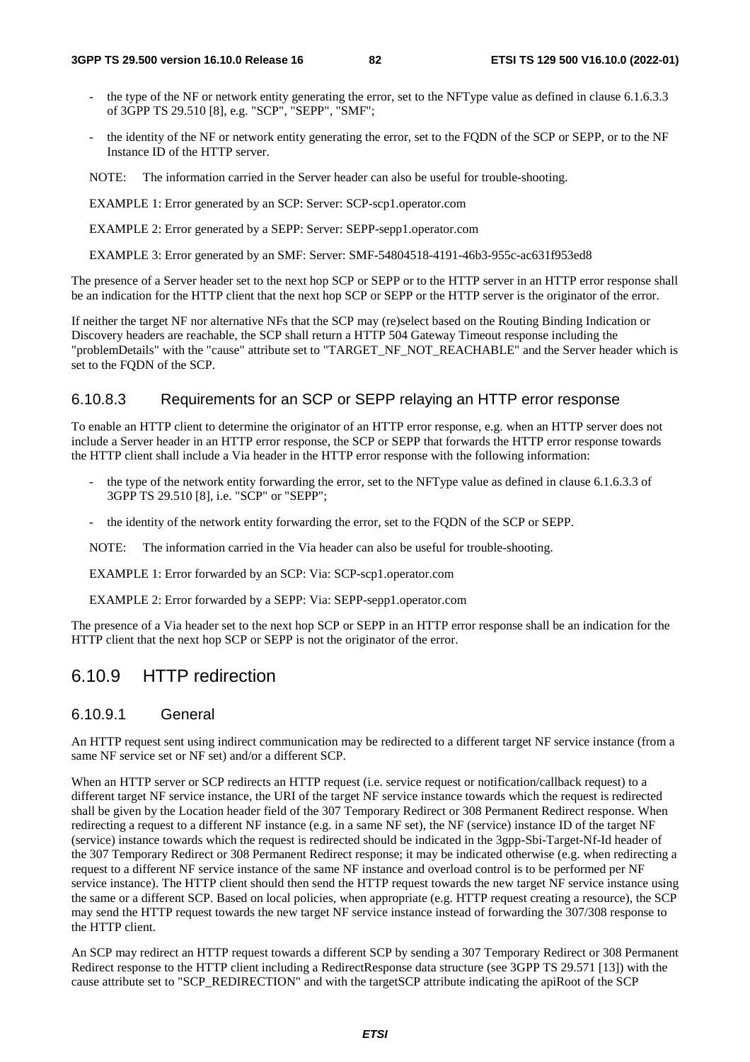- the type of the NF or network entity generating the error, set to the NFType value as defined in clause 6.1.6.3.3 of 3GPP TS 29.510 [8], e.g. "SCP", "SEPP", "SMF";
- the identity of the NF or network entity generating the error, set to the FQDN of the SCP or SEPP, or to the NF Instance ID of the HTTP server.

NOTE: The information carried in the Server header can also be useful for trouble-shooting.

EXAMPLE 1: Error generated by an SCP: Server: SCP-scp1.operator.com

EXAMPLE 2: Error generated by a SEPP: Server: SEPP-sepp1.operator.com

EXAMPLE 3: Error generated by an SMF: Server: SMF-54804518-4191-46b3-955c-ac631f953ed8

The presence of a Server header set to the next hop SCP or SEPP or to the HTTP server in an HTTP error response shall be an indication for the HTTP client that the next hop SCP or SEPP or the HTTP server is the originator of the error.

If neither the target NF nor alternative NFs that the SCP may (re)select based on the Routing Binding Indication or Discovery headers are reachable, the SCP shall return a HTTP 504 Gateway Timeout response including the "problemDetails" with the "cause" attribute set to "TARGET_NF_NOT_REACHABLE" and the Server header which is set to the FQDN of the SCP.

#### 6.10.8.3 Requirements for an SCP or SEPP relaying an HTTP error response

To enable an HTTP client to determine the originator of an HTTP error response, e.g. when an HTTP server does not include a Server header in an HTTP error response, the SCP or SEPP that forwards the HTTP error response towards the HTTP client shall include a Via header in the HTTP error response with the following information:

- the type of the network entity forwarding the error, set to the NFType value as defined in clause 6.1.6.3.3 of 3GPP TS 29.510 [8], i.e. "SCP" or "SEPP";
- the identity of the network entity forwarding the error, set to the FQDN of the SCP or SEPP.

NOTE: The information carried in the Via header can also be useful for trouble-shooting.

EXAMPLE 1: Error forwarded by an SCP: Via: SCP-scp1.operator.com

EXAMPLE 2: Error forwarded by a SEPP: Via: SEPP-sepp1.operator.com

The presence of a Via header set to the next hop SCP or SEPP in an HTTP error response shall be an indication for the HTTP client that the next hop SCP or SEPP is not the originator of the error.

### 6.10.9 HTTP redirection

#### 6.10.9.1 General

An HTTP request sent using indirect communication may be redirected to a different target NF service instance (from a same NF service set or NF set) and/or a different SCP.

When an HTTP server or SCP redirects an HTTP request (i.e. service request or notification/callback request) to a different target NF service instance, the URI of the target NF service instance towards which the request is redirected shall be given by the Location header field of the 307 Temporary Redirect or 308 Permanent Redirect response. When redirecting a request to a different NF instance (e.g. in a same NF set), the NF (service) instance ID of the target NF (service) instance towards which the request is redirected should be indicated in the 3gpp-Sbi-Target-Nf-Id header of the 307 Temporary Redirect or 308 Permanent Redirect response; it may be indicated otherwise (e.g. when redirecting a request to a different NF service instance of the same NF instance and overload control is to be performed per NF service instance). The HTTP client should then send the HTTP request towards the new target NF service instance using the same or a different SCP. Based on local policies, when appropriate (e.g. HTTP request creating a resource), the SCP may send the HTTP request towards the new target NF service instance instead of forwarding the 307/308 response to the HTTP client.

An SCP may redirect an HTTP request towards a different SCP by sending a 307 Temporary Redirect or 308 Permanent Redirect response to the HTTP client including a RedirectResponse data structure (see 3GPP TS 29.571 [13]) with the cause attribute set to "SCP_REDIRECTION" and with the targetSCP attribute indicating the apiRoot of the SCP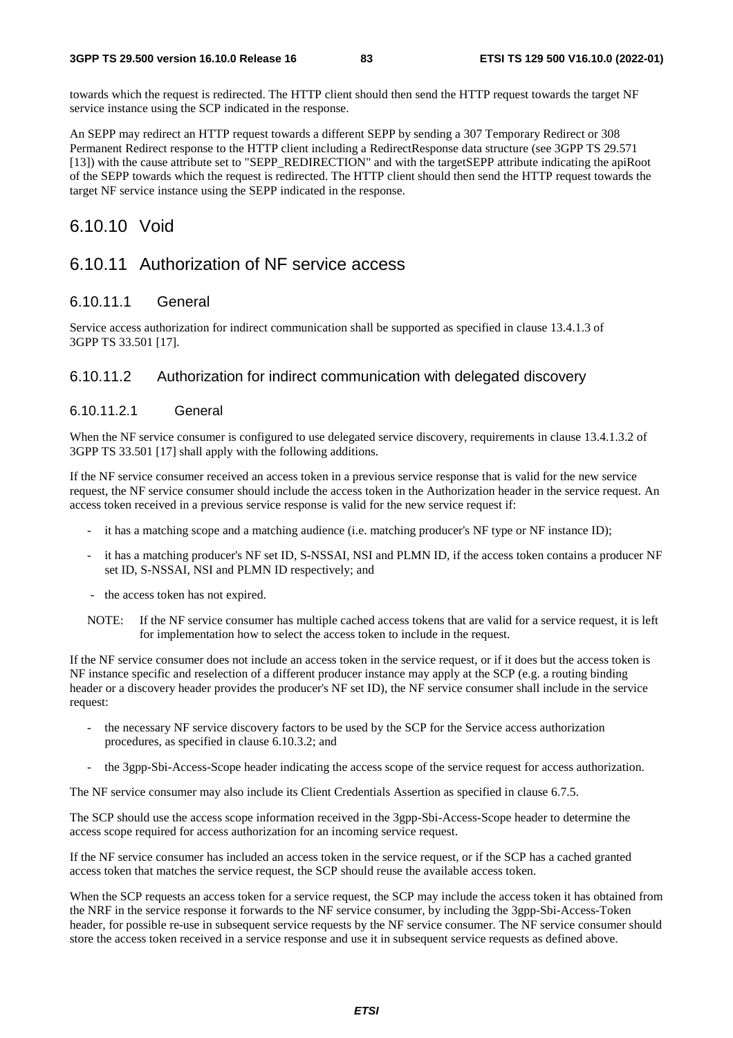towards which the request is redirected. The HTTP client should then send the HTTP request towards the target NF service instance using the SCP indicated in the response.

An SEPP may redirect an HTTP request towards a different SEPP by sending a 307 Temporary Redirect or 308 Permanent Redirect response to the HTTP client including a RedirectResponse data structure (see 3GPP TS 29.571 [13]) with the cause attribute set to "SEPP_REDIRECTION" and with the targetSEPP attribute indicating the apiRoot of the SEPP towards which the request is redirected. The HTTP client should then send the HTTP request towards the target NF service instance using the SEPP indicated in the response.

## 6.10.10 Void

## 6.10.11 Authorization of NF service access

### 6.10.11.1 General

Service access authorization for indirect communication shall be supported as specified in clause 13.4.1.3 of 3GPP TS 33.501 [17].

### 6.10.11.2 Authorization for indirect communication with delegated discovery

#### 6.10.11.2.1 General

When the NF service consumer is configured to use delegated service discovery, requirements in clause 13.4.1.3.2 of 3GPP TS 33.501 [17] shall apply with the following additions.

If the NF service consumer received an access token in a previous service response that is valid for the new service request, the NF service consumer should include the access token in the Authorization header in the service request. An access token received in a previous service response is valid for the new service request if:

- it has a matching scope and a matching audience (i.e. matching producer's NF type or NF instance ID);
- it has a matching producer's NF set ID, S-NSSAI, NSI and PLMN ID, if the access token contains a producer NF set ID, S-NSSAI, NSI and PLMN ID respectively; and
- the access token has not expired.

NOTE: If the NF service consumer has multiple cached access tokens that are valid for a service request, it is left for implementation how to select the access token to include in the request.

If the NF service consumer does not include an access token in the service request, or if it does but the access token is NF instance specific and reselection of a different producer instance may apply at the SCP (e.g. a routing binding header or a discovery header provides the producer's NF set ID), the NF service consumer shall include in the service request:

- the necessary NF service discovery factors to be used by the SCP for the Service access authorization procedures, as specified in clause 6.10.3.2; and
- the 3gpp-Sbi-Access-Scope header indicating the access scope of the service request for access authorization.

The NF service consumer may also include its Client Credentials Assertion as specified in clause 6.7.5.

The SCP should use the access scope information received in the 3gpp-Sbi-Access-Scope header to determine the access scope required for access authorization for an incoming service request.

If the NF service consumer has included an access token in the service request, or if the SCP has a cached granted access token that matches the service request, the SCP should reuse the available access token.

When the SCP requests an access token for a service request, the SCP may include the access token it has obtained from the NRF in the service response it forwards to the NF service consumer, by including the 3gpp-Sbi-Access-Token header, for possible re-use in subsequent service requests by the NF service consumer. The NF service consumer should store the access token received in a service response and use it in subsequent service requests as defined above.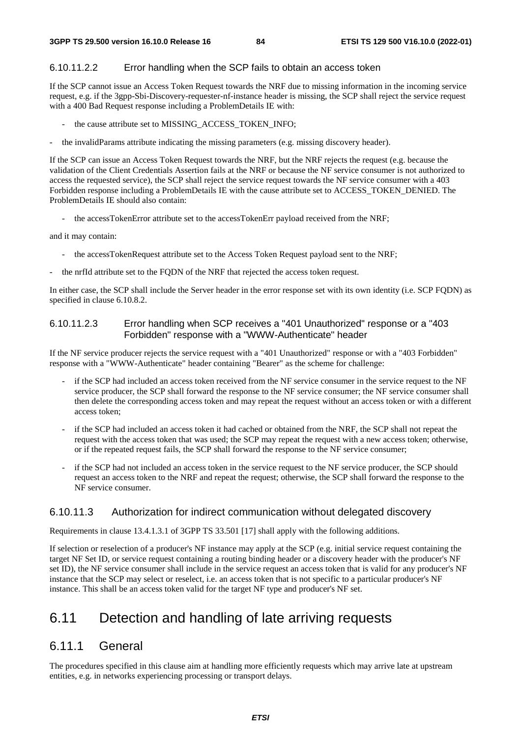#### 6.10.11.2.2 Error handling when the SCP fails to obtain an access token

If the SCP cannot issue an Access Token Request towards the NRF due to missing information in the incoming service request, e.g. if the 3gpp-Sbi-Discovery-requester-nf-instance header is missing, the SCP shall reject the service request with a 400 Bad Request response including a ProblemDetails IE with:

- the cause attribute set to MISSING_ACCESS_TOKEN_INFO;
- the invalidParams attribute indicating the missing parameters (e.g. missing discovery header).

If the SCP can issue an Access Token Request towards the NRF, but the NRF rejects the request (e.g. because the validation of the Client Credentials Assertion fails at the NRF or because the NF service consumer is not authorized to access the requested service), the SCP shall reject the service request towards the NF service consumer with a 403 Forbidden response including a ProblemDetails IE with the cause attribute set to ACCESS_TOKEN_DENIED. The ProblemDetails IE should also contain:

- the accessTokenError attribute set to the accessTokenErr payload received from the NRF;

and it may contain:

- the accessTokenRequest attribute set to the Access Token Request payload sent to the NRF;
- the nrfId attribute set to the FQDN of the NRF that rejected the access token request.

In either case, the SCP shall include the Server header in the error response set with its own identity (i.e. SCP FQDN) as specified in clause 6.10.8.2.

#### 6.10.11.2.3 Error handling when SCP receives a "401 Unauthorized" response or a "403 Forbidden" response with a "WWW-Authenticate" header

If the NF service producer rejects the service request with a "401 Unauthorized" response or with a "403 Forbidden" response with a "WWW-Authenticate" header containing "Bearer" as the scheme for challenge:

- if the SCP had included an access token received from the NF service consumer in the service request to the NF service producer, the SCP shall forward the response to the NF service consumer; the NF service consumer shall then delete the corresponding access token and may repeat the request without an access token or with a different access token;
- if the SCP had included an access token it had cached or obtained from the NRF, the SCP shall not repeat the request with the access token that was used; the SCP may repeat the request with a new access token; otherwise, or if the repeated request fails, the SCP shall forward the response to the NF service consumer;
- if the SCP had not included an access token in the service request to the NF service producer, the SCP should request an access token to the NRF and repeat the request; otherwise, the SCP shall forward the response to the NF service consumer.

### 6.10.11.3 Authorization for indirect communication without delegated discovery

Requirements in clause 13.4.1.3.1 of 3GPP TS 33.501 [17] shall apply with the following additions.

If selection or reselection of a producer's NF instance may apply at the SCP (e.g. initial service request containing the target NF Set ID, or service request containing a routing binding header or a discovery header with the producer's NF set ID), the NF service consumer shall include in the service request an access token that is valid for any producer's NF instance that the SCP may select or reselect, i.e. an access token that is not specific to a particular producer's NF instance. This shall be an access token valid for the target NF type and producer's NF set.

# 6.11 Detection and handling of late arriving requests

## 6.11.1 General

The procedures specified in this clause aim at handling more efficiently requests which may arrive late at upstream entities, e.g. in networks experiencing processing or transport delays.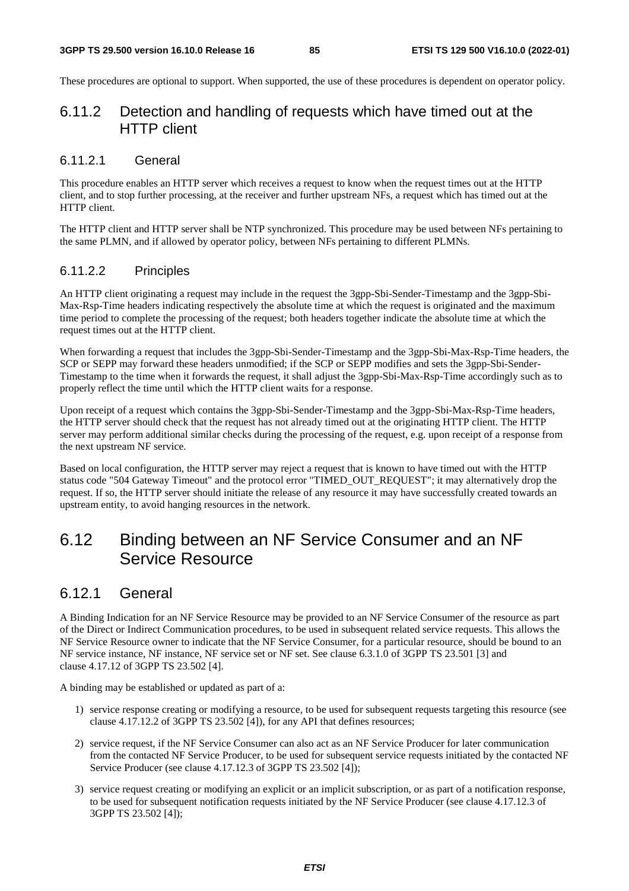These procedures are optional to support. When supported, the use of these procedures is dependent on operator policy.

### 6.11.2 Detection and handling of requests which have timed out at the HTTP client

#### 6.11.2.1 General

This procedure enables an HTTP server which receives a request to know when the request times out at the HTTP client, and to stop further processing, at the receiver and further upstream NFs, a request which has timed out at the HTTP client.

The HTTP client and HTTP server shall be NTP synchronized. This procedure may be used between NFs pertaining to the same PLMN, and if allowed by operator policy, between NFs pertaining to different PLMNs.

#### 6.11.2.2 Principles

An HTTP client originating a request may include in the request the 3gpp-Sbi-Sender-Timestamp and the 3gpp-Sbi-Max-Rsp-Time headers indicating respectively the absolute time at which the request is originated and the maximum time period to complete the processing of the request; both headers together indicate the absolute time at which the request times out at the HTTP client.

When forwarding a request that includes the 3gpp-Sbi-Sender-Timestamp and the 3gpp-Sbi-Max-Rsp-Time headers, the SCP or SEPP may forward these headers unmodified; if the SCP or SEPP modifies and sets the 3gpp-Sbi-Sender-Timestamp to the time when it forwards the request, it shall adjust the 3gpp-Sbi-Max-Rsp-Time accordingly such as to properly reflect the time until which the HTTP client waits for a response.

Upon receipt of a request which contains the 3gpp-Sbi-Sender-Timestamp and the 3gpp-Sbi-Max-Rsp-Time headers, the HTTP server should check that the request has not already timed out at the originating HTTP client. The HTTP server may perform additional similar checks during the processing of the request, e.g. upon receipt of a response from the next upstream NF service.

Based on local configuration, the HTTP server may reject a request that is known to have timed out with the HTTP status code "504 Gateway Timeout" and the protocol error "TIMED_OUT_REQUEST"; it may alternatively drop the request. If so, the HTTP server should initiate the release of any resource it may have successfully created towards an upstream entity, to avoid hanging resources in the network.

## 6.12 Binding between an NF Service Consumer and an NF Service Resource

### 6.12.1 General

A Binding Indication for an NF Service Resource may be provided to an NF Service Consumer of the resource as part of the Direct or Indirect Communication procedures, to be used in subsequent related service requests. This allows the NF Service Resource owner to indicate that the NF Service Consumer, for a particular resource, should be bound to an NF service instance, NF instance, NF service set or NF set. See clause 6.3.1.0 of 3GPP TS 23.501 [3] and clause 4.17.12 of 3GPP TS 23.502 [4].

A binding may be established or updated as part of a:

1) service response creating or modifying a resource, to be used for subsequent requests targeting this resource (see clause 4.17.12.2 of 3GPP TS 23.502 [4]), for any API that defines resources;
2) service request, if the NF Service Consumer can also act as an NF Service Producer for later communication from the contacted NF Service Producer, to be used for subsequent service requests initiated by the contacted NF Service Producer (see clause 4.17.12.3 of 3GPP TS 23.502 [4]);
3) service request creating or modifying an explicit or an implicit subscription, or as part of a notification response, to be used for subsequent notification requests initiated by the NF Service Producer (see clause 4.17.12.3 of 3GPP TS 23.502 [4]);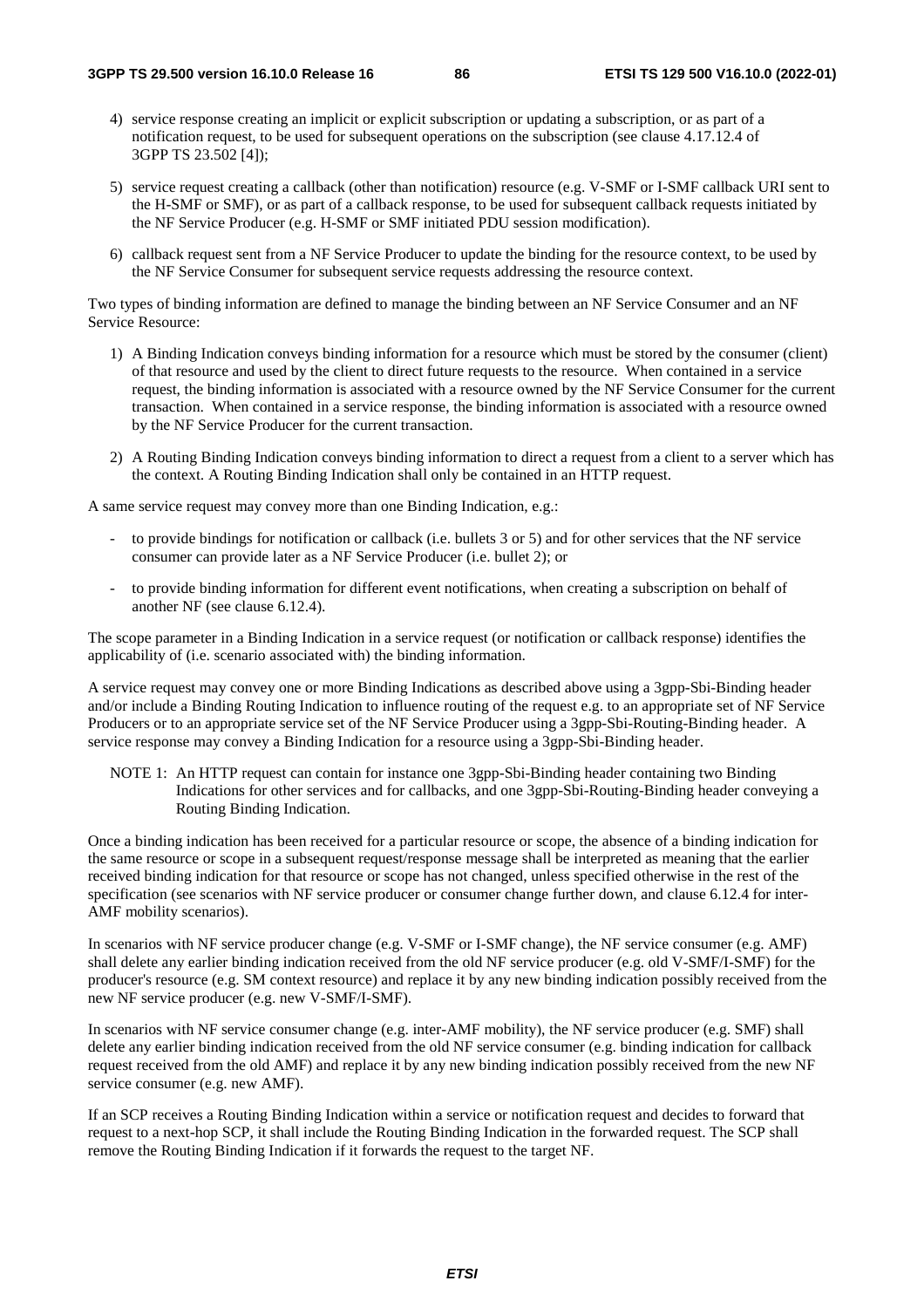4) service response creating an implicit or explicit subscription or updating a subscription, or as part of a notification request, to be used for subsequent operations on the subscription (see clause 4.17.12.4 of 3GPP TS 23.502 [4]);

5) service request creating a callback (other than notification) resource (e.g. V-SMF or I-SMF callback URI sent to the H-SMF or SMF), or as part of a callback response, to be used for subsequent callback requests initiated by the NF Service Producer (e.g. H-SMF or SMF initiated PDU session modification).

6) callback request sent from a NF Service Producer to update the binding for the resource context, to be used by the NF Service Consumer for subsequent service requests addressing the resource context.

Two types of binding information are defined to manage the binding between an NF Service Consumer and an NF Service Resource:

1) A Binding Indication conveys binding information for a resource which must be stored by the consumer (client) of that resource and used by the client to direct future requests to the resource. When contained in a service request, the binding information is associated with a resource owned by the NF Service Consumer for the current transaction. When contained in a service response, the binding information is associated with a resource owned by the NF Service Producer for the current transaction.

2) A Routing Binding Indication conveys binding information to direct a request from a client to a server which has the context. A Routing Binding Indication shall only be contained in an HTTP request.

A same service request may convey more than one Binding Indication, e.g.:

- to provide bindings for notification or callback (i.e. bullets 3 or 5) and for other services that the NF service consumer can provide later as a NF Service Producer (i.e. bullet 2); or
- to provide binding information for different event notifications, when creating a subscription on behalf of another NF (see clause 6.12.4).

The scope parameter in a Binding Indication in a service request (or notification or callback response) identifies the applicability of (i.e. scenario associated with) the binding information.

A service request may convey one or more Binding Indications as described above using a 3gpp-Sbi-Binding header and/or include a Binding Routing Indication to influence routing of the request e.g. to an appropriate set of NF Service Producers or to an appropriate service set of the NF Service Producer using a 3gpp-Sbi-Routing-Binding header. A service response may convey a Binding Indication for a resource using a 3gpp-Sbi-Binding header.

NOTE 1: An HTTP request can contain for instance one 3gpp-Sbi-Binding header containing two Binding Indications for other services and for callbacks, and one 3gpp-Sbi-Routing-Binding header conveying a Routing Binding Indication.

Once a binding indication has been received for a particular resource or scope, the absence of a binding indication for the same resource or scope in a subsequent request/response message shall be interpreted as meaning that the earlier received binding indication for that resource or scope has not changed, unless specified otherwise in the rest of the specification (see scenarios with NF service producer or consumer change further down, and clause 6.12.4 for inter-AMF mobility scenarios).

In scenarios with NF service producer change (e.g. V-SMF or I-SMF change), the NF service consumer (e.g. AMF) shall delete any earlier binding indication received from the old NF service producer (e.g. old V-SMF/I-SMF) for the producer's resource (e.g. SM context resource) and replace it by any new binding indication possibly received from the new NF service producer (e.g. new V-SMF/I-SMF).

In scenarios with NF service consumer change (e.g. inter-AMF mobility), the NF service producer (e.g. SMF) shall delete any earlier binding indication received from the old NF service consumer (e.g. binding indication for callback request received from the old AMF) and replace it by any new binding indication possibly received from the new NF service consumer (e.g. new AMF).

If an SCP receives a Routing Binding Indication within a service or notification request and decides to forward that request to a next-hop SCP, it shall include the Routing Binding Indication in the forwarded request. The SCP shall remove the Routing Binding Indication if it forwards the request to the target NF.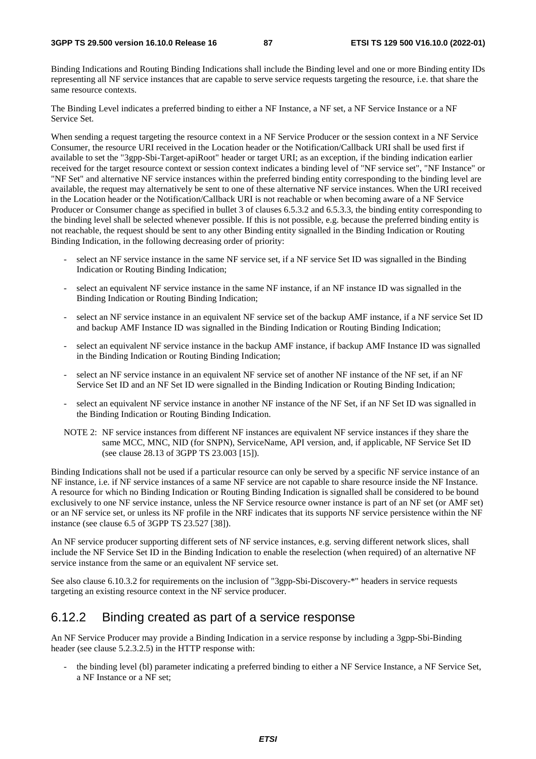Binding Indications and Routing Binding Indications shall include the Binding level and one or more Binding entity IDs representing all NF service instances that are capable to serve service requests targeting the resource, i.e. that share the same resource contexts.

The Binding Level indicates a preferred binding to either a NF Instance, a NF set, a NF Service Instance or a NF Service Set.

When sending a request targeting the resource context in a NF Service Producer or the session context in a NF Service Consumer, the resource URI received in the Location header or the Notification/Callback URI shall be used first if available to set the "3gpp-Sbi-Target-apiRoot" header or target URI; as an exception, if the binding indication earlier received for the target resource context or session context indicates a binding level of "NF service set", "NF Instance" or "NF Set" and alternative NF service instances within the preferred binding entity corresponding to the binding level are available, the request may alternatively be sent to one of these alternative NF service instances. When the URI received in the Location header or the Notification/Callback URI is not reachable or when becoming aware of a NF Service Producer or Consumer change as specified in bullet 3 of clauses 6.5.3.2 and 6.5.3.3, the binding entity corresponding to the binding level shall be selected whenever possible. If this is not possible, e.g. because the preferred binding entity is not reachable, the request should be sent to any other Binding entity signalled in the Binding Indication or Routing Binding Indication, in the following decreasing order of priority:

- select an NF service instance in the same NF service set, if a NF service Set ID was signalled in the Binding Indication or Routing Binding Indication;
- select an equivalent NF service instance in the same NF instance, if an NF instance ID was signalled in the Binding Indication or Routing Binding Indication;
- select an NF service instance in an equivalent NF service set of the backup AMF instance, if a NF service Set ID and backup AMF Instance ID was signalled in the Binding Indication or Routing Binding Indication;
- select an equivalent NF service instance in the backup AMF instance, if backup AMF Instance ID was signalled in the Binding Indication or Routing Binding Indication;
- select an NF service instance in an equivalent NF service set of another NF instance of the NF set, if an NF Service Set ID and an NF Set ID were signalled in the Binding Indication or Routing Binding Indication;
- select an equivalent NF service instance in another NF instance of the NF Set, if an NF Set ID was signalled in the Binding Indication or Routing Binding Indication.

NOTE 2: NF service instances from different NF instances are equivalent NF service instances if they share the same MCC, MNC, NID (for SNPN), ServiceName, API version, and, if applicable, NF Service Set ID (see clause 28.13 of 3GPP TS 23.003 [15]).

Binding Indications shall not be used if a particular resource can only be served by a specific NF service instance of an NF instance, i.e. if NF service instances of a same NF service are not capable to share resource inside the NF Instance. A resource for which no Binding Indication or Routing Binding Indication is signalled shall be considered to be bound exclusively to one NF service instance, unless the NF Service resource owner instance is part of an NF set (or AMF set) or an NF service set, or unless its NF profile in the NRF indicates that its supports NF service persistence within the NF instance (see clause 6.5 of 3GPP TS 23.527 [38]).

An NF service producer supporting different sets of NF service instances, e.g. serving different network slices, shall include the NF Service Set ID in the Binding Indication to enable the reselection (when required) of an alternative NF service instance from the same or an equivalent NF service set.

See also clause 6.10.3.2 for requirements on the inclusion of "3gpp-Sbi-Discovery-*" headers in service requests targeting an existing resource context in the NF service producer.

## 6.12.2 Binding created as part of a service response

An NF Service Producer may provide a Binding Indication in a service response by including a 3gpp-Sbi-Binding header (see clause 5.2.3.2.5) in the HTTP response with:

- the binding level (bl) parameter indicating a preferred binding to either a NF Service Instance, a NF Service Set, a NF Instance or a NF set;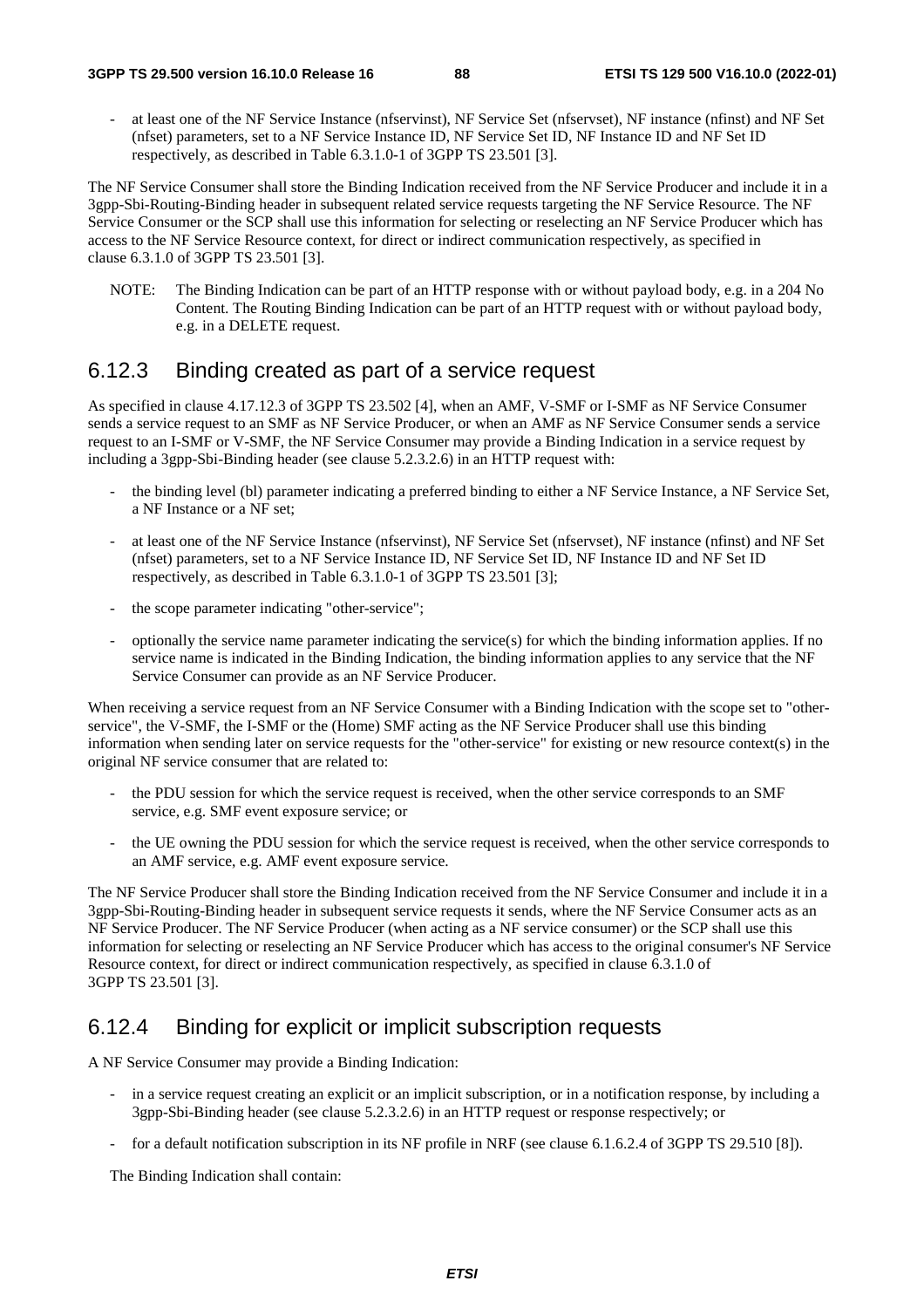- at least one of the NF Service Instance (nfservinst), NF Service Set (nfservset), NF instance (nfinst) and NF Set (nfset) parameters, set to a NF Service Instance ID, NF Service Set ID, NF Instance ID and NF Set ID respectively, as described in Table 6.3.1.0-1 of 3GPP TS 23.501 [3].

The NF Service Consumer shall store the Binding Indication received from the NF Service Producer and include it in a 3gpp-Sbi-Routing-Binding header in subsequent related service requests targeting the NF Service Resource. The NF Service Consumer or the SCP shall use this information for selecting or reselecting an NF Service Producer which has access to the NF Service Resource context, for direct or indirect communication respectively, as specified in clause 6.3.1.0 of 3GPP TS 23.501 [3].

NOTE: The Binding Indication can be part of an HTTP response with or without payload body, e.g. in a 204 No Content. The Routing Binding Indication can be part of an HTTP request with or without payload body, e.g. in a DELETE request.

## 6.12.3 Binding created as part of a service request

As specified in clause 4.17.12.3 of 3GPP TS 23.502 [4], when an AMF, V-SMF or I-SMF as NF Service Consumer sends a service request to an SMF as NF Service Producer, or when an AMF as NF Service Consumer sends a service request to an I-SMF or V-SMF, the NF Service Consumer may provide a Binding Indication in a service request by including a 3gpp-Sbi-Binding header (see clause 5.2.3.2.6) in an HTTP request with:

- the binding level (bl) parameter indicating a preferred binding to either a NF Service Instance, a NF Service Set, a NF Instance or a NF set;
- at least one of the NF Service Instance (nfservinst), NF Service Set (nfservset), NF instance (nfinst) and NF Set (nfset) parameters, set to a NF Service Instance ID, NF Service Set ID, NF Instance ID and NF Set ID respectively, as described in Table 6.3.1.0-1 of 3GPP TS 23.501 [3];
- the scope parameter indicating "other-service";
- optionally the service name parameter indicating the service(s) for which the binding information applies. If no service name is indicated in the Binding Indication, the binding information applies to any service that the NF Service Consumer can provide as an NF Service Producer.

When receiving a service request from an NF Service Consumer with a Binding Indication with the scope set to "other-service", the V-SMF, the I-SMF or the (Home) SMF acting as the NF Service Producer shall use this binding information when sending later on service requests for the "other-service" for existing or new resource context(s) in the original NF service consumer that are related to:

- the PDU session for which the service request is received, when the other service corresponds to an SMF service, e.g. SMF event exposure service; or
- the UE owning the PDU session for which the service request is received, when the other service corresponds to an AMF service, e.g. AMF event exposure service.

The NF Service Producer shall store the Binding Indication received from the NF Service Consumer and include it in a 3gpp-Sbi-Routing-Binding header in subsequent service requests it sends, where the NF Service Consumer acts as an NF Service Producer. The NF Service Producer (when acting as a NF service consumer) or the SCP shall use this information for selecting or reselecting an NF Service Producer which has access to the original consumer's NF Service Resource context, for direct or indirect communication respectively, as specified in clause 6.3.1.0 of 3GPP TS 23.501 [3].

## 6.12.4 Binding for explicit or implicit subscription requests

A NF Service Consumer may provide a Binding Indication:

- in a service request creating an explicit or an implicit subscription, or in a notification response, by including a 3gpp-Sbi-Binding header (see clause 5.2.3.2.6) in an HTTP request or response respectively; or
- for a default notification subscription in its NF profile in NRF (see clause 6.1.6.2.4 of 3GPP TS 29.510 [8]).

The Binding Indication shall contain: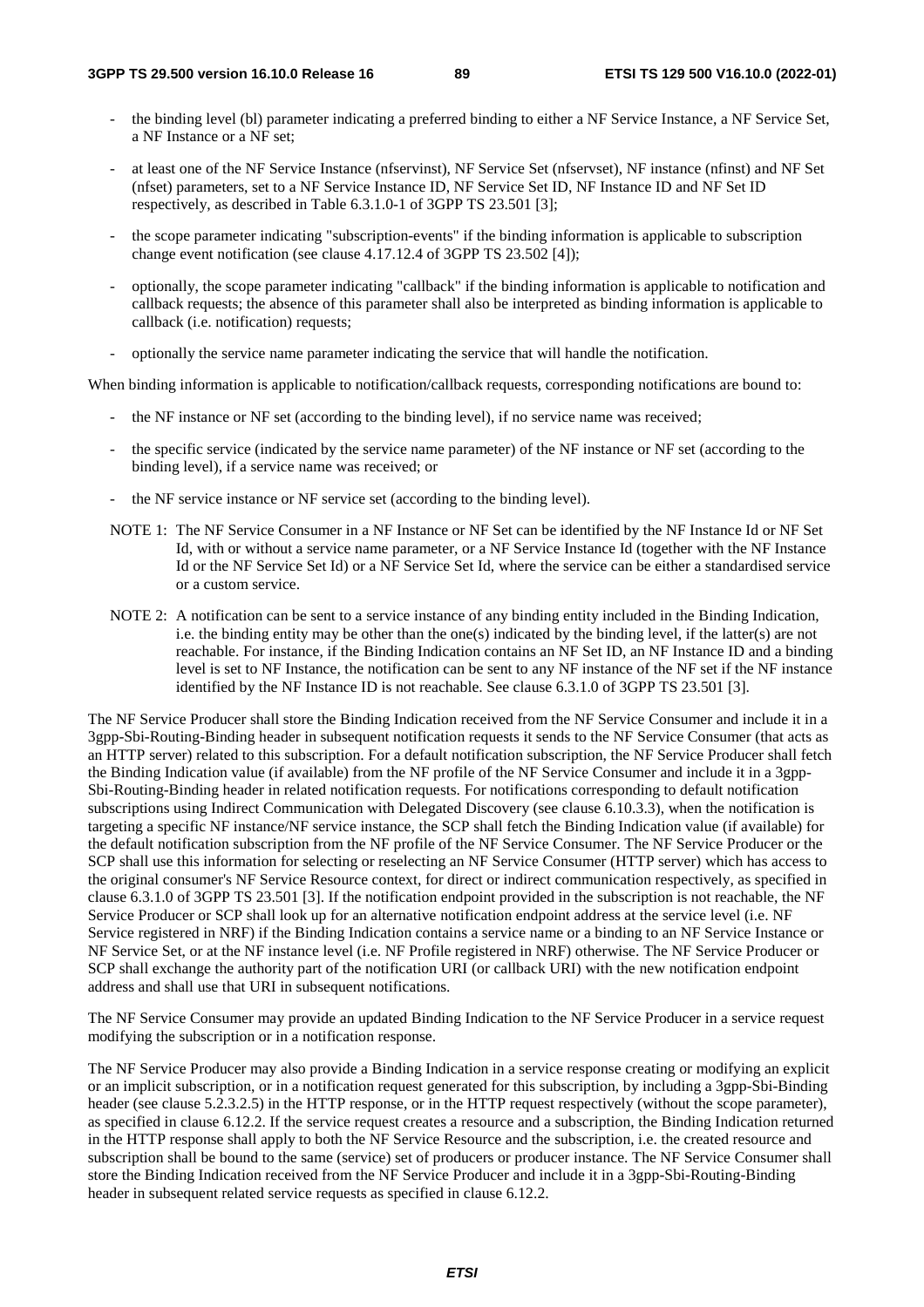- the binding level (bl) parameter indicating a preferred binding to either a NF Service Instance, a NF Service Set, a NF Instance or a NF set;
- at least one of the NF Service Instance (nfservinst), NF Service Set (nfservset), NF instance (nfinst) and NF Set (nfset) parameters, set to a NF Service Instance ID, NF Service Set ID, NF Instance ID and NF Set ID respectively, as described in Table 6.3.1.0-1 of 3GPP TS 23.501 [3];
- the scope parameter indicating "subscription-events" if the binding information is applicable to subscription change event notification (see clause 4.17.12.4 of 3GPP TS 23.502 [4]);
- optionally, the scope parameter indicating "callback" if the binding information is applicable to notification and callback requests; the absence of this parameter shall also be interpreted as binding information is applicable to callback (i.e. notification) requests;
- optionally the service name parameter indicating the service that will handle the notification.

When binding information is applicable to notification/callback requests, corresponding notifications are bound to:

- the NF instance or NF set (according to the binding level), if no service name was received;
- the specific service (indicated by the service name parameter) of the NF instance or NF set (according to the binding level), if a service name was received; or
- the NF service instance or NF service set (according to the binding level).

NOTE 1: The NF Service Consumer in a NF Instance or NF Set can be identified by the NF Instance Id or NF Set Id, with or without a service name parameter, or a NF Service Instance Id (together with the NF Instance Id or the NF Service Set Id) or a NF Service Set Id, where the service can be either a standardised service or a custom service.

NOTE 2: A notification can be sent to a service instance of any binding entity included in the Binding Indication, i.e. the binding entity may be other than the one(s) indicated by the binding level, if the latter(s) are not reachable. For instance, if the Binding Indication contains an NF Set ID, an NF Instance ID and a binding level is set to NF Instance, the notification can be sent to any NF instance of the NF set if the NF instance identified by the NF Instance ID is not reachable. See clause 6.3.1.0 of 3GPP TS 23.501 [3].

The NF Service Producer shall store the Binding Indication received from the NF Service Consumer and include it in a 3gpp-Sbi-Routing-Binding header in subsequent notification requests it sends to the NF Service Consumer (that acts as an HTTP server) related to this subscription. For a default notification subscription, the NF Service Producer shall fetch the Binding Indication value (if available) from the NF profile of the NF Service Consumer and include it in a 3gpp-Sbi-Routing-Binding header in related notification requests. For notifications corresponding to default notification subscriptions using Indirect Communication with Delegated Discovery (see clause 6.10.3.3), when the notification is targeting a specific NF instance/NF service instance, the SCP shall fetch the Binding Indication value (if available) for the default notification subscription from the NF profile of the NF Service Consumer. The NF Service Producer or the SCP shall use this information for selecting or reselecting an NF Service Consumer (HTTP server) which has access to the original consumer's NF Service Resource context, for direct or indirect communication respectively, as specified in clause 6.3.1.0 of 3GPP TS 23.501 [3]. If the notification endpoint provided in the subscription is not reachable, the NF Service Producer or SCP shall look up for an alternative notification endpoint address at the service level (i.e. NF Service registered in NRF) if the Binding Indication contains a service name or a binding to an NF Service Instance or NF Service Set, or at the NF instance level (i.e. NF Profile registered in NRF) otherwise. The NF Service Producer or SCP shall exchange the authority part of the notification URI (or callback URI) with the new notification endpoint address and shall use that URI in subsequent notifications.

The NF Service Consumer may provide an updated Binding Indication to the NF Service Producer in a service request modifying the subscription or in a notification response.

The NF Service Producer may also provide a Binding Indication in a service response creating or modifying an explicit or an implicit subscription, or in a notification request generated for this subscription, by including a 3gpp-Sbi-Binding header (see clause 5.2.3.2.5) in the HTTP response, or in the HTTP request respectively (without the scope parameter), as specified in clause 6.12.2. If the service request creates a resource and a subscription, the Binding Indication returned in the HTTP response shall apply to both the NF Service Resource and the subscription, i.e. the created resource and subscription shall be bound to the same (service) set of producers or producer instance. The NF Service Consumer shall store the Binding Indication received from the NF Service Producer and include it in a 3gpp-Sbi-Routing-Binding header in subsequent related service requests as specified in clause 6.12.2.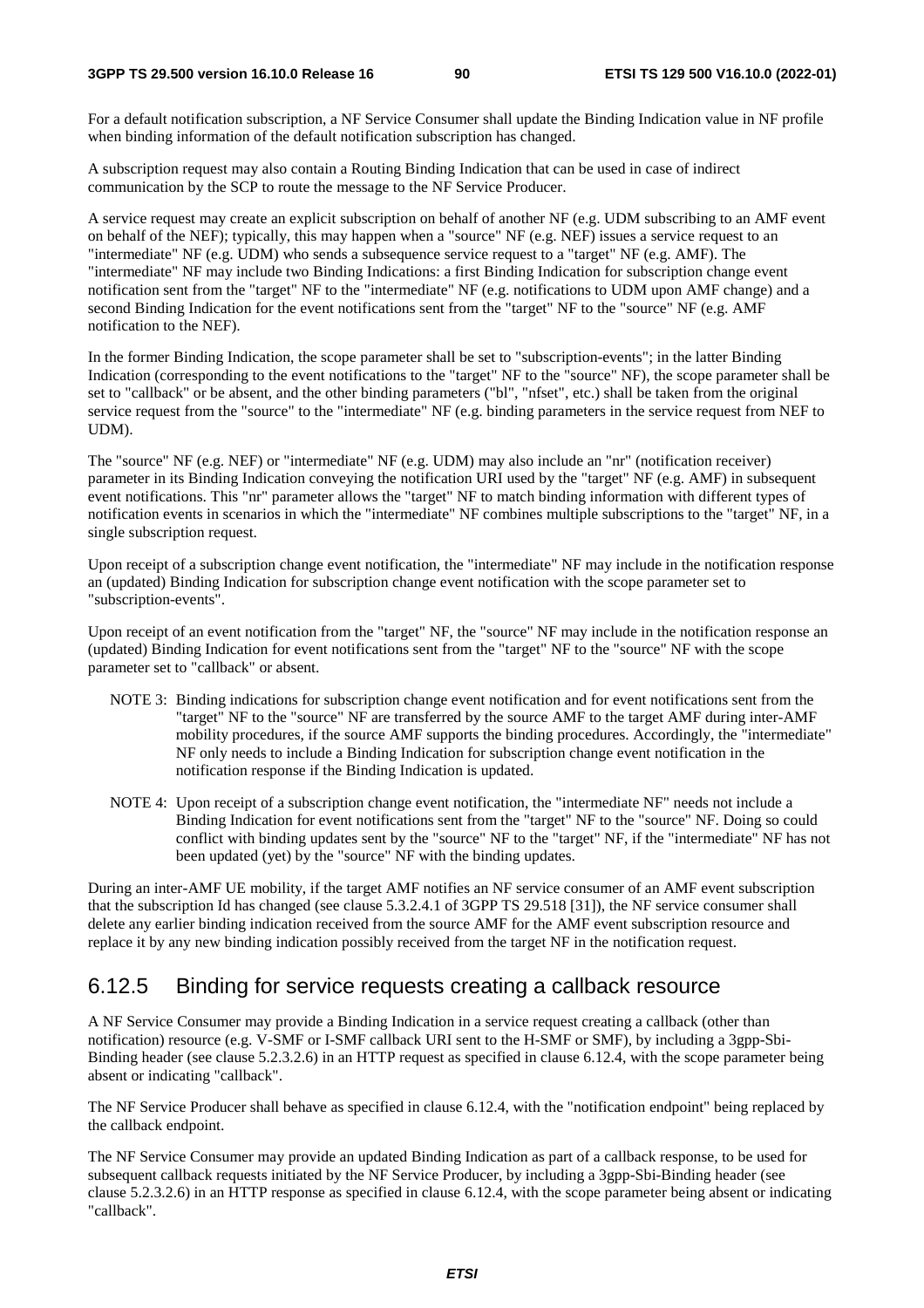For a default notification subscription, a NF Service Consumer shall update the Binding Indication value in NF profile when binding information of the default notification subscription has changed.

A subscription request may also contain a Routing Binding Indication that can be used in case of indirect communication by the SCP to route the message to the NF Service Producer.

A service request may create an explicit subscription on behalf of another NF (e.g. UDM subscribing to an AMF event on behalf of the NEF); typically, this may happen when a "source" NF (e.g. NEF) issues a service request to an "intermediate" NF (e.g. UDM) who sends a subsequence service request to a "target" NF (e.g. AMF). The "intermediate" NF may include two Binding Indications: a first Binding Indication for subscription change event notification sent from the "target" NF to the "intermediate" NF (e.g. notifications to UDM upon AMF change) and a second Binding Indication for the event notifications sent from the "target" NF to the "source" NF (e.g. AMF notification to the NEF).

In the former Binding Indication, the scope parameter shall be set to "subscription-events"; in the latter Binding Indication (corresponding to the event notifications to the "target" NF to the "source" NF), the scope parameter shall be set to "callback" or be absent, and the other binding parameters ("bl", "nfset", etc.) shall be taken from the original service request from the "source" to the "intermediate" NF (e.g. binding parameters in the service request from NEF to UDM).

The "source" NF (e.g. NEF) or "intermediate" NF (e.g. UDM) may also include an "nr" (notification receiver) parameter in its Binding Indication conveying the notification URI used by the "target" NF (e.g. AMF) in subsequent event notifications. This "nr" parameter allows the "target" NF to match binding information with different types of notification events in scenarios in which the "intermediate" NF combines multiple subscriptions to the "target" NF, in a single subscription request.

Upon receipt of a subscription change event notification, the "intermediate" NF may include in the notification response an (updated) Binding Indication for subscription change event notification with the scope parameter set to "subscription-events".

Upon receipt of an event notification from the "target" NF, the "source" NF may include in the notification response an (updated) Binding Indication for event notifications sent from the "target" NF to the "source" NF with the scope parameter set to "callback" or absent.

NOTE 3: Binding indications for subscription change event notification and for event notifications sent from the "target" NF to the "source" NF are transferred by the source AMF to the target AMF during inter-AMF mobility procedures, if the source AMF supports the binding procedures. Accordingly, the "intermediate" NF only needs to include a Binding Indication for subscription change event notification in the notification response if the Binding Indication is updated.

NOTE 4: Upon receipt of a subscription change event notification, the "intermediate NF" needs not include a Binding Indication for event notifications sent from the "target" NF to the "source" NF. Doing so could conflict with binding updates sent by the "source" NF to the "target" NF, if the "intermediate" NF has not been updated (yet) by the "source" NF with the binding updates.

During an inter-AMF UE mobility, if the target AMF notifies an NF service consumer of an AMF event subscription that the subscription Id has changed (see clause 5.3.2.4.1 of 3GPP TS 29.518 [31]), the NF service consumer shall delete any earlier binding indication received from the source AMF for the AMF event subscription resource and replace it by any new binding indication possibly received from the target NF in the notification request.

## 6.12.5 Binding for service requests creating a callback resource

A NF Service Consumer may provide a Binding Indication in a service request creating a callback (other than notification) resource (e.g. V-SMF or I-SMF callback URI sent to the H-SMF or SMF), by including a 3gpp-Sbi-Binding header (see clause 5.2.3.2.6) in an HTTP request as specified in clause 6.12.4, with the scope parameter being absent or indicating "callback".

The NF Service Producer shall behave as specified in clause 6.12.4, with the "notification endpoint" being replaced by the callback endpoint.

The NF Service Consumer may provide an updated Binding Indication as part of a callback response, to be used for subsequent callback requests initiated by the NF Service Producer, by including a 3gpp-Sbi-Binding header (see clause 5.2.3.2.6) in an HTTP response as specified in clause 6.12.4, with the scope parameter being absent or indicating "callback".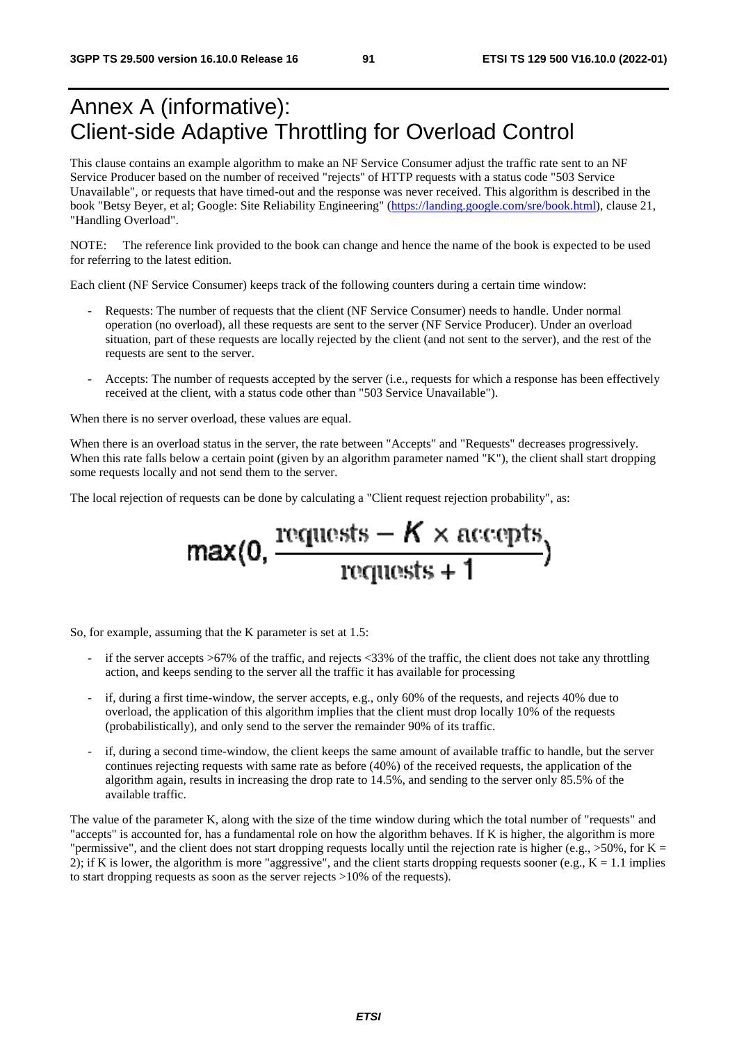# Annex A (informative): Client-side Adaptive Throttling for Overload Control

This clause contains an example algorithm to make an NF Service Consumer adjust the traffic rate sent to an NF Service Producer based on the number of received "rejects" of HTTP requests with a status code "503 Service Unavailable", or requests that have timed-out and the response was never received. This algorithm is described in the book "Betsy Beyer, et al; Google: Site Reliability Engineering" (https://landing.google.com/sre/book.html), clause 21, "Handling Overload".

NOTE: The reference link provided to the book can change and hence the name of the book is expected to be used for referring to the latest edition.

Each client (NF Service Consumer) keeps track of the following counters during a certain time window:

- Requests: The number of requests that the client (NF Service Consumer) needs to handle. Under normal operation (no overload), all these requests are sent to the server (NF Service Producer). Under an overload situation, part of these requests are locally rejected by the client (and not sent to the server), and the rest of the requests are sent to the server.
- Accepts: The number of requests accepted by the server (i.e., requests for which a response has been effectively received at the client, with a status code other than "503 Service Unavailable").

When there is no server overload, these values are equal.

When there is an overload status in the server, the rate between "Accepts" and "Requests" decreases progressively. When this rate falls below a certain point (given by an algorithm parameter named "K"), the client shall start dropping some requests locally and not send them to the server.

The local rejection of requests can be done by calculating a "Client request rejection probability", as:

$$\max\left(0, \frac{\text{requests} - K \times \text{accepts}}{\text{requests} + 1}\right)$$

So, for example, assuming that the K parameter is set at 1.5:

- if the server accepts >67% of the traffic, and rejects <33% of the traffic, the client does not take any throttling action, and keeps sending to the server all the traffic it has available for processing
- if, during a first time-window, the server accepts, e.g., only 60% of the requests, and rejects 40% due to overload, the application of this algorithm implies that the client must drop locally 10% of the requests (probabilistically), and only send to the server the remainder 90% of its traffic.
- if, during a second time-window, the client keeps the same amount of available traffic to handle, but the server continues rejecting requests with same rate as before (40%) of the received requests, the application of the algorithm again, results in increasing the drop rate to 14.5%, and sending to the server only 85.5% of the available traffic.

The value of the parameter K, along with the size of the time window during which the total number of "requests" and "accepts" is accounted for, has a fundamental role on how the algorithm behaves. If K is higher, the algorithm is more "permissive", and the client does not start dropping requests locally until the rejection rate is higher (e.g., >50%, for K = 2); if K is lower, the algorithm is more "aggressive", and the client starts dropping requests sooner (e.g., K = 1.1 implies to start dropping requests as soon as the server rejects >10% of the requests).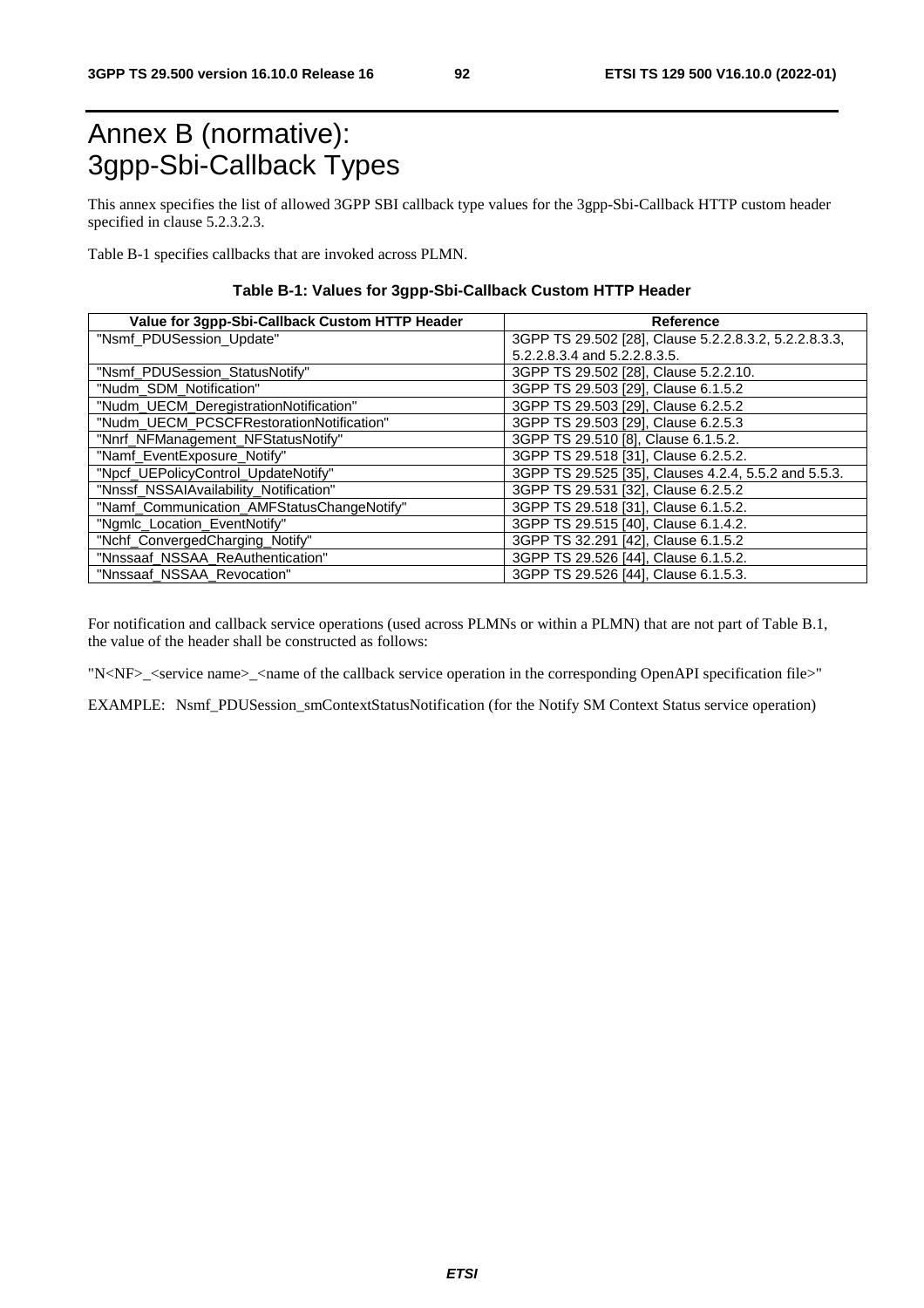# Annex B (normative): 3gpp-Sbi-Callback Types

This annex specifies the list of allowed 3GPP SBI callback type values for the 3gpp-Sbi-Callback HTTP custom header specified in clause 5.2.3.2.3.

Table B-1 specifies callbacks that are invoked across PLMN.

**Table B-1: Values for 3gpp-Sbi-Callback Custom HTTP Header**

| Value for 3gpp-Sbi-Callback Custom HTTP Header | Reference |
|---|---|
| "Nsmf_PDUSession_Update" | 3GPP TS 29.502 [28], Clause 5.2.2.8.3.2, 5.2.2.8.3.3, 5.2.2.8.3.4 and 5.2.2.8.3.5. |
| "Nsmf_PDUSession_StatusNotify" | 3GPP TS 29.502 [28], Clause 5.2.2.10. |
| "Nudm_SDM_Notification" | 3GPP TS 29.503 [29], Clause 6.1.5.2 |
| "Nudm_UECM_DeregistrationNotification" | 3GPP TS 29.503 [29], Clause 6.2.5.2 |
| "Nudm_UECM_PCSCFRestorationNotification" | 3GPP TS 29.503 [29], Clause 6.2.5.3 |
| "Nnrf_NFManagement_NFStatusNotify" | 3GPP TS 29.510 [8], Clause 6.1.5.2. |
| "Namf_EventExposure_Notify" | 3GPP TS 29.518 [31], Clause 6.2.5.2. |
| "Npcf_UEPolicyControl_UpdateNotify" | 3GPP TS 29.525 [35], Clauses 4.2.4, 5.5.2 and 5.5.3. |
| "Nnssf_NSSAIAvailability_Notification" | 3GPP TS 29.531 [32], Clause 6.2.5.2 |
| "Namf_Communication_AMFStatusChangeNotify" | 3GPP TS 29.518 [31], Clause 6.1.5.2. |
| "Ngmlc_Location_EventNotify" | 3GPP TS 29.515 [40], Clause 6.1.4.2. |
| "Nchf_ConvergedCharging_Notify" | 3GPP TS 32.291 [42], Clause 6.1.5.2 |
| "Nnssaaf_NSSAA_ReAuthentication" | 3GPP TS 29.526 [44], Clause 6.1.5.2. |
| "Nnssaaf_NSSAA_Revocation" | 3GPP TS 29.526 [44], Clause 6.1.5.3. |

For notification and callback service operations (used across PLMNs or within a PLMN) that are not part of Table B.1, the value of the header shall be constructed as follows:

"N<NF>_<service name>_<name of the callback service operation in the corresponding OpenAPI specification file>"

EXAMPLE: Nsmf_PDUSession_smContextStatusNotification (for the Notify SM Context Status service operation)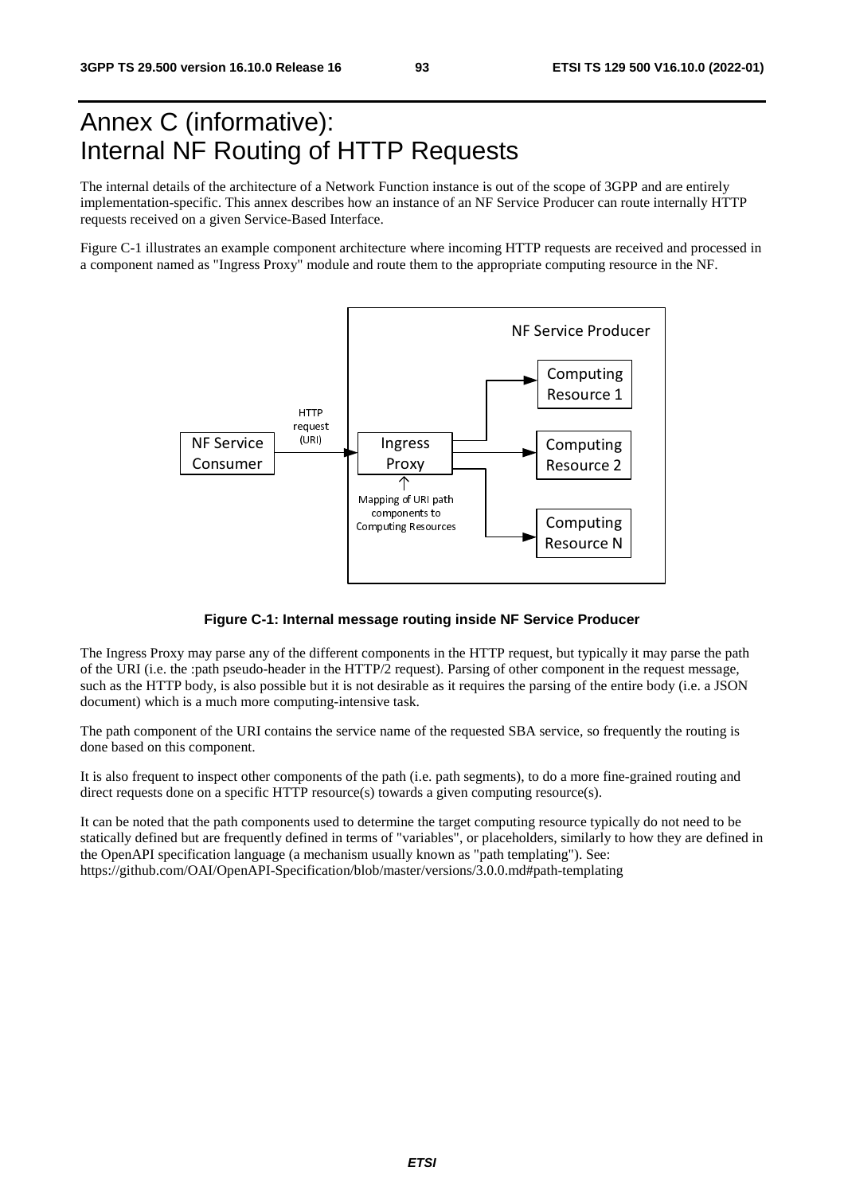# Annex C (informative): Internal NF Routing of HTTP Requests

The internal details of the architecture of a Network Function instance is out of the scope of 3GPP and are entirely implementation-specific. This annex describes how an instance of an NF Service Producer can route internally HTTP requests received on a given Service-Based Interface.

Figure C-1 illustrates an example component architecture where incoming HTTP requests are received and processed in a component named as "Ingress Proxy" module and route them to the appropriate computing resource in the NF.

**Figure C-1: Internal message routing inside NF Service Producer**

The Ingress Proxy may parse any of the different components in the HTTP request, but typically it may parse the path of the URI (i.e. the :path pseudo-header in the HTTP/2 request). Parsing of other component in the request message, such as the HTTP body, is also possible but it is not desirable as it requires the parsing of the entire body (i.e. a JSON document) which is a much more computing-intensive task.

The path component of the URI contains the service name of the requested SBA service, so frequently the routing is done based on this component.

It is also frequent to inspect other components of the path (i.e. path segments), to do a more fine-grained routing and direct requests done on a specific HTTP resource(s) towards a given computing resource(s).

It can be noted that the path components used to determine the target computing resource typically do not need to be statically defined but are frequently defined in terms of "variables", or placeholders, similarly to how they are defined in the OpenAPI specification language (a mechanism usually known as "path templating"). See: https://github.com/OAI/OpenAPI-Specification/blob/master/versions/3.0.0.md#path-templating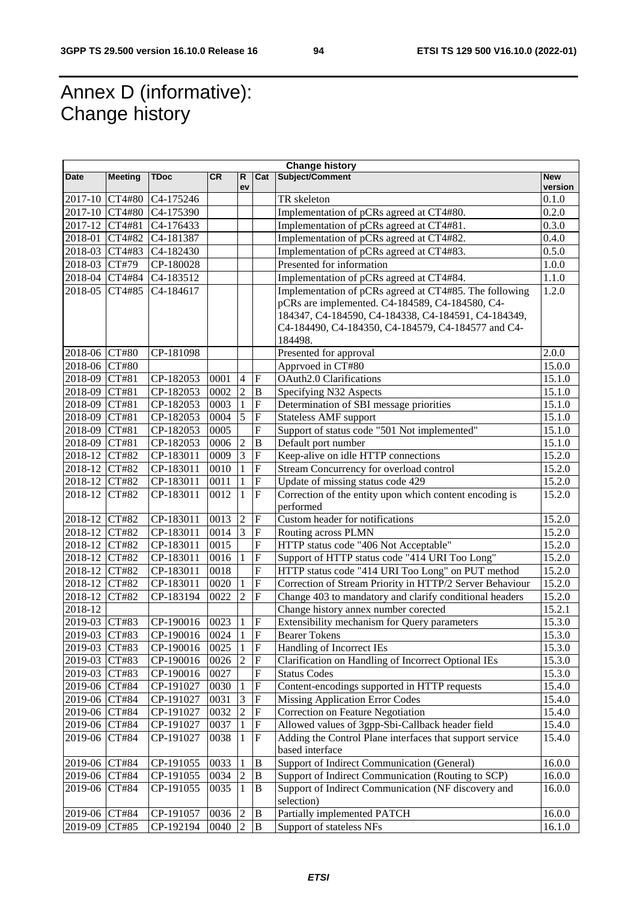# Annex D (informative): Change history

| Change history | | | | | | | |
|---|---|---|---|---|---|---|---|
| **Date** | **Meeting** | **TDoc** | **CR** | **Rev** | **Cat** | **Subject/Comment** | **New version** |
| 2017-10 | CT4#80 | C4-175246 | | | | TR skeleton | 0.1.0 |
| 2017-10 | CT4#80 | C4-175390 | | | | Implementation of pCRs agreed at CT4#80. | 0.2.0 |
| 2017-12 | CT4#81 | C4-176433 | | | | Implementation of pCRs agreed at CT4#81. | 0.3.0 |
| 2018-01 | CT4#82 | C4-181387 | | | | Implementation of pCRs agreed at CT4#82. | 0.4.0 |
| 2018-03 | CT4#83 | C4-182430 | | | | Implementation of pCRs agreed at CT4#83. | 0.5.0 |
| 2018-03 | CT#79 | CP-180028 | | | | Presented for information | 1.0.0 |
| 2018-04 | CT4#84 | C4-183512 | | | | Implementation of pCRs agreed at CT4#84. | 1.1.0 |
| 2018-05 | CT4#85 | C4-184617 | | | | Implementation of pCRs agreed at CT4#85. The following pCRs are implemented. C4-184589, C4-184580, C4-184347, C4-184590, C4-184338, C4-184591, C4-184349, C4-184490, C4-184350, C4-184579, C4-184577 and C4-184498. | 1.2.0 |
| 2018-06 | CT#80 | CP-181098 | | | | Presented for approval | 2.0.0 |
| 2018-06 | CT#80 | | | | | Apprvoed in CT#80 | 15.0.0 |
| 2018-09 | CT#81 | CP-182053 | 0001 | 4 | F | OAuth2.0 Clarifications | 15.1.0 |
| 2018-09 | CT#81 | CP-182053 | 0002 | 2 | B | Specifying N32 Aspects | 15.1.0 |
| 2018-09 | CT#81 | CP-182053 | 0003 | 1 | F | Determination of SBI message priorities | 15.1.0 |
| 2018-09 | CT#81 | CP-182053 | 0004 | 5 | F | Stateless AMF support | 15.1.0 |
| 2018-09 | CT#81 | CP-182053 | 0005 | | F | Support of status code "501 Not implemented" | 15.1.0 |
| 2018-09 | CT#81 | CP-182053 | 0006 | 2 | B | Default port number | 15.1.0 |
| 2018-12 | CT#82 | CP-183011 | 0009 | 3 | F | Keep-alive on idle HTTP connections | 15.2.0 |
| 2018-12 | CT#82 | CP-183011 | 0010 | 1 | F | Stream Concurrency for overload control | 15.2.0 |
| 2018-12 | CT#82 | CP-183011 | 0011 | 1 | F | Update of missing status code 429 | 15.2.0 |
| 2018-12 | CT#82 | CP-183011 | 0012 | 1 | F | Correction of the entity upon which content encoding is performed | 15.2.0 |
| 2018-12 | CT#82 | CP-183011 | 0013 | 2 | F | Custom header for notifications | 15.2.0 |
| 2018-12 | CT#82 | CP-183011 | 0014 | 3 | F | Routing across PLMN | 15.2.0 |
| 2018-12 | CT#82 | CP-183011 | 0015 | | F | HTTP status code "406 Not Acceptable" | 15.2.0 |
| 2018-12 | CT#82 | CP-183011 | 0016 | 1 | F | Support of HTTP status code "414 URI Too Long" | 15.2.0 |
| 2018-12 | CT#82 | CP-183011 | 0018 | | F | HTTP status code "414 URI Too Long" on PUT method | 15.2.0 |
| 2018-12 | CT#82 | CP-183011 | 0020 | 1 | F | Correction of Stream Priority in HTTP/2 Server Behaviour | 15.2.0 |
| 2018-12 | CT#82 | CP-183194 | 0022 | 2 | F | Change 403 to mandatory and clarify conditional headers | 15.2.0 |
| 2018-12 | | | | | | Change history annex number corected | 15.2.1 |
| 2019-03 | CT#83 | CP-190016 | 0023 | 1 | F | Extensibility mechanism for Query parameters | 15.3.0 |
| 2019-03 | CT#83 | CP-190016 | 0024 | 1 | F | Bearer Tokens | 15.3.0 |
| 2019-03 | CT#83 | CP-190016 | 0025 | 1 | F | Handling of Incorrect IEs | 15.3.0 |
| 2019-03 | CT#83 | CP-190016 | 0026 | 2 | F | Clarification on Handling of Incorrect Optional IEs | 15.3.0 |
| 2019-03 | CT#83 | CP-190016 | 0027 | | F | Status Codes | 15.3.0 |
| 2019-06 | CT#84 | CP-191027 | 0030 | 1 | F | Content-encodings supported in HTTP requests | 15.4.0 |
| 2019-06 | CT#84 | CP-191027 | 0031 | 3 | F | Missing Application Error Codes | 15.4.0 |
| 2019-06 | CT#84 | CP-191027 | 0032 | 2 | F | Correction on Feature Negotiation | 15.4.0 |
| 2019-06 | CT#84 | CP-191027 | 0037 | 1 | F | Allowed values of 3gpp-Sbi-Callback header field | 15.4.0 |
| 2019-06 | CT#84 | CP-191027 | 0038 | 1 | F | Adding the Control Plane interfaces that support service based interface | 15.4.0 |
| 2019-06 | CT#84 | CP-191055 | 0033 | 1 | B | Support of Indirect Communication (General) | 16.0.0 |
| 2019-06 | CT#84 | CP-191055 | 0034 | 2 | B | Support of Indirect Communication (Routing to SCP) | 16.0.0 |
| 2019-06 | CT#84 | CP-191055 | 0035 | 1 | B | Support of Indirect Communication (NF discovery and selection) | 16.0.0 |
| 2019-06 | CT#84 | CP-191057 | 0036 | 2 | B | Partially implemented PATCH | 16.0.0 |
| 2019-09 | CT#85 | CP-192194 | 0040 | 2 | B | Support of stateless NFs | 16.1.0 |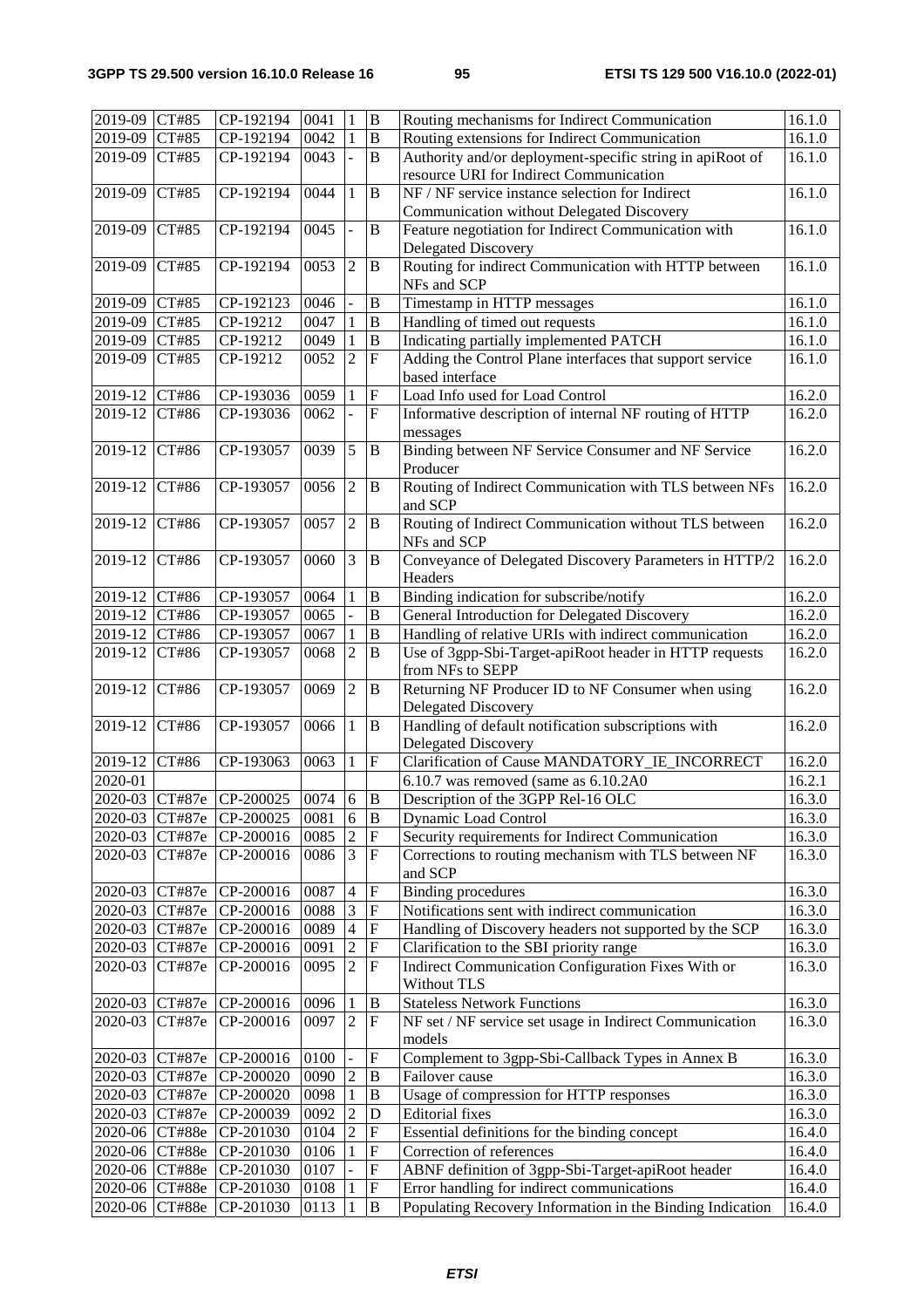| 2019-09 | CT#85 | CP-192194 | 0041 | 1 | B | Routing mechanisms for Indirect Communication | 16.1.0 |
|---|---|---|---|---|---|---|---|
| 2019-09 | CT#85 | CP-192194 | 0042 | 1 | B | Routing extensions for Indirect Communication | 16.1.0 |
| 2019-09 | CT#85 | CP-192194 | 0043 | - | B | Authority and/or deployment-specific string in apiRoot of resource URI for Indirect Communication | 16.1.0 |
| 2019-09 | CT#85 | CP-192194 | 0044 | 1 | B | NF / NF service instance selection for Indirect Communication without Delegated Discovery | 16.1.0 |
| 2019-09 | CT#85 | CP-192194 | 0045 | - | B | Feature negotiation for Indirect Communication with Delegated Discovery | 16.1.0 |
| 2019-09 | CT#85 | CP-192194 | 0053 | 2 | B | Routing for indirect Communication with HTTP between NFs and SCP | 16.1.0 |
| 2019-09 | CT#85 | CP-192123 | 0046 | - | B | Timestamp in HTTP messages | 16.1.0 |
| 2019-09 | CT#85 | CP-19212 | 0047 | 1 | B | Handling of timed out requests | 16.1.0 |
| 2019-09 | CT#85 | CP-19212 | 0049 | 1 | B | Indicating partially implemented PATCH | 16.1.0 |
| 2019-09 | CT#85 | CP-19212 | 0052 | 2 | F | Adding the Control Plane interfaces that support service based interface | 16.1.0 |
| 2019-12 | CT#86 | CP-193036 | 0059 | 1 | F | Load Info used for Load Control | 16.2.0 |
| 2019-12 | CT#86 | CP-193036 | 0062 | - | F | Informative description of internal NF routing of HTTP messages | 16.2.0 |
| 2019-12 | CT#86 | CP-193057 | 0039 | 5 | B | Binding between NF Service Consumer and NF Service Producer | 16.2.0 |
| 2019-12 | CT#86 | CP-193057 | 0056 | 2 | B | Routing of Indirect Communication with TLS between NFs and SCP | 16.2.0 |
| 2019-12 | CT#86 | CP-193057 | 0057 | 2 | B | Routing of Indirect Communication without TLS between NFs and SCP | 16.2.0 |
| 2019-12 | CT#86 | CP-193057 | 0060 | 3 | B | Conveyance of Delegated Discovery Parameters in HTTP/2 Headers | 16.2.0 |
| 2019-12 | CT#86 | CP-193057 | 0064 | 1 | B | Binding indication for subscribe/notify | 16.2.0 |
| 2019-12 | CT#86 | CP-193057 | 0065 | - | B | General Introduction for Delegated Discovery | 16.2.0 |
| 2019-12 | CT#86 | CP-193057 | 0067 | 1 | B | Handling of relative URIs with indirect communication | 16.2.0 |
| 2019-12 | CT#86 | CP-193057 | 0068 | 2 | B | Use of 3gpp-Sbi-Target-apiRoot header in HTTP requests from NFs to SEPP | 16.2.0 |
| 2019-12 | CT#86 | CP-193057 | 0069 | 2 | B | Returning NF Producer ID to NF Consumer when using Delegated Discovery | 16.2.0 |
| 2019-12 | CT#86 | CP-193057 | 0066 | 1 | B | Handling of default notification subscriptions with Delegated Discovery | 16.2.0 |
| 2019-12 | CT#86 | CP-193063 | 0063 | 1 | F | Clarification of Cause MANDATORY_IE_INCORRECT | 16.2.0 |
| 2020-01 | | | | | | 6.10.7 was removed (same as 6.10.2A0 | 16.2.1 |
| 2020-03 | CT#87e | CP-200025 | 0074 | 6 | B | Description of the 3GPP Rel-16 OLC | 16.3.0 |
| 2020-03 | CT#87e | CP-200025 | 0081 | 6 | B | Dynamic Load Control | 16.3.0 |
| 2020-03 | CT#87e | CP-200016 | 0085 | 2 | F | Security requirements for Indirect Communication | 16.3.0 |
| 2020-03 | CT#87e | CP-200016 | 0086 | 3 | F | Corrections to routing mechanism with TLS between NF and SCP | 16.3.0 |
| 2020-03 | CT#87e | CP-200016 | 0087 | 4 | F | Binding procedures | 16.3.0 |
| 2020-03 | CT#87e | CP-200016 | 0088 | 3 | F | Notifications sent with indirect communication | 16.3.0 |
| 2020-03 | CT#87e | CP-200016 | 0089 | 4 | F | Handling of Discovery headers not supported by the SCP | 16.3.0 |
| 2020-03 | CT#87e | CP-200016 | 0091 | 2 | F | Clarification to the SBI priority range | 16.3.0 |
| 2020-03 | CT#87e | CP-200016 | 0095 | 2 | F | Indirect Communication Configuration Fixes With or Without TLS | 16.3.0 |
| 2020-03 | CT#87e | CP-200016 | 0096 | 1 | B | Stateless Network Functions | 16.3.0 |
| 2020-03 | CT#87e | CP-200016 | 0097 | 2 | F | NF set / NF service set usage in Indirect Communication models | 16.3.0 |
| 2020-03 | CT#87e | CP-200016 | 0100 | - | F | Complement to 3gpp-Sbi-Callback Types in Annex B | 16.3.0 |
| 2020-03 | CT#87e | CP-200020 | 0090 | 2 | B | Failover cause | 16.3.0 |
| 2020-03 | CT#87e | CP-200020 | 0098 | 1 | B | Usage of compression for HTTP responses | 16.3.0 |
| 2020-03 | CT#87e | CP-200039 | 0092 | 2 | D | Editorial fixes | 16.3.0 |
| 2020-06 | CT#88e | CP-201030 | 0104 | 2 | F | Essential definitions for the binding concept | 16.4.0 |
| 2020-06 | CT#88e | CP-201030 | 0106 | 1 | F | Correction of references | 16.4.0 |
| 2020-06 | CT#88e | CP-201030 | 0107 | - | F | ABNF definition of 3gpp-Sbi-Target-apiRoot header | 16.4.0 |
| 2020-06 | CT#88e | CP-201030 | 0108 | 1 | F | Error handling for indirect communications | 16.4.0 |
| 2020-06 | CT#88e | CP-201030 | 0113 | 1 | B | Populating Recovery Information in the Binding Indication | 16.4.0 |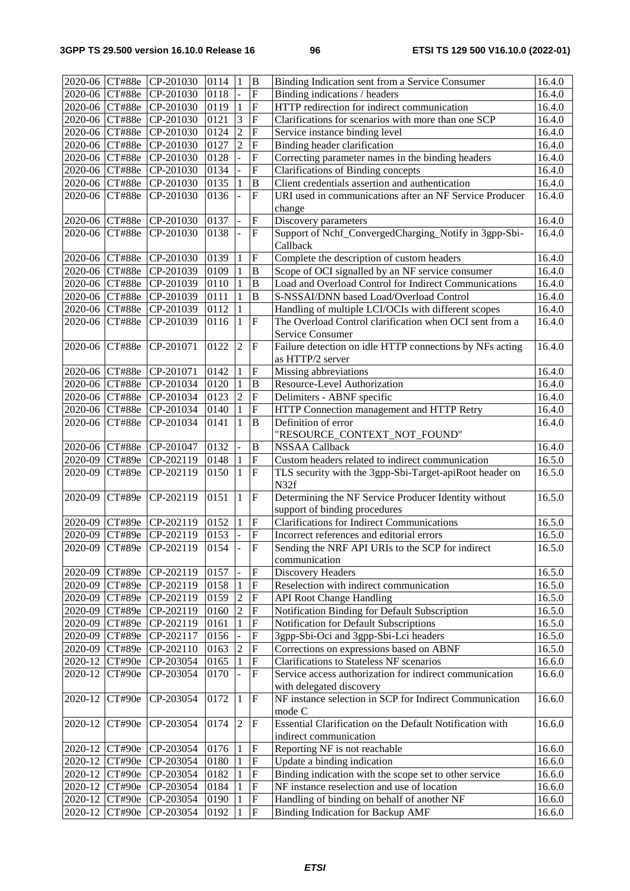| 2020-06 | CT#88e | CP-201030 | 0114 | 1 | B | Binding Indication sent from a Service Consumer | 16.4.0 |
|---|---|---|---|---|---|---|---|
| 2020-06 | CT#88e | CP-201030 | 0118 | - | F | Binding indications / headers | 16.4.0 |
| 2020-06 | CT#88e | CP-201030 | 0119 | 1 | F | HTTP redirection for indirect communication | 16.4.0 |
| 2020-06 | CT#88e | CP-201030 | 0121 | 3 | F | Clarifications for scenarios with more than one SCP | 16.4.0 |
| 2020-06 | CT#88e | CP-201030 | 0124 | 2 | F | Service instance binding level | 16.4.0 |
| 2020-06 | CT#88e | CP-201030 | 0127 | 2 | F | Binding header clarification | 16.4.0 |
| 2020-06 | CT#88e | CP-201030 | 0128 | - | F | Correcting parameter names in the binding headers | 16.4.0 |
| 2020-06 | CT#88e | CP-201030 | 0134 | - | F | Clarifications of Binding concepts | 16.4.0 |
| 2020-06 | CT#88e | CP-201030 | 0135 | 1 | B | Client credentials assertion and authentication | 16.4.0 |
| 2020-06 | CT#88e | CP-201030 | 0136 | - | F | URI used in communications after an NF Service Producer change | 16.4.0 |
| 2020-06 | CT#88e | CP-201030 | 0137 | - | F | Discovery parameters | 16.4.0 |
| 2020-06 | CT#88e | CP-201030 | 0138 | - | F | Support of Nchf_ConvergedCharging_Notify in 3gpp-Sbi-Callback | 16.4.0 |
| 2020-06 | CT#88e | CP-201030 | 0139 | 1 | F | Complete the description of custom headers | 16.4.0 |
| 2020-06 | CT#88e | CP-201039 | 0109 | 1 | B | Scope of OCI signalled by an NF service consumer | 16.4.0 |
| 2020-06 | CT#88e | CP-201039 | 0110 | 1 | B | Load and Overload Control for Indirect Communications | 16.4.0 |
| 2020-06 | CT#88e | CP-201039 | 0111 | 1 | B | S-NSSAI/DNN based Load/Overload Control | 16.4.0 |
| 2020-06 | CT#88e | CP-201039 | 0112 | 1 | | Handling of multiple LCI/OCIs with different scopes | 16.4.0 |
| 2020-06 | CT#88e | CP-201039 | 0116 | 1 | F | The Overload Control clarification when OCI sent from a Service Consumer | 16.4.0 |
| 2020-06 | CT#88e | CP-201071 | 0122 | 2 | F | Failure detection on idle HTTP connections by NFs acting as HTTP/2 server | 16.4.0 |
| 2020-06 | CT#88e | CP-201071 | 0142 | 1 | F | Missing abbreviations | 16.4.0 |
| 2020-06 | CT#88e | CP-201034 | 0120 | 1 | B | Resource-Level Authorization | 16.4.0 |
| 2020-06 | CT#88e | CP-201034 | 0123 | 2 | F | Delimiters - ABNF specific | 16.4.0 |
| 2020-06 | CT#88e | CP-201034 | 0140 | 1 | F | HTTP Connection management and HTTP Retry | 16.4.0 |
| 2020-06 | CT#88e | CP-201034 | 0141 | 1 | B | Definition of error "RESOURCE_CONTEXT_NOT_FOUND" | 16.4.0 |
| 2020-06 | CT#88e | CP-201047 | 0132 | - | B | NSSAA Callback | 16.4.0 |
| 2020-09 | CT#89e | CP-202119 | 0148 | 1 | F | Custom headers related to indirect communication | 16.5.0 |
| 2020-09 | CT#89e | CP-202119 | 0150 | 1 | F | TLS security with the 3gpp-Sbi-Target-apiRoot header on N32f | 16.5.0 |
| 2020-09 | CT#89e | CP-202119 | 0151 | 1 | F | Determining the NF Service Producer Identity without support of binding procedures | 16.5.0 |
| 2020-09 | CT#89e | CP-202119 | 0152 | 1 | F | Clarifications for Indirect Communications | 16.5.0 |
| 2020-09 | CT#89e | CP-202119 | 0153 | - | F | Incorrect references and editorial errors | 16.5.0 |
| 2020-09 | CT#89e | CP-202119 | 0154 | - | F | Sending the NRF API URIs to the SCP for indirect communication | 16.5.0 |
| 2020-09 | CT#89e | CP-202119 | 0157 | - | F | Discovery Headers | 16.5.0 |
| 2020-09 | CT#89e | CP-202119 | 0158 | 1 | F | Reselection with indirect communication | 16.5.0 |
| 2020-09 | CT#89e | CP-202119 | 0159 | 2 | F | API Root Change Handling | 16.5.0 |
| 2020-09 | CT#89e | CP-202119 | 0160 | 2 | F | Notification Binding for Default Subscription | 16.5.0 |
| 2020-09 | CT#89e | CP-202119 | 0161 | 1 | F | Notification for Default Subscriptions | 16.5.0 |
| 2020-09 | CT#89e | CP-202117 | 0156 | - | F | 3gpp-Sbi-Oci and 3gpp-Sbi-Lci headers | 16.5.0 |
| 2020-09 | CT#89e | CP-202110 | 0163 | 2 | F | Corrections on expressions based on ABNF | 16.5.0 |
| 2020-12 | CT#90e | CP-203054 | 0165 | 1 | F | Clarifications to Stateless NF scenarios | 16.6.0 |
| 2020-12 | CT#90e | CP-203054 | 0170 | - | F | Service access authorization for indirect communication with delegated discovery | 16.6.0 |
| 2020-12 | CT#90e | CP-203054 | 0172 | 1 | F | NF instance selection in SCP for Indirect Communication mode C | 16.6.0 |
| 2020-12 | CT#90e | CP-203054 | 0174 | 2 | F | Essential Clarification on the Default Notification with indirect communication | 16.6.0 |
| 2020-12 | CT#90e | CP-203054 | 0176 | 1 | F | Reporting NF is not reachable | 16.6.0 |
| 2020-12 | CT#90e | CP-203054 | 0180 | 1 | F | Update a binding indication | 16.6.0 |
| 2020-12 | CT#90e | CP-203054 | 0182 | 1 | F | Binding indication with the scope set to other service | 16.6.0 |
| 2020-12 | CT#90e | CP-203054 | 0184 | 1 | F | NF instance reselection and use of location | 16.6.0 |
| 2020-12 | CT#90e | CP-203054 | 0190 | 1 | F | Handling of binding on behalf of another NF | 16.6.0 |
| 2020-12 | CT#90e | CP-203054 | 0192 | 1 | F | Binding Indication for Backup AMF | 16.6.0 |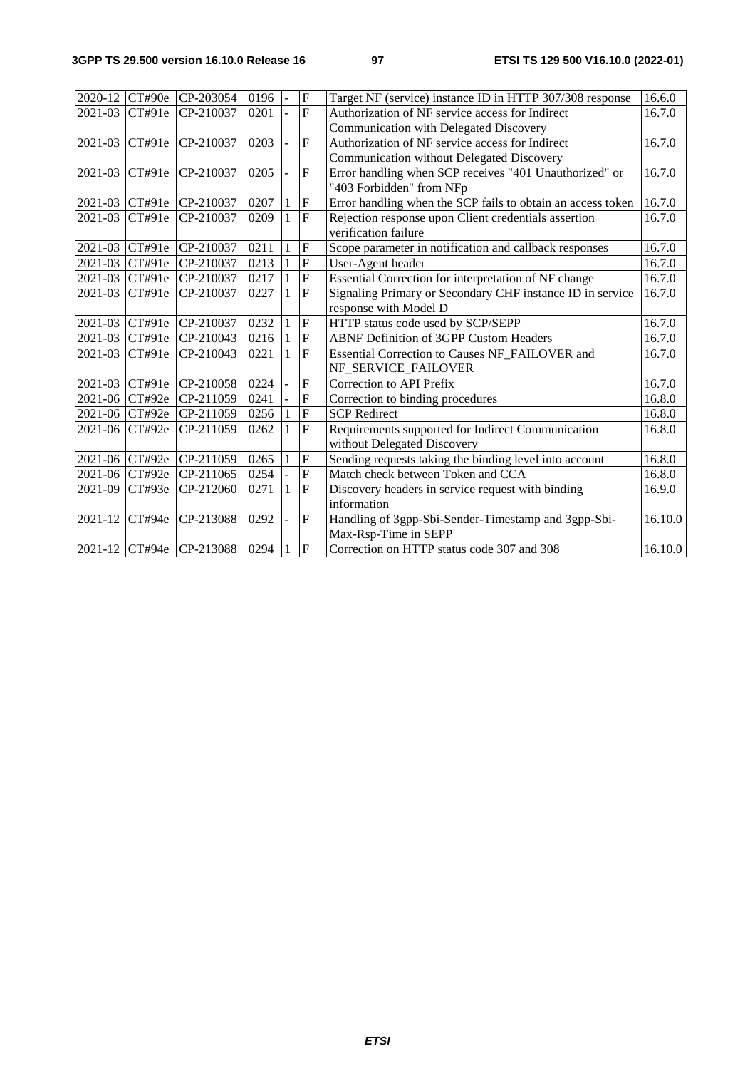| 2020-12 | CT#90e | CP-203054 | 0196 | - | F | Target NF (service) instance ID in HTTP 307/308 response | 16.6.0 |
|---|---|---|---|---|---|---|---|
| 2021-03 | CT#91e | CP-210037 | 0201 | - | F | Authorization of NF service access for Indirect Communication with Delegated Discovery | 16.7.0 |
| 2021-03 | CT#91e | CP-210037 | 0203 | - | F | Authorization of NF service access for Indirect Communication without Delegated Discovery | 16.7.0 |
| 2021-03 | CT#91e | CP-210037 | 0205 | - | F | Error handling when SCP receives "401 Unauthorized" or "403 Forbidden" from NFp | 16.7.0 |
| 2021-03 | CT#91e | CP-210037 | 0207 | 1 | F | Error handling when the SCP fails to obtain an access token | 16.7.0 |
| 2021-03 | CT#91e | CP-210037 | 0209 | 1 | F | Rejection response upon Client credentials assertion verification failure | 16.7.0 |
| 2021-03 | CT#91e | CP-210037 | 0211 | 1 | F | Scope parameter in notification and callback responses | 16.7.0 |
| 2021-03 | CT#91e | CP-210037 | 0213 | 1 | F | User-Agent header | 16.7.0 |
| 2021-03 | CT#91e | CP-210037 | 0217 | 1 | F | Essential Correction for interpretation of NF change | 16.7.0 |
| 2021-03 | CT#91e | CP-210037 | 0227 | 1 | F | Signaling Primary or Secondary CHF instance ID in service response with Model D | 16.7.0 |
| 2021-03 | CT#91e | CP-210037 | 0232 | 1 | F | HTTP status code used by SCP/SEPP | 16.7.0 |
| 2021-03 | CT#91e | CP-210043 | 0216 | 1 | F | ABNF Definition of 3GPP Custom Headers | 16.7.0 |
| 2021-03 | CT#91e | CP-210043 | 0221 | 1 | F | Essential Correction to Causes NF_FAILOVER and NF_SERVICE_FAILOVER | 16.7.0 |
| 2021-03 | CT#91e | CP-210058 | 0224 | - | F | Correction to API Prefix | 16.7.0 |
| 2021-06 | CT#92e | CP-211059 | 0241 | - | F | Correction to binding procedures | 16.8.0 |
| 2021-06 | CT#92e | CP-211059 | 0256 | 1 | F | SCP Redirect | 16.8.0 |
| 2021-06 | CT#92e | CP-211059 | 0262 | 1 | F | Requirements supported for Indirect Communication without Delegated Discovery | 16.8.0 |
| 2021-06 | CT#92e | CP-211059 | 0265 | 1 | F | Sending requests taking the binding level into account | 16.8.0 |
| 2021-06 | CT#92e | CP-211065 | 0254 | - | F | Match check between Token and CCA | 16.8.0 |
| 2021-09 | CT#93e | CP-212060 | 0271 | 1 | F | Discovery headers in service request with binding information | 16.9.0 |
| 2021-12 | CT#94e | CP-213088 | 0292 | - | F | Handling of 3gpp-Sbi-Sender-Timestamp and 3gpp-Sbi-Max-Rsp-Time in SEPP | 16.10.0 |
| 2021-12 | CT#94e | CP-213088 | 0294 | 1 | F | Correction on HTTP status code 307 and 308 | 16.10.0 |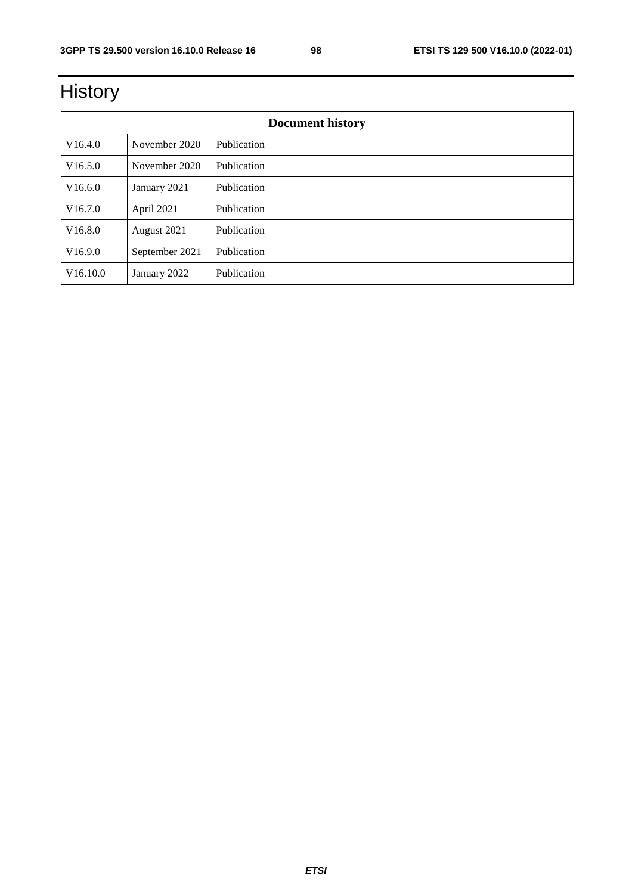# History

| Document history | | |
|---|---|---|
| V16.4.0 | November 2020 | Publication |
| V16.5.0 | November 2020 | Publication |
| V16.6.0 | January 2021 | Publication |
| V16.7.0 | April 2021 | Publication |
| V16.8.0 | August 2021 | Publication |
| V16.9.0 | September 2021 | Publication |
| V16.10.0 | January 2022 | Publication |